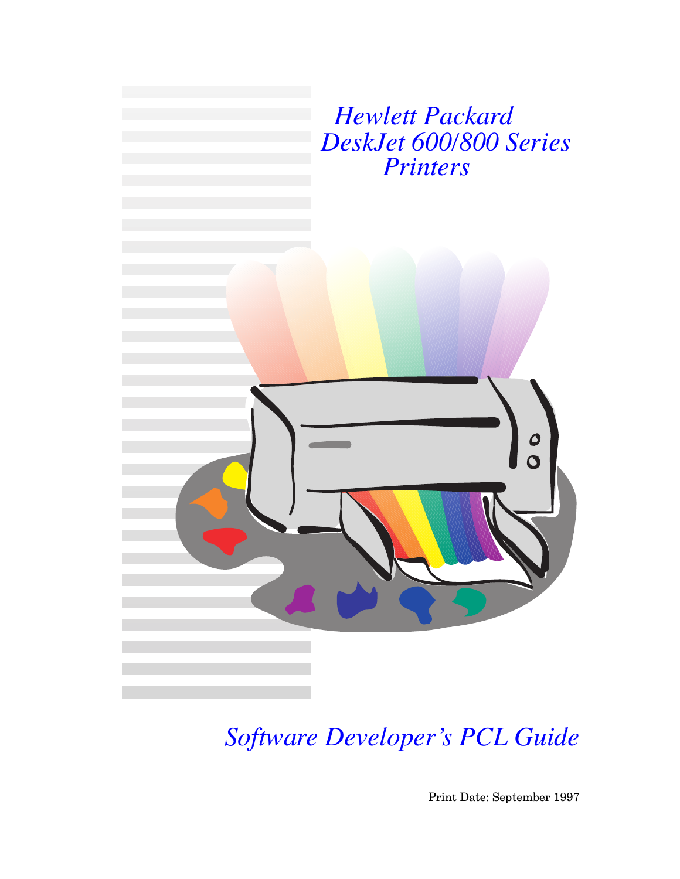# Hewlett Packard DeskJet 600/800 Series Printers

## Software Developer's PCL Guide

Print Date: September 1997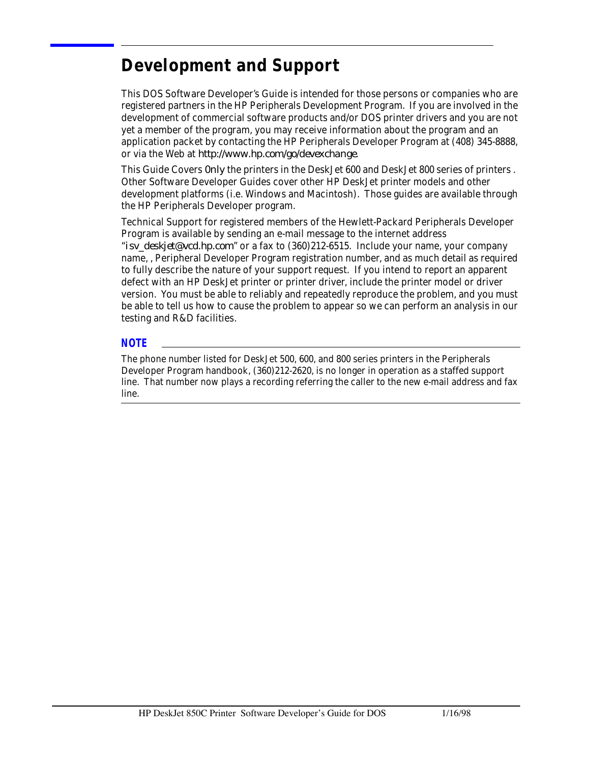# Development and Support

This DOS Software Developer's Guide is intended for those persons or companies who are registered partners in the HP Peripherals Development Program. If you are involved in the development of commercial software products and/or DOS printer drivers and you are not yet a member of the program, you may receive information about the program and an application packet by contacting the HP Peripherals Developer Program at (408) 345-8888, or via the Web at http://www.hp.com/go/devexchange.

This Guide Covers Only the printers in the DeskJet 600 and DeskJet 800 series of printers . Other Software Developer Guides cover other HP DeskJet printer models and other development platforms (i.e. Windows and Macintosh). Those guides are available through the HP Peripherals Developer program.

Technical Support for registered members of the Hewlett-Packard Peripherals Developer Program is available by sending an e-mail message to the internet address "isv_deskjet@vcd.hp.com" or a fax to (360)212-6515. Include your name, your company name, , Peripheral Developer Program registration number, and as much detail as required to fully describe the nature of your support request. If you intend to report an apparent defect with an HP DeskJet printer or printer driver, include the printer model or driver version. You must be able to reliably and repeatedly reproduce the problem, and you must be able to tell us how to cause the problem to appear so we can perform an analysis in our testing and R&D facilities.

**NOTE**

The phone number listed for DeskJet 500, 600, and 800 series printers in the Peripherals Developer Program handbook, (360)212-2620, is no longer in operation as a staffed support line. That number now plays a recording referring the caller to the new e-mail address and fax line.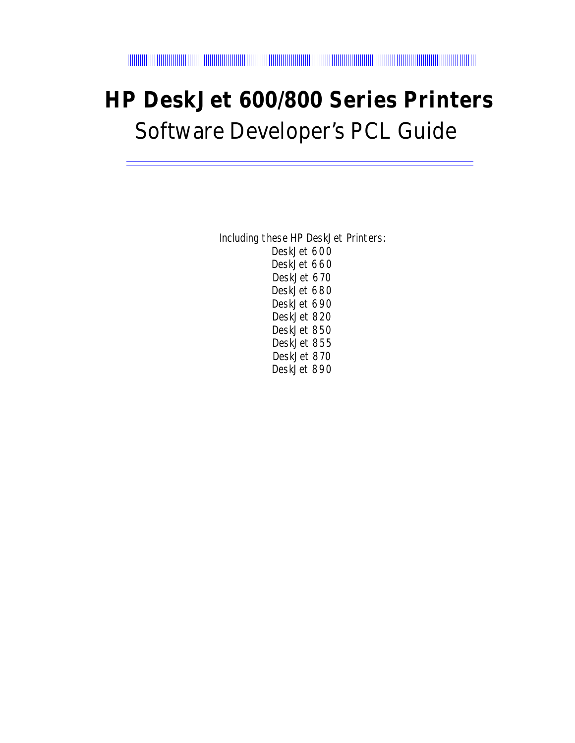# HP DeskJet 600/800 Series Printers

## Software Developer's PCL Guide

Including these HP DeskJet Printers:

DeskJet 600
DeskJet 660
DeskJet 670
DeskJet 680
DeskJet 690
DeskJet 820
DeskJet 850
DeskJet 855
DeskJet 870
DeskJet 890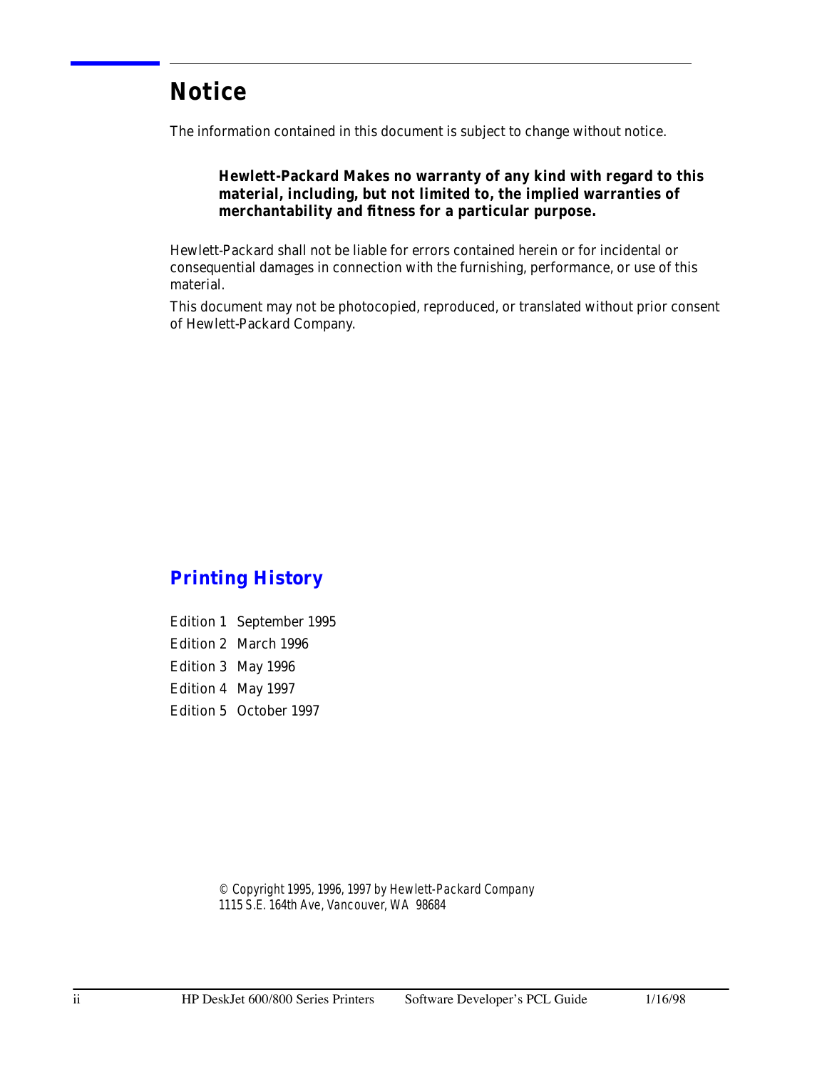# Notice

The information contained in this document is subject to change without notice.

> **Hewlett-Packard Makes no warranty of any kind with regard to this material, including, but not limited to, the implied warranties of merchantability and fitness for a particular purpose.**

Hewlett-Packard shall not be liable for errors contained herein or for incidental or consequential damages in connection with the furnishing, performance, or use of this material.

This document may not be photocopied, reproduced, or translated without prior consent of Hewlett-Packard Company.

## Printing History

Edition 1 September 1995

Edition 2 March 1996

Edition 3 May 1996

Edition 4 May 1997

Edition 5 October 1997

*© Copyright 1995, 1996, 1997 by Hewlett-Packard Company*
*1115 S.E. 164th Ave, Vancouver, WA 98684*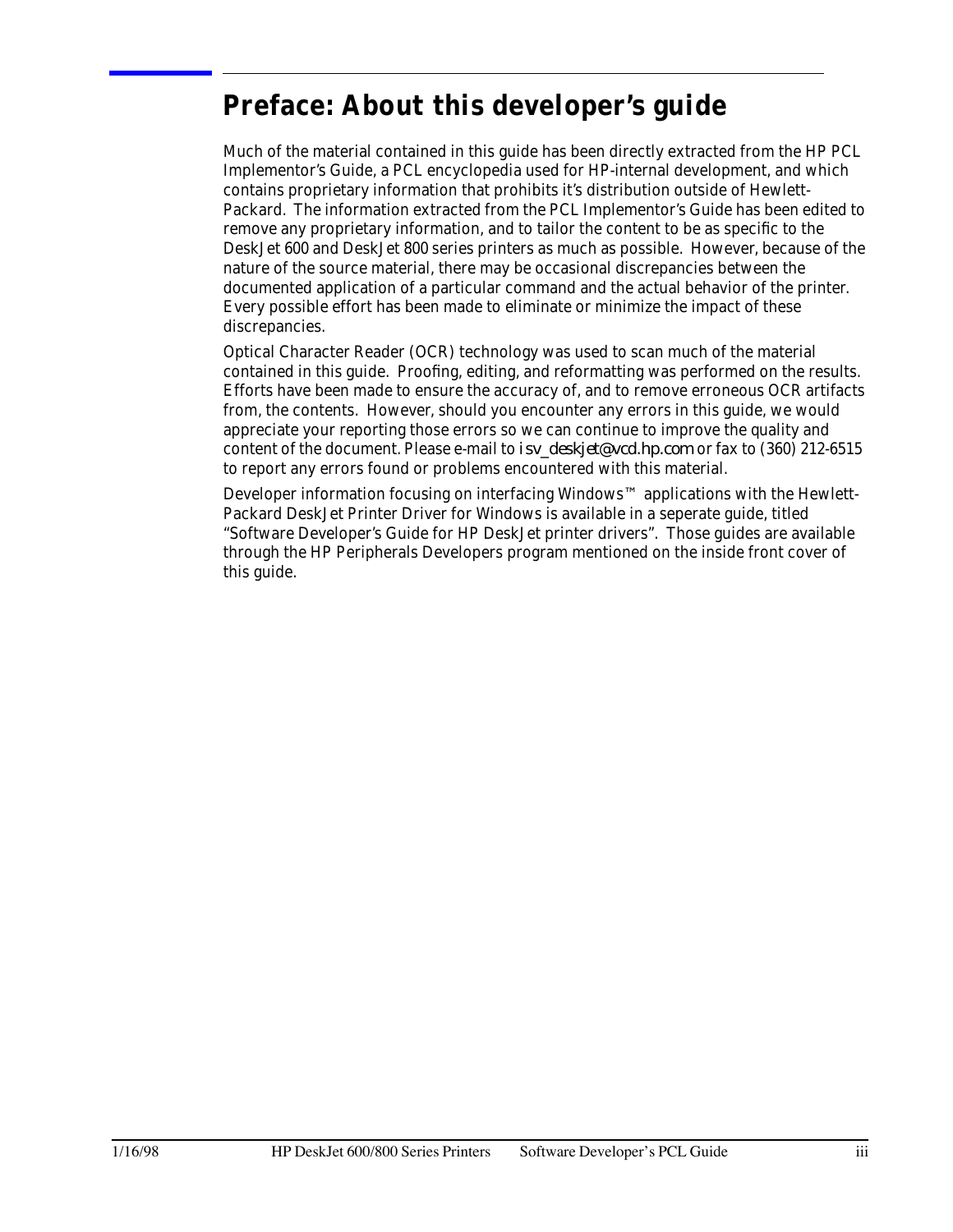# Preface: About this developer's guide

Much of the material contained in this guide has been directly extracted from the HP PCL Implementor's Guide, a PCL encyclopedia used for HP-internal development, and which contains proprietary information that prohibits it's distribution outside of Hewlett-Packard. The information extracted from the PCL Implementor's Guide has been edited to remove any proprietary information, and to tailor the content to be as specific to the DeskJet 600 and DeskJet 800 series printers as much as possible. However, because of the nature of the source material, there may be occasional discrepancies between the documented application of a particular command and the actual behavior of the printer. Every possible effort has been made to eliminate or minimize the impact of these discrepancies.

Optical Character Reader (OCR) technology was used to scan much of the material contained in this guide. Proofing, editing, and reformatting was performed on the results. Efforts have been made to ensure the accuracy of, and to remove erroneous OCR artifacts from, the contents. However, should you encounter any errors in this guide, we would appreciate your reporting those errors so we can continue to improve the quality and content of the document. Please e-mail to *isv_deskjet@vcd.hp.com* or fax to (360) 212-6515 to report any errors found or problems encountered with this material.

Developer information focusing on interfacing Windows™ applications with the Hewlett-Packard DeskJet Printer Driver for Windows is available in a seperate guide, titled "Software Developer's Guide for HP DeskJet printer drivers". Those guides are available through the HP Peripherals Developers program mentioned on the inside front cover of this guide.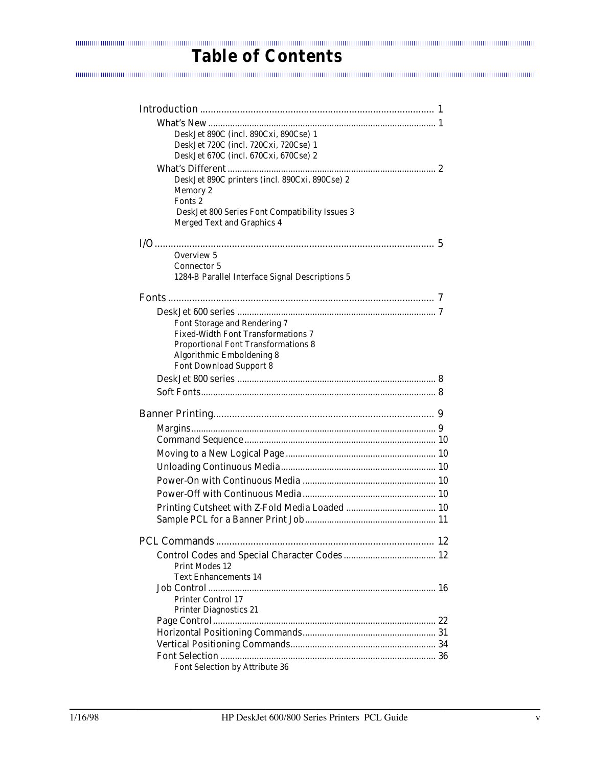# Table of Contents

Introduction ........................................................................................ 1

- What's New .............................................................................................. 1
  - DeskJet 890C (incl. 890Cxi, 890Cse) 1
  - DeskJet 720C (incl. 720Cxi, 720Cse) 1
  - DeskJet 670C (incl. 670Cxi, 670Cse) 2
- What's Different ..................................................................................... 2
  - DeskJet 890C printers (incl. 890Cxi, 890Cse) 2
  - Memory 2
  - Fonts 2
  - DeskJet 800 Series Font Compatibility Issues 3
  - Merged Text and Graphics 4

I/O ........................................................................................................ 5

- Overview 5
- Connector 5
- 1284-B Parallel Interface Signal Descriptions 5

Fonts .................................................................................................... 7

- DeskJet 600 series ................................................................................. 7
  - Font Storage and Rendering 7
  - Fixed-Width Font Transformations 7
  - Proportional Font Transformations 8
  - Algorithmic Emboldening 8
  - Font Download Support 8
- DeskJet 800 series ................................................................................. 8
- Soft Fonts................................................................................................ 8

Banner Printing.................................................................................. 9

- Margins.................................................................................................... 9
- Command Sequence .............................................................................. 10
- Moving to a New Logical Page ............................................................. 10
- Unloading Continuous Media................................................................ 10
- Power-On with Continuous Media ....................................................... 10
- Power-Off with Continuous Media ....................................................... 10
- Printing Cutsheet with Z-Fold Media Loaded ..................................... 10
- Sample PCL for a Banner Print Job...................................................... 11

PCL Commands ................................................................................. 12

- Control Codes and Special Character Codes ...................................... 12
  - Print Modes 12
  - Text Enhancements 14
- Job Control ............................................................................................ 16
  - Printer Control 17
  - Printer Diagnostics 21
- Page Control ........................................................................................... 22
- Horizontal Positioning Commands....................................................... 31
- Vertical Positioning Commands........................................................... 34
- Font Selection ........................................................................................ 36
  - Font Selection by Attribute 36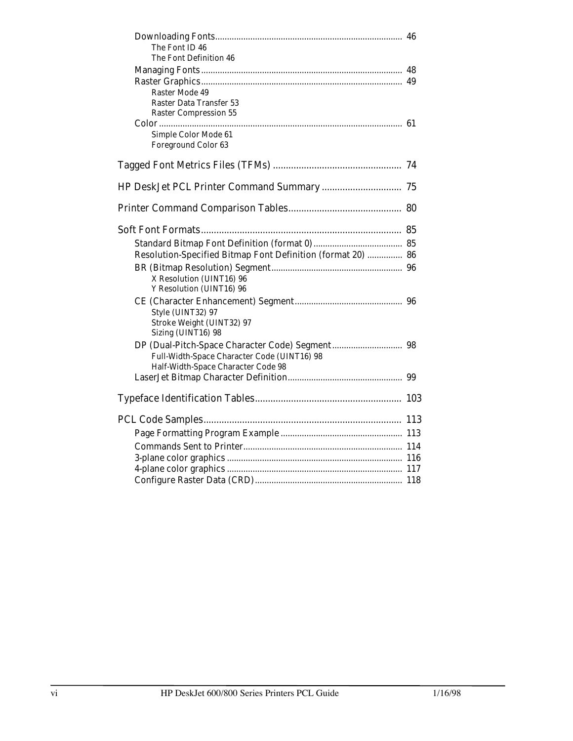Downloading Fonts................................................................................ 46
- The Font ID 46
- The Font Definition 46

Managing Fonts..................................................................................... 48

Raster Graphics..................................................................................... 49
- Raster Mode 49
- Raster Data Transfer 53
- Raster Compression 55

Color....................................................................................................... 61
- Simple Color Mode 61
- Foreground Color 63

Tagged Font Metrics Files (TFMs) .................................................. 74

HP DeskJet PCL Printer Command Summary ............................... 75

Printer Command Comparison Tables............................................ 80

Soft Font Formats............................................................................. 85

Standard Bitmap Font Definition (format 0)...................................... 85

Resolution-Specified Bitmap Font Definition (format 20) ............... 86

BR (Bitmap Resolution) Segment........................................................ 96
- X Resolution (UINT16) 96
- Y Resolution (UINT16) 96

CE (Character Enhancement) Segment.............................................. 96
- Style (UINT32) 97
- Stroke Weight (UINT32) 97
- Sizing (UINT16) 98

DP (Dual-Pitch-Space Character Code) Segment.............................. 98
- Full-Width-Space Character Code (UINT16) 98
- Half-Width-Space Character Code 98

LaserJet Bitmap Character Definition................................................. 99

Typeface Identification Tables......................................................... 103

PCL Code Samples............................................................................. 113

Page Formatting Program Example .................................................... 113

Commands Sent to Printer.................................................................... 114

3-plane color graphics ........................................................................... 116

4-plane color graphics ........................................................................... 117

Configure Raster Data (CRD)............................................................... 118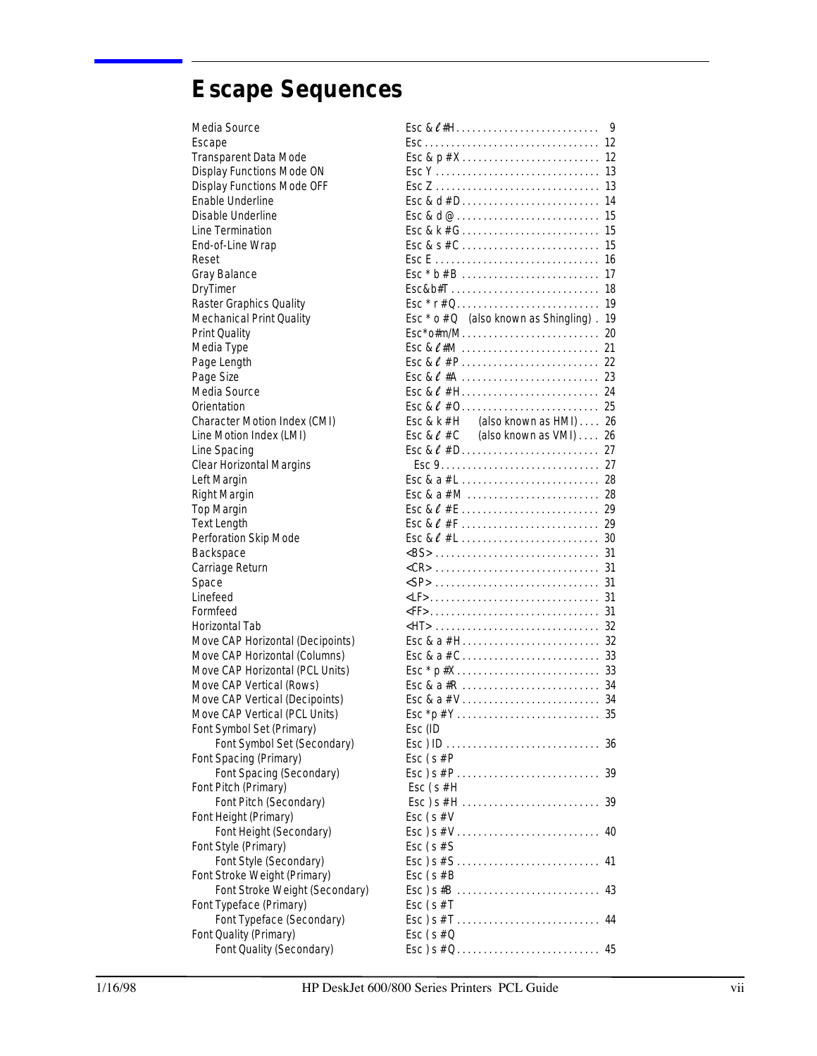# Escape Sequences

| Function | Escape Sequence | Page |
|---|---|---|
| Media Source | Esc & ℓ #H | 9 |
| Escape | Esc | 12 |
| Transparent Data Mode | Esc & p #X | 12 |
| Display Functions Mode ON | Esc Y | 13 |
| Display Functions Mode OFF | Esc Z | 13 |
| Enable Underline | Esc & d #D | 14 |
| Disable Underline | Esc & d @ | 15 |
| Line Termination | Esc & k #G | 15 |
| End-of-Line Wrap | Esc & s #C | 15 |
| Reset | Esc E | 16 |
| Gray Balance | Esc * b #B | 17 |
| DryTimer | Esc&b#T | 18 |
| Raster Graphics Quality | Esc * r #Q | 19 |
| Mechanical Print Quality | Esc * o #Q (also known as Shingling) | 19 |
| Print Quality | Esc*o#m/M | 20 |
| Media Type | Esc & ℓ #M | 21 |
| Page Length | Esc & ℓ #P | 22 |
| Page Size | Esc & ℓ #A | 23 |
| Media Source | Esc & ℓ #H | 24 |
| Orientation | Esc & ℓ #O | 25 |
| Character Motion Index (CMI) | Esc & k #H (also known as HMI) | 26 |
| Line Motion Index (LMI) | Esc & ℓ #C (also known as VMI) | 26 |
| Line Spacing | Esc & ℓ #D | 27 |
| Clear Horizontal Margins | Esc 9 | 27 |
| Left Margin | Esc & a #L | 28 |
| Right Margin | Esc & a #M | 28 |
| Top Margin | Esc & ℓ #E | 29 |
| Text Length | Esc & ℓ #F | 29 |
| Perforation Skip Mode | Esc & ℓ #L | 30 |
| Backspace | <BS> | 31 |
| Carriage Return | <CR> | 31 |
| Space | <SP> | 31 |
| Linefeed | <LF> | 31 |
| Formfeed | <FF> | 31 |
| Horizontal Tab | <HT> | 32 |
| Move CAP Horizontal (Decipoints) | Esc & a #H | 32 |
| Move CAP Horizontal (Columns) | Esc & a #C | 33 |
| Move CAP Horizontal (PCL Units) | Esc * p #X | 33 |
| Move CAP Vertical (Rows) | Esc & a #R | 34 |
| Move CAP Vertical (Decipoints) | Esc & a #V | 34 |
| Move CAP Vertical (PCL Units) | Esc *p #Y | 35 |
| Font Symbol Set (Primary) | Esc (ID | |
| Font Symbol Set (Secondary) | Esc ) ID | 36 |
| Font Spacing (Primary) | Esc ( s #P | |
| Font Spacing (Secondary) | Esc ) s #P | 39 |
| Font Pitch (Primary) | Esc ( s #H | |
| Font Pitch (Secondary) | Esc ) s #H | 39 |
| Font Height (Primary) | Esc ( s #V | |
| Font Height (Secondary) | Esc ) s #V | 40 |
| Font Style (Primary) | Esc ( s #S | |
| Font Style (Secondary) | Esc ) s #S | 41 |
| Font Stroke Weight (Primary) | Esc ( s #B | |
| Font Stroke Weight (Secondary) | Esc ) s #B | 43 |
| Font Typeface (Primary) | Esc ( s #T | |
| Font Typeface (Secondary) | Esc ) s #T | 44 |
| Font Quality (Primary) | Esc ( s #Q | |
| Font Quality (Secondary) | Esc ) s #Q | 45 |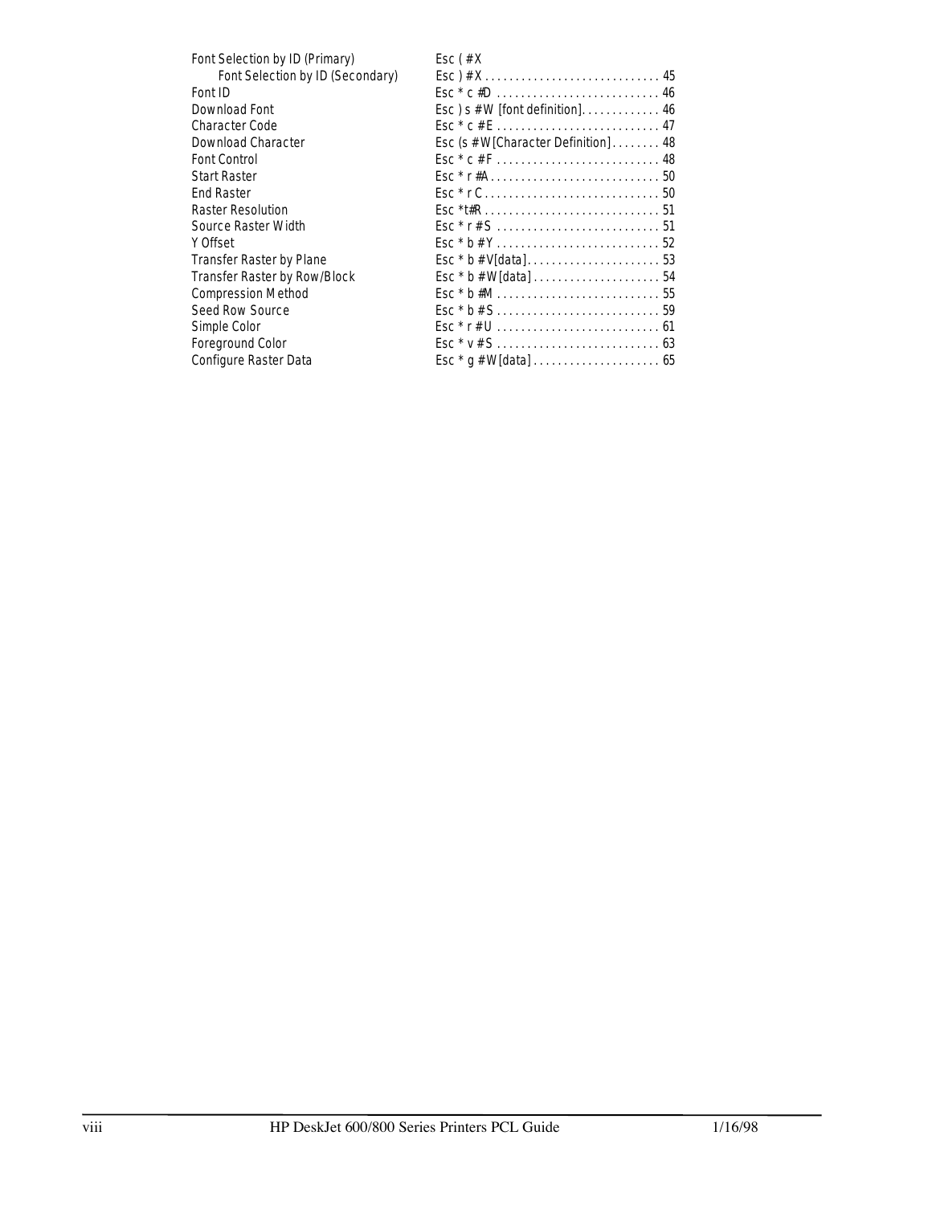| | | |
|---|---|---|
| Font Selection by ID (Primary) | Esc ( #X | |
| Font Selection by ID (Secondary) | Esc ) #X | 45 |
| Font ID | Esc * c #D | 46 |
| Download Font | Esc ) s #W [font definition] | 46 |
| Character Code | Esc * c #E | 47 |
| Download Character | Esc (s #W[Character Definition] | 48 |
| Font Control | Esc * c #F | 48 |
| Start Raster | Esc * r #A | 50 |
| End Raster | Esc * r C | 50 |
| Raster Resolution | Esc *t#R | 51 |
| Source Raster Width | Esc * r #S | 51 |
| Y Offset | Esc * b #Y | 52 |
| Transfer Raster by Plane | Esc * b #V[data] | 53 |
| Transfer Raster by Row/Block | Esc * b #W[data] | 54 |
| Compression Method | Esc * b #M | 55 |
| Seed Row Source | Esc * b #S | 59 |
| Simple Color | Esc * r #U | 61 |
| Foreground Color | Esc * v #S | 63 |
| Configure Raster Data | Esc * g #W[data] | 65 |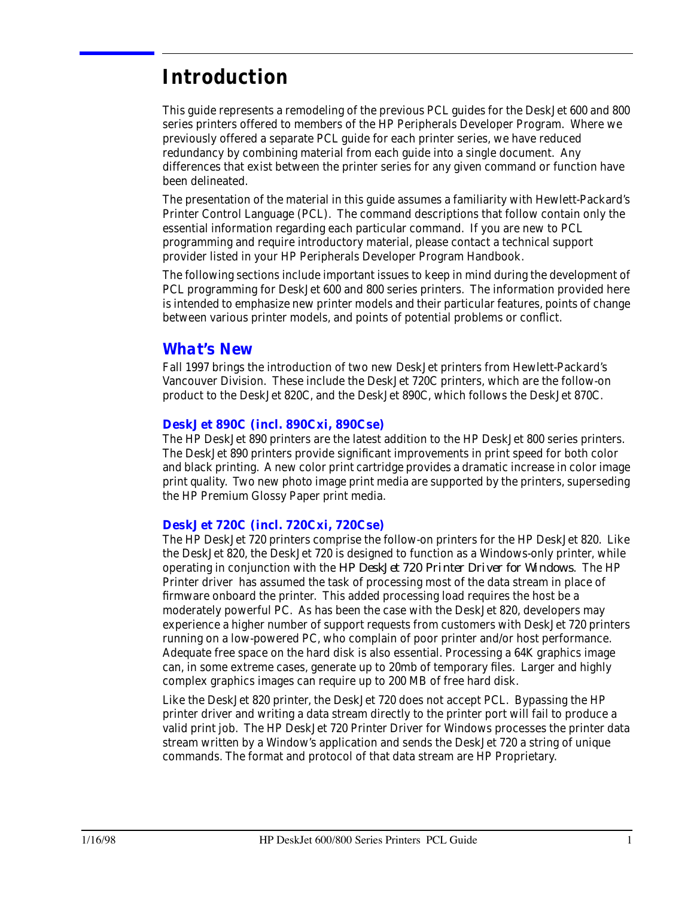# Introduction

This guide represents a remodeling of the previous PCL guides for the DeskJet 600 and 800 series printers offered to members of the HP Peripherals Developer Program. Where we previously offered a separate PCL guide for each printer series, we have reduced redundancy by combining material from each guide into a single document. Any differences that exist between the printer series for any given command or function have been delineated.

The presentation of the material in this guide assumes a familiarity with Hewlett-Packard's Printer Control Language (PCL). The command descriptions that follow contain only the essential information regarding each particular command. If you are new to PCL programming and require introductory material, please contact a technical support provider listed in your HP Peripherals Developer Program Handbook.

The following sections include important issues to keep in mind during the development of PCL programming for DeskJet 600 and 800 series printers. The information provided here is intended to emphasize new printer models and their particular features, points of change between various printer models, and points of potential problems or conflict.

## What's New

Fall 1997 brings the introduction of two new DeskJet printers from Hewlett-Packard's Vancouver Division. These include the DeskJet 720C printers, which are the follow-on product to the DeskJet 820C, and the DeskJet 890C, which follows the DeskJet 870C.

### DeskJet 890C (incl. 890Cxi, 890Cse)

The HP DeskJet 890 printers are the latest addition to the HP DeskJet 800 series printers. The DeskJet 890 printers provide significant improvements in print speed for both color and black printing. A new color print cartridge provides a dramatic increase in color image print quality. Two new photo image print media are supported by the printers, superseding the HP Premium Glossy Paper print media.

### DeskJet 720C (incl. 720Cxi, 720Cse)

The HP DeskJet 720 printers comprise the follow-on printers for the HP DeskJet 820. Like the DeskJet 820, the DeskJet 720 is designed to function as a Windows-only printer, while operating in conjunction with the *HP DeskJet 720 Printer Driver for Windows*. The HP Printer driver has assumed the task of processing most of the data stream in place of firmware onboard the printer. This added processing load requires the host be a moderately powerful PC. As has been the case with the DeskJet 820, developers may experience a higher number of support requests from customers with DeskJet 720 printers running on a low-powered PC, who complain of poor printer and/or host performance. Adequate free space on the hard disk is also essential. Processing a 64K graphics image can, in some extreme cases, generate up to 20mb of temporary files. Larger and highly complex graphics images can require up to 200 MB of free hard disk.

Like the DeskJet 820 printer, the DeskJet 720 does not accept PCL. Bypassing the HP printer driver and writing a data stream directly to the printer port will fail to produce a valid print job. The HP DeskJet 720 Printer Driver for Windows processes the printer data stream written by a Window's application and sends the DeskJet 720 a string of unique commands. The format and protocol of that data stream are HP Proprietary.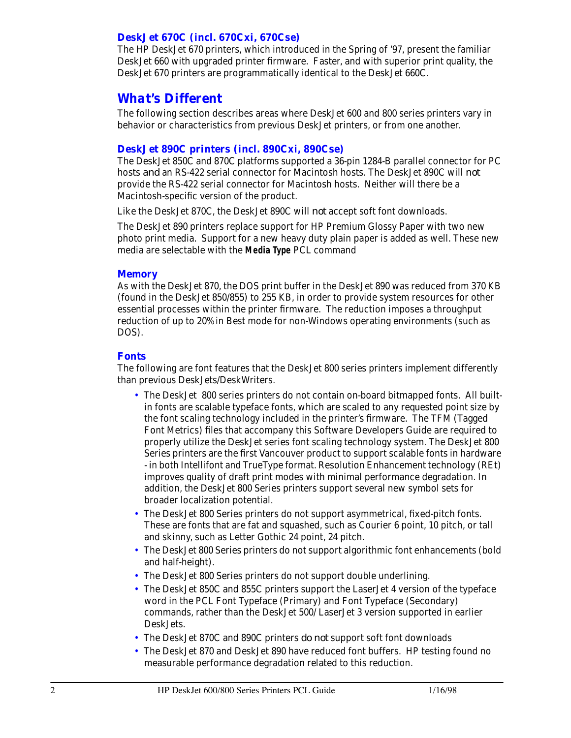### DeskJet 670C (incl. 670Cxi, 670Cse)

The HP DeskJet 670 printers, which introduced in the Spring of '97, present the familiar DeskJet 660 with upgraded printer firmware. Faster, and with superior print quality, the DeskJet 670 printers are programmatically identical to the DeskJet 660C.

## What's Different

The following section describes areas where DeskJet 600 and 800 series printers vary in behavior or characteristics from previous DeskJet printers, or from one another.

### DeskJet 890C printers (incl. 890Cxi, 890Cse)

The DeskJet 850C and 870C platforms supported a 36-pin 1284-B parallel connector for PC hosts *and* an RS-422 serial connector for Macintosh hosts. The DeskJet 890C will *not* provide the RS-422 serial connector for Macintosh hosts. Neither will there be a Macintosh-specific version of the product.

Like the DeskJet 870C, the DeskJet 890C will *not* accept soft font downloads.

The DeskJet 890 printers replace support for HP Premium Glossy Paper with two new photo print media. Support for a new heavy duty plain paper is added as well. These new media are selectable with the ***Media Type*** PCL command

### Memory

As with the DeskJet 870, the DOS print buffer in the DeskJet 890 was reduced from 370 KB (found in the DeskJet 850/855) to 255 KB, in order to provide system resources for other essential processes within the printer firmware. The reduction imposes a throughput reduction of up to 20% in Best mode for non-Windows operating environments (such as DOS).

### Fonts

The following are font features that the DeskJet 800 series printers implement differently than previous DeskJets/DeskWriters.

- The DeskJet 800 series printers do not contain on-board bitmapped fonts. All built-in fonts are scalable typeface fonts, which are scaled to any requested point size by the font scaling technology included in the printer's firmware. The TFM (Tagged Font Metrics) files that accompany this Software Developers Guide are required to properly utilize the DeskJet series font scaling technology system. The DeskJet 800 Series printers are the first Vancouver product to support scalable fonts in hardware - in both Intellifont and TrueType format. Resolution Enhancement technology (REt) improves quality of draft print modes with minimal performance degradation. In addition, the DeskJet 800 Series printers support several new symbol sets for broader localization potential.
- The DeskJet 800 Series printers do not support asymmetrical, fixed-pitch fonts. These are fonts that are fat and squashed, such as Courier 6 point, 10 pitch, or tall and skinny, such as Letter Gothic 24 point, 24 pitch.
- The DeskJet 800 Series printers do not support algorithmic font enhancements (bold and half-height).
- The DeskJet 800 Series printers do not support double underlining.
- The DeskJet 850C and 855C printers support the LaserJet 4 version of the typeface word in the PCL Font Typeface (Primary) and Font Typeface (Secondary) commands, rather than the DeskJet 500/LaserJet 3 version supported in earlier DeskJets.
- The DeskJet 870C and 890C printers *do not* support soft font downloads
- The DeskJet 870 and DeskJet 890 have reduced font buffers. HP testing found no measurable performance degradation related to this reduction.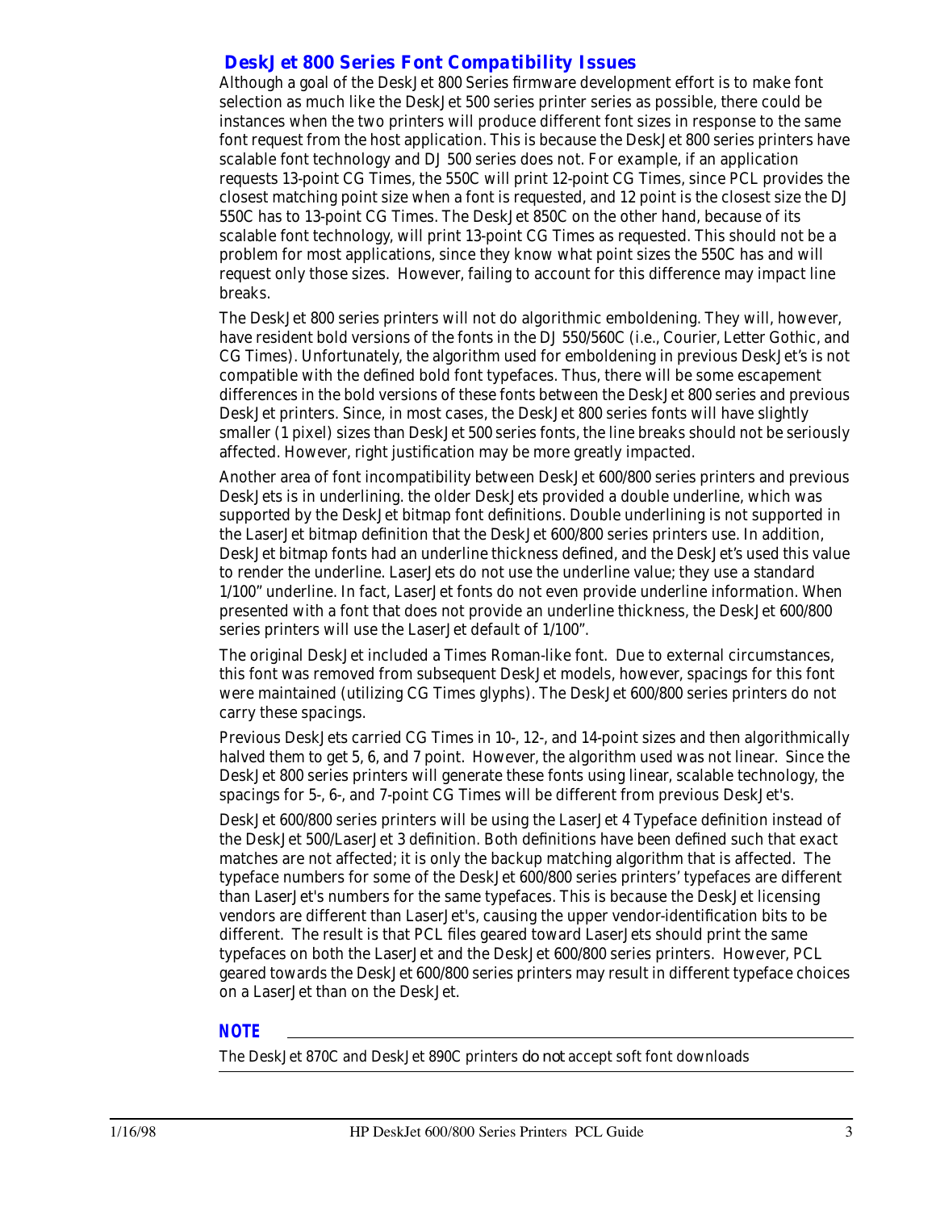### DeskJet 800 Series Font Compatibility Issues

Although a goal of the DeskJet 800 Series firmware development effort is to make font selection as much like the DeskJet 500 series printer series as possible, there could be instances when the two printers will produce different font sizes in response to the same font request from the host application. This is because the DeskJet 800 series printers have scalable font technology and DJ 500 series does not. For example, if an application requests 13-point CG Times, the 550C will print 12-point CG Times, since PCL provides the closest matching point size when a font is requested, and 12 point is the closest size the DJ 550C has to 13-point CG Times. The DeskJet 850C on the other hand, because of its scalable font technology, will print 13-point CG Times as requested. This should not be a problem for most applications, since they know what point sizes the 550C has and will request only those sizes. However, failing to account for this difference may impact line breaks.

The DeskJet 800 series printers will not do algorithmic emboldening. They will, however, have resident bold versions of the fonts in the DJ 550/560C (i.e., Courier, Letter Gothic, and CG Times). Unfortunately, the algorithm used for emboldening in previous DeskJet's is not compatible with the defined bold font typefaces. Thus, there will be some escapement differences in the bold versions of these fonts between the DeskJet 800 series and previous DeskJet printers. Since, in most cases, the DeskJet 800 series fonts will have slightly smaller (1 pixel) sizes than DeskJet 500 series fonts, the line breaks should not be seriously affected. However, right justification may be more greatly impacted.

Another area of font incompatibility between DeskJet 600/800 series printers and previous DeskJets is in underlining. the older DeskJets provided a double underline, which was supported by the DeskJet bitmap font definitions. Double underlining is not supported in the LaserJet bitmap definition that the DeskJet 600/800 series printers use. In addition, DeskJet bitmap fonts had an underline thickness defined, and the DeskJet's used this value to render the underline. LaserJets do not use the underline value; they use a standard 1/100" underline. In fact, LaserJet fonts do not even provide underline information. When presented with a font that does not provide an underline thickness, the DeskJet 600/800 series printers will use the LaserJet default of 1/100".

The original DeskJet included a Times Roman-like font. Due to external circumstances, this font was removed from subsequent DeskJet models, however, spacings for this font were maintained (utilizing CG Times glyphs). The DeskJet 600/800 series printers do not carry these spacings.

Previous DeskJets carried CG Times in 10-, 12-, and 14-point sizes and then algorithmically halved them to get 5, 6, and 7 point. However, the algorithm used was not linear. Since the DeskJet 800 series printers will generate these fonts using linear, scalable technology, the spacings for 5-, 6-, and 7-point CG Times will be different from previous DeskJet's.

DeskJet 600/800 series printers will be using the LaserJet 4 Typeface definition instead of the DeskJet 500/LaserJet 3 definition. Both definitions have been defined such that exact matches are not affected; it is only the backup matching algorithm that is affected. The typeface numbers for some of the DeskJet 600/800 series printers' typefaces are different than LaserJet's numbers for the same typefaces. This is because the DeskJet licensing vendors are different than LaserJet's, causing the upper vendor-identification bits to be different. The result is that PCL files geared toward LaserJets should print the same typefaces on both the LaserJet and the DeskJet 600/800 series printers. However, PCL geared towards the DeskJet 600/800 series printers may result in different typeface choices on a LaserJet than on the DeskJet.

**NOTE**

The DeskJet 870C and DeskJet 890C printers do not accept soft font downloads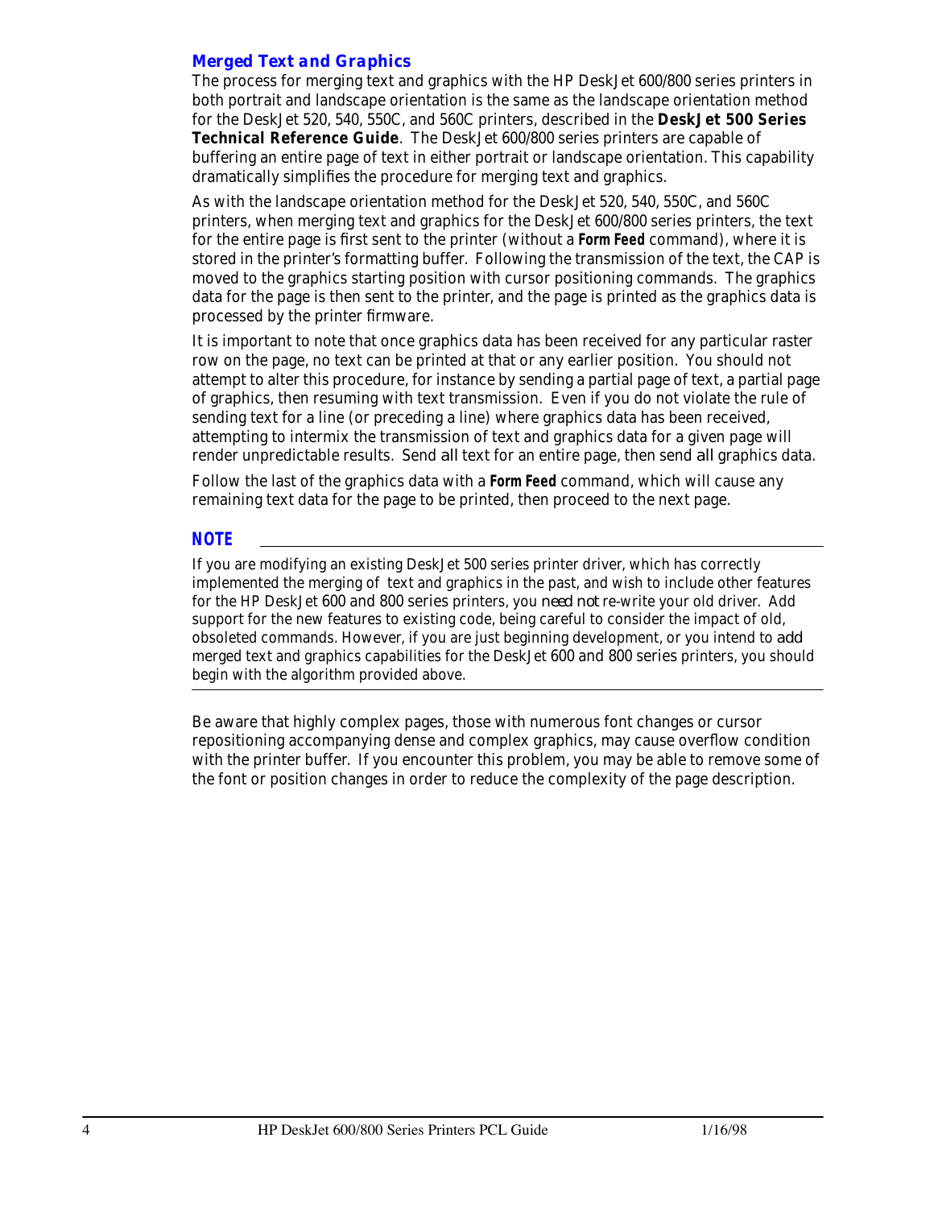### *Merged Text and Graphics*

The process for merging text and graphics with the HP DeskJet 600/800 series printers in both portrait and landscape orientation is the same as the landscape orientation method for the DeskJet 520, 540, 550C, and 560C printers, described in the **DeskJet 500 Series Technical Reference Guide**. The DeskJet 600/800 series printers are capable of buffering an entire page of text in either portrait or landscape orientation. This capability dramatically simplifies the procedure for merging text and graphics.

As with the landscape orientation method for the DeskJet 520, 540, 550C, and 560C printers, when merging text and graphics for the DeskJet 600/800 series printers, the text for the entire page is first sent to the printer (without a ***Form Feed*** command), where it is stored in the printer's formatting buffer. Following the transmission of the text, the CAP is moved to the graphics starting position with cursor positioning commands. The graphics data for the page is then sent to the printer, and the page is printed as the graphics data is processed by the printer firmware.

It is important to note that once graphics data has been received for any particular raster row on the page, no text can be printed at that or any earlier position. You should not attempt to alter this procedure, for instance by sending a partial page of text, a partial page of graphics, then resuming with text transmission. Even if you do not violate the rule of sending text for a line (or preceding a line) where graphics data has been received, attempting to intermix the transmission of text and graphics data for a given page will render unpredictable results. Send *all* text for an entire page, then send *all* graphics data.

Follow the last of the graphics data with a ***Form Feed*** command, which will cause any remaining text data for the page to be printed, then proceed to the next page.

---

***NOTE***

If you are modifying an existing DeskJet 500 series printer driver, which has correctly implemented the merging of text and graphics in the past, and wish to include other features for the HP DeskJet 600 and 800 series printers, you *need not* re-write your old driver. Add support for the new features to existing code, being careful to consider the impact of old, obsoleted commands. However, if you are just beginning development, or you intend to *add* merged text and graphics capabilities for the DeskJet 600 and 800 series printers, you should begin with the algorithm provided above.

---

Be aware that highly complex pages, those with numerous font changes or cursor repositioning accompanying dense and complex graphics, may cause overflow condition with the printer buffer. If you encounter this problem, you may be able to remove some of the font or position changes in order to reduce the complexity of the page description.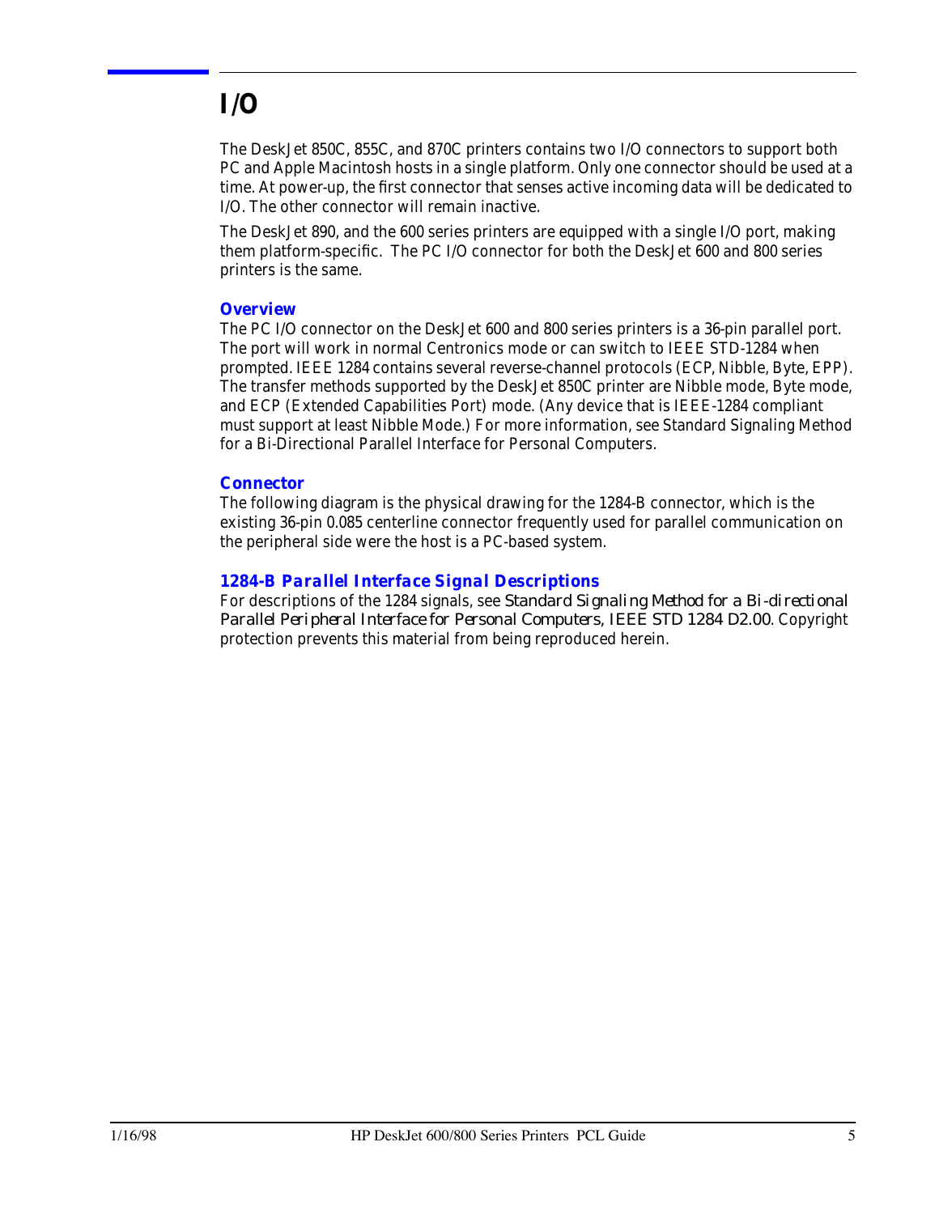# I/O

The DeskJet 850C, 855C, and 870C printers contains two I/O connectors to support both PC and Apple Macintosh hosts in a single platform. Only one connector should be used at a time. At power-up, the first connector that senses active incoming data will be dedicated to I/O. The other connector will remain inactive.

The DeskJet 890, and the 600 series printers are equipped with a single I/O port, making them platform-specific. The PC I/O connector for both the DeskJet 600 and 800 series printers is the same.

## Overview

The PC I/O connector on the DeskJet 600 and 800 series printers is a 36-pin parallel port. The port will work in normal Centronics mode or can switch to IEEE STD-1284 when prompted. IEEE 1284 contains several reverse-channel protocols (ECP, Nibble, Byte, EPP). The transfer methods supported by the DeskJet 850C printer are Nibble mode, Byte mode, and ECP (Extended Capabilities Port) mode. (Any device that is IEEE-1284 compliant must support at least Nibble Mode.) For more information, see Standard Signaling Method for a Bi-Directional Parallel Interface for Personal Computers.

## Connector

The following diagram is the physical drawing for the 1284-B connector, which is the existing 36-pin 0.085 centerline connector frequently used for parallel communication on the peripheral side were the host is a PC-based system.

### *1284-B Parallel Interface Signal Descriptions*

For descriptions of the 1284 signals, see *Standard Signaling Method for a Bi-directional Parallel Peripheral Interface for Personal Computers, IEEE STD 1284 D2.00*. Copyright protection prevents this material from being reproduced herein.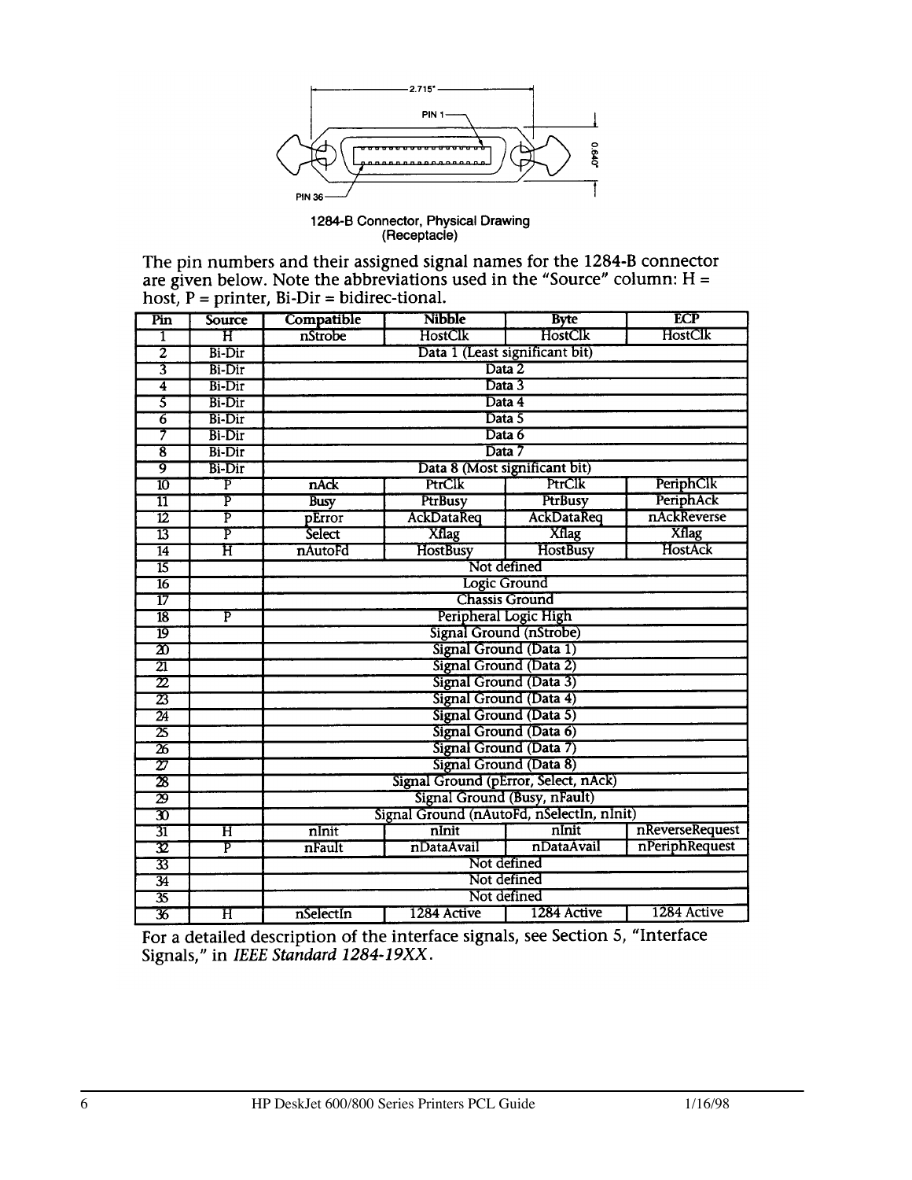2.715"

PIN 1

0.640"

PIN 36

1284-B Connector, Physical Drawing
(Receptacle)

The pin numbers and their assigned signal names for the 1284-B connector are given below. Note the abbreviations used in the "Source" column: H = host, P = printer, Bi-Dir = bidirec-tional.

| Pin | Source | Compatible | Nibble | Byte | ECP |
|---|---|---|---|---|---|
| 1 | H | nStrobe | HostClk | HostClk | HostClk |
| 2 | Bi-Dir | Data 1 (Least significant bit) | | | |
| 3 | Bi-Dir | Data 2 | | | |
| 4 | Bi-Dir | Data 3 | | | |
| 5 | Bi-Dir | Data 4 | | | |
| 6 | Bi-Dir | Data 5 | | | |
| 7 | Bi-Dir | Data 6 | | | |
| 8 | Bi-Dir | Data 7 | | | |
| 9 | Bi-Dir | Data 8 (Most significant bit) | | | |
| 10 | P | nAck | PtrClk | PtrClk | PeriphClk |
| 11 | P | Busy | PtrBusy | PtrBusy | PeriphAck |
| 12 | P | pError | AckDataReq | AckDataReq | nAckReverse |
| 13 | P | Select | Xflag | Xflag | Xflag |
| 14 | H | nAutoFd | HostBusy | HostBusy | HostAck |
| 15 | | Not defined | | | |
| 16 | | Logic Ground | | | |
| 17 | | Chassis Ground | | | |
| 18 | P | Peripheral Logic High | | | |
| 19 | | Signal Ground (nStrobe) | | | |
| 20 | | Signal Ground (Data 1) | | | |
| 21 | | Signal Ground (Data 2) | | | |
| 22 | | Signal Ground (Data 3) | | | |
| 23 | | Signal Ground (Data 4) | | | |
| 24 | | Signal Ground (Data 5) | | | |
| 25 | | Signal Ground (Data 6) | | | |
| 26 | | Signal Ground (Data 7) | | | |
| 27 | | Signal Ground (Data 8) | | | |
| 28 | | Signal Ground (pError, Select, nAck) | | | |
| 29 | | Signal Ground (Busy, nFault) | | | |
| 30 | | Signal Ground (nAutoFd, nSelectIn, nInit) | | | |
| 31 | H | nInit | nInit | nInit | nReverseRequest |
| 32 | P | nFault | nDataAvail | nDataAvail | nPeriphRequest |
| 33 | | Not defined | | | |
| 34 | | Not defined | | | |
| 35 | | Not defined | | | |
| 36 | H | nSelectIn | 1284 Active | 1284 Active | 1284 Active |

For a detailed description of the interface signals, see Section 5, "Interface Signals," in *IEEE Standard 1284-19XX*.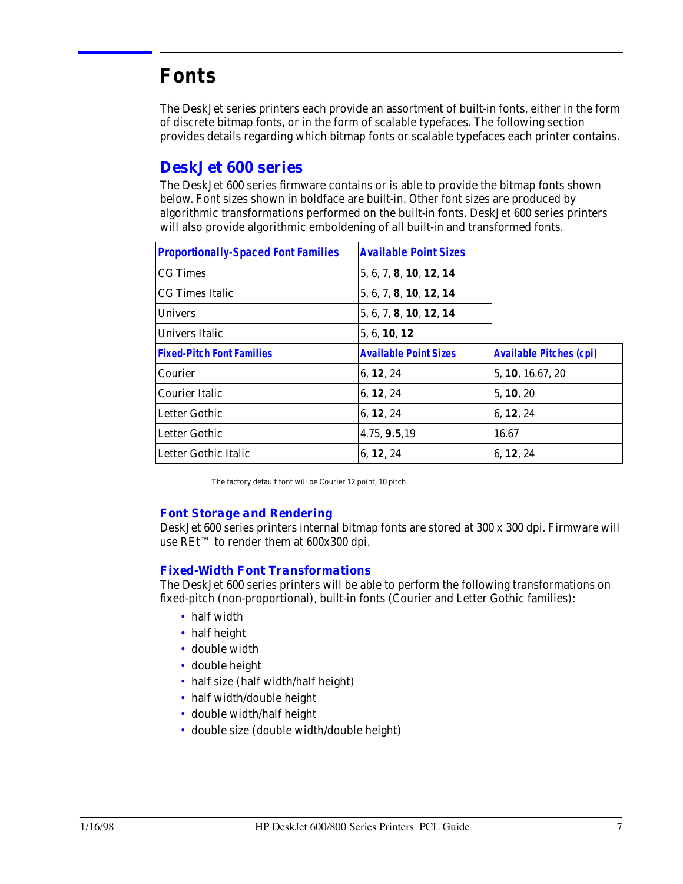# Fonts

The DeskJet series printers each provide an assortment of built-in fonts, either in the form of discrete bitmap fonts, or in the form of scalable typefaces. The following section provides details regarding which bitmap fonts or scalable typefaces each printer contains.

## DeskJet 600 series

The DeskJet 600 series firmware contains or is able to provide the bitmap fonts shown below. Font sizes shown in boldface are built-in. Other font sizes are produced by algorithmic transformations performed on the built-in fonts. DeskJet 600 series printers will also provide algorithmic emboldening of all built-in and transformed fonts.

| Proportionally-Spaced Font Families | Available Point Sizes | |
|---|---|---|
| CG Times | 5, 6, 7, **8**, **10**, **12**, **14** | |
| CG Times Italic | 5, 6, 7, **8**, **10**, **12**, **14** | |
| Univers | 5, 6, 7, **8**, **10**, **12**, **14** | |
| Univers Italic | 5, 6, **10**, **12** | |
| **Fixed-Pitch Font Families** | **Available Point Sizes** | **Available Pitches (cpi)** |
| Courier | 6, **12**, 24 | 5, **10**, 16.67, 20 |
| Courier Italic | 6, **12**, 24 | 5, **10**, 20 |
| Letter Gothic | 6, **12**, 24 | 6, **12**, 24 |
| Letter Gothic | 4.75, **9.5**,19 | 16.67 |
| Letter Gothic Italic | 6, **12**, 24 | 6, **12**, 24 |

The factory default font will be Courier 12 point, 10 pitch.

### Font Storage and Rendering

DeskJet 600 series printers internal bitmap fonts are stored at 300 x 300 dpi. Firmware will use REt™ to render them at 600x300 dpi.

### Fixed-Width Font Transformations

The DeskJet 600 series printers will be able to perform the following transformations on fixed-pitch (non-proportional), built-in fonts (Courier and Letter Gothic families):

- half width
- half height
- double width
- double height
- half size (half width/half height)
- half width/double height
- double width/half height
- double size (double width/double height)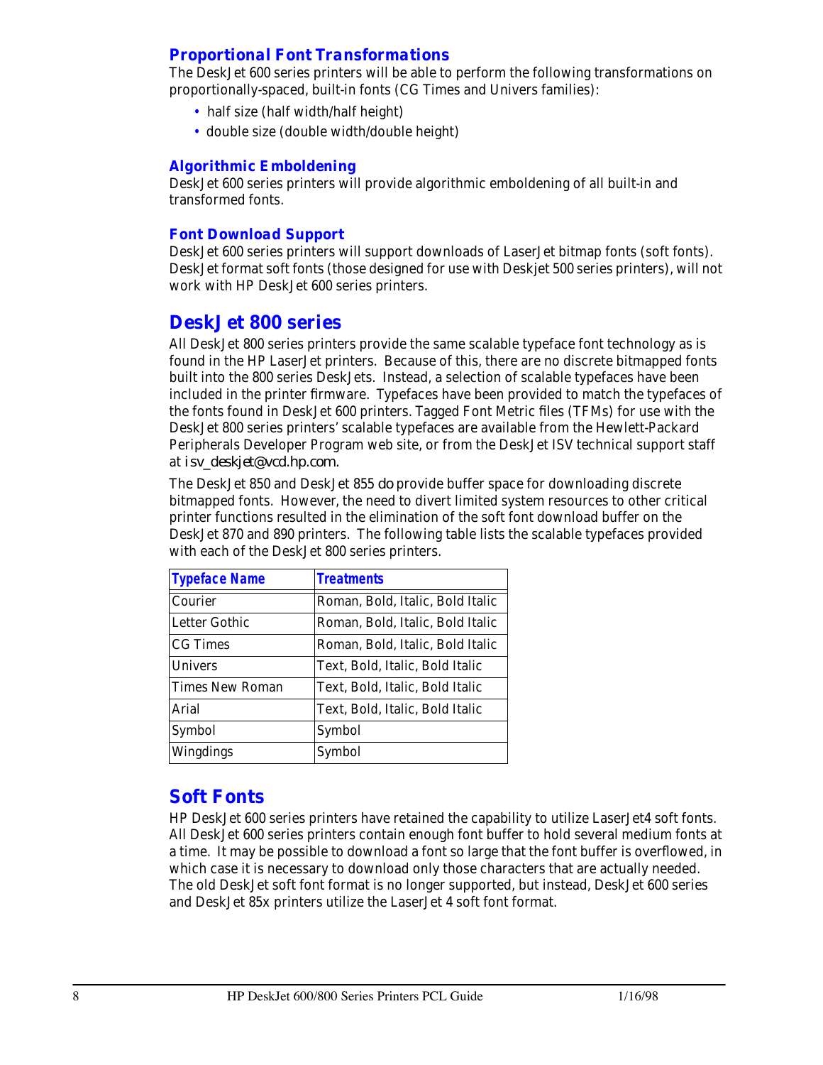### Proportional Font Transformations

The DeskJet 600 series printers will be able to perform the following transformations on proportionally-spaced, built-in fonts (CG Times and Univers families):

- half size (half width/half height)
- double size (double width/double height)

### Algorithmic Emboldening

DeskJet 600 series printers will provide algorithmic emboldening of all built-in and transformed fonts.

### Font Download Support

DeskJet 600 series printers will support downloads of LaserJet bitmap fonts (soft fonts). DeskJet format soft fonts (those designed for use with Deskjet 500 series printers), will not work with HP DeskJet 600 series printers.

## DeskJet 800 series

All DeskJet 800 series printers provide the same scalable typeface font technology as is found in the HP LaserJet printers. Because of this, there are no discrete bitmapped fonts built into the 800 series DeskJets. Instead, a selection of scalable typefaces have been included in the printer firmware. Typefaces have been provided to match the typefaces of the fonts found in DeskJet 600 printers. Tagged Font Metric files (TFMs) for use with the DeskJet 800 series printers' scalable typefaces are available from the Hewlett-Packard Peripherals Developer Program web site, or from the DeskJet ISV technical support staff at *isv_deskjet@vcd.hp.com*.

The DeskJet 850 and DeskJet 855 *do* provide buffer space for downloading discrete bitmapped fonts. However, the need to divert limited system resources to other critical printer functions resulted in the elimination of the soft font download buffer on the DeskJet 870 and 890 printers. The following table lists the scalable typefaces provided with each of the DeskJet 800 series printers.

| Typeface Name | Treatments |
|---|---|
| Courier | Roman, Bold, Italic, Bold Italic |
| Letter Gothic | Roman, Bold, Italic, Bold Italic |
| CG Times | Roman, Bold, Italic, Bold Italic |
| Univers | Text, Bold, Italic, Bold Italic |
| Times New Roman | Text, Bold, Italic, Bold Italic |
| Arial | Text, Bold, Italic, Bold Italic |
| Symbol | Symbol |
| Wingdings | Symbol |

## Soft Fonts

HP DeskJet 600 series printers have retained the capability to utilize LaserJet4 soft fonts. All DeskJet 600 series printers contain enough font buffer to hold several medium fonts at a time. It may be possible to download a font so large that the font buffer is overflowed, in which case it is necessary to download only those characters that are actually needed. The old DeskJet soft font format is no longer supported, but instead, DeskJet 600 series and DeskJet 85x printers utilize the LaserJet 4 soft font format.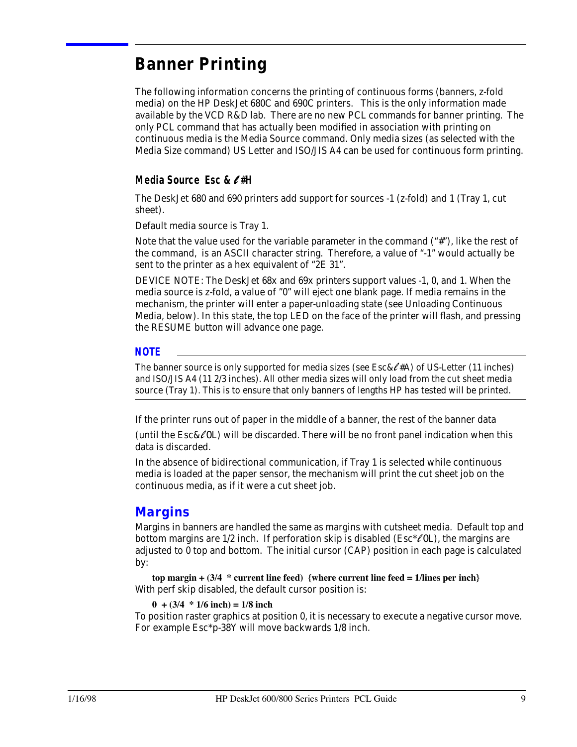# Banner Printing

The following information concerns the printing of continuous forms (banners, z-fold media) on the HP DeskJet 680C and 690C printers. This is the only information made available by the VCD R&D lab. There are no new PCL commands for banner printing. The only PCL command that has actually been modified in association with printing on continuous media is the Media Source command. Only media sizes (as selected with the Media Size command) US Letter and ISO/JIS A4 can be used for continuous form printing.

### Media Source Esc & ℓ #H

The DeskJet 680 and 690 printers add support for sources -1 (z-fold) and 1 (Tray 1, cut sheet).

Default media source is Tray 1.

Note that the value used for the variable parameter in the command ("#"), like the rest of the command, is an ASCII character string. Therefore, a value of "-1" would actually be sent to the printer as a hex equivalent of "2E 31".

DEVICE NOTE: The DeskJet 68x and 69x printers support values -1, 0, and 1. When the media source is z-fold, a value of "0" will eject one blank page. If media remains in the mechanism, the printer will enter a paper-unloading state (see Unloading Continuous Media, below). In this state, the top LED on the face of the printer will flash, and pressing the RESUME button will advance one page.

**NOTE**

The banner source is only supported for media sizes (see Esc&ℓ#A) of US-Letter (11 inches) and ISO/JIS A4 (11 2/3 inches). All other media sizes will only load from the cut sheet media source (Tray 1). This is to ensure that only banners of lengths HP has tested will be printed.

---

If the printer runs out of paper in the middle of a banner, the rest of the banner data (until the Esc&ℓ0L) will be discarded. There will be no front panel indication when this data is discarded.

In the absence of bidirectional communication, if Tray 1 is selected while continuous media is loaded at the paper sensor, the mechanism will print the cut sheet job on the continuous media, as if it were a cut sheet job.

## Margins

Margins in banners are handled the same as margins with cutsheet media. Default top and bottom margins are 1/2 inch. If perforation skip is disabled (Esc*ℓ0L), the margins are adjusted to 0 top and bottom. The initial cursor (CAP) position in each page is calculated by:

**top margin + (3/4 * current line feed) {where current line feed = 1/lines per inch}**

With perf skip disabled, the default cursor position is:

**0 + (3/4 * 1/6 inch) = 1/8 inch**

To position raster graphics at position 0, it is necessary to execute a negative cursor move. For example Esc*p-38Y will move backwards 1/8 inch.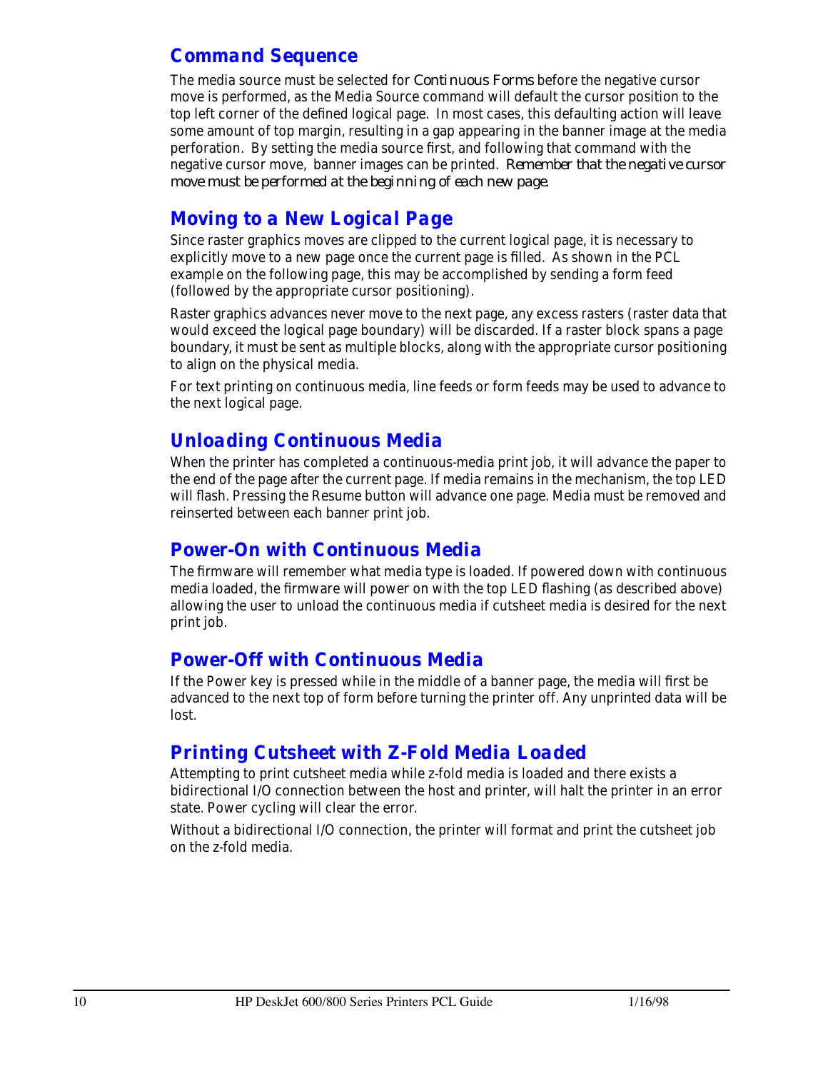## Command Sequence

The media source must be selected for *Continuous Forms* before the negative cursor move is performed, as the Media Source command will default the cursor position to the top left corner of the defined logical page. In most cases, this defaulting action will leave some amount of top margin, resulting in a gap appearing in the banner image at the media perforation. By setting the media source first, and following that command with the negative cursor move, banner images can be printed. *Remember that the negative cursor move must be performed at the beginning of each new page.*

## Moving to a New Logical Page

Since raster graphics moves are clipped to the current logical page, it is necessary to explicitly move to a new page once the current page is filled. As shown in the PCL example on the following page, this may be accomplished by sending a form feed (followed by the appropriate cursor positioning).

Raster graphics advances never move to the next page, any excess rasters (raster data that would exceed the logical page boundary) will be discarded. If a raster block spans a page boundary, it must be sent as multiple blocks, along with the appropriate cursor positioning to align on the physical media.

For text printing on continuous media, line feeds or form feeds may be used to advance to the next logical page.

## Unloading Continuous Media

When the printer has completed a continuous-media print job, it will advance the paper to the end of the page after the current page. If media remains in the mechanism, the top LED will flash. Pressing the Resume button will advance one page. Media must be removed and reinserted between each banner print job.

## Power-On with Continuous Media

The firmware will remember what media type is loaded. If powered down with continuous media loaded, the firmware will power on with the top LED flashing (as described above) allowing the user to unload the continuous media if cutsheet media is desired for the next print job.

## Power-Off with Continuous Media

If the Power key is pressed while in the middle of a banner page, the media will first be advanced to the next top of form before turning the printer off. Any unprinted data will be lost.

## Printing Cutsheet with Z-Fold Media Loaded

Attempting to print cutsheet media while z-fold media is loaded and there exists a bidirectional I/O connection between the host and printer, will halt the printer in an error state. Power cycling will clear the error.

Without a bidirectional I/O connection, the printer will format and print the cutsheet job on the z-fold media.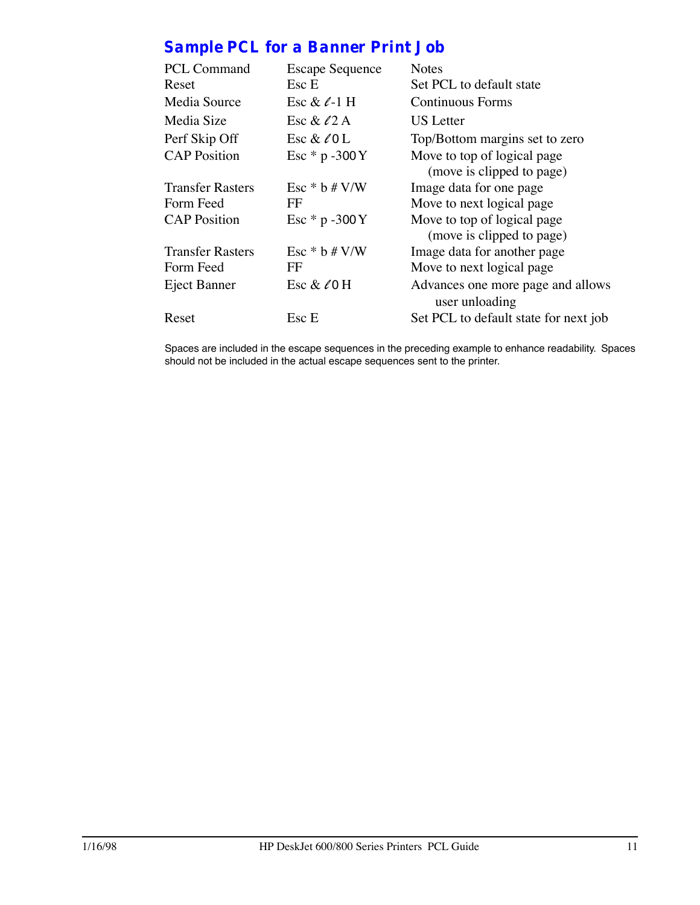## Sample PCL for a Banner Print Job

| PCL Command | Escape Sequence | Notes |
|---|---|---|
| Reset | Esc E | Set PCL to default state |
| Media Source | Esc & ℓ-1 H | Continuous Forms |
| Media Size | Esc & ℓ2 A | US Letter |
| Perf Skip Off | Esc & ℓ0 L | Top/Bottom margins set to zero |
| CAP Position | Esc * p -300 Y | Move to top of logical page (move is clipped to page) |
| Transfer Rasters | Esc * b # V/W | Image data for one page |
| Form Feed | FF | Move to next logical page |
| CAP Position | Esc * p -300 Y | Move to top of logical page (move is clipped to page) |
| Transfer Rasters | Esc * b # V/W | Image data for another page |
| Form Feed | FF | Move to next logical page |
| Eject Banner | Esc & ℓ0 H | Advances one more page and allows user unloading |
| Reset | Esc E | Set PCL to default state for next job |

Spaces are included in the escape sequences in the preceding example to enhance readability. Spaces should not be included in the actual escape sequences sent to the printer.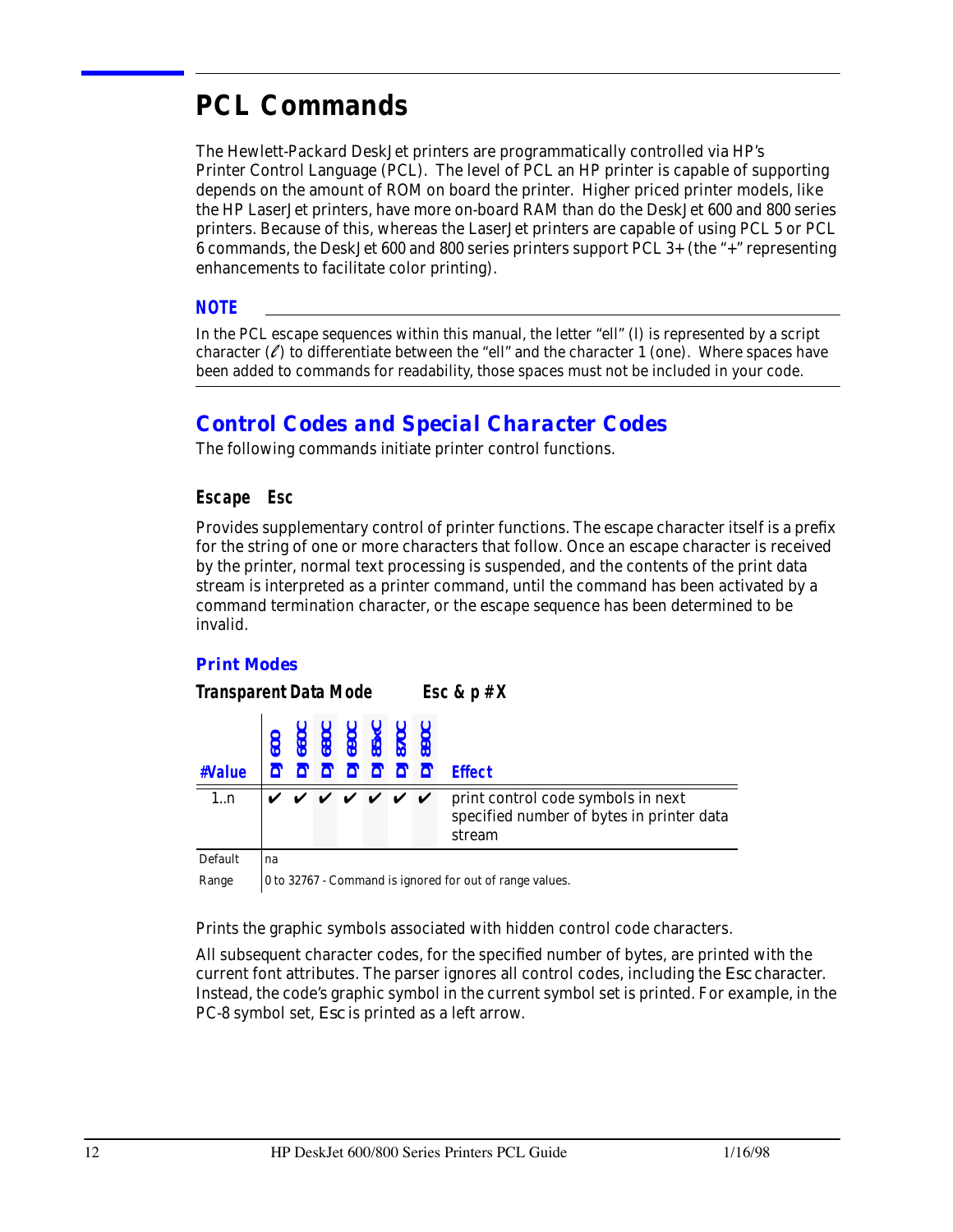# PCL Commands

The Hewlett-Packard DeskJet printers are programmatically controlled via HP's Printer Control Language (PCL). The level of PCL an HP printer is capable of supporting depends on the amount of ROM on board the printer. Higher priced printer models, like the HP LaserJet printers, have more on-board RAM than do the DeskJet 600 and 800 series printers. Because of this, whereas the LaserJet printers are capable of using PCL 5 or PCL 6 commands, the DeskJet 600 and 800 series printers support PCL 3+ (the "+" representing enhancements to facilitate color printing).

### NOTE

In the PCL escape sequences within this manual, the letter "ell" (l) is represented by a script character (ℓ) to differentiate between the "ell" and the character 1 (one). Where spaces have been added to commands for readability, those spaces must not be included in your code.

## Control Codes and Special Character Codes

The following commands initiate printer control functions.

### Escape   Esc

Provides supplementary control of printer functions. The escape character itself is a prefix for the string of one or more characters that follow. Once an escape character is received by the printer, normal text processing is suspended, and the contents of the print data stream is interpreted as a printer command, until the command has been activated by a command termination character, or the escape sequence has been determined to be invalid.

#### Print Modes

**Transparent Data Mode          Esc & p # X**

| #Value | DJ 600 | DJ 660C | DJ 680C | DJ 690C | DJ 85xC | DJ 870C | DJ 890C | Effect |
|---|---|---|---|---|---|---|---|---|
| 1..n | ✔ | ✔ | ✔ | ✔ | ✔ | ✔ | ✔ | print control code symbols in next specified number of bytes in printer data stream |
| Default | na | | | | | | | |
| Range | 0 to 32767 - Command is ignored for out of range values. | | | | | | | |

Prints the graphic symbols associated with hidden control code characters.

All subsequent character codes, for the specified number of bytes, are printed with the current font attributes. The parser ignores all control codes, including the Esc character. Instead, the code's graphic symbol in the current symbol set is printed. For example, in the PC-8 symbol set, Esc is printed as a left arrow.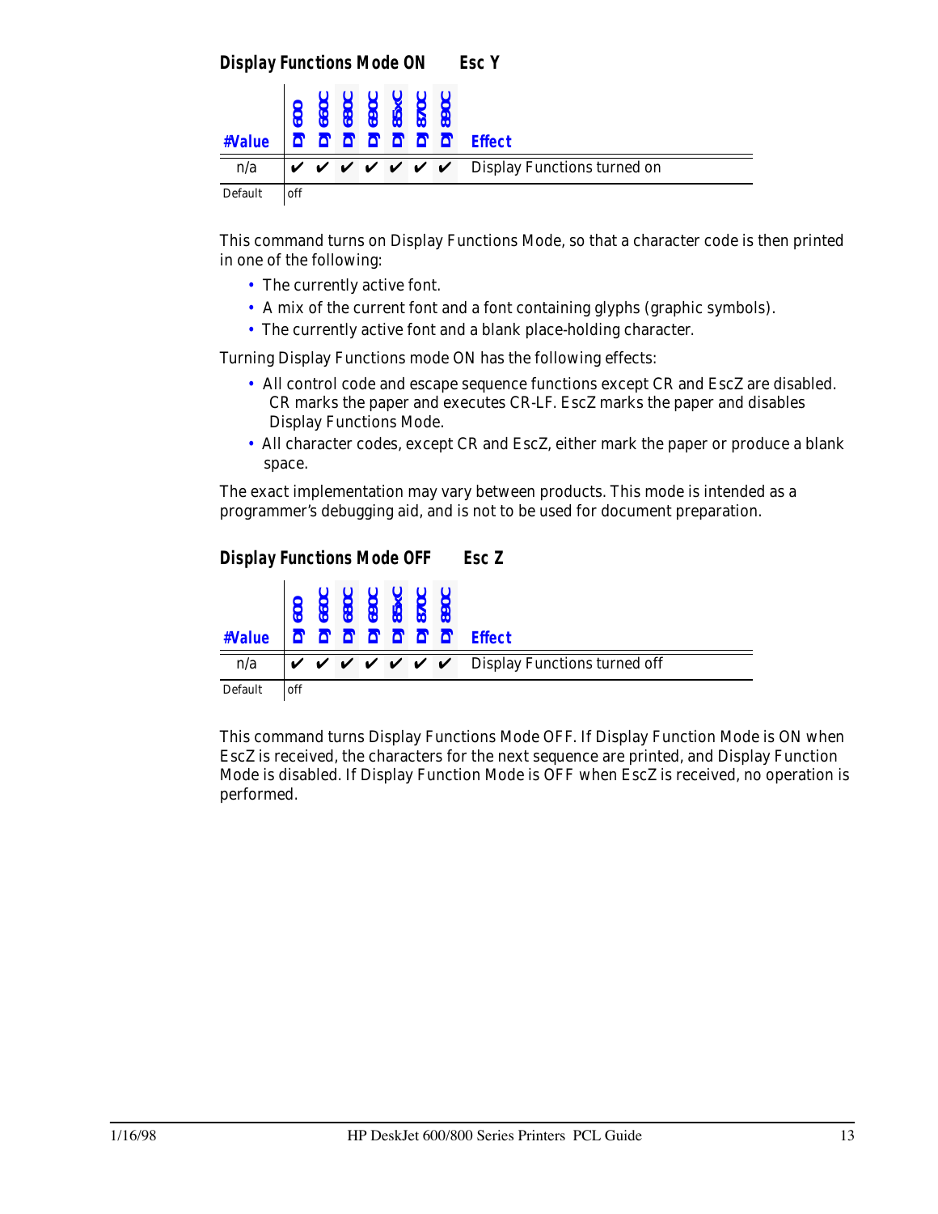### Display Functions Mode ON    Esc Y

| #Value | DJ 600 | DJ 660C | DJ 680C | DJ 690C | DJ 85xC | DJ 870C | DJ 890C | Effect |
|---|---|---|---|---|---|---|---|---|
| n/a | ✔ | ✔ | ✔ | ✔ | ✔ | ✔ | ✔ | Display Functions turned on |
| Default | off | | | | | | | |

This command turns on Display Functions Mode, so that a character code is then printed in one of the following:

- The currently active font.
- A mix of the current font and a font containing glyphs (graphic symbols).
- The currently active font and a blank place-holding character.

Turning Display Functions mode ON has the following effects:

- All control code and escape sequence functions except CR and EscZ are disabled. CR marks the paper and executes CR-LF. EscZ marks the paper and disables Display Functions Mode.
- All character codes, except CR and EscZ, either mark the paper or produce a blank space.

The exact implementation may vary between products. This mode is intended as a programmer's debugging aid, and is not to be used for document preparation.

### Display Functions Mode OFF    Esc Z

| #Value | DJ 600 | DJ 660C | DJ 680C | DJ 690C | DJ 85xC | DJ 870C | DJ 890C | Effect |
|---|---|---|---|---|---|---|---|---|
| n/a | ✔ | ✔ | ✔ | ✔ | ✔ | ✔ | ✔ | Display Functions turned off |
| Default | off | | | | | | | |

This command turns Display Functions Mode OFF. If Display Function Mode is ON when EscZ is received, the characters for the next sequence are printed, and Display Function Mode is disabled. If Display Function Mode is OFF when EscZ is received, no operation is performed.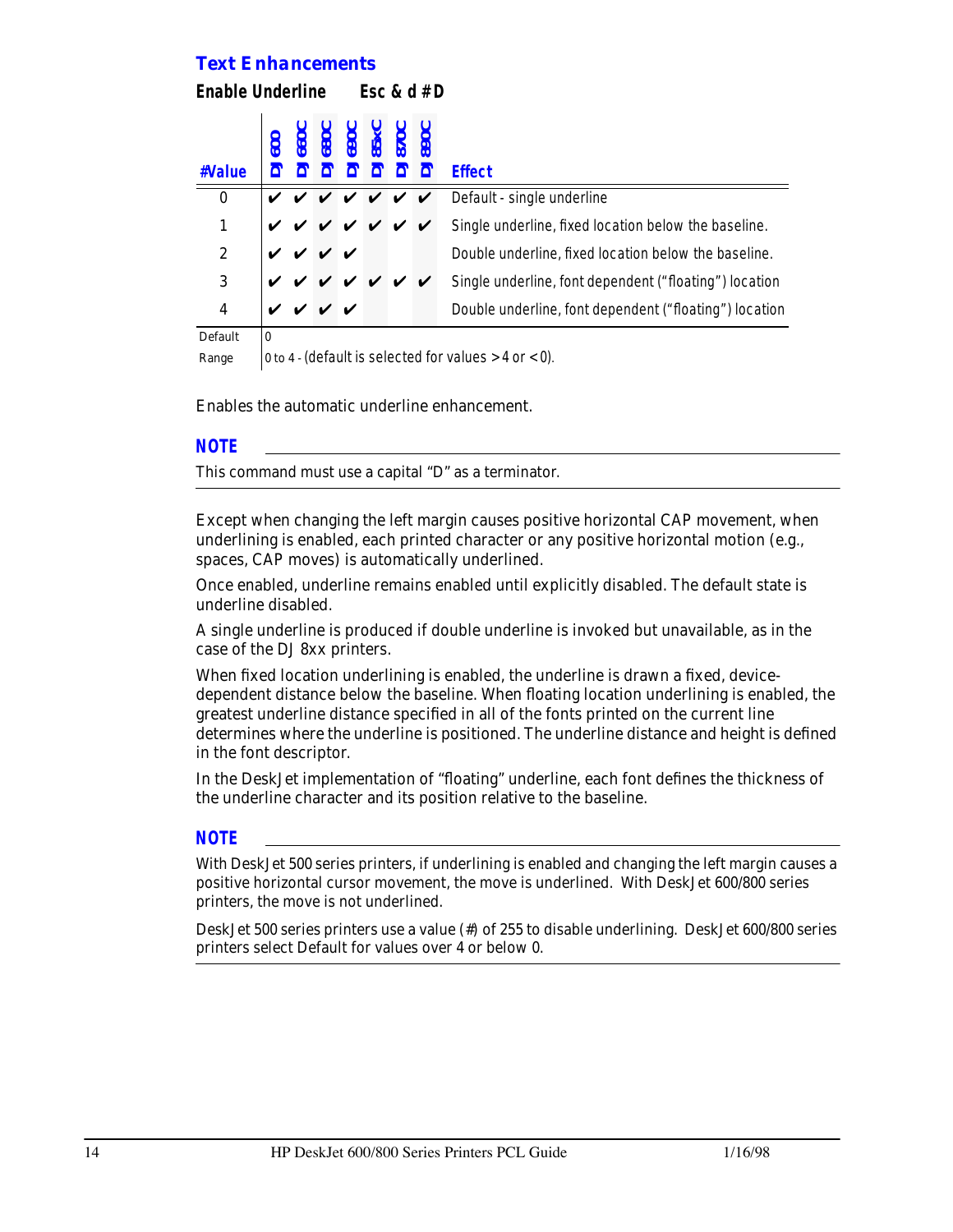## Text Enhancements

### Enable Underline        Esc & d #D

| #Value | DJ 600 | DJ 660C | DJ 680C | DJ 690C | DJ 85xC | DJ 870C | DJ 890C | Effect |
|---|---|---|---|---|---|---|---|---|
| 0 | ✔ | ✔ | ✔ | ✔ | ✔ | ✔ | ✔ | Default - single underline |
| 1 | ✔ | ✔ | ✔ | ✔ | ✔ | ✔ | ✔ | Single underline, fixed location below the baseline. |
| 2 | ✔ | ✔ | ✔ | ✔ | | | | Double underline, fixed location below the baseline. |
| 3 | ✔ | ✔ | ✔ | ✔ | ✔ | ✔ | ✔ | Single underline, font dependent ("floating") location |
| 4 | ✔ | ✔ | ✔ | ✔ | | | | Double underline, font dependent ("floating") location |
| Default | 0 | | | | | | | |
| Range | 0 to 4 - (default is selected for values > 4 or < 0). | | | | | | | |

Enables the automatic underline enhancement.

**NOTE**

This command must use a capital "D" as a terminator.

---

Except when changing the left margin causes positive horizontal CAP movement, when underlining is enabled, each printed character or any positive horizontal motion (e.g., spaces, CAP moves) is automatically underlined.

Once enabled, underline remains enabled until explicitly disabled. The default state is underline disabled.

A single underline is produced if double underline is invoked but unavailable, as in the case of the DJ 8xx printers.

When fixed location underlining is enabled, the underline is drawn a fixed, device-dependent distance below the baseline. When floating location underlining is enabled, the greatest underline distance specified in all of the fonts printed on the current line determines where the underline is positioned. The underline distance and height is defined in the font descriptor.

In the DeskJet implementation of "floating" underline, each font defines the thickness of the underline character and its position relative to the baseline.

**NOTE**

With DeskJet 500 series printers, if underlining is enabled and changing the left margin causes a positive horizontal cursor movement, the move is underlined. With DeskJet 600/800 series printers, the move is not underlined.

DeskJet 500 series printers use a value (#) of 255 to disable underlining. DeskJet 600/800 series printers select Default for values over 4 or below 0.

---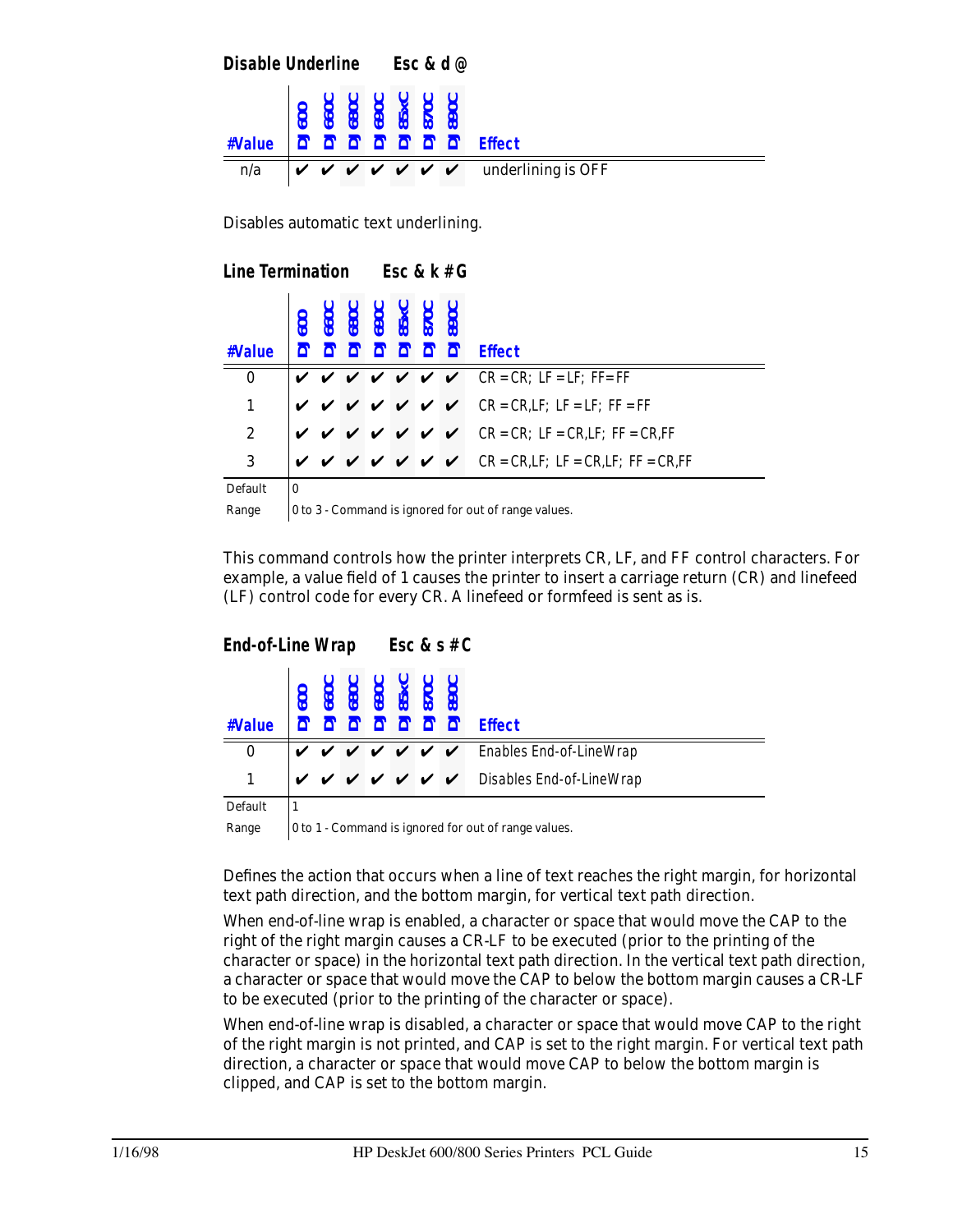### Disable Underline    Esc & d @

| #Value | DJ 600 | DJ 660C | DJ 680C | DJ 690C | DJ 85xC | DJ 870C | DJ 890C | Effect |
|---|---|---|---|---|---|---|---|---|
| n/a | ✔ | ✔ | ✔ | ✔ | ✔ | ✔ | ✔ | underlining is OFF |

Disables automatic text underlining.

### Line Termination    Esc & k # G

| #Value | DJ 600 | DJ 660C | DJ 680C | DJ 690C | DJ 85xC | DJ 870C | DJ 890C | Effect |
|---|---|---|---|---|---|---|---|---|
| 0 | ✔ | ✔ | ✔ | ✔ | ✔ | ✔ | ✔ | CR = CR; LF = LF; FF= FF |
| 1 | ✔ | ✔ | ✔ | ✔ | ✔ | ✔ | ✔ | CR = CR,LF; LF = LF; FF = FF |
| 2 | ✔ | ✔ | ✔ | ✔ | ✔ | ✔ | ✔ | CR = CR; LF = CR,LF; FF = CR,FF |
| 3 | ✔ | ✔ | ✔ | ✔ | ✔ | ✔ | ✔ | CR = CR,LF; LF = CR,LF; FF = CR,FF |
| Default | 0 | | | | | | | |
| Range | 0 to 3 - Command is ignored for out of range values. | | | | | | | |

This command controls how the printer interprets CR, LF, and FF control characters. For example, a value field of 1 causes the printer to insert a carriage return (CR) and linefeed (LF) control code for every CR. A linefeed or formfeed is sent as is.

### End-of-Line Wrap    Esc & s # C

| #Value | DJ 600 | DJ 660C | DJ 680C | DJ 690C | DJ 85xC | DJ 870C | DJ 890C | Effect |
|---|---|---|---|---|---|---|---|---|
| 0 | ✔ | ✔ | ✔ | ✔ | ✔ | ✔ | ✔ | Enables End-of-LineWrap |
| 1 | ✔ | ✔ | ✔ | ✔ | ✔ | ✔ | ✔ | Disables End-of-LineWrap |
| Default | 1 | | | | | | | |
| Range | 0 to 1 - Command is ignored for out of range values. | | | | | | | |

Defines the action that occurs when a line of text reaches the right margin, for horizontal text path direction, and the bottom margin, for vertical text path direction.

When end-of-line wrap is enabled, a character or space that would move the CAP to the right of the right margin causes a CR-LF to be executed (prior to the printing of the character or space) in the horizontal text path direction. In the vertical text path direction, a character or space that would move the CAP to below the bottom margin causes a CR-LF to be executed (prior to the printing of the character or space).

When end-of-line wrap is disabled, a character or space that would move CAP to the right of the right margin is not printed, and CAP is set to the right margin. For vertical text path direction, a character or space that would move CAP to below the bottom margin is clipped, and CAP is set to the bottom margin.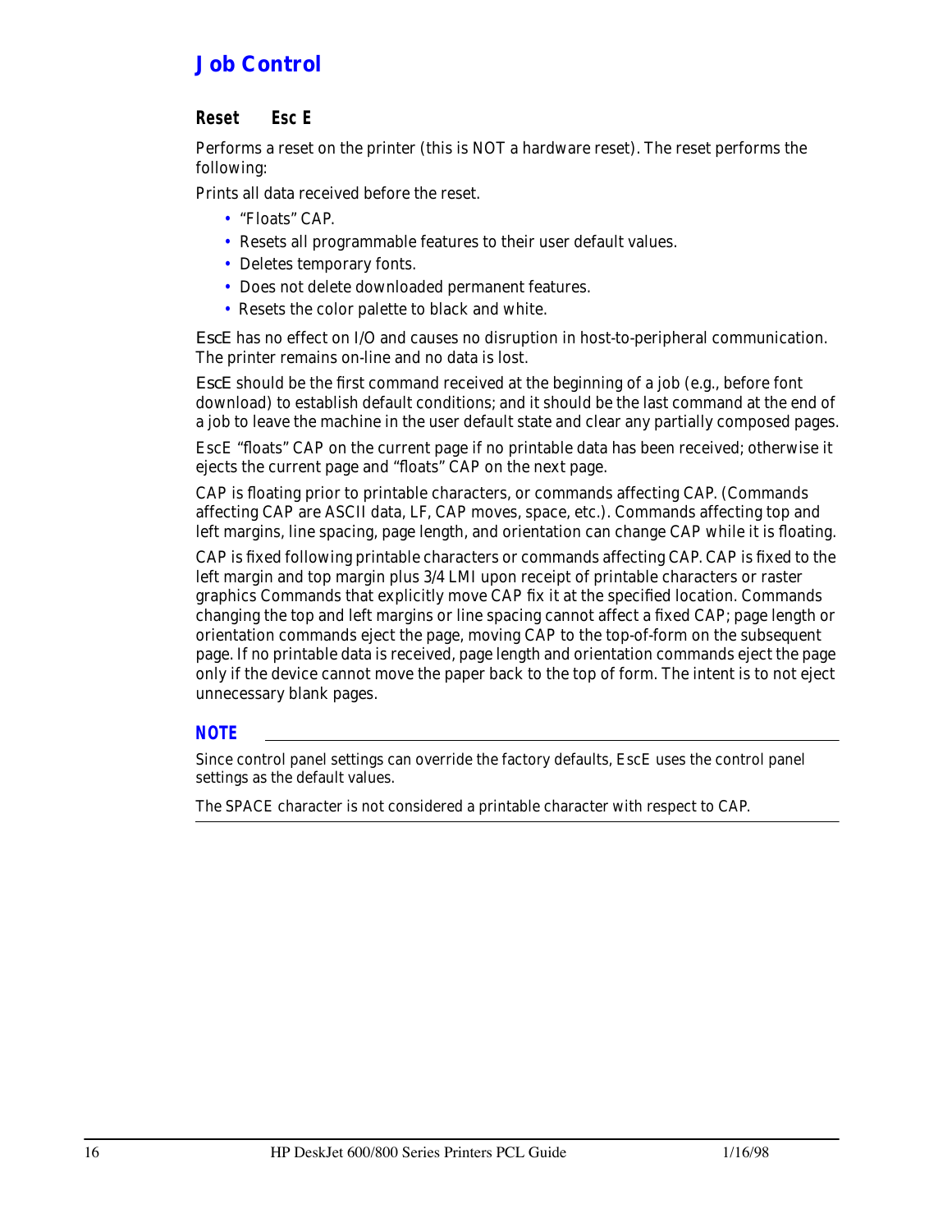# Job Control

## Reset     Esc E

Performs a reset on the printer (this is NOT a hardware reset). The reset performs the following:

Prints all data received before the reset.

- "Floats" CAP.
- Resets all programmable features to their user default values.
- Deletes temporary fonts.
- Does not delete downloaded permanent features.
- Resets the color palette to black and white.

EscE has no effect on I/O and causes no disruption in host-to-peripheral communication. The printer remains on-line and no data is lost.

EscE should be the first command received at the beginning of a job (e.g., before font download) to establish default conditions; and it should be the last command at the end of a job to leave the machine in the user default state and clear any partially composed pages.

EscE "floats" CAP on the current page if no printable data has been received; otherwise it ejects the current page and "floats" CAP on the next page.

CAP is floating prior to printable characters, or commands affecting CAP. (Commands affecting CAP are ASCII data, LF, CAP moves, space, etc.). Commands affecting top and left margins, line spacing, page length, and orientation can change CAP while it is floating.

CAP is fixed following printable characters or commands affecting CAP. CAP is fixed to the left margin and top margin plus 3/4 LMI upon receipt of printable characters or raster graphics Commands that explicitly move CAP fix it at the specified location. Commands changing the top and left margins or line spacing cannot affect a fixed CAP; page length or orientation commands eject the page, moving CAP to the top-of-form on the subsequent page. If no printable data is received, page length and orientation commands eject the page only if the device cannot move the paper back to the top of form. The intent is to not eject unnecessary blank pages.

**NOTE**

Since control panel settings can override the factory defaults, EscE uses the control panel settings as the default values.

The SPACE character is not considered a printable character with respect to CAP.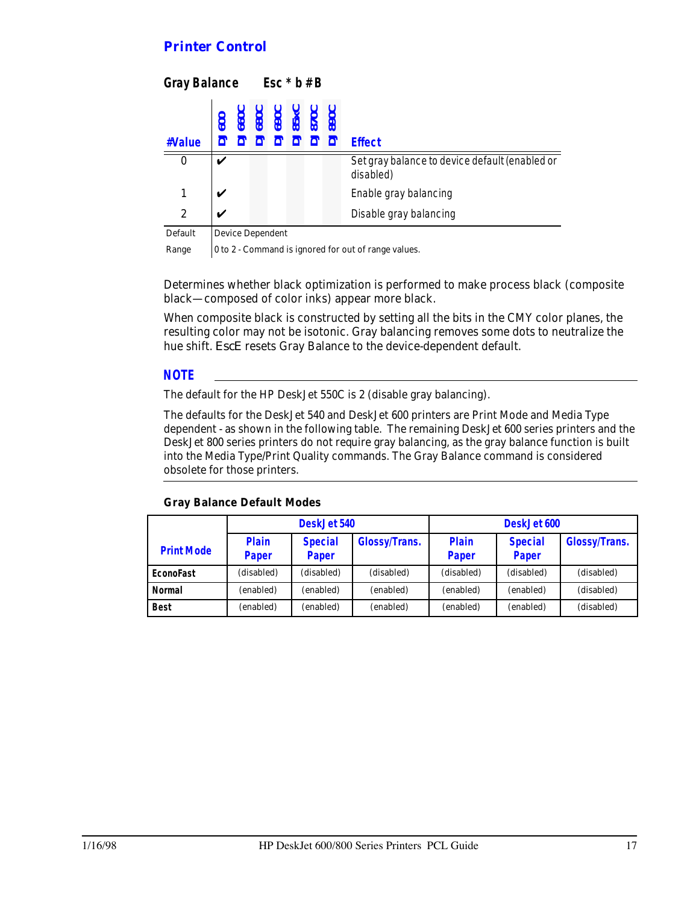## Printer Control

### Gray Balance Esc * b # B

| #Value | DJ 600 | DJ 660C | DJ 680C | DJ 690C | DJ 85xC | DJ 870C | DJ 890C | Effect |
|---|---|---|---|---|---|---|---|---|
| 0 | ✔ | | | | | | | Set gray balance to device default (enabled or disabled) |
| 1 | ✔ | | | | | | | Enable gray balancing |
| 2 | ✔ | | | | | | | Disable gray balancing |
| Default | Device Dependent | | | | | | | |
| Range | 0 to 2 - Command is ignored for out of range values. | | | | | | | |

Determines whether black optimization is performed to make process black (composite black—composed of color inks) appear more black.

When composite black is constructed by setting all the bits in the CMY color planes, the resulting color may not be isotonic. Gray balancing removes some dots to neutralize the hue shift. EscE resets Gray Balance to the device-dependent default.

**NOTE**

The default for the HP DeskJet 550C is 2 (disable gray balancing).

The defaults for the DeskJet 540 and DeskJet 600 printers are Print Mode and Media Type dependent - as shown in the following table. The remaining DeskJet 600 series printers and the DeskJet 800 series printers do not require gray balancing, as the gray balance function is built into the Media Type/Print Quality commands. The Gray Balance command is considered obsolete for those printers.

**Gray Balance Default Modes**

| Print Mode | DeskJet 540 | | | DeskJet 600 | | |
|---|---|---|---|---|---|---|
| | Plain Paper | Special Paper | Glossy/Trans. | Plain Paper | Special Paper | Glossy/Trans. |
| **EconoFast** | (disabled) | (disabled) | (disabled) | (disabled) | (disabled) | (disabled) |
| **Normal** | (enabled) | (enabled) | (enabled) | (enabled) | (enabled) | (disabled) |
| **Best** | (enabled) | (enabled) | (enabled) | (enabled) | (enabled) | (disabled) |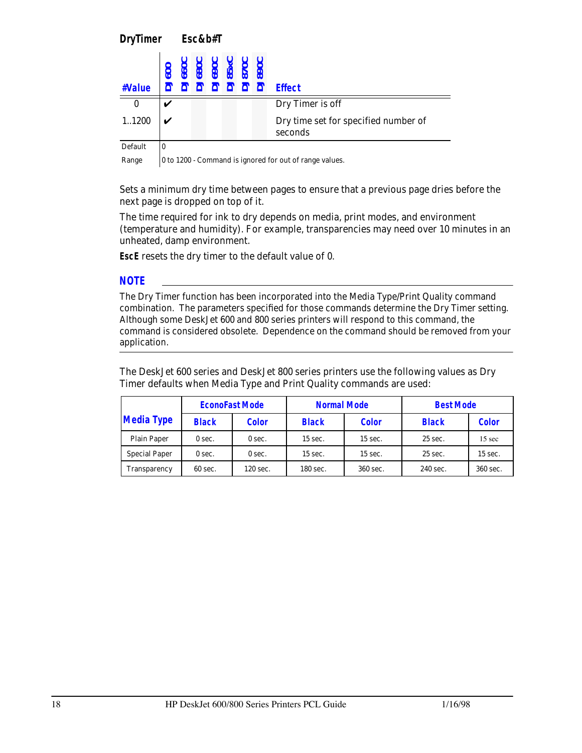## DryTimer Esc&b#T

| #Value | DJ 600 | DJ 660C | DJ 680C | DJ 690C | DJ 85xC | DJ 870C | DJ 890C | Effect |
|---|---|---|---|---|---|---|---|---|
| 0 | ✔ | | | | | | | Dry Timer is off |
| 1..1200 | ✔ | | | | | | | Dry time set for specified number of seconds |
| Default | 0 | | | | | | | |
| Range | 0 to 1200 - Command is ignored for out of range values. | | | | | | | |

Sets a minimum dry time between pages to ensure that a previous page dries before the next page is dropped on top of it.

The time required for ink to dry depends on media, print modes, and environment (temperature and humidity). For example, transparencies may need over 10 minutes in an unheated, damp environment.

**EscE** resets the dry timer to the default value of 0.

### NOTE

The Dry Timer function has been incorporated into the Media Type/Print Quality command combination. The parameters specified for those commands determine the Dry Timer setting. Although some DeskJet 600 and 800 series printers will respond to this command, the command is considered obsolete. Dependence on the command should be removed from your application.

The DeskJet 600 series and DeskJet 800 series printers use the following values as Dry Timer defaults when Media Type and Print Quality commands are used:

| Media Type | EconoFast Mode | | Normal Mode | | Best Mode | |
|---|---|---|---|---|---|---|
| | Black | Color | Black | Color | Black | Color |
| Plain Paper | 0 sec. | 0 sec. | 15 sec. | 15 sec. | 25 sec. | 15 sec |
| Special Paper | 0 sec. | 0 sec. | 15 sec. | 15 sec. | 25 sec. | 15 sec. |
| Transparency | 60 sec. | 120 sec. | 180 sec. | 360 sec. | 240 sec. | 360 sec. |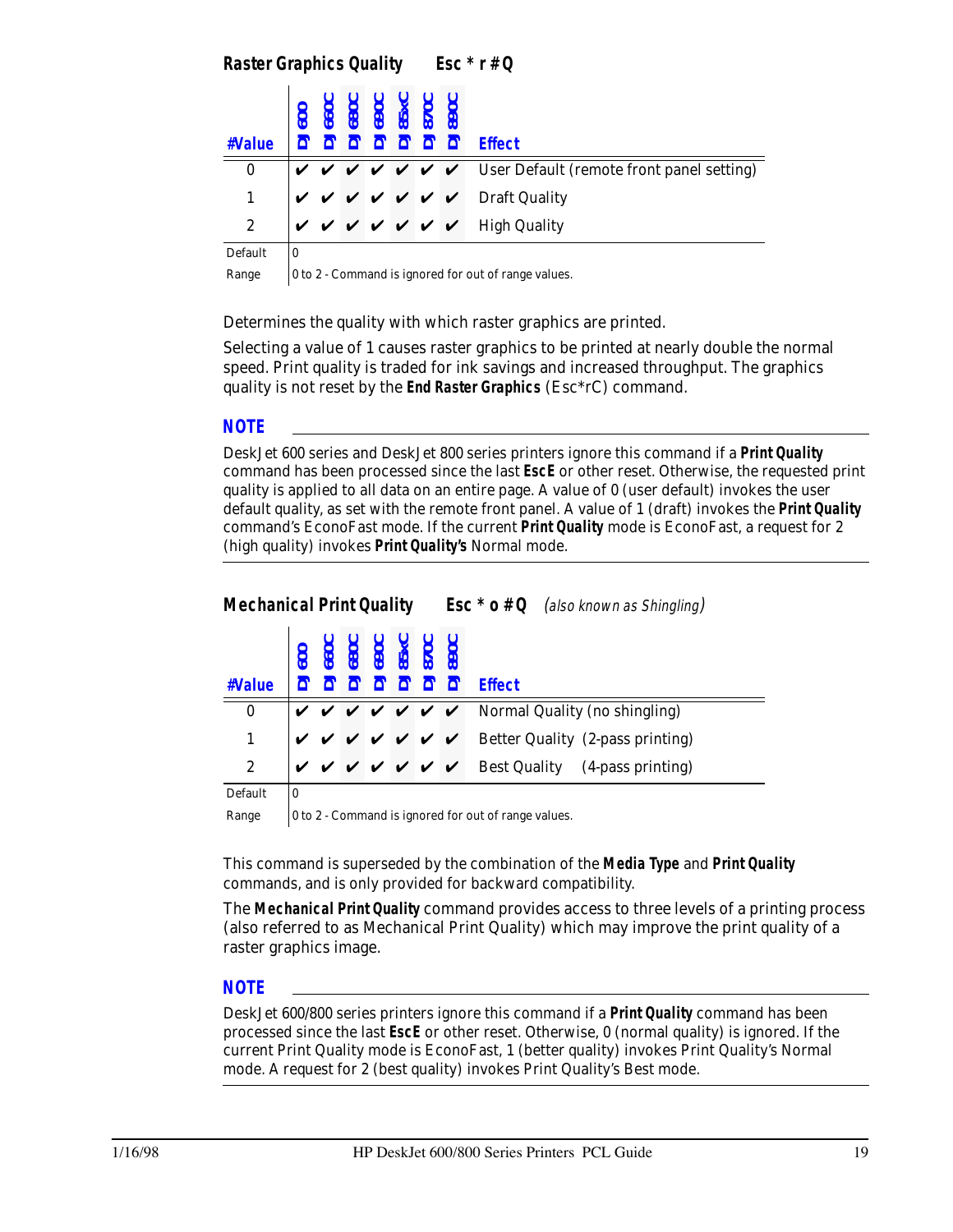## Raster Graphics Quality Esc * r # Q

| #Value | DJ 600 | DJ 660C | DJ 680C | DJ 690C | DJ 85xC | DJ 870C | DJ 890C | Effect |
|---|---|---|---|---|---|---|---|---|
| 0 | ✔ | ✔ | ✔ | ✔ | ✔ | ✔ | ✔ | User Default (remote front panel setting) |
| 1 | ✔ | ✔ | ✔ | ✔ | ✔ | ✔ | ✔ | Draft Quality |
| 2 | ✔ | ✔ | ✔ | ✔ | ✔ | ✔ | ✔ | High Quality |
| Default | 0 | | | | | | | |
| Range | 0 to 2 - Command is ignored for out of range values. | | | | | | | |

Determines the quality with which raster graphics are printed.

Selecting a value of 1 causes raster graphics to be printed at nearly double the normal speed. Print quality is traded for ink savings and increased throughput. The graphics quality is not reset by the **End Raster Graphics** (Esc*rC) command.

### NOTE

DeskJet 600 series and DeskJet 800 series printers ignore this command if a **Print Quality** command has been processed since the last **EscE** or other reset. Otherwise, the requested print quality is applied to all data on an entire page. A value of 0 (user default) invokes the user default quality, as set with the remote front panel. A value of 1 (draft) invokes the **Print Quality** command's EconoFast mode. If the current **Print Quality** mode is EconoFast, a request for 2 (high quality) invokes **Print Quality's** Normal mode.

## Mechanical Print Quality Esc * o # Q *(also known as Shingling)*

| #Value | DJ 600 | DJ 660C | DJ 680C | DJ 690C | DJ 85xC | DJ 870C | DJ 890C | Effect |
|---|---|---|---|---|---|---|---|---|
| 0 | ✔ | ✔ | ✔ | ✔ | ✔ | ✔ | ✔ | Normal Quality (no shingling) |
| 1 | ✔ | ✔ | ✔ | ✔ | ✔ | ✔ | ✔ | Better Quality (2-pass printing) |
| 2 | ✔ | ✔ | ✔ | ✔ | ✔ | ✔ | ✔ | Best Quality (4-pass printing) |
| Default | 0 | | | | | | | |
| Range | 0 to 2 - Command is ignored for out of range values. | | | | | | | |

This command is superseded by the combination of the **Media Type** and **Print Quality** commands, and is only provided for backward compatibility.

The **Mechanical Print Quality** command provides access to three levels of a printing process (also referred to as Mechanical Print Quality) which may improve the print quality of a raster graphics image.

### NOTE

DeskJet 600/800 series printers ignore this command if a **Print Quality** command has been processed since the last **EscE** or other reset. Otherwise, 0 (normal quality) is ignored. If the current Print Quality mode is EconoFast, 1 (better quality) invokes Print Quality's Normal mode. A request for 2 (best quality) invokes Print Quality's Best mode.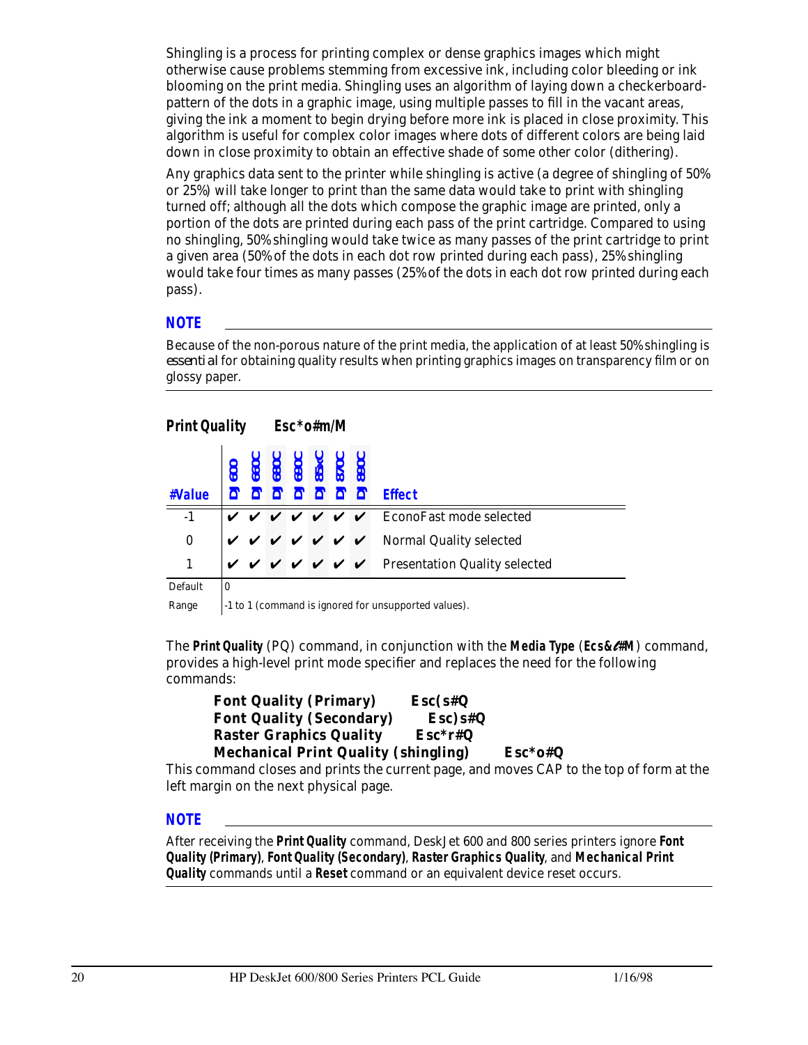Shingling is a process for printing complex or dense graphics images which might otherwise cause problems stemming from excessive ink, including color bleeding or ink blooming on the print media. Shingling uses an algorithm of laying down a checkerboard-pattern of the dots in a graphic image, using multiple passes to fill in the vacant areas, giving the ink a moment to begin drying before more ink is placed in close proximity. This algorithm is useful for complex color images where dots of different colors are being laid down in close proximity to obtain an effective shade of some other color (dithering).

Any graphics data sent to the printer while shingling is active (a degree of shingling of 50% or 25%) will take longer to print than the same data would take to print with shingling turned off; although all the dots which compose the graphic image are printed, only a portion of the dots are printed during each pass of the print cartridge. Compared to using no shingling, 50% shingling would take twice as many passes of the print cartridge to print a given area (50% of the dots in each dot row printed during each pass), 25% shingling would take four times as many passes (25% of the dots in each dot row printed during each pass).

**NOTE**

Because of the non-porous nature of the print media, the application of at least 50% shingling is *essential* for obtaining quality results when printing graphics images on transparency film or on glossy paper.

## Print Quality Esc*o#m/M

| #Value | DJ 600 | DJ 660C | DJ 680C | DJ 690C | DJ 85xC | DJ 870C | DJ 890C | Effect |
|---|---|---|---|---|---|---|---|---|
| -1 | ✔ | ✔ | ✔ | ✔ | ✔ | ✔ | ✔ | EconoFast mode selected |
| 0 | ✔ | ✔ | ✔ | ✔ | ✔ | ✔ | ✔ | Normal Quality selected |
| 1 | ✔ | ✔ | ✔ | ✔ | ✔ | ✔ | ✔ | Presentation Quality selected |
| Default | 0 | | | | | | | |
| Range | -1 to 1 (command is ignored for unsupported values). | | | | | | | |

The **Print Quality** (PQ) command, in conjunction with the **Media Type** (**Ecs&ℓ#M**) command, provides a high-level print mode specifier and replaces the need for the following commands:

**Font Quality (Primary) Esc(s#Q**
**Font Quality (Secondary) Esc)s#Q**
**Raster Graphics Quality Esc*r#Q**
**Mechanical Print Quality (shingling) Esc*o#Q**

This command closes and prints the current page, and moves CAP to the top of form at the left margin on the next physical page.

**NOTE**

After receiving the **Print Quality** command, DeskJet 600 and 800 series printers ignore **Font Quality (Primary)**, **Font Quality (Secondary)**, **Raster Graphics Quality**, and **Mechanical Print Quality** commands until a **Reset** command or an equivalent device reset occurs.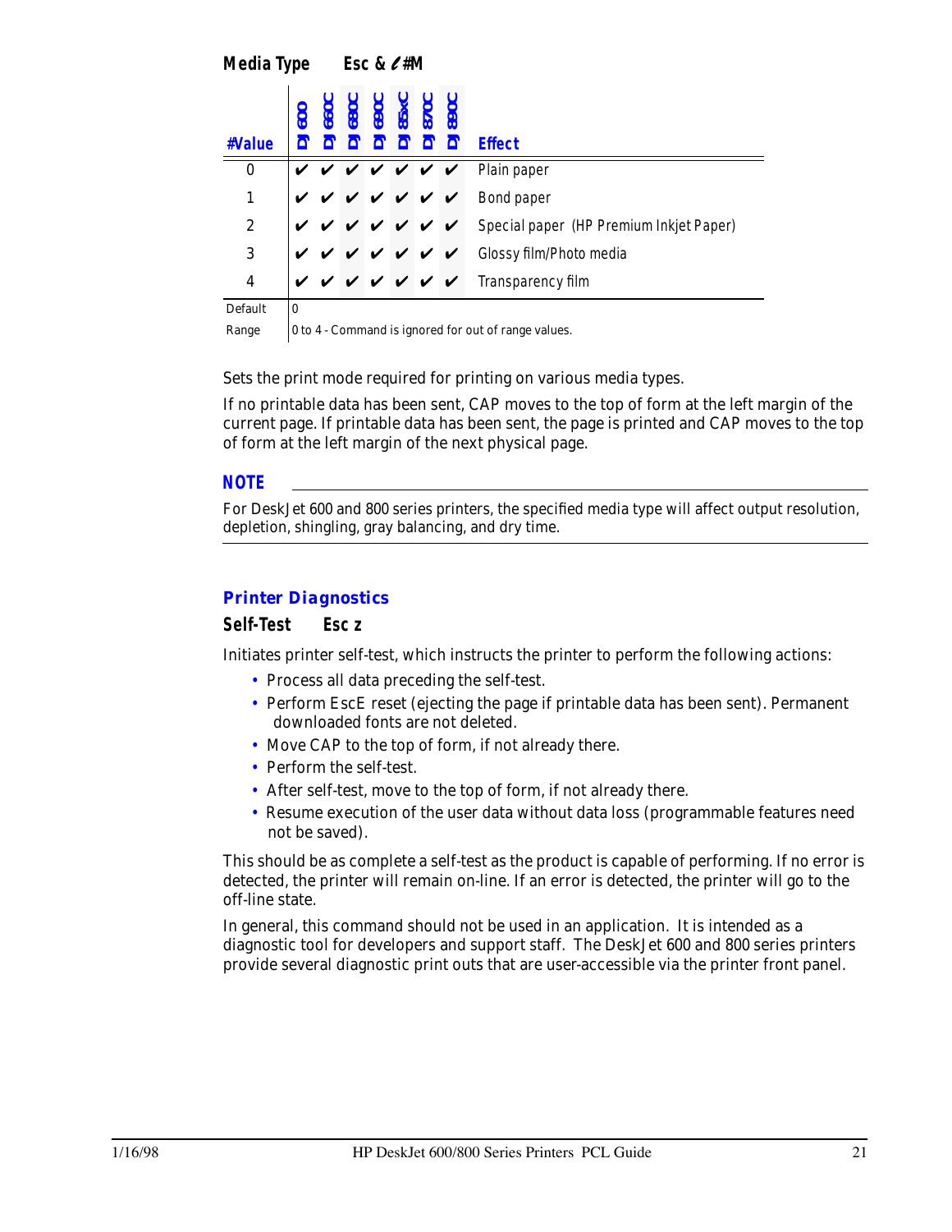**Media Type Esc & ℓ#M**

| #Value | DJ 600 | DJ 660C | DJ 680C | DJ 690C | DJ 85xC | DJ 870C | DJ 890C | Effect |
|---|---|---|---|---|---|---|---|---|
| 0 | ✔ | ✔ | ✔ | ✔ | ✔ | ✔ | ✔ | Plain paper |
| 1 | ✔ | ✔ | ✔ | ✔ | ✔ | ✔ | ✔ | Bond paper |
| 2 | ✔ | ✔ | ✔ | ✔ | ✔ | ✔ | ✔ | Special paper (HP Premium Inkjet Paper) |
| 3 | ✔ | ✔ | ✔ | ✔ | ✔ | ✔ | ✔ | Glossy film/Photo media |
| 4 | ✔ | ✔ | ✔ | ✔ | ✔ | ✔ | ✔ | Transparency film |
| Default | 0 | | | | | | | |
| Range | 0 to 4 - Command is ignored for out of range values. | | | | | | | |

Sets the print mode required for printing on various media types.

If no printable data has been sent, CAP moves to the top of form at the left margin of the current page. If printable data has been sent, the page is printed and CAP moves to the top of form at the left margin of the next physical page.

**NOTE**

For DeskJet 600 and 800 series printers, the specified media type will affect output resolution, depletion, shingling, gray balancing, and dry time.

## Printer Diagnostics

**Self-Test Esc z**

Initiates printer self-test, which instructs the printer to perform the following actions:

- Process all data preceding the self-test.
- Perform EscE reset (ejecting the page if printable data has been sent). Permanent downloaded fonts are not deleted.
- Move CAP to the top of form, if not already there.
- Perform the self-test.
- After self-test, move to the top of form, if not already there.
- Resume execution of the user data without data loss (programmable features need not be saved).

This should be as complete a self-test as the product is capable of performing. If no error is detected, the printer will remain on-line. If an error is detected, the printer will go to the off-line state.

In general, this command should not be used in an application. It is intended as a diagnostic tool for developers and support staff. The DeskJet 600 and 800 series printers provide several diagnostic print outs that are user-accessible via the printer front panel.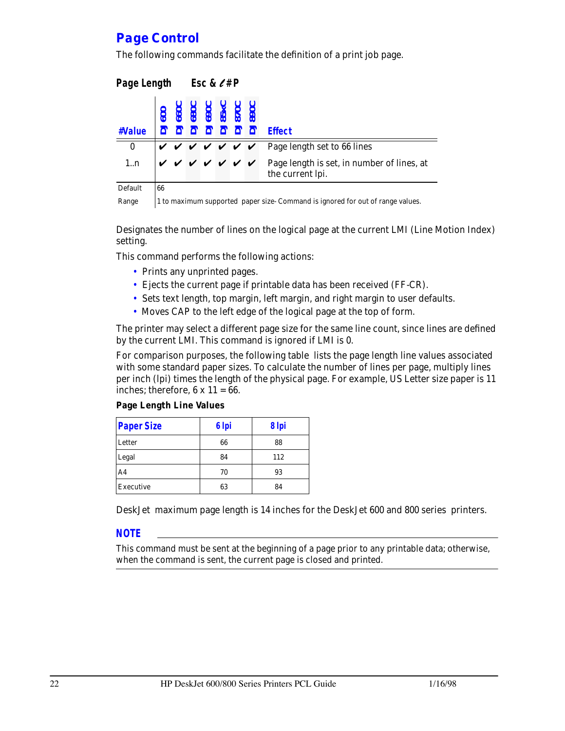## Page Control

The following commands facilitate the definition of a print job page.

### Page Length    Esc & ℓ # P

| #Value | DJ 600 | DJ 660C | DJ 680C | DJ 690C | DJ 85xC | DJ 870C | DJ 890C | Effect |
|---|---|---|---|---|---|---|---|---|
| 0 | ✔ | ✔ | ✔ | ✔ | ✔ | ✔ | ✔ | Page length set to 66 lines |
| 1..n | ✔ | ✔ | ✔ | ✔ | ✔ | ✔ | ✔ | Page length is set, in number of lines, at the current lpi. |
| Default | 66 | | | | | | | |
| Range | 1 to maximum supported paper size- Command is ignored for out of range values. | | | | | | | |

Designates the number of lines on the logical page at the current LMI (Line Motion Index) setting.

This command performs the following actions:

- Prints any unprinted pages.
- Ejects the current page if printable data has been received (FF-CR).
- Sets text length, top margin, left margin, and right margin to user defaults.
- Moves CAP to the left edge of the logical page at the top of form.

The printer may select a different page size for the same line count, since lines are defined by the current LMI. This command is ignored if LMI is 0.

For comparison purposes, the following table lists the page length line values associated with some standard paper sizes. To calculate the number of lines per page, multiply lines per inch (lpi) times the length of the physical page. For example, US Letter size paper is 11 inches; therefore, 6 x 11 = 66.

**Page Length Line Values**

| Paper Size | 6 lpi | 8 lpi |
|---|---|---|
| Letter | 66 | 88 |
| Legal | 84 | 112 |
| A4 | 70 | 93 |
| Executive | 63 | 84 |

DeskJet maximum page length is 14 inches for the DeskJet 600 and 800 series printers.

**NOTE**

This command must be sent at the beginning of a page prior to any printable data; otherwise, when the command is sent, the current page is closed and printed.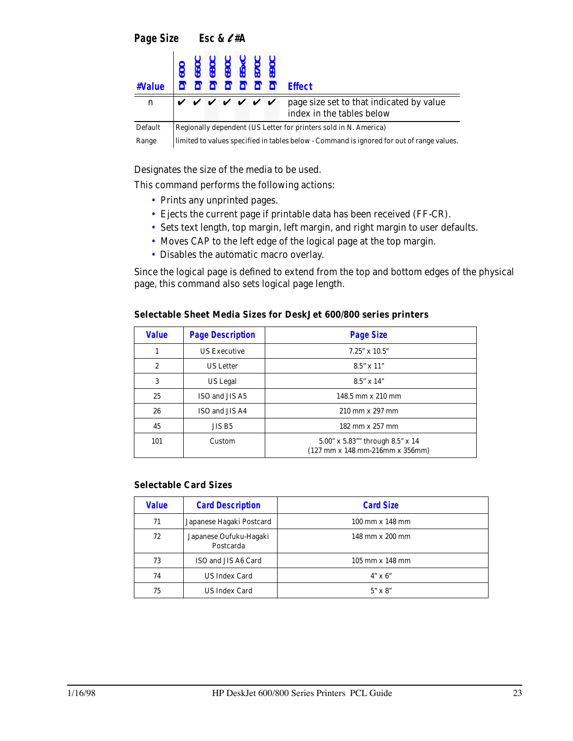## Page Size    Esc & ℓ #A

| #Value | DJ 600 | DJ 660C | DJ 680C | DJ 690C | DJ 85xC | DJ 870C | DJ 890C | Effect |
|---|---|---|---|---|---|---|---|---|
| n | ✔ | ✔ | ✔ | ✔ | ✔ | ✔ | ✔ | page size set to that indicated by value index in the tables below |
| Default | Regionally dependent (US Letter for printers sold in N. America) | | | | | | | |
| Range | limited to values specified in tables below - Command is ignored for out of range values. | | | | | | | |

Designates the size of the media to be used.

This command performs the following actions:

- Prints any unprinted pages.
- Ejects the current page if printable data has been received (FF-CR).
- Sets text length, top margin, left margin, and right margin to user defaults.
- Moves CAP to the left edge of the logical page at the top margin.
- Disables the automatic macro overlay.

Since the logical page is defined to extend from the top and bottom edges of the physical page, this command also sets logical page length.

**Selectable Sheet Media Sizes for DeskJet 600/800 series printers**

| Value | Page Description | Page Size |
|---|---|---|
| 1 | US Executive | 7.25" x 10.5" |
| 2 | US Letter | 8.5" x 11" |
| 3 | US Legal | 8.5" x 14" |
| 25 | ISO and JIS A5 | 148.5 mm x 210 mm |
| 26 | ISO and JIS A4 | 210 mm x 297 mm |
| 45 | JIS B5 | 182 mm x 257 mm |
| 101 | Custom | 5.00" x 5.83"" through 8.5" x 14 (127 mm x 148 mm-216mm x 356mm) |

**Selectable Card Sizes**

| Value | Card Description | Card Size |
|---|---|---|
| 71 | Japanese Hagaki Postcard | 100 mm x 148 mm |
| 72 | Japanese Oufuku-Hagaki Postcarda | 148 mm x 200 mm |
| 73 | ISO and JIS A6 Card | 105 mm x 148 mm |
| 74 | US Index Card | 4" x 6" |
| 75 | US Index Card | 5" x 8" |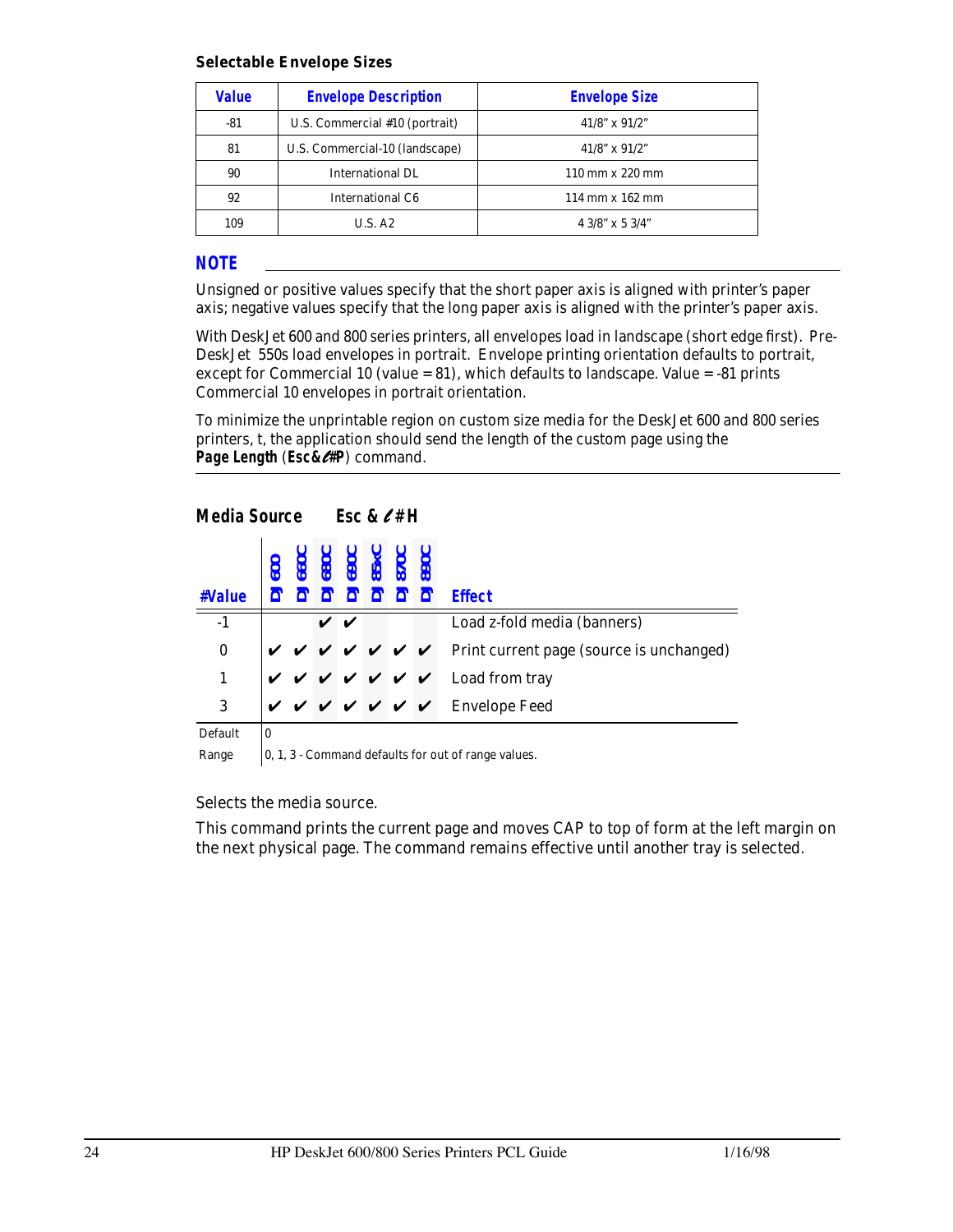**Selectable Envelope Sizes**

| Value | Envelope Description | Envelope Size |
|---|---|---|
| -81 | U.S. Commercial #10 (portrait) | 41/8" x 91/2" |
| 81 | U.S. Commercial-10 (landscape) | 41/8" x 91/2" |
| 90 | International DL | 110 mm x 220 mm |
| 92 | International C6 | 114 mm x 162 mm |
| 109 | U.S. A2 | 4 3/8" x 5 3/4" |

**NOTE**

Unsigned or positive values specify that the short paper axis is aligned with printer's paper axis; negative values specify that the long paper axis is aligned with the printer's paper axis.

With DeskJet 600 and 800 series printers, all envelopes load in landscape (short edge first). Pre-DeskJet 550s load envelopes in portrait. Envelope printing orientation defaults to portrait, except for Commercial 10 (value = 81), which defaults to landscape. Value = -81 prints Commercial 10 envelopes in portrait orientation.

To minimize the unprintable region on custom size media for the DeskJet 600 and 800 series printers, t, the application should send the length of the custom page using the **Page Length** (**Esc&ℓ#P**) command.

## Media Source    Esc & ℓ # H

| #Value | DJ 600 | DJ 660C | DJ 680C | DJ 690C | DJ 85xC | DJ 870C | DJ 890C | Effect |
|---|---|---|---|---|---|---|---|---|
| -1 | | | ✔ | ✔ | | | | Load z-fold media (banners) |
| 0 | ✔ | ✔ | ✔ | ✔ | ✔ | ✔ | ✔ | Print current page (source is unchanged) |
| 1 | ✔ | ✔ | ✔ | ✔ | ✔ | ✔ | ✔ | Load from tray |
| 3 | ✔ | ✔ | ✔ | ✔ | ✔ | ✔ | ✔ | Envelope Feed |

| | |
|---|---|
| Default | 0 |
| Range | 0, 1, 3 - Command defaults for out of range values. |

Selects the media source.

This command prints the current page and moves CAP to top of form at the left margin on the next physical page. The command remains effective until another tray is selected.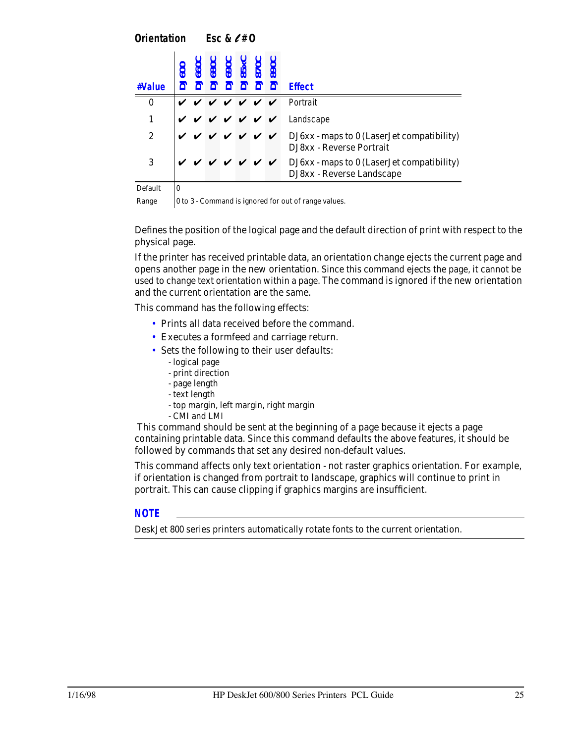## Orientation    Esc & ℓ # O

| #Value | DJ 600 | DJ 660C | DJ 680C | DJ 690C | DJ 85xC | DJ 870C | DJ 890C | Effect |
|---|---|---|---|---|---|---|---|---|
| 0 | ✔ | ✔ | ✔ | ✔ | ✔ | ✔ | ✔ | Portrait |
| 1 | ✔ | ✔ | ✔ | ✔ | ✔ | ✔ | ✔ | Landscape |
| 2 | ✔ | ✔ | ✔ | ✔ | ✔ | ✔ | ✔ | DJ6xx - maps to 0 (LaserJet compatibility)<br>DJ8xx - Reverse Portrait |
| 3 | ✔ | ✔ | ✔ | ✔ | ✔ | ✔ | ✔ | DJ6xx - maps to 0 (LaserJet compatibility)<br>DJ8xx - Reverse Landscape |
| Default | 0 | | | | | | | |
| Range | 0 to 3 - Command is ignored for out of range values. | | | | | | | |

Defines the position of the logical page and the default direction of print with respect to the physical page.

If the printer has received printable data, an orientation change ejects the current page and opens another page in the new orientation. Since this command ejects the page, it cannot be used to change text orientation within a page. The command is ignored if the new orientation and the current orientation are the same.

This command has the following effects:

- Prints all data received before the command.
- Executes a formfeed and carriage return.
- Sets the following to their user defaults:
  - logical page
  - print direction
  - page length
  - text length
  - top margin, left margin, right margin
  - CMI and LMI

This command should be sent at the beginning of a page because it ejects a page containing printable data. Since this command defaults the above features, it should be followed by commands that set any desired non-default values.

This command affects only text orientation - not raster graphics orientation. For example, if orientation is changed from portrait to landscape, graphics will continue to print in portrait. This can cause clipping if graphics margins are insufficient.

**NOTE**

DeskJet 800 series printers automatically rotate fonts to the current orientation.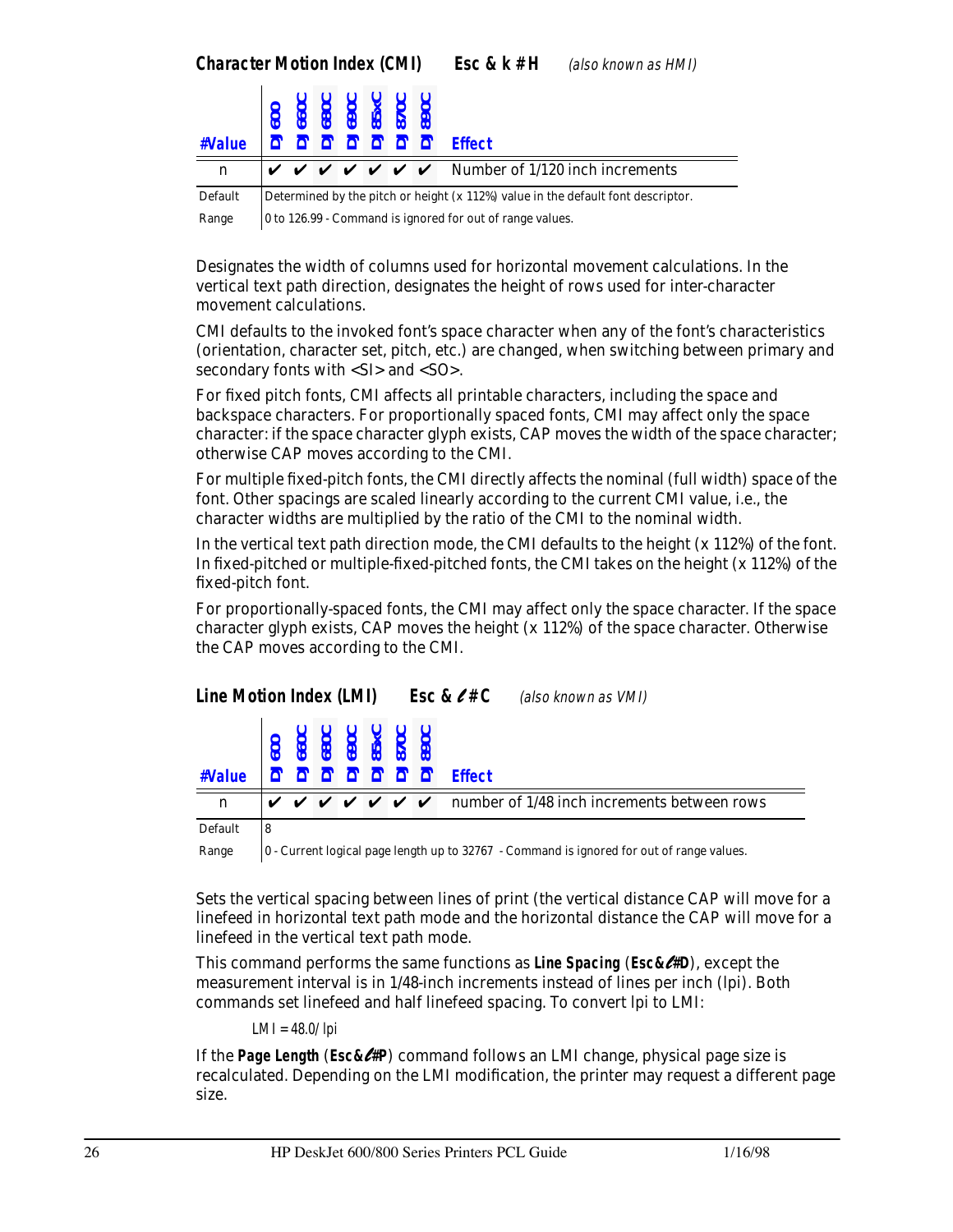### Character Motion Index (CMI) Esc & k # H *(also known as HMI)*

| #Value | DJ 600 | DJ 660C | DJ 680C | DJ 690C | DJ 85xC | DJ 870C | DJ 890C | Effect |
|---|---|---|---|---|---|---|---|---|
| n | ✔ | ✔ | ✔ | ✔ | ✔ | ✔ | ✔ | Number of 1/120 inch increments |
| Default | Determined by the pitch or height (x 112%) value in the default font descriptor. | | | | | | | |
| Range | 0 to 126.99 - Command is ignored for out of range values. | | | | | | | |

Designates the width of columns used for horizontal movement calculations. In the vertical text path direction, designates the height of rows used for inter-character movement calculations.

CMI defaults to the invoked font's space character when any of the font's characteristics (orientation, character set, pitch, etc.) are changed, when switching between primary and secondary fonts with <SI> and <SO>.

For fixed pitch fonts, CMI affects all printable characters, including the space and backspace characters. For proportionally spaced fonts, CMI may affect only the space character: if the space character glyph exists, CAP moves the width of the space character; otherwise CAP moves according to the CMI.

For multiple fixed-pitch fonts, the CMI directly affects the nominal (full width) space of the font. Other spacings are scaled linearly according to the current CMI value, i.e., the character widths are multiplied by the ratio of the CMI to the nominal width.

In the vertical text path direction mode, the CMI defaults to the height (x 112%) of the font. In fixed-pitched or multiple-fixed-pitched fonts, the CMI takes on the height (x 112%) of the fixed-pitch font.

For proportionally-spaced fonts, the CMI may affect only the space character. If the space character glyph exists, CAP moves the height (x 112%) of the space character. Otherwise the CAP moves according to the CMI.

### Line Motion Index (LMI) Esc & ℓ # C *(also known as VMI)*

| #Value | DJ 600 | DJ 660C | DJ 680C | DJ 690C | DJ 85xC | DJ 870C | DJ 890C | Effect |
|---|---|---|---|---|---|---|---|---|
| n | ✔ | ✔ | ✔ | ✔ | ✔ | ✔ | ✔ | number of 1/48 inch increments between rows |
| Default | 8 | | | | | | | |
| Range | 0 - Current logical page length up to 32767 - Command is ignored for out of range values. | | | | | | | |

Sets the vertical spacing between lines of print (the vertical distance CAP will move for a linefeed in horizontal text path mode and the horizontal distance the CAP will move for a linefeed in the vertical text path mode.

This command performs the same functions as **Line Spacing** (**Esc&ℓ#D**), except the measurement interval is in 1/48-inch increments instead of lines per inch (lpi). Both commands set linefeed and half linefeed spacing. To convert lpi to LMI:

LMI = 48.0/ lpi

If the **Page Length** (**Esc&ℓ#P**) command follows an LMI change, physical page size is recalculated. Depending on the LMI modification, the printer may request a different page size.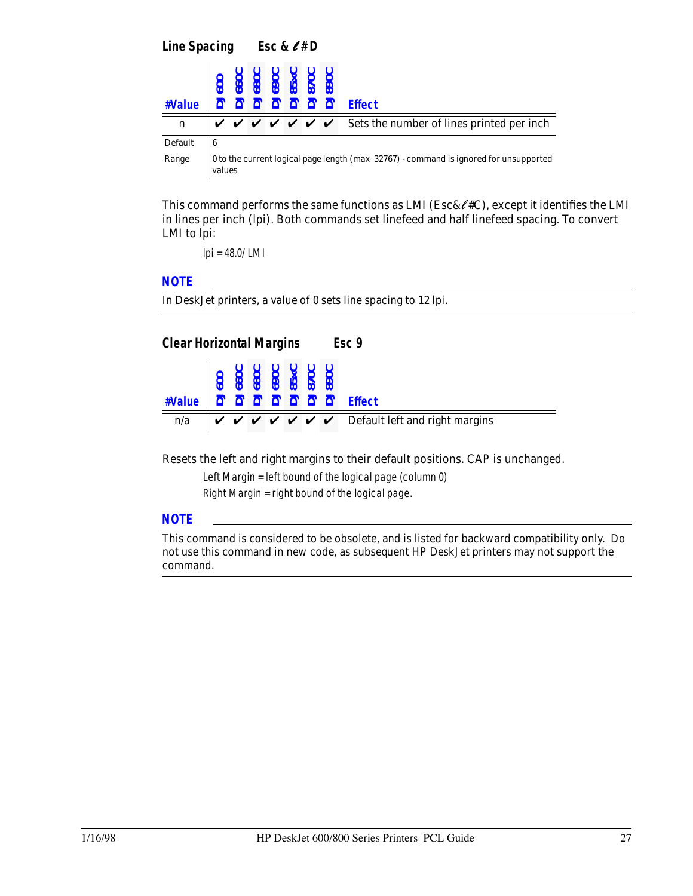## Line Spacing Esc &ℓ#D

| #Value | DJ 600 | DJ 660C | DJ 680C | DJ 690C | DJ 85xC | DJ 870C | DJ 890C | Effect |
|---|---|---|---|---|---|---|---|---|
| n | ✔ | ✔ | ✔ | ✔ | ✔ | ✔ | ✔ | Sets the number of lines printed per inch |
| Default | 6 | | | | | | | |
| Range | 0 to the current logical page length (max 32767) - command is ignored for unsupported values | | | | | | | |

This command performs the same functions as LMI (Esc&ℓ#C), except it identifies the LMI in lines per inch (lpi). Both commands set linefeed and half linefeed spacing. To convert LMI to lpi:

*lpi = 48.0/ LMI*

**NOTE**

In DeskJet printers, a value of 0 sets line spacing to 12 lpi.

## Clear Horizontal Margins Esc 9

| #Value | DJ 600 | DJ 660C | DJ 680C | DJ 690C | DJ 85xC | DJ 870C | DJ 890C | Effect |
|---|---|---|---|---|---|---|---|---|
| n/a | ✔ | ✔ | ✔ | ✔ | ✔ | ✔ | ✔ | Default left and right margins |

Resets the left and right margins to their default positions. CAP is unchanged.

*Left Margin = left bound of the logical page (column 0)*

*Right Margin = right bound of the logical page.*

**NOTE**

This command is considered to be obsolete, and is listed for backward compatibility only. Do not use this command in new code, as subsequent HP DeskJet printers may not support the command.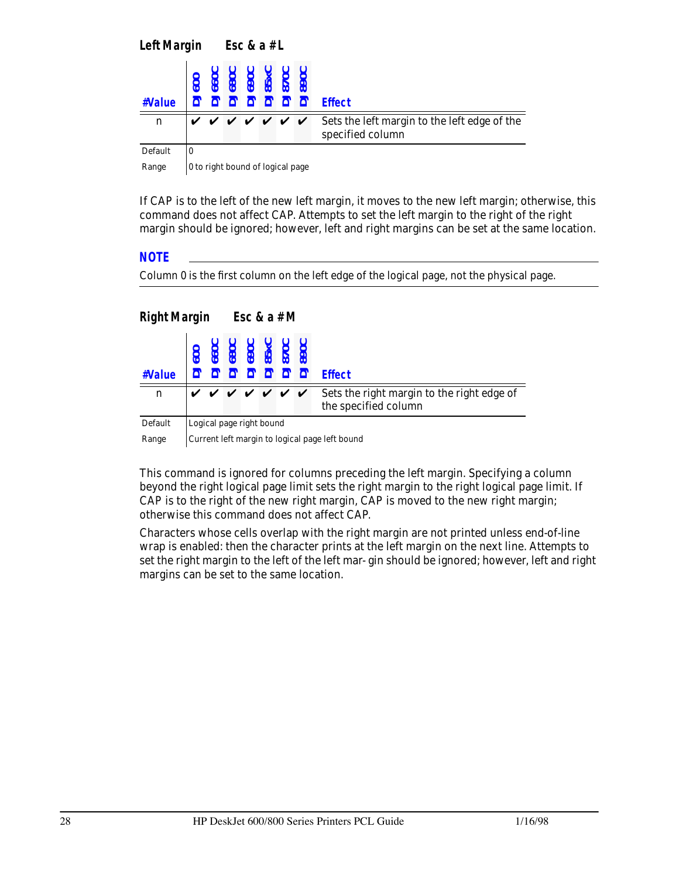## Left Margin Esc & a # L

| #Value | DJ 600 | DJ 660C | DJ 680C | DJ 690C | DJ 85xC | DJ 870C | DJ 890C | Effect |
|---|---|---|---|---|---|---|---|---|
| n | ✔ | ✔ | ✔ | ✔ | ✔ | ✔ | ✔ | Sets the left margin to the left edge of the specified column |
| Default | 0 | | | | | | | |
| Range | 0 to right bound of logical page | | | | | | | |

If CAP is to the left of the new left margin, it moves to the new left margin; otherwise, this command does not affect CAP. Attempts to set the left margin to the right of the right margin should be ignored; however, left and right margins can be set at the same location.

**NOTE**

Column 0 is the first column on the left edge of the logical page, not the physical page.

## Right Margin Esc & a # M

| #Value | DJ 600 | DJ 660C | DJ 680C | DJ 690C | DJ 85xC | DJ 870C | DJ 890C | Effect |
|---|---|---|---|---|---|---|---|---|
| n | ✔ | ✔ | ✔ | ✔ | ✔ | ✔ | ✔ | Sets the right margin to the right edge of the specified column |
| Default | Logical page right bound | | | | | | | |
| Range | Current left margin to logical page left bound | | | | | | | |

This command is ignored for columns preceding the left margin. Specifying a column beyond the right logical page limit sets the right margin to the right logical page limit. If CAP is to the right of the new right margin, CAP is moved to the new right margin; otherwise this command does not affect CAP.

Characters whose cells overlap with the right margin are not printed unless end-of-line wrap is enabled: then the character prints at the left margin on the next line. Attempts to set the right margin to the left of the left mar- gin should be ignored; however, left and right margins can be set to the same location.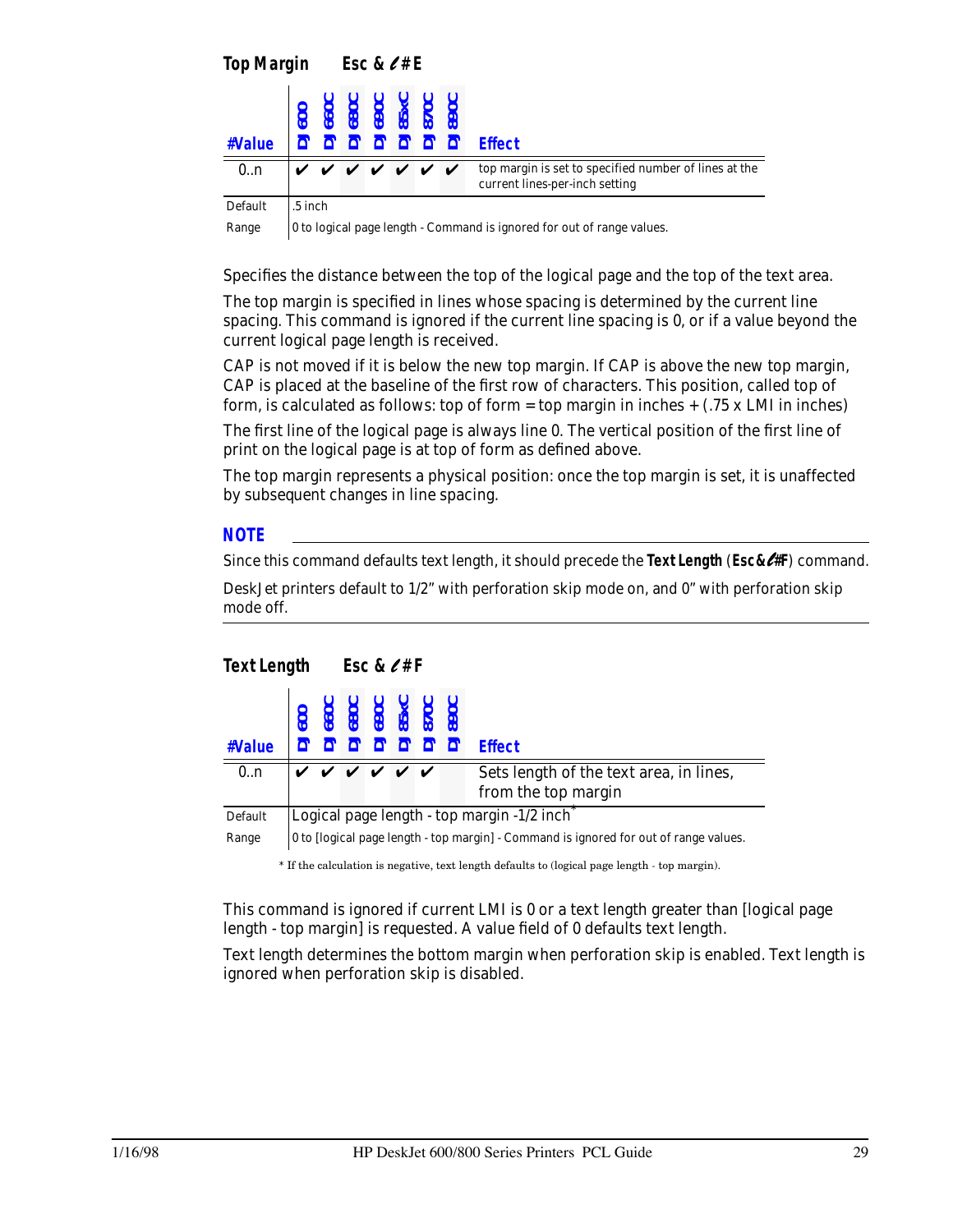## Top Margin    Esc & ℓ # E

| #Value | DJ 600 | DJ 660C | DJ 680C | DJ 690C | DJ 85xC | DJ 870C | DJ 890C | Effect |
|---|---|---|---|---|---|---|---|---|
| 0..n | ✔ | ✔ | ✔ | ✔ | ✔ | ✔ | ✔ | top margin is set to specified number of lines at the current lines-per-inch setting |
| Default | .5 inch | | | | | | | |
| Range | 0 to logical page length - Command is ignored for out of range values. | | | | | | | |

Specifies the distance between the top of the logical page and the top of the text area.

The top margin is specified in lines whose spacing is determined by the current line spacing. This command is ignored if the current line spacing is 0, or if a value beyond the current logical page length is received.

CAP is not moved if it is below the new top margin. If CAP is above the new top margin, CAP is placed at the baseline of the first row of characters. This position, called top of form, is calculated as follows: top of form = top margin in inches + (.75 x LMI in inches)

The first line of the logical page is always line 0. The vertical position of the first line of print on the logical page is at top of form as defined above.

The top margin represents a physical position: once the top margin is set, it is unaffected by subsequent changes in line spacing.

**NOTE**

Since this command defaults text length, it should precede the **Text Length** (**Esc&ℓ#F**) command.

DeskJet printers default to 1/2” with perforation skip mode on, and 0” with perforation skip mode off.

## Text Length    Esc & ℓ # F

| #Value | DJ 600 | DJ 660C | DJ 680C | DJ 690C | DJ 85xC | DJ 870C | DJ 890C | Effect |
|---|---|---|---|---|---|---|---|---|
| 0..n | ✔ | ✔ | ✔ | ✔ | ✔ | ✔ | | Sets length of the text area, in lines, from the top margin |
| Default | Logical page length - top margin -1/2 inch* | | | | | | | |
| Range | 0 to [logical page length - top margin] - Command is ignored for out of range values. | | | | | | | |

* If the calculation is negative, text length defaults to (logical page length - top margin).

This command is ignored if current LMI is 0 or a text length greater than [logical page length - top margin] is requested. A value field of 0 defaults text length.

Text length determines the bottom margin when perforation skip is enabled. Text length is ignored when perforation skip is disabled.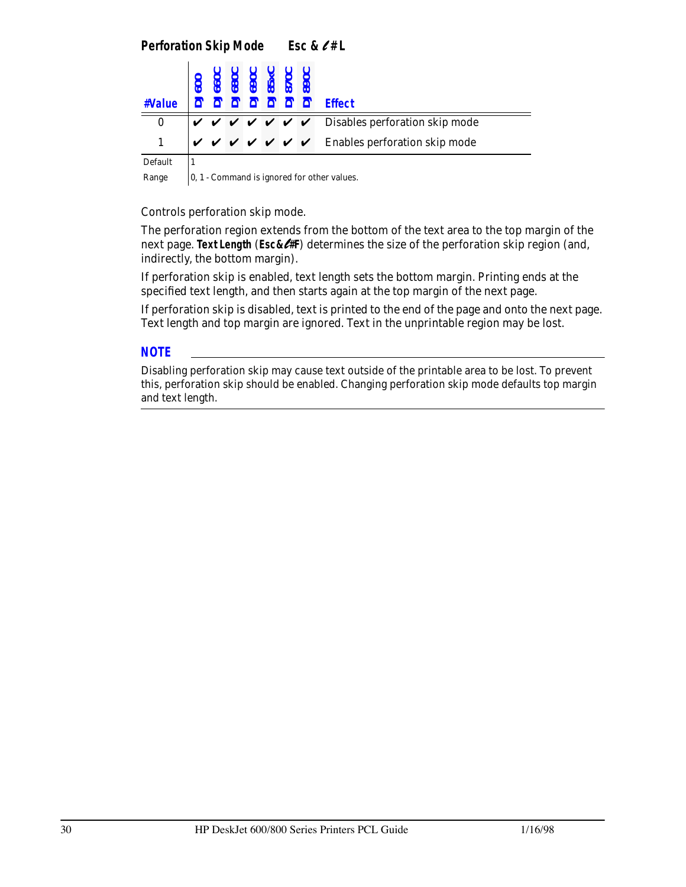## Perforation Skip Mode Esc & ℓ # L

| #Value | DJ 600 | DJ 660C | DJ 680C | DJ 690C | DJ 85xC | DJ 870C | DJ 890C | Effect |
|---|---|---|---|---|---|---|---|---|
| 0 | ✔ | ✔ | ✔ | ✔ | ✔ | ✔ | ✔ | Disables perforation skip mode |
| 1 | ✔ | ✔ | ✔ | ✔ | ✔ | ✔ | ✔ | Enables perforation skip mode |
| Default | 1 | | | | | | | |
| Range | 0, 1 - Command is ignored for other values. | | | | | | | |

Controls perforation skip mode.

The perforation region extends from the bottom of the text area to the top margin of the next page. **Text Length** (**Esc&ℓ#F**) determines the size of the perforation skip region (and, indirectly, the bottom margin).

If perforation skip is enabled, text length sets the bottom margin. Printing ends at the specified text length, and then starts again at the top margin of the next page.

If perforation skip is disabled, text is printed to the end of the page and onto the next page. Text length and top margin are ignored. Text in the unprintable region may be lost.

### NOTE

Disabling perforation skip may cause text outside of the printable area to be lost. To prevent this, perforation skip should be enabled. Changing perforation skip mode defaults top margin and text length.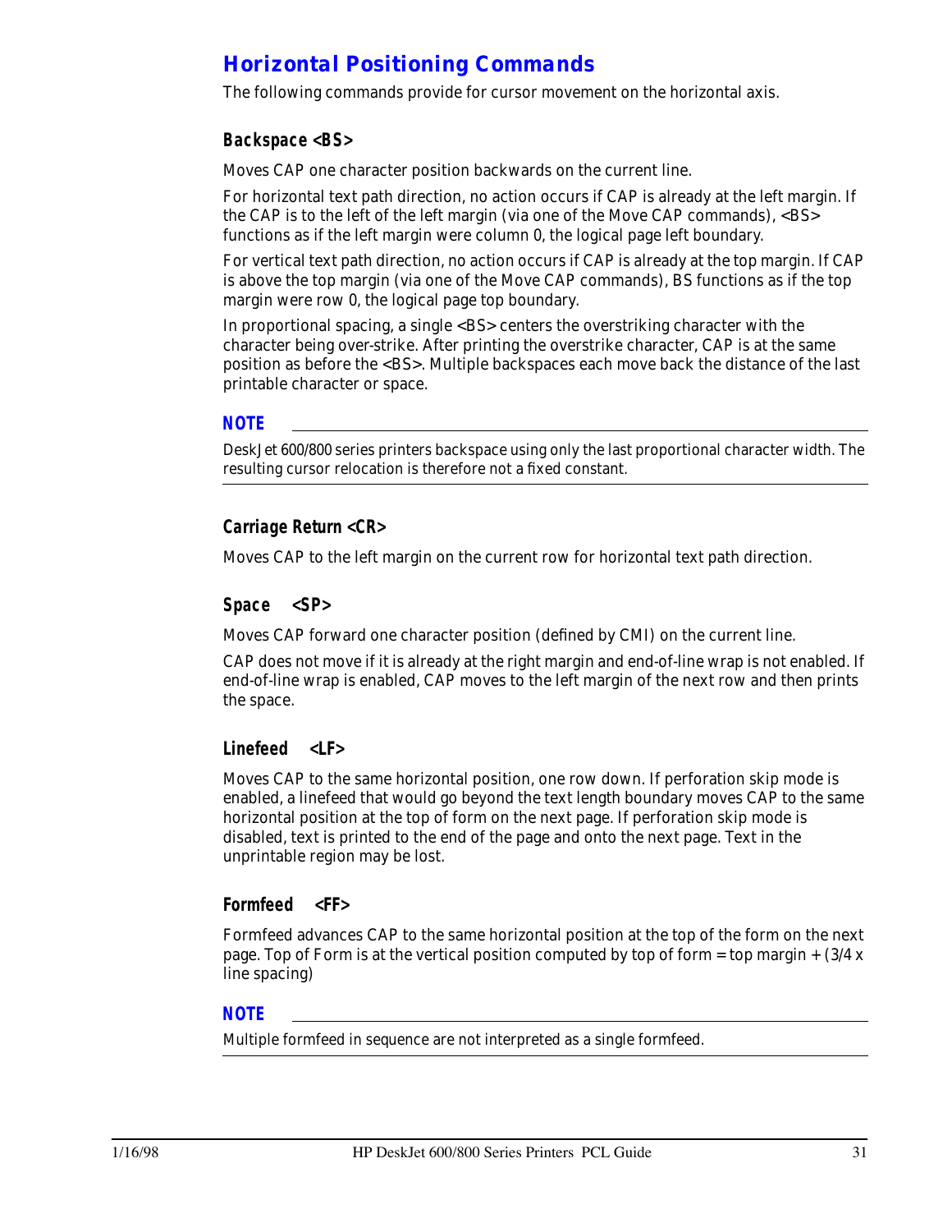## Horizontal Positioning Commands

The following commands provide for cursor movement on the horizontal axis.

### Backspace <BS>

Moves CAP one character position backwards on the current line.

For horizontal text path direction, no action occurs if CAP is already at the left margin. If the CAP is to the left of the left margin (via one of the Move CAP commands), <BS> functions as if the left margin were column 0, the logical page left boundary.

For vertical text path direction, no action occurs if CAP is already at the top margin. If CAP is above the top margin (via one of the Move CAP commands), BS functions as if the top margin were row 0, the logical page top boundary.

In proportional spacing, a single <BS> centers the overstriking character with the character being over-strike. After printing the overstrike character, CAP is at the same position as before the <BS>. Multiple backspaces each move back the distance of the last printable character or space.

**NOTE**

DeskJet 600/800 series printers backspace using only the last proportional character width. The resulting cursor relocation is therefore not a fixed constant.

### Carriage Return <CR>

Moves CAP to the left margin on the current row for horizontal text path direction.

### Space <SP>

Moves CAP forward one character position (defined by CMI) on the current line.

CAP does not move if it is already at the right margin and end-of-line wrap is not enabled. If end-of-line wrap is enabled, CAP moves to the left margin of the next row and then prints the space.

### Linefeed <LF>

Moves CAP to the same horizontal position, one row down. If perforation skip mode is enabled, a linefeed that would go beyond the text length boundary moves CAP to the same horizontal position at the top of form on the next page. If perforation skip mode is disabled, text is printed to the end of the page and onto the next page. Text in the unprintable region may be lost.

### Formfeed <FF>

Formfeed advances CAP to the same horizontal position at the top of the form on the next page. Top of Form is at the vertical position computed by top of form = top margin + (3/4 x line spacing)

**NOTE**

Multiple formfeed in sequence are not interpreted as a single formfeed.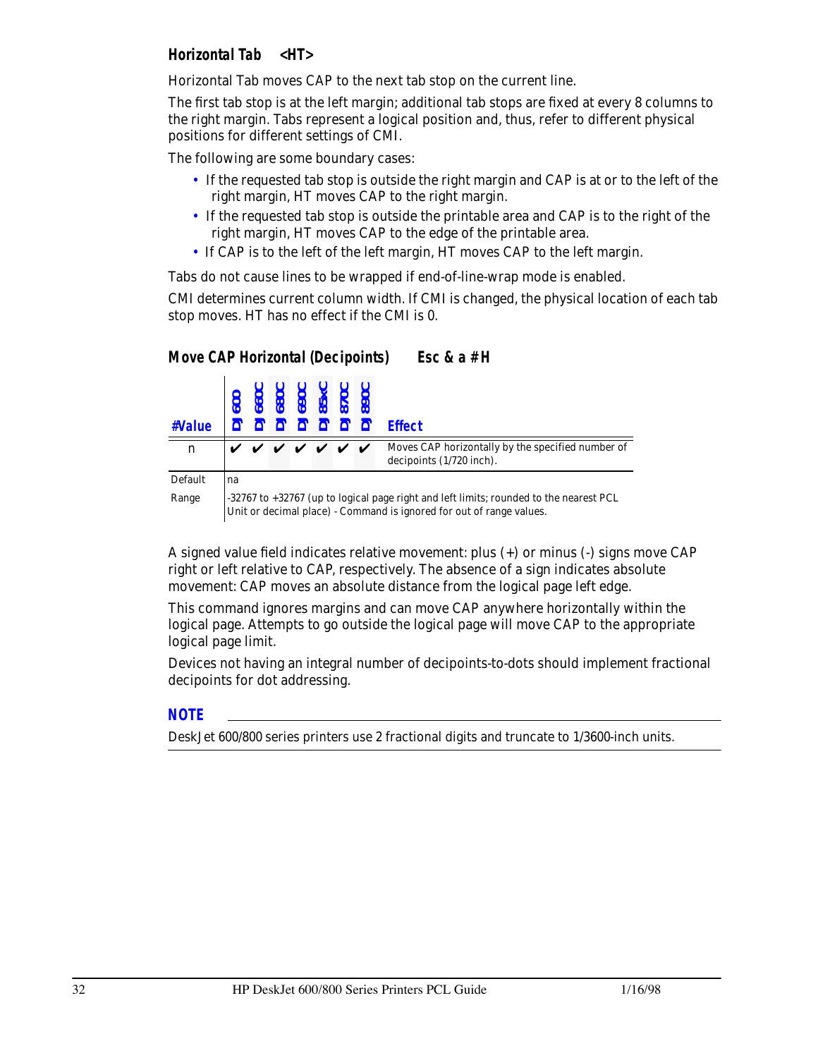### Horizontal Tab <HT>

Horizontal Tab moves CAP to the next tab stop on the current line.

The first tab stop is at the left margin; additional tab stops are fixed at every 8 columns to the right margin. Tabs represent a logical position and, thus, refer to different physical positions for different settings of CMI.

The following are some boundary cases:

- If the requested tab stop is outside the right margin and CAP is at or to the left of the right margin, HT moves CAP to the right margin.
- If the requested tab stop is outside the printable area and CAP is to the right of the right margin, HT moves CAP to the edge of the printable area.
- If CAP is to the left of the left margin, HT moves CAP to the left margin.

Tabs do not cause lines to be wrapped if end-of-line-wrap mode is enabled.

CMI determines current column width. If CMI is changed, the physical location of each tab stop moves. HT has no effect if the CMI is 0.

### Move CAP Horizontal (Decipoints) Esc & a # H

| #Value | DJ 600 | DJ 660C | DJ 680C | DJ 690C | DJ 85xC | DJ 870C | DJ 890C | Effect |
|---|---|---|---|---|---|---|---|---|
| n | ✔ | ✔ | ✔ | ✔ | ✔ | ✔ | ✔ | Moves CAP horizontally by the specified number of decipoints (1/720 inch). |
| Default | na | | | | | | | |
| Range | -32767 to +32767 (up to logical page right and left limits; rounded to the nearest PCL Unit or decimal place) - Command is ignored for out of range values. | | | | | | | |

A signed value field indicates relative movement: plus (+) or minus (-) signs move CAP right or left relative to CAP, respectively. The absence of a sign indicates absolute movement: CAP moves an absolute distance from the logical page left edge.

This command ignores margins and can move CAP anywhere horizontally within the logical page. Attempts to go outside the logical page will move CAP to the appropriate logical page limit.

Devices not having an integral number of decipoints-to-dots should implement fractional decipoints for dot addressing.

**NOTE**

DeskJet 600/800 series printers use 2 fractional digits and truncate to 1/3600-inch units.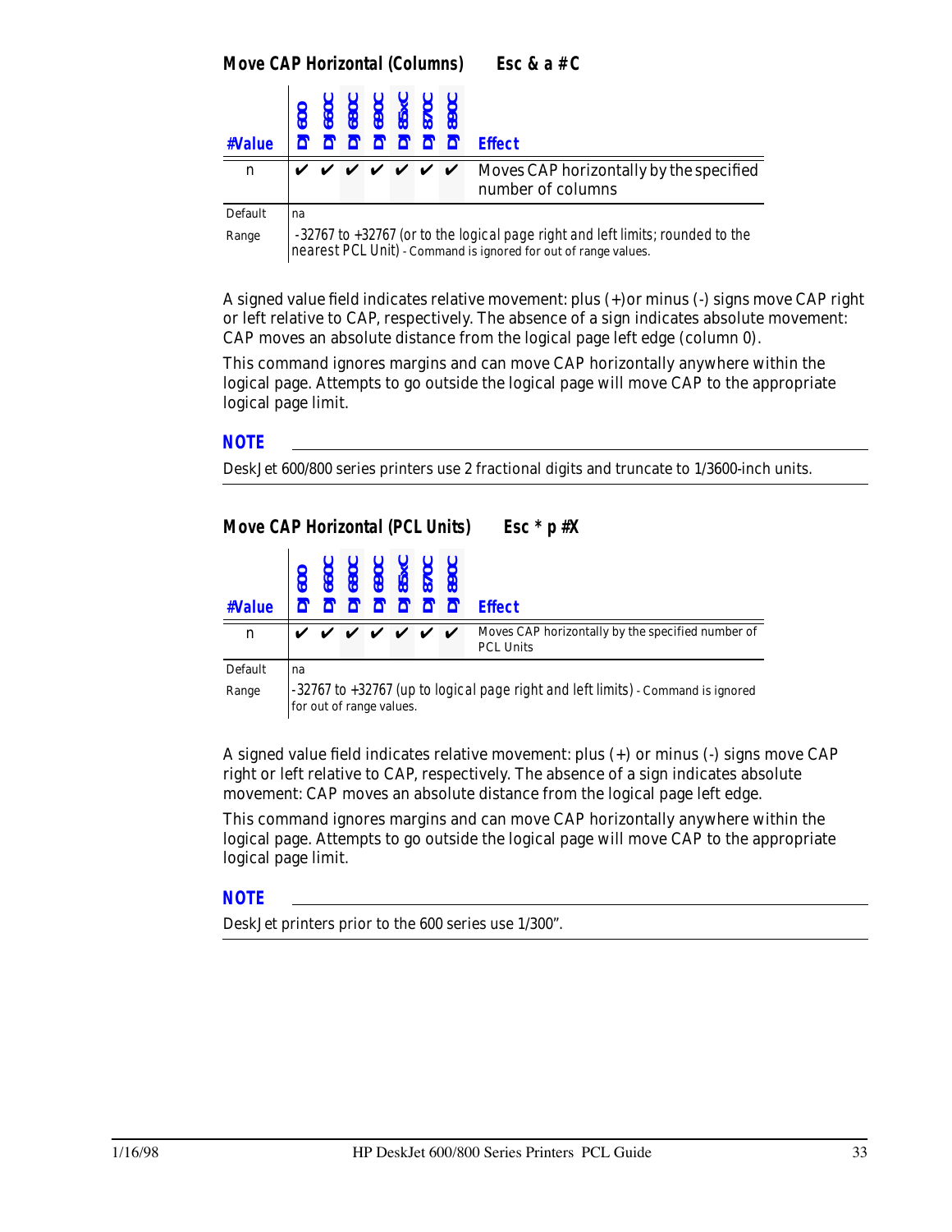### Move CAP Horizontal (Columns)   Esc & a #C

| #Value | DJ 600 | DJ 660C | DJ 680C | DJ 690C | DJ 85xC | DJ 870C | DJ 890C | Effect |
|---|---|---|---|---|---|---|---|---|
| n | ✔ | ✔ | ✔ | ✔ | ✔ | ✔ | ✔ | Moves CAP horizontally by the specified number of columns |
| Default | na | | | | | | | |
| Range | -32767 to +32767 (or to the logical page right and left limits; rounded to the nearest PCL Unit) - Command is ignored for out of range values. | | | | | | | |

A signed value field indicates relative movement: plus (+)or minus (-) signs move CAP right or left relative to CAP, respectively. The absence of a sign indicates absolute movement: CAP moves an absolute distance from the logical page left edge (column 0).

This command ignores margins and can move CAP horizontally anywhere within the logical page. Attempts to go outside the logical page will move CAP to the appropriate logical page limit.

**NOTE**

DeskJet 600/800 series printers use 2 fractional digits and truncate to 1/3600-inch units.

### Move CAP Horizontal (PCL Units)   Esc * p #X

| #Value | DJ 600 | DJ 660C | DJ 680C | DJ 690C | DJ 85xC | DJ 870C | DJ 890C | Effect |
|---|---|---|---|---|---|---|---|---|
| n | ✔ | ✔ | ✔ | ✔ | ✔ | ✔ | ✔ | Moves CAP horizontally by the specified number of PCL Units |
| Default | na | | | | | | | |
| Range | -32767 to +32767 (up to logical page right and left limits) - Command is ignored for out of range values. | | | | | | | |

A signed value field indicates relative movement: plus (+) or minus (-) signs move CAP right or left relative to CAP, respectively. The absence of a sign indicates absolute movement: CAP moves an absolute distance from the logical page left edge.

This command ignores margins and can move CAP horizontally anywhere within the logical page. Attempts to go outside the logical page will move CAP to the appropriate logical page limit.

**NOTE**

DeskJet printers prior to the 600 series use 1/300”.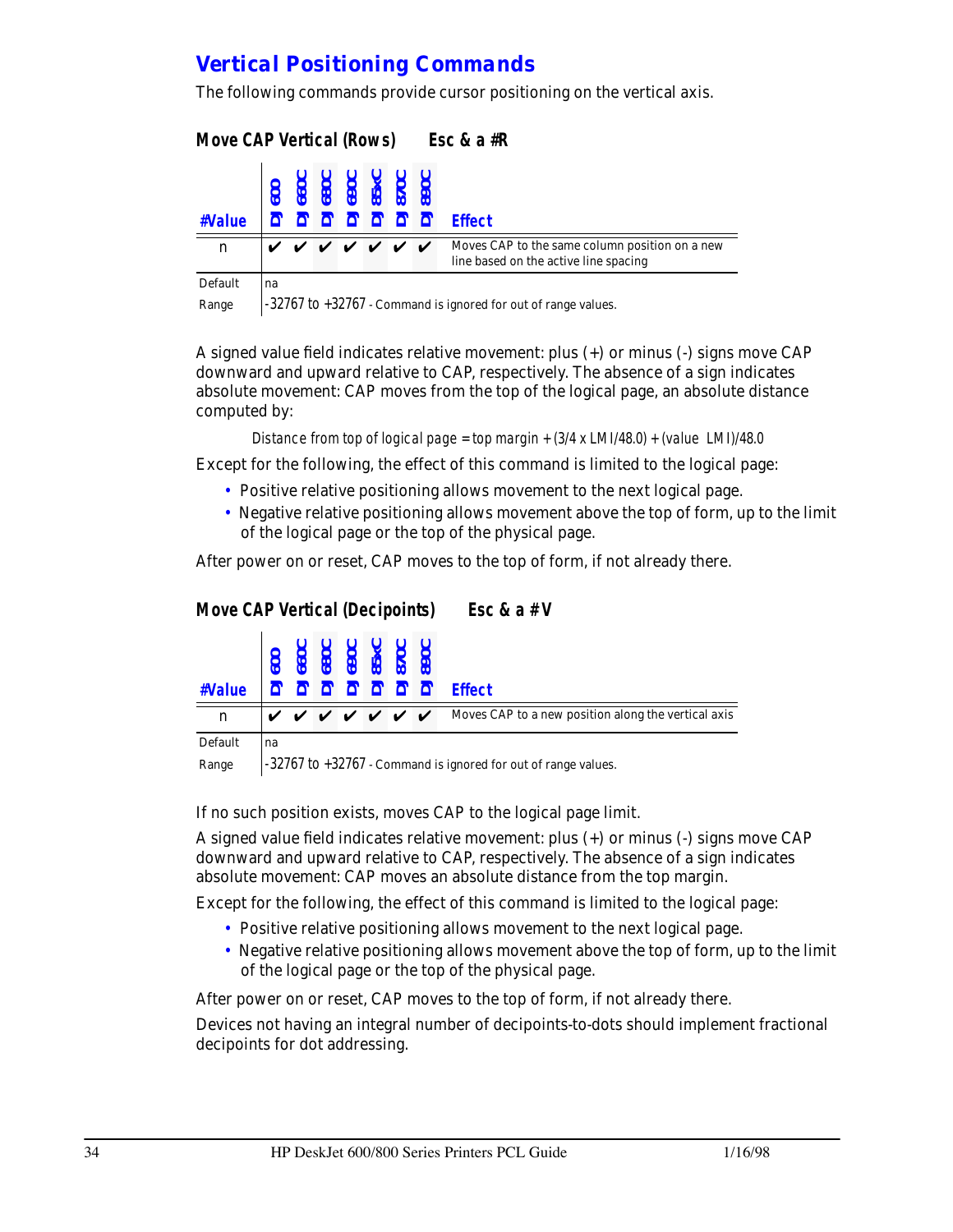## Vertical Positioning Commands

The following commands provide cursor positioning on the vertical axis.

### Move CAP Vertical (Rows) Esc & a #R

| #Value | DJ 600 | DJ 660C | DJ 680C | DJ 690C | DJ 85xC | DJ 870C | DJ 890C | Effect |
|---|---|---|---|---|---|---|---|---|
| n | ✔ | ✔ | ✔ | ✔ | ✔ | ✔ | ✔ | Moves CAP to the same column position on a new line based on the active line spacing |
| Default | na | | | | | | | |
| Range | -32767 to +32767 - Command is ignored for out of range values. | | | | | | | |

A signed value field indicates relative movement: plus (+) or minus (-) signs move CAP downward and upward relative to CAP, respectively. The absence of a sign indicates absolute movement: CAP moves from the top of the logical page, an absolute distance computed by:

*Distance from top of logical page = top margin + (3/4 x LMI/48.0) + (value LMI)/48.0*

Except for the following, the effect of this command is limited to the logical page:

- Positive relative positioning allows movement to the next logical page.
- Negative relative positioning allows movement above the top of form, up to the limit of the logical page or the top of the physical page.

After power on or reset, CAP moves to the top of form, if not already there.

### Move CAP Vertical (Decipoints) Esc & a # V

| #Value | DJ 600 | DJ 660C | DJ 680C | DJ 690C | DJ 85xC | DJ 870C | DJ 890C | Effect |
|---|---|---|---|---|---|---|---|---|
| n | ✔ | ✔ | ✔ | ✔ | ✔ | ✔ | ✔ | Moves CAP to a new position along the vertical axis |
| Default | na | | | | | | | |
| Range | -32767 to +32767 - Command is ignored for out of range values. | | | | | | | |

If no such position exists, moves CAP to the logical page limit.

A signed value field indicates relative movement: plus (+) or minus (-) signs move CAP downward and upward relative to CAP, respectively. The absence of a sign indicates absolute movement: CAP moves an absolute distance from the top margin.

Except for the following, the effect of this command is limited to the logical page:

- Positive relative positioning allows movement to the next logical page.
- Negative relative positioning allows movement above the top of form, up to the limit of the logical page or the top of the physical page.

After power on or reset, CAP moves to the top of form, if not already there.

Devices not having an integral number of decipoints-to-dots should implement fractional decipoints for dot addressing.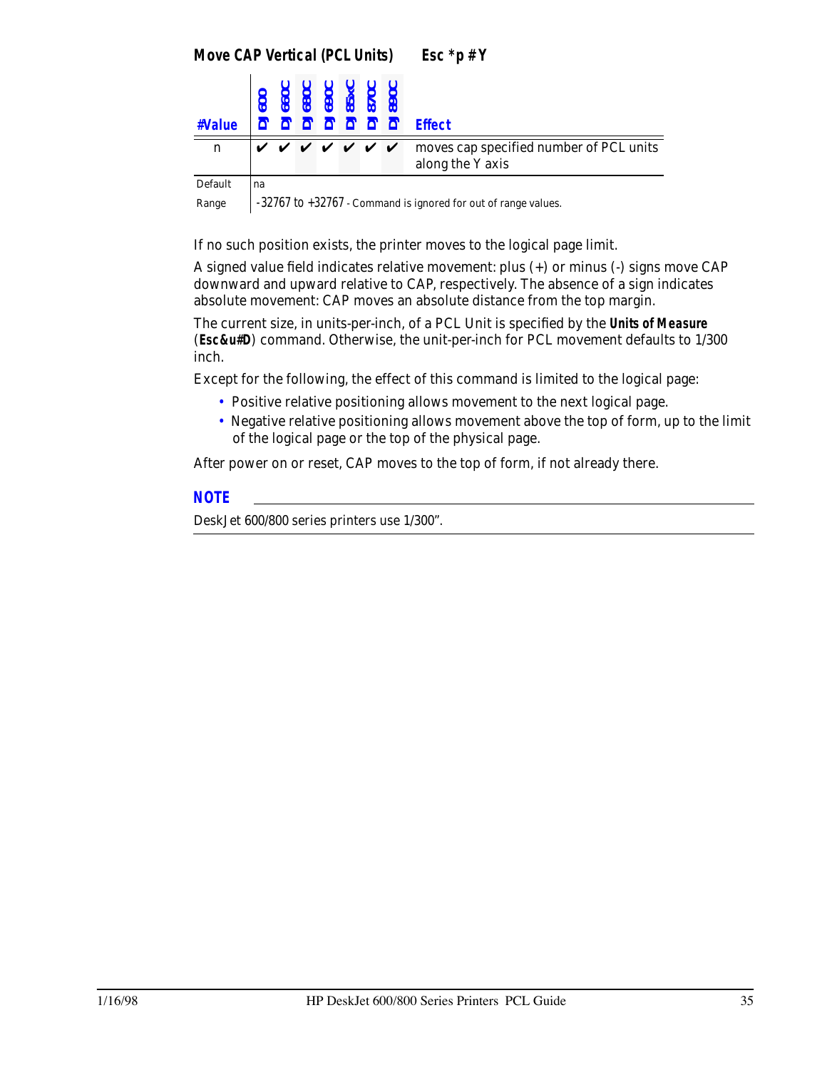## Move CAP Vertical (PCL Units) Esc *p # Y

| #Value | DJ 600 | DJ 660C | DJ 680C | DJ 690C | DJ 85xC | DJ 870C | DJ 890C | Effect |
|---|---|---|---|---|---|---|---|---|
| n | ✔ | ✔ | ✔ | ✔ | ✔ | ✔ | ✔ | moves cap specified number of PCL units along the Y axis |
| Default | na | | | | | | | |
| Range | -32767 to +32767 - Command is ignored for out of range values. | | | | | | | |

If no such position exists, the printer moves to the logical page limit.

A signed value field indicates relative movement: plus (+) or minus (-) signs move CAP downward and upward relative to CAP, respectively. The absence of a sign indicates absolute movement: CAP moves an absolute distance from the top margin.

The current size, in units-per-inch, of a PCL Unit is specified by the **Units of Measure** (**Esc&u#D**) command. Otherwise, the unit-per-inch for PCL movement defaults to 1/300 inch.

Except for the following, the effect of this command is limited to the logical page:

- Positive relative positioning allows movement to the next logical page.
- Negative relative positioning allows movement above the top of form, up to the limit of the logical page or the top of the physical page.

After power on or reset, CAP moves to the top of form, if not already there.

**NOTE**

DeskJet 600/800 series printers use 1/300".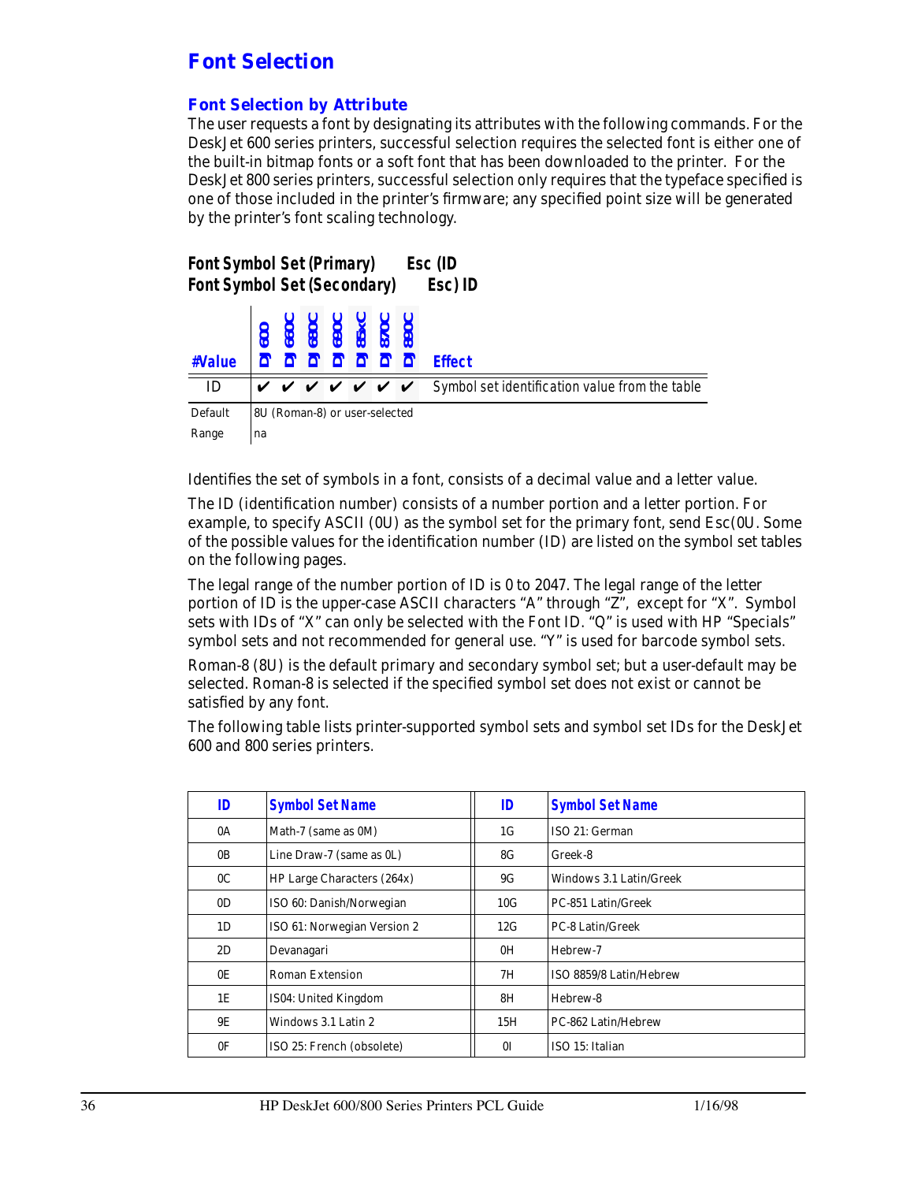# Font Selection

## Font Selection by Attribute

The user requests a font by designating its attributes with the following commands. For the DeskJet 600 series printers, successful selection requires the selected font is either one of the built-in bitmap fonts or a soft font that has been downloaded to the printer. For the DeskJet 800 series printers, successful selection only requires that the typeface specified is one of those included in the printer's firmware; any specified point size will be generated by the printer's font scaling technology.

### Font Symbol Set (Primary) Esc (ID
### Font Symbol Set (Secondary) Esc) ID

| #Value | DJ 600 | DJ 660C | DJ 680C | DJ 690C | DJ 85xC | DJ 870C | DJ 890C | Effect |
|---|---|---|---|---|---|---|---|---|
| ID | ✔ | ✔ | ✔ | ✔ | ✔ | ✔ | ✔ | *Symbol set identification value from the table* |
| Default | 8U (Roman-8) or user-selected | | | | | | | |
| Range | na | | | | | | | |

Identifies the set of symbols in a font, consists of a decimal value and a letter value.

The ID (identification number) consists of a number portion and a letter portion. For example, to specify ASCII (0U) as the symbol set for the primary font, send Esc(0U. Some of the possible values for the identification number (ID) are listed on the symbol set tables on the following pages.

The legal range of the number portion of ID is 0 to 2047. The legal range of the letter portion of ID is the upper-case ASCII characters "A" through "Z", except for "X". Symbol sets with IDs of "X" can only be selected with the Font ID. "Q" is used with HP "Specials" symbol sets and not recommended for general use. "Y" is used for barcode symbol sets.

Roman-8 (8U) is the default primary and secondary symbol set; but a user-default may be selected. Roman-8 is selected if the specified symbol set does not exist or cannot be satisfied by any font.

The following table lists printer-supported symbol sets and symbol set IDs for the DeskJet 600 and 800 series printers.

| ID | Symbol Set Name | ID | Symbol Set Name |
|---|---|---|---|
| 0A | Math-7 (same as 0M) | 1G | ISO 21: German |
| 0B | Line Draw-7 (same as 0L) | 8G | Greek-8 |
| 0C | HP Large Characters (264x) | 9G | Windows 3.1 Latin/Greek |
| 0D | ISO 60: Danish/Norwegian | 10G | PC-851 Latin/Greek |
| 1D | ISO 61: Norwegian Version 2 | 12G | PC-8 Latin/Greek |
| 2D | Devanagari | 0H | Hebrew-7 |
| 0E | Roman Extension | 7H | ISO 8859/8 Latin/Hebrew |
| 1E | IS04: United Kingdom | 8H | Hebrew-8 |
| 9E | Windows 3.1 Latin 2 | 15H | PC-862 Latin/Hebrew |
| 0F | ISO 25: French (obsolete) | 0I | ISO 15: Italian |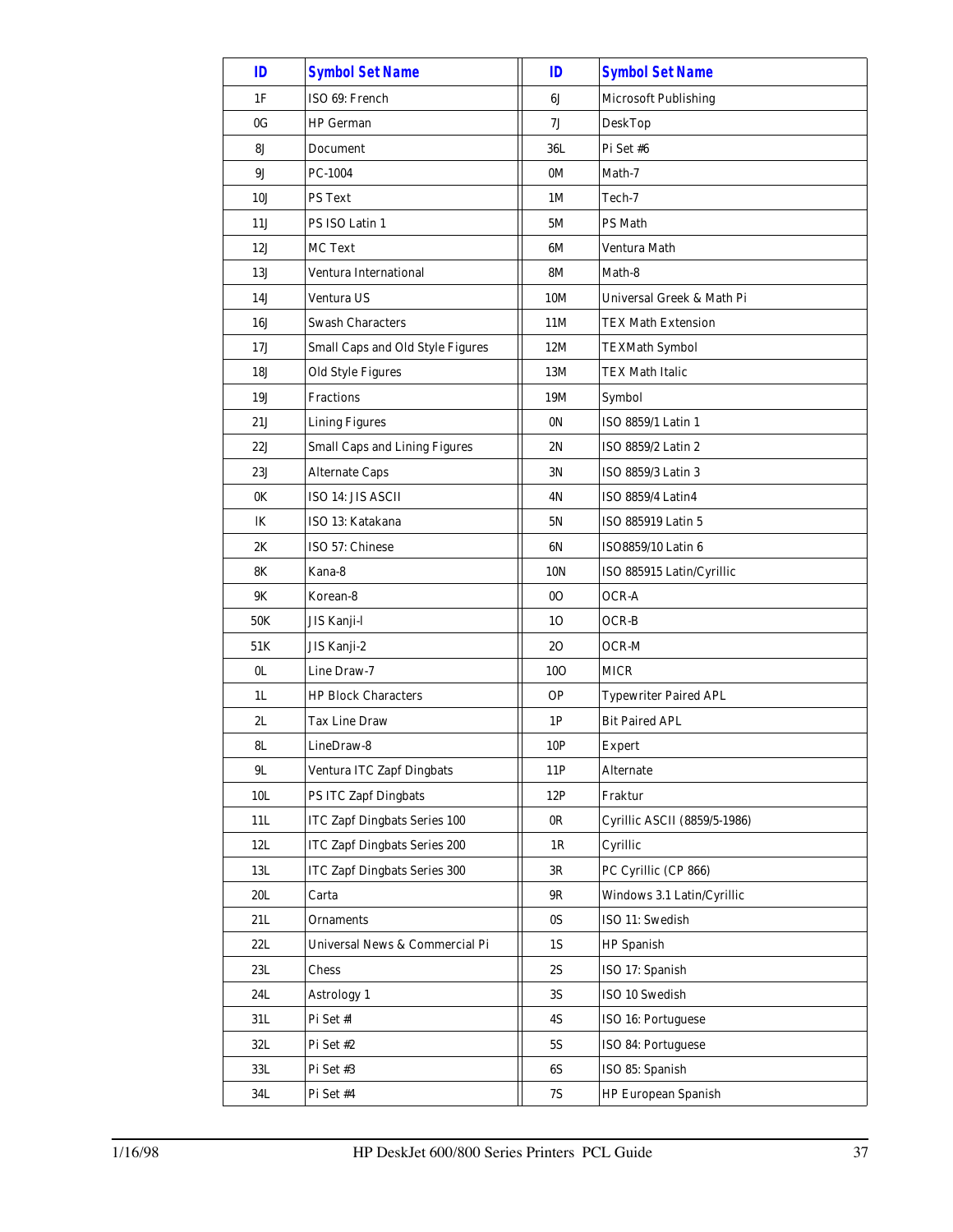| ID | Symbol Set Name | ID | Symbol Set Name |
|---|---|---|---|
| 1F | ISO 69: French | 6J | Microsoft Publishing |
| 0G | HP German | 7J | DeskTop |
| 8J | Document | 36L | Pi Set #6 |
| 9J | PC-1004 | 0M | Math-7 |
| 10J | PS Text | 1M | Tech-7 |
| 11J | PS ISO Latin 1 | 5M | PS Math |
| 12J | MC Text | 6M | Ventura Math |
| 13J | Ventura International | 8M | Math-8 |
| 14J | Ventura US | 10M | Universal Greek & Math Pi |
| 16J | Swash Characters | 11M | TEX Math Extension |
| 17J | Small Caps and Old Style Figures | 12M | TEXMath Symbol |
| 18J | Old Style Figures | 13M | TEX Math Italic |
| 19J | Fractions | 19M | Symbol |
| 21J | Lining Figures | 0N | ISO 8859/1 Latin 1 |
| 22J | Small Caps and Lining Figures | 2N | ISO 8859/2 Latin 2 |
| 23J | Alternate Caps | 3N | ISO 8859/3 Latin 3 |
| 0K | ISO 14: JIS ASCII | 4N | ISO 8859/4 Latin4 |
| IK | ISO 13: Katakana | 5N | ISO 885919 Latin 5 |
| 2K | ISO 57: Chinese | 6N | ISO8859/10 Latin 6 |
| 8K | Kana-8 | 10N | ISO 885915 Latin/Cyrillic |
| 9K | Korean-8 | 0O | OCR-A |
| 50K | JIS Kanji-l | 1O | OCR-B |
| 51K | JIS Kanji-2 | 2O | OCR-M |
| 0L | Line Draw-7 | 10O | MICR |
| 1L | HP Block Characters | OP | Typewriter Paired APL |
| 2L | Tax Line Draw | 1P | Bit Paired APL |
| 8L | LineDraw-8 | 10P | Expert |
| 9L | Ventura ITC Zapf Dingbats | 11P | Alternate |
| 10L | PS ITC Zapf Dingbats | 12P | Fraktur |
| 11L | ITC Zapf Dingbats Series 100 | 0R | Cyrillic ASCII (8859/5-1986) |
| 12L | ITC Zapf Dingbats Series 200 | 1R | Cyrillic |
| 13L | ITC Zapf Dingbats Series 300 | 3R | PC Cyrillic (CP 866) |
| 20L | Carta | 9R | Windows 3.1 Latin/Cyrillic |
| 21L | Ornaments | 0S | ISO 11: Swedish |
| 22L | Universal News & Commercial Pi | 1S | HP Spanish |
| 23L | Chess | 2S | ISO 17: Spanish |
| 24L | Astrology 1 | 3S | ISO 10 Swedish |
| 31L | Pi Set #l | 4S | ISO 16: Portuguese |
| 32L | Pi Set #2 | 5S | ISO 84: Portuguese |
| 33L | Pi Set #3 | 6S | ISO 85: Spanish |
| 34L | Pi Set #4 | 7S | HP European Spanish |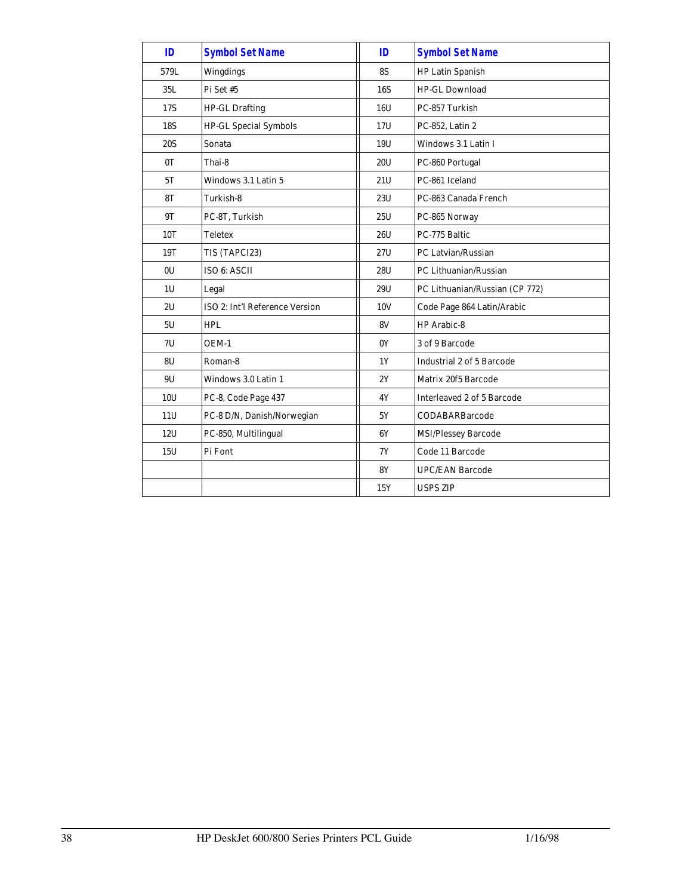| ID | Symbol Set Name | ID | Symbol Set Name |
|---|---|---|---|
| 579L | Wingdings | 8S | HP Latin Spanish |
| 35L | Pi Set #5 | 16S | HP-GL Download |
| 17S | HP-GL Drafting | 16U | PC-857 Turkish |
| 18S | HP-GL Special Symbols | 17U | PC-852, Latin 2 |
| 20S | Sonata | 19U | Windows 3.1 Latin I |
| 0T | Thai-8 | 20U | PC-860 Portugal |
| 5T | Windows 3.1 Latin 5 | 21U | PC-861 Iceland |
| 8T | Turkish-8 | 23U | PC-863 Canada French |
| 9T | PC-8T, Turkish | 25U | PC-865 Norway |
| 10T | Teletex | 26U | PC-775 Baltic |
| 19T | TIS (TAPCI23) | 27U | PC Latvian/Russian |
| 0U | ISO 6: ASCII | 28U | PC Lithuanian/Russian |
| 1U | Legal | 29U | PC Lithuanian/Russian (CP 772) |
| 2U | ISO 2: Int'l Reference Version | 10V | Code Page 864 Latin/Arabic |
| 5U | HPL | 8V | HP Arabic-8 |
| 7U | OEM-1 | 0Y | 3 of 9 Barcode |
| 8U | Roman-8 | 1Y | Industrial 2 of 5 Barcode |
| 9U | Windows 3.0 Latin 1 | 2Y | Matrix 20f5 Barcode |
| 10U | PC-8, Code Page 437 | 4Y | Interleaved 2 of 5 Barcode |
| 11U | PC-8 D/N, Danish/Norwegian | 5Y | CODABARBarcode |
| 12U | PC-850, Multilingual | 6Y | MSI/Plessey Barcode |
| 15U | Pi Font | 7Y | Code 11 Barcode |
| | | 8Y | UPC/EAN Barcode |
| | | 15Y | USPS ZIP |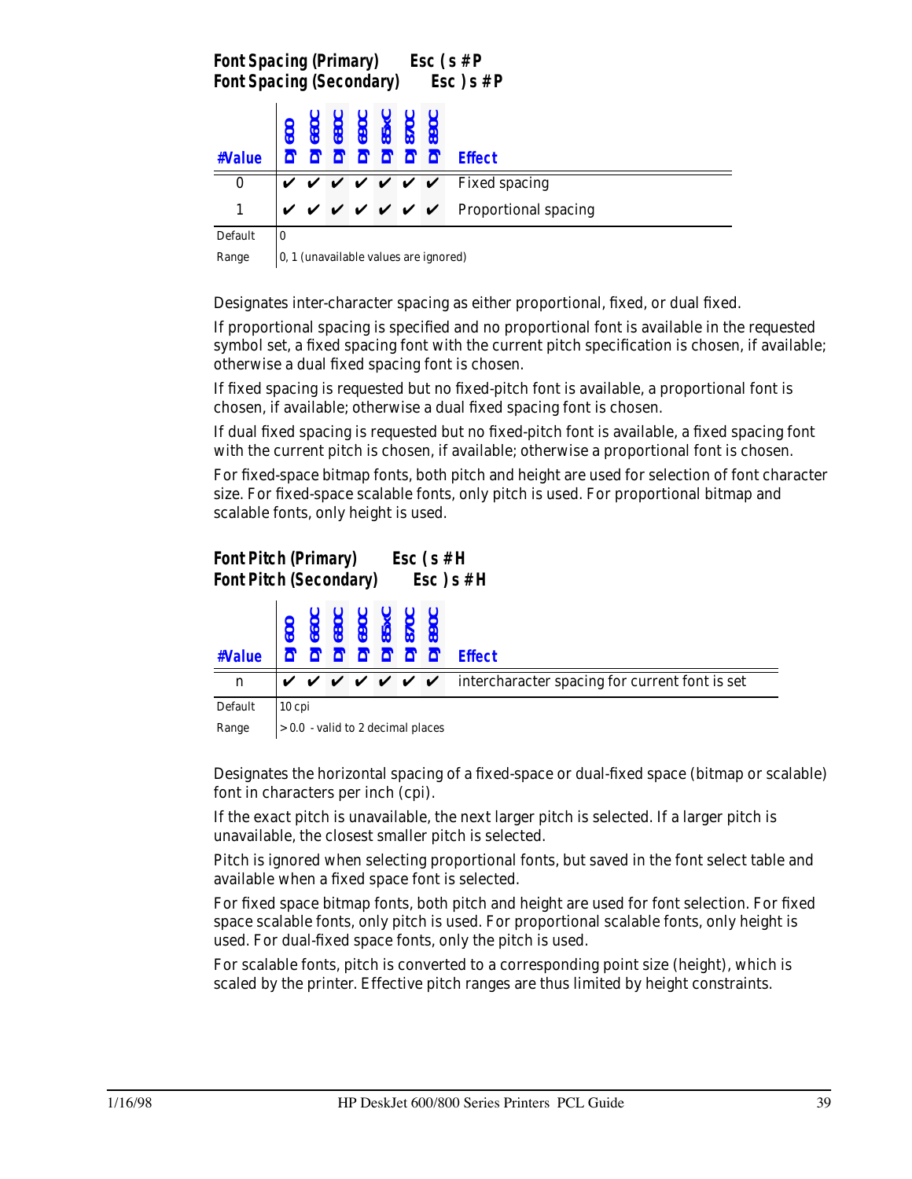## Font Spacing (Primary) Esc ( s # P
## Font Spacing (Secondary) Esc ) s # P

| #Value | DJ 600 | DJ 660C | DJ 680C | DJ 690C | DJ 85xC | DJ 870C | DJ 890C | Effect |
|---|---|---|---|---|---|---|---|---|
| 0 | ✔ | ✔ | ✔ | ✔ | ✔ | ✔ | ✔ | Fixed spacing |
| 1 | ✔ | ✔ | ✔ | ✔ | ✔ | ✔ | ✔ | Proportional spacing |
| Default | 0 | | | | | | | |
| Range | 0, 1 (unavailable values are ignored) | | | | | | | |

Designates inter-character spacing as either proportional, fixed, or dual fixed.

If proportional spacing is specified and no proportional font is available in the requested symbol set, a fixed spacing font with the current pitch specification is chosen, if available; otherwise a dual fixed spacing font is chosen.

If fixed spacing is requested but no fixed-pitch font is available, a proportional font is chosen, if available; otherwise a dual fixed spacing font is chosen.

If dual fixed spacing is requested but no fixed-pitch font is available, a fixed spacing font with the current pitch is chosen, if available; otherwise a proportional font is chosen.

For fixed-space bitmap fonts, both pitch and height are used for selection of font character size. For fixed-space scalable fonts, only pitch is used. For proportional bitmap and scalable fonts, only height is used.

## Font Pitch (Primary) Esc ( s # H
## Font Pitch (Secondary) Esc ) s # H

| #Value | DJ 600 | DJ 660C | DJ 680C | DJ 690C | DJ 85xC | DJ 870C | DJ 890C | Effect |
|---|---|---|---|---|---|---|---|---|
| n | ✔ | ✔ | ✔ | ✔ | ✔ | ✔ | ✔ | intercharacter spacing for current font is set |
| Default | 10 cpi | | | | | | | |
| Range | > 0.0 - valid to 2 decimal places | | | | | | | |

Designates the horizontal spacing of a fixed-space or dual-fixed space (bitmap or scalable) font in characters per inch (cpi).

If the exact pitch is unavailable, the next larger pitch is selected. If a larger pitch is unavailable, the closest smaller pitch is selected.

Pitch is ignored when selecting proportional fonts, but saved in the font select table and available when a fixed space font is selected.

For fixed space bitmap fonts, both pitch and height are used for font selection. For fixed space scalable fonts, only pitch is used. For proportional scalable fonts, only height is used. For dual-fixed space fonts, only the pitch is used.

For scalable fonts, pitch is converted to a corresponding point size (height), which is scaled by the printer. Effective pitch ranges are thus limited by height constraints.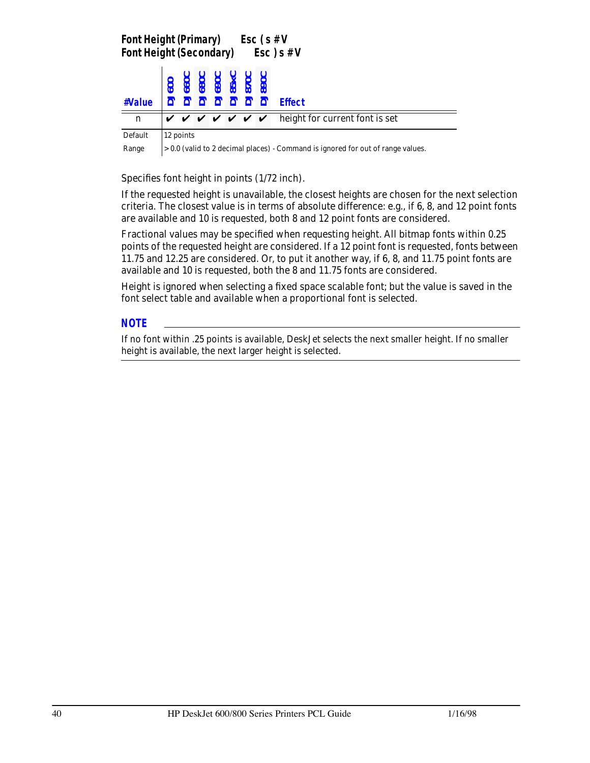## Font Height (Primary) Esc ( s # V
## Font Height (Secondary) Esc ) s # V

| #Value | DJ 600 | DJ 660C | DJ 680C | DJ 690C | DJ 85xC | DJ 870C | DJ 890C | Effect |
|---|---|---|---|---|---|---|---|---|
| n | ✔ | ✔ | ✔ | ✔ | ✔ | ✔ | ✔ | height for current font is set |
| Default | 12 points | | | | | | | |
| Range | > 0.0 (valid to 2 decimal places) - Command is ignored for out of range values. | | | | | | | |

Specifies font height in points (1/72 inch).

If the requested height is unavailable, the closest heights are chosen for the next selection criteria. The closest value is in terms of absolute difference: e.g., if 6, 8, and 12 point fonts are available and 10 is requested, both 8 and 12 point fonts are considered.

Fractional values may be specified when requesting height. All bitmap fonts within 0.25 points of the requested height are considered. If a 12 point font is requested, fonts between 11.75 and 12.25 are considered. Or, to put it another way, if 6, 8, and 11.75 point fonts are available and 10 is requested, both the 8 and 11.75 fonts are considered.

Height is ignored when selecting a fixed space scalable font; but the value is saved in the font select table and available when a proportional font is selected.

**NOTE**

If no font within .25 points is available, DeskJet selects the next smaller height. If no smaller height is available, the next larger height is selected.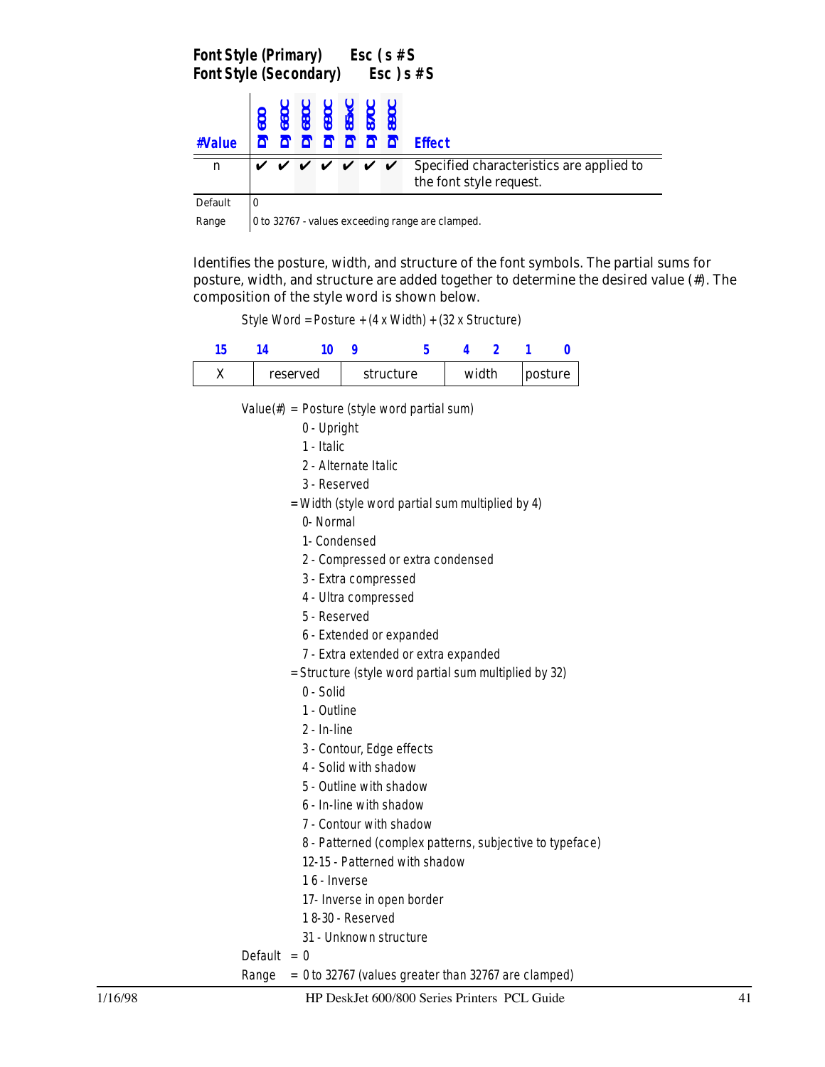## Font Style (Primary) Esc ( s # S
## Font Style (Secondary) Esc ) s # S

| #Value | DJ 600 | DJ 660C | DJ 680C | DJ 690C | DJ 85xC | DJ 870C | DJ 890C | Effect |
|---|---|---|---|---|---|---|---|---|
| n | ✔ | ✔ | ✔ | ✔ | ✔ | ✔ | ✔ | Specified characteristics are applied to the font style request. |
| Default | 0 | | | | | | | |
| Range | 0 to 32767 - values exceeding range are clamped. | | | | | | | |

Identifies the posture, width, and structure of the font symbols. The partial sums for posture, width, and structure are added together to determine the desired value (#). The composition of the style word is shown below.

Style Word = Posture + (4 x Width) + (32 x Structure)

| 15 | 14 … 10 | 9 … 5 | 4 … 2 | 1 … 0 |
|---|---|---|---|---|
| X | reserved | structure | width | posture |

Value(#) = Posture (style word partial sum)
- 0 - Upright
- 1 - Italic
- 2 - Alternate Italic
- 3 - Reserved

= Width (style word partial sum multiplied by 4)
- 0- Normal
- 1- Condensed
- 2 - Compressed or extra condensed
- 3 - Extra compressed
- 4 - Ultra compressed
- 5 - Reserved
- 6 - Extended or expanded
- 7 - Extra extended or extra expanded

= Structure (style word partial sum multiplied by 32)
- 0 - Solid
- 1 - Outline
- 2 - In-line
- 3 - Contour, Edge effects
- 4 - Solid with shadow
- 5 - Outline with shadow
- 6 - In-line with shadow
- 7 - Contour with shadow
- 8 - Patterned (complex patterns, subjective to typeface)
- 12-15 - Patterned with shadow
- 16 - Inverse
- 17- Inverse in open border
- 18-30 - Reserved
- 31 - Unknown structure

Default = 0

Range = 0 to 32767 (values greater than 32767 are clamped)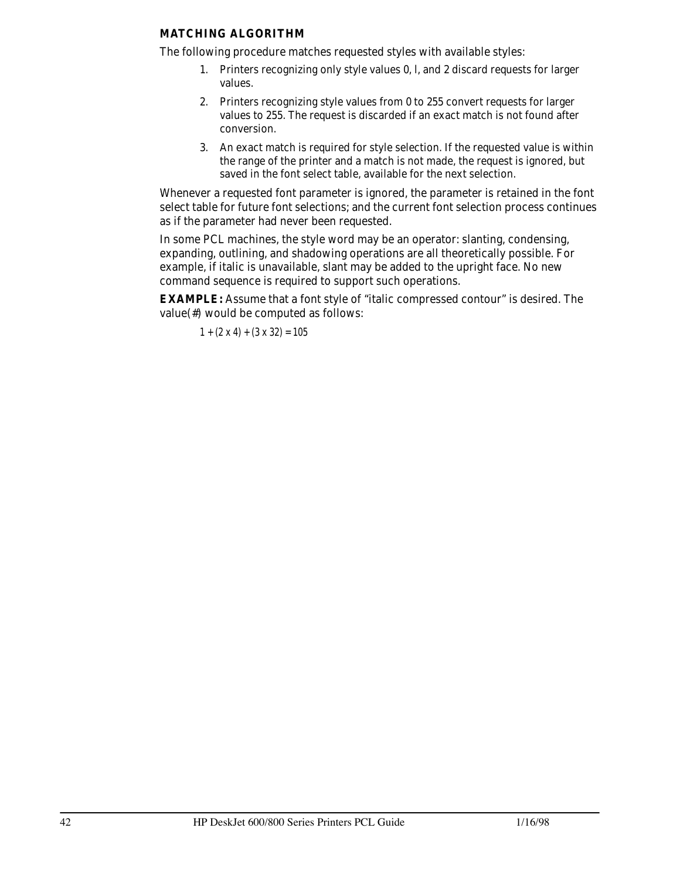### MATCHING ALGORITHM

The following procedure matches requested styles with available styles:

1. Printers recognizing only style values 0, l, and 2 discard requests for larger values.
2. Printers recognizing style values from 0 to 255 convert requests for larger values to 255. The request is discarded if an exact match is not found after conversion.
3. An exact match is required for style selection. If the requested value is within the range of the printer and a match is not made, the request is ignored, but saved in the font select table, available for the next selection.

Whenever a requested font parameter is ignored, the parameter is retained in the font select table for future font selections; and the current font selection process continues as if the parameter had never been requested.

In some PCL machines, the style word may be an operator: slanting, condensing, expanding, outlining, and shadowing operations are all theoretically possible. For example, if italic is unavailable, slant may be added to the upright face. No new command sequence is required to support such operations.

**EXAMPLE:** Assume that a font style of "italic compressed contour" is desired. The value(#) would be computed as follows:

$$1 + (2 \times 4) + (3 \times 32) = 105$$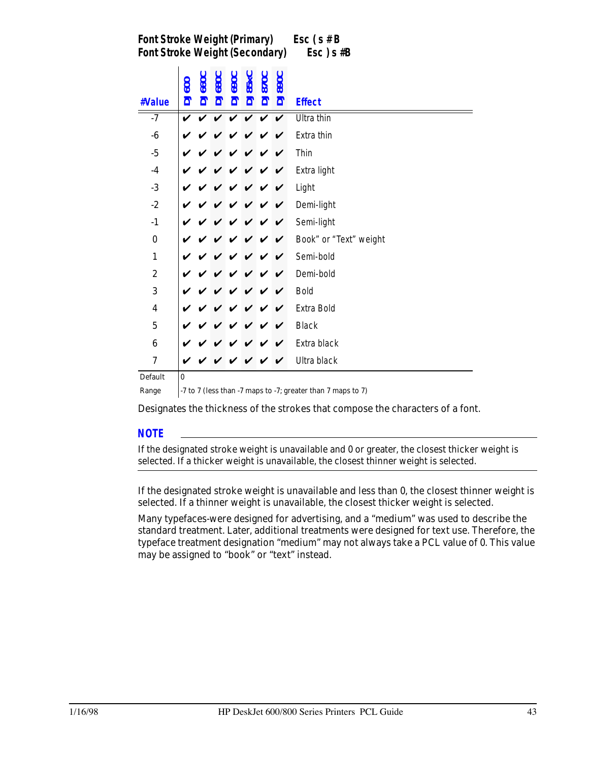## Font Stroke Weight (Primary)      Esc ( s #B
## Font Stroke Weight (Secondary)      Esc ) s #B

| #Value | DJ 600 | DJ 660C | DJ 680C | DJ 690C | DJ 85xC | DJ 870C | DJ 890C | Effect |
|---|---|---|---|---|---|---|---|---|
| -7 | ✔ | ✔ | ✔ | ✔ | ✔ | ✔ | ✔ | Ultra thin |
| -6 | ✔ | ✔ | ✔ | ✔ | ✔ | ✔ | ✔ | Extra thin |
| -5 | ✔ | ✔ | ✔ | ✔ | ✔ | ✔ | ✔ | Thin |
| -4 | ✔ | ✔ | ✔ | ✔ | ✔ | ✔ | ✔ | Extra light |
| -3 | ✔ | ✔ | ✔ | ✔ | ✔ | ✔ | ✔ | Light |
| -2 | ✔ | ✔ | ✔ | ✔ | ✔ | ✔ | ✔ | Demi-light |
| -1 | ✔ | ✔ | ✔ | ✔ | ✔ | ✔ | ✔ | Semi-light |
| 0 | ✔ | ✔ | ✔ | ✔ | ✔ | ✔ | ✔ | Book" or "Text" weight |
| 1 | ✔ | ✔ | ✔ | ✔ | ✔ | ✔ | ✔ | Semi-bold |
| 2 | ✔ | ✔ | ✔ | ✔ | ✔ | ✔ | ✔ | Demi-bold |
| 3 | ✔ | ✔ | ✔ | ✔ | ✔ | ✔ | ✔ | Bold |
| 4 | ✔ | ✔ | ✔ | ✔ | ✔ | ✔ | ✔ | Extra Bold |
| 5 | ✔ | ✔ | ✔ | ✔ | ✔ | ✔ | ✔ | Black |
| 6 | ✔ | ✔ | ✔ | ✔ | ✔ | ✔ | ✔ | Extra black |
| 7 | ✔ | ✔ | ✔ | ✔ | ✔ | ✔ | ✔ | Ultra black |
| Default | 0 | | | | | | | |
| Range | -7 to 7 (less than -7 maps to -7; greater than 7 maps to 7) | | | | | | | |

Designates the thickness of the strokes that compose the characters of a font.

**NOTE**

If the designated stroke weight is unavailable and 0 or greater, the closest thicker weight is selected. If a thicker weight is unavailable, the closest thinner weight is selected.

If the designated stroke weight is unavailable and less than 0, the closest thinner weight is selected. If a thinner weight is unavailable, the closest thicker weight is selected.

Many typefaces-were designed for advertising, and a "medium" was used to describe the standard treatment. Later, additional treatments were designed for text use. Therefore, the typeface treatment designation "medium" may not always take a PCL value of 0. This value may be assigned to "book" or "text" instead.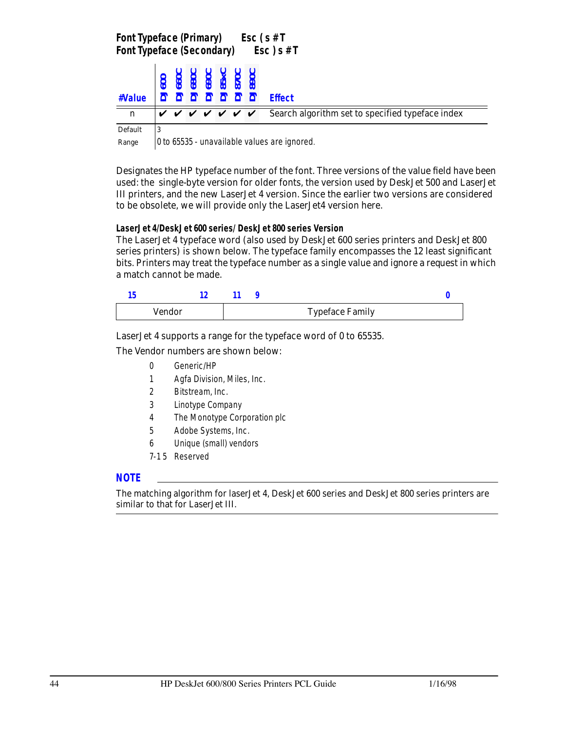## Font Typeface (Primary) Esc ( s # T
## Font Typeface (Secondary) Esc ) s # T

| #Value | DJ 600 | DJ 660C | DJ 680C | DJ 690C | DJ 85xC | DJ 870C | DJ 890C | Effect |
|---|---|---|---|---|---|---|---|---|
| n | ✔ | ✔ | ✔ | ✔ | ✔ | ✔ | ✔ | Search algorithm set to specified typeface index |
| Default | 3 | | | | | | | |
| Range | 0 to 65535 - unavailable values are ignored. | | | | | | | |

Designates the HP typeface number of the font. Three versions of the value field have been used: the single-byte version for older fonts, the version used by DeskJet 500 and LaserJet III printers, and the new LaserJet 4 version. Since the earlier two versions are considered to be obsolete, we will provide only the LaserJet4 version here.

### LaserJet 4/DeskJet 600 series/ DeskJet 800 series Version

The LaserJet 4 typeface word (also used by DeskJet 600 series printers and DeskJet 800 series printers) is shown below. The typeface family encompasses the 12 least significant bits. Printers may treat the typeface number as a single value and ignore a request in which a match cannot be made.

| 15 – 12 | 11 – 0 |
|---|---|
| Vendor | Typeface Family |

LaserJet 4 supports a range for the typeface word of 0 to 65535.

The Vendor numbers are shown below:

- 0 Generic/HP
- 1 Agfa Division, Miles, Inc.
- 2 Bitstream, Inc.
- 3 Linotype Company
- 4 The Monotype Corporation plc
- 5 Adobe Systems, Inc.
- 6 Unique (small) vendors
- 7-15 Reserved

**NOTE**

The matching algorithm for laserJet 4, DeskJet 600 series and DeskJet 800 series printers are similar to that for LaserJet III.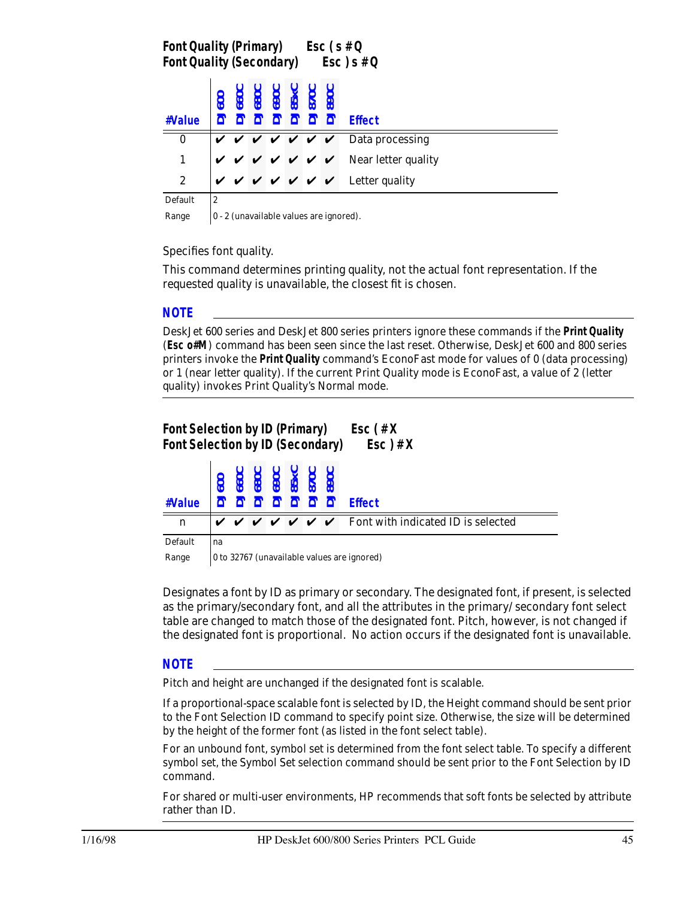## Font Quality (Primary) Esc ( s # Q
## Font Quality (Secondary) Esc ) s # Q

| # Value | DJ 600 | DJ 660C | DJ 680C | DJ 690C | DJ 85xC | DJ 870C | DJ 890C | Effect |
|---|---|---|---|---|---|---|---|---|
| 0 | ✔ | ✔ | ✔ | ✔ | ✔ | ✔ | ✔ | Data processing |
| 1 | ✔ | ✔ | ✔ | ✔ | ✔ | ✔ | ✔ | Near letter quality |
| 2 | ✔ | ✔ | ✔ | ✔ | ✔ | ✔ | ✔ | Letter quality |
| Default | 2 | | | | | | | |
| Range | 0 - 2 (unavailable values are ignored). | | | | | | | |

Specifies font quality.

This command determines printing quality, not the actual font representation. If the requested quality is unavailable, the closest fit is chosen.

**NOTE**

DeskJet 600 series and DeskJet 800 series printers ignore these commands if the **Print Quality** (**Esc o#M**) command has been seen since the last reset. Otherwise, DeskJet 600 and 800 series printers invoke the **Print Quality** command's EconoFast mode for values of 0 (data processing) or 1 (near letter quality). If the current Print Quality mode is EconoFast, a value of 2 (letter quality) invokes Print Quality's Normal mode.

## Font Selection by ID (Primary) Esc ( # X
## Font Selection by ID (Secondary) Esc ) # X

| # Value | DJ 600 | DJ 660C | DJ 680C | DJ 690C | DJ 85xC | DJ 870C | DJ 890C | Effect |
|---|---|---|---|---|---|---|---|---|
| n | ✔ | ✔ | ✔ | ✔ | ✔ | ✔ | ✔ | Font with indicated ID is selected |
| Default | na | | | | | | | |
| Range | 0 to 32767 (unavailable values are ignored) | | | | | | | |

Designates a font by ID as primary or secondary. The designated font, if present, is selected as the primary/secondary font, and all the attributes in the primary/ secondary font select table are changed to match those of the designated font. Pitch, however, is not changed if the designated font is proportional. No action occurs if the designated font is unavailable.

**NOTE**

Pitch and height are unchanged if the designated font is scalable.

If a proportional-space scalable font is selected by ID, the Height command should be sent prior to the Font Selection ID command to specify point size. Otherwise, the size will be determined by the height of the former font (as listed in the font select table).

For an unbound font, symbol set is determined from the font select table. To specify a different symbol set, the Symbol Set selection command should be sent prior to the Font Selection by ID command.

For shared or multi-user environments, HP recommends that soft fonts be selected by attribute rather than ID.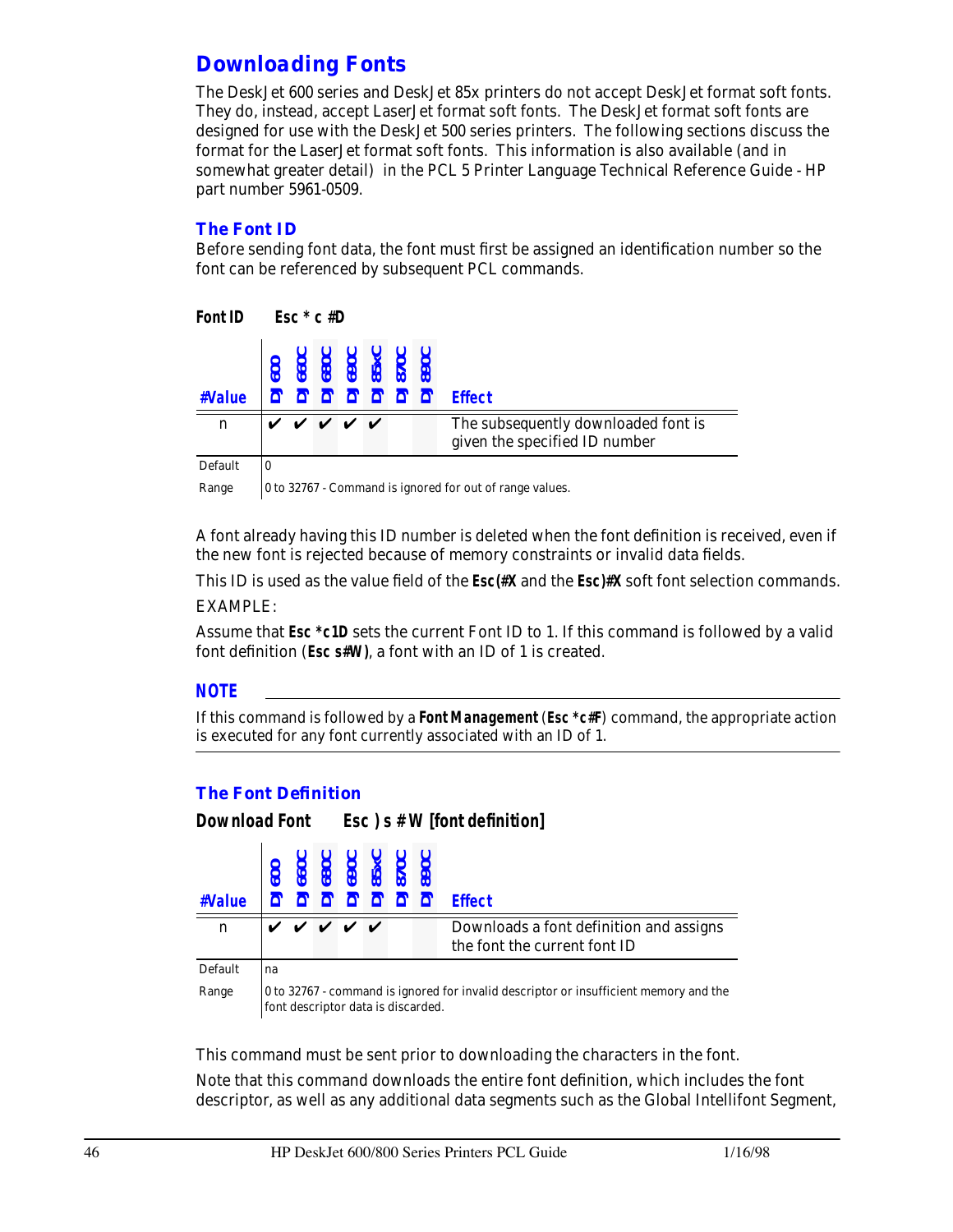## Downloading Fonts

The DeskJet 600 series and DeskJet 85x printers do not accept DeskJet format soft fonts. They do, instead, accept LaserJet format soft fonts. The DeskJet format soft fonts are designed for use with the DeskJet 500 series printers. The following sections discuss the format for the LaserJet format soft fonts. This information is also available (and in somewhat greater detail) in the PCL 5 Printer Language Technical Reference Guide - HP part number 5961-0509.

### The Font ID

Before sending font data, the font must first be assigned an identification number so the font can be referenced by subsequent PCL commands.

**Font ID** **Esc * c #D**

| #Value | DJ 600 | DJ 660C | DJ 680C | DJ 690C | DJ 85xC | DJ 870C | DJ 890C | Effect |
|---|---|---|---|---|---|---|---|---|
| n | ✔ | ✔ | ✔ | ✔ | ✔ | | | The subsequently downloaded font is given the specified ID number |
| Default | 0 | | | | | | | |
| Range | 0 to 32767 - Command is ignored for out of range values. | | | | | | | |

A font already having this ID number is deleted when the font definition is received, even if the new font is rejected because of memory constraints or invalid data fields.

This ID is used as the value field of the **Esc(#X** and the **Esc)#X** soft font selection commands.

EXAMPLE:

Assume that **Esc *c1D** sets the current Font ID to 1. If this command is followed by a valid font definition (**Esc s#W)**, a font with an ID of 1 is created.

**NOTE**

If this command is followed by a **Font Management** (**Esc *c#F**) command, the appropriate action is executed for any font currently associated with an ID of 1.

### The Font Definition

**Download Font** **Esc ) s # W [font definition]**

| #Value | DJ 600 | DJ 660C | DJ 680C | DJ 690C | DJ 85xC | DJ 870C | DJ 890C | Effect |
|---|---|---|---|---|---|---|---|---|
| n | ✔ | ✔ | ✔ | ✔ | ✔ | | | Downloads a font definition and assigns the font the current font ID |
| Default | na | | | | | | | |
| Range | 0 to 32767 - command is ignored for invalid descriptor or insufficient memory and the font descriptor data is discarded. | | | | | | | |

This command must be sent prior to downloading the characters in the font.

Note that this command downloads the entire font definition, which includes the font descriptor, as well as any additional data segments such as the Global Intellifont Segment,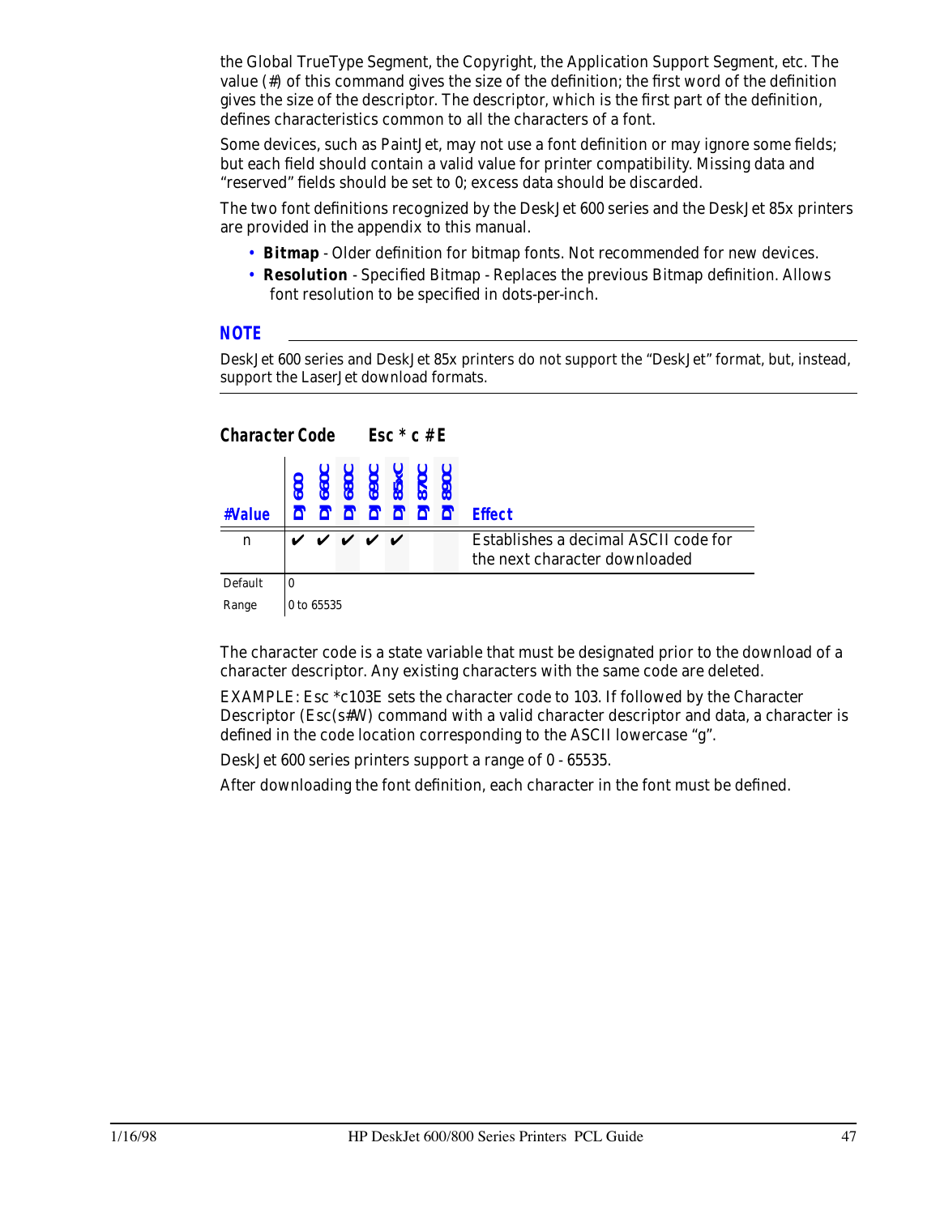the Global TrueType Segment, the Copyright, the Application Support Segment, etc. The value (#) of this command gives the size of the definition; the first word of the definition gives the size of the descriptor. The descriptor, which is the first part of the definition, defines characteristics common to all the characters of a font.

Some devices, such as PaintJet, may not use a font definition or may ignore some fields; but each field should contain a valid value for printer compatibility. Missing data and “reserved” fields should be set to 0; excess data should be discarded.

The two font definitions recognized by the DeskJet 600 series and the DeskJet 85x printers are provided in the appendix to this manual.

- **Bitmap** - Older definition for bitmap fonts. Not recommended for new devices.
- **Resolution** - Specified Bitmap - Replaces the previous Bitmap definition. Allows font resolution to be specified in dots-per-inch.

**NOTE**

DeskJet 600 series and DeskJet 85x printers do not support the “DeskJet” format, but, instead, support the LaserJet download formats.

### Character Code    Esc * c # E

| #Value | DJ 600 | DJ 660C | DJ 680C | DJ 690C | DJ 85xC | DJ 870C | DJ 890C | Effect |
|---|---|---|---|---|---|---|---|---|
| n | ✔ | ✔ | ✔ | ✔ | ✔ | | | Establishes a decimal ASCII code for the next character downloaded |
| Default | 0 | | | | | | | |
| Range | 0 to 65535 | | | | | | | |

The character code is a state variable that must be designated prior to the download of a character descriptor. Any existing characters with the same code are deleted.

EXAMPLE: Esc *c103E sets the character code to 103. If followed by the Character Descriptor (Esc(s#W) command with a valid character descriptor and data, a character is defined in the code location corresponding to the ASCII lowercase “g”.

DeskJet 600 series printers support a range of 0 - 65535.

After downloading the font definition, each character in the font must be defined.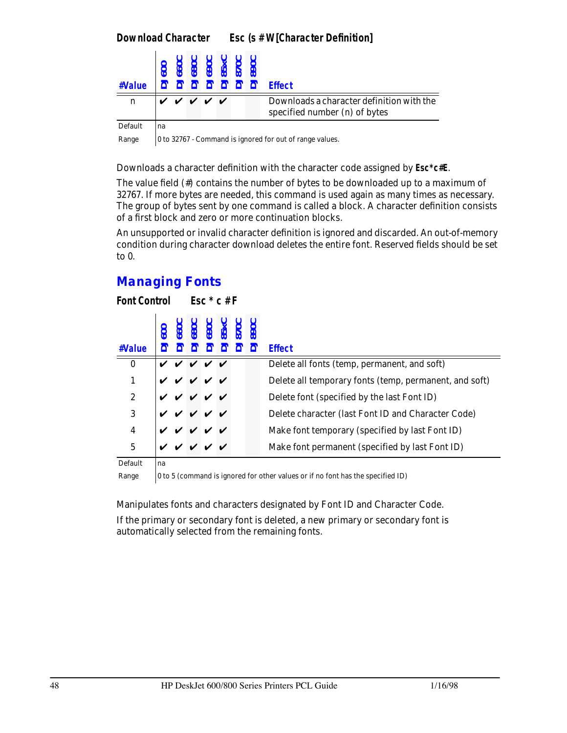**Download Character** **Esc (s # W[Character Definition]**

| #Value | DJ 600 | DJ 660C | DJ 680C | DJ 690C | DJ 85xC | DJ 870C | DJ 890C | Effect |
|---|---|---|---|---|---|---|---|---|
| n | ✔ | ✔ | ✔ | ✔ | ✔ | | | Downloads a character definition with the specified number (n) of bytes |
| Default | na | | | | | | | |
| Range | 0 to 32767 - Command is ignored for out of range values. | | | | | | | |

Downloads a character definition with the character code assigned by **Esc*c#E**.

The value field (#) contains the number of bytes to be downloaded up to a maximum of 32767. If more bytes are needed, this command is used again as many times as necessary. The group of bytes sent by one command is called a block. A character definition consists of a first block and zero or more continuation blocks.

An unsupported or invalid character definition is ignored and discarded. An out-of-memory condition during character download deletes the entire font. Reserved fields should be set to 0.

## Managing Fonts

**Font Control** **Esc * c # F**

| #Value | DJ 600 | DJ 660C | DJ 680C | DJ 690C | DJ 85xC | DJ 870C | DJ 890C | Effect |
|---|---|---|---|---|---|---|---|---|
| 0 | ✔ | ✔ | ✔ | ✔ | ✔ | | | Delete all fonts (temp, permanent, and soft) |
| 1 | ✔ | ✔ | ✔ | ✔ | ✔ | | | Delete all temporary fonts (temp, permanent, and soft) |
| 2 | ✔ | ✔ | ✔ | ✔ | ✔ | | | Delete font (specified by the last Font ID) |
| 3 | ✔ | ✔ | ✔ | ✔ | ✔ | | | Delete character (last Font ID and Character Code) |
| 4 | ✔ | ✔ | ✔ | ✔ | ✔ | | | Make font temporary (specified by last Font ID) |
| 5 | ✔ | ✔ | ✔ | ✔ | ✔ | | | Make font permanent (specified by last Font ID) |
| Default | na | | | | | | | |
| Range | 0 to 5 (command is ignored for other values or if no font has the specified ID) | | | | | | | |

Manipulates fonts and characters designated by Font ID and Character Code.

If the primary or secondary font is deleted, a new primary or secondary font is automatically selected from the remaining fonts.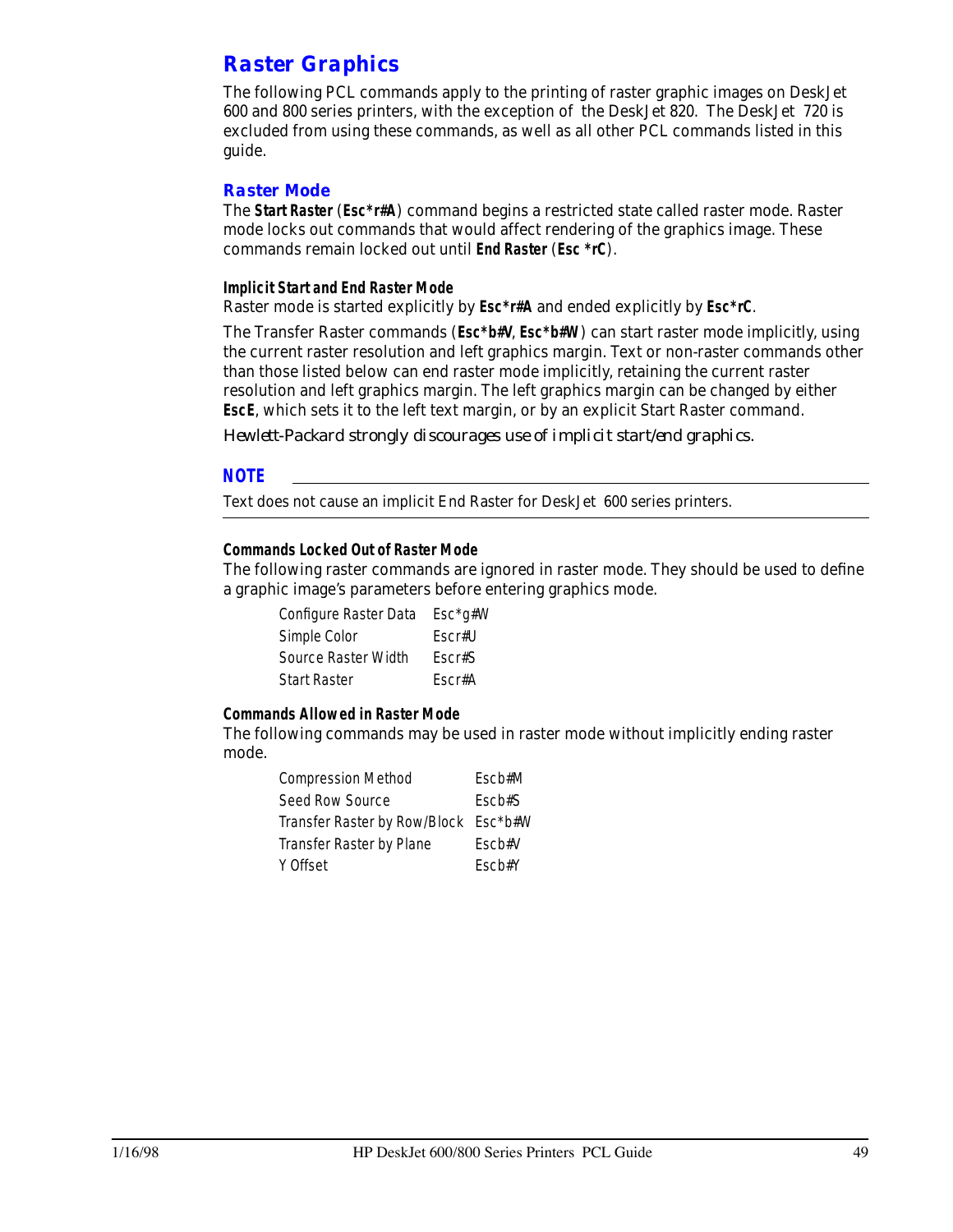# Raster Graphics

The following PCL commands apply to the printing of raster graphic images on DeskJet 600 and 800 series printers, with the exception of the DeskJet 820. The DeskJet 720 is excluded from using these commands, as well as all other PCL commands listed in this guide.

## Raster Mode

The **Start Raster** (**Esc*r#A**) command begins a restricted state called raster mode. Raster mode locks out commands that would affect rendering of the graphics image. These commands remain locked out until **End Raster** (**Esc *rC**).

### Implicit Start and End Raster Mode

Raster mode is started explicitly by **Esc*r#A** and ended explicitly by **Esc*rC**.

The Transfer Raster commands (**Esc*b#V**, **Esc*b#W**) can start raster mode implicitly, using the current raster resolution and left graphics margin. Text or non-raster commands other than those listed below can end raster mode implicitly, retaining the current raster resolution and left graphics margin. The left graphics margin can be changed by either **EscE**, which sets it to the left text margin, or by an explicit Start Raster command.

*Hewlett-Packard strongly discourages use of implicit start/end graphics.*

**NOTE**

Text does not cause an implicit End Raster for DeskJet 600 series printers.

### Commands Locked Out of Raster Mode

The following raster commands are ignored in raster mode. They should be used to define a graphic image's parameters before entering graphics mode.

| | |
|---|---|
| Configure Raster Data | Esc*g#W |
| Simple Color | Escr#U |
| Source Raster Width | Escr#S |
| Start Raster | Escr#A |

### Commands Allowed in Raster Mode

The following commands may be used in raster mode without implicitly ending raster mode.

| | |
|---|---|
| Compression Method | Escb#M |
| Seed Row Source | Escb#S |
| Transfer Raster by Row/Block | Esc*b#W |
| Transfer Raster by Plane | Escb#V |
| Y Offset | Escb#Y |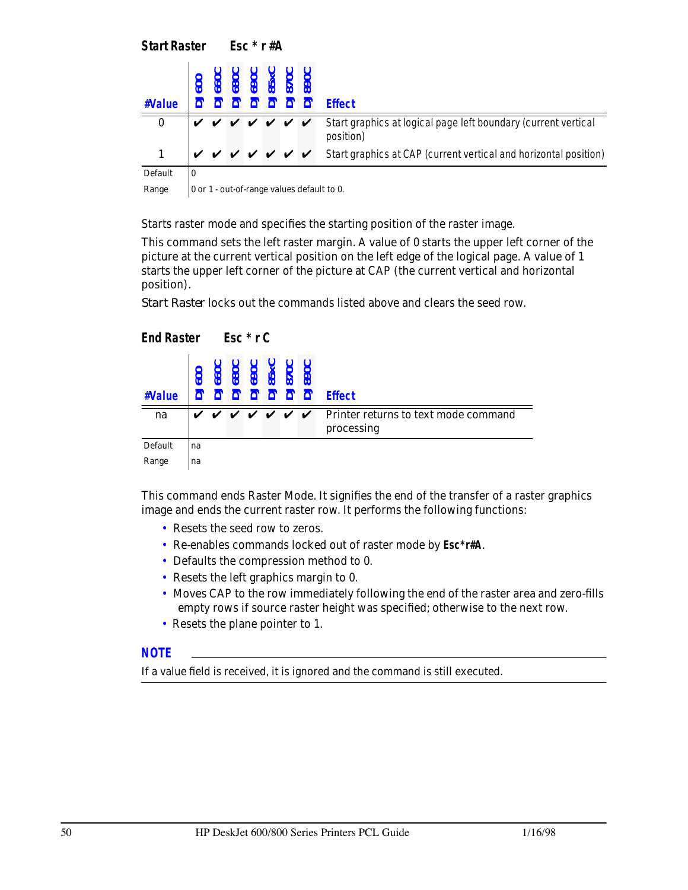## Start Raster     Esc * r #A

| #Value | DJ 600 | DJ 660C | DJ 680C | DJ 690C | DJ 85xC | DJ 870C | DJ 890C | Effect |
|---|---|---|---|---|---|---|---|---|
| 0 | ✔ | ✔ | ✔ | ✔ | ✔ | ✔ | ✔ | Start graphics at logical page left boundary (current vertical position) |
| 1 | ✔ | ✔ | ✔ | ✔ | ✔ | ✔ | ✔ | Start graphics at CAP (current vertical and horizontal position) |
| Default | 0 | | | | | | | |
| Range | 0 or 1 - out-of-range values default to 0. | | | | | | | |

Starts raster mode and specifies the starting position of the raster image.

This command sets the left raster margin. A value of 0 starts the upper left corner of the picture at the current vertical position on the left edge of the logical page. A value of 1 starts the upper left corner of the picture at CAP (the current vertical and horizontal position).

*Start Raster* locks out the commands listed above and clears the seed row.

## End Raster     Esc * r C

| #Value | DJ 600 | DJ 660C | DJ 680C | DJ 690C | DJ 85xC | DJ 870C | DJ 890C | Effect |
|---|---|---|---|---|---|---|---|---|
| na | ✔ | ✔ | ✔ | ✔ | ✔ | ✔ | ✔ | Printer returns to text mode command processing |
| Default | na | | | | | | | |
| Range | na | | | | | | | |

This command ends Raster Mode. It signifies the end of the transfer of a raster graphics image and ends the current raster row. It performs the following functions:

- Resets the seed row to zeros.
- Re-enables commands locked out of raster mode by **Esc*r#A**.
- Defaults the compression method to 0.
- Resets the left graphics margin to 0.
- Moves CAP to the row immediately following the end of the raster area and zero-fills empty rows if source raster height was specified; otherwise to the next row.
- Resets the plane pointer to 1.

**NOTE**

If a value field is received, it is ignored and the command is still executed.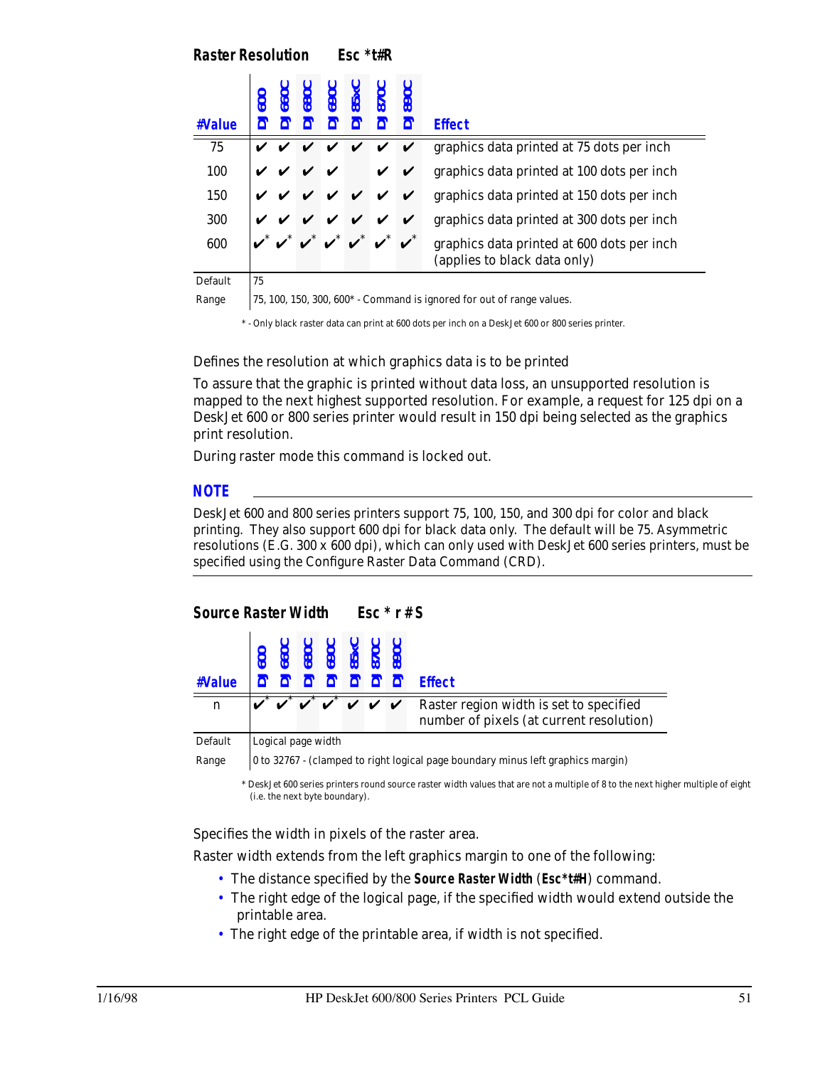## Raster Resolution    Esc *t#R

| #Value | DJ 600 | DJ 660C | DJ 680C | DJ 690C | DJ 85xC | DJ 870C | DJ 890C | Effect |
|---|---|---|---|---|---|---|---|---|
| 75 | ✔ | ✔ | ✔ | ✔ | ✔ | ✔ | ✔ | graphics data printed at 75 dots per inch |
| 100 | ✔ | ✔ | ✔ | ✔ | | ✔ | ✔ | graphics data printed at 100 dots per inch |
| 150 | ✔ | ✔ | ✔ | ✔ | ✔ | ✔ | ✔ | graphics data printed at 150 dots per inch |
| 300 | ✔ | ✔ | ✔ | ✔ | ✔ | ✔ | ✔ | graphics data printed at 300 dots per inch |
| 600 | ✔* | ✔* | ✔* | ✔* | ✔* | ✔* | ✔* | graphics data printed at 600 dots per inch (applies to black data only) |
| Default | 75 | | | | | | | |
| Range | 75, 100, 150, 300, 600* - Command is ignored for out of range values. | | | | | | | |

\* - Only black raster data can print at 600 dots per inch on a DeskJet 600 or 800 series printer.

Defines the resolution at which graphics data is to be printed

To assure that the graphic is printed without data loss, an unsupported resolution is mapped to the next highest supported resolution. For example, a request for 125 dpi on a DeskJet 600 or 800 series printer would result in 150 dpi being selected as the graphics print resolution.

During raster mode this command is locked out.

**NOTE**

DeskJet 600 and 800 series printers support 75, 100, 150, and 300 dpi for color and black printing. They also support 600 dpi for black data only. The default will be 75. Asymmetric resolutions (E.G. 300 x 600 dpi), which can only used with DeskJet 600 series printers, must be specified using the Configure Raster Data Command (CRD).

## Source Raster Width    Esc * r # S

| #Value | DJ 600 | DJ 660C | DJ 680C | DJ 690C | DJ 85xC | DJ 870C | DJ 890C | Effect |
|---|---|---|---|---|---|---|---|---|
| n | ✔* | ✔* | ✔* | ✔* | ✔ | ✔ | ✔ | Raster region width is set to specified number of pixels (at current resolution) |
| Default | Logical page width | | | | | | | |
| Range | 0 to 32767 - (clamped to right logical page boundary minus left graphics margin) | | | | | | | |

\* DeskJet 600 series printers round source raster width values that are not a multiple of 8 to the next higher multiple of eight (i.e. the next byte boundary).

Specifies the width in pixels of the raster area.

Raster width extends from the left graphics margin to one of the following:

- The distance specified by the **Source Raster Width** (**Esc*t#H**) command.
- The right edge of the logical page, if the specified width would extend outside the printable area.
- The right edge of the printable area, if width is not specified.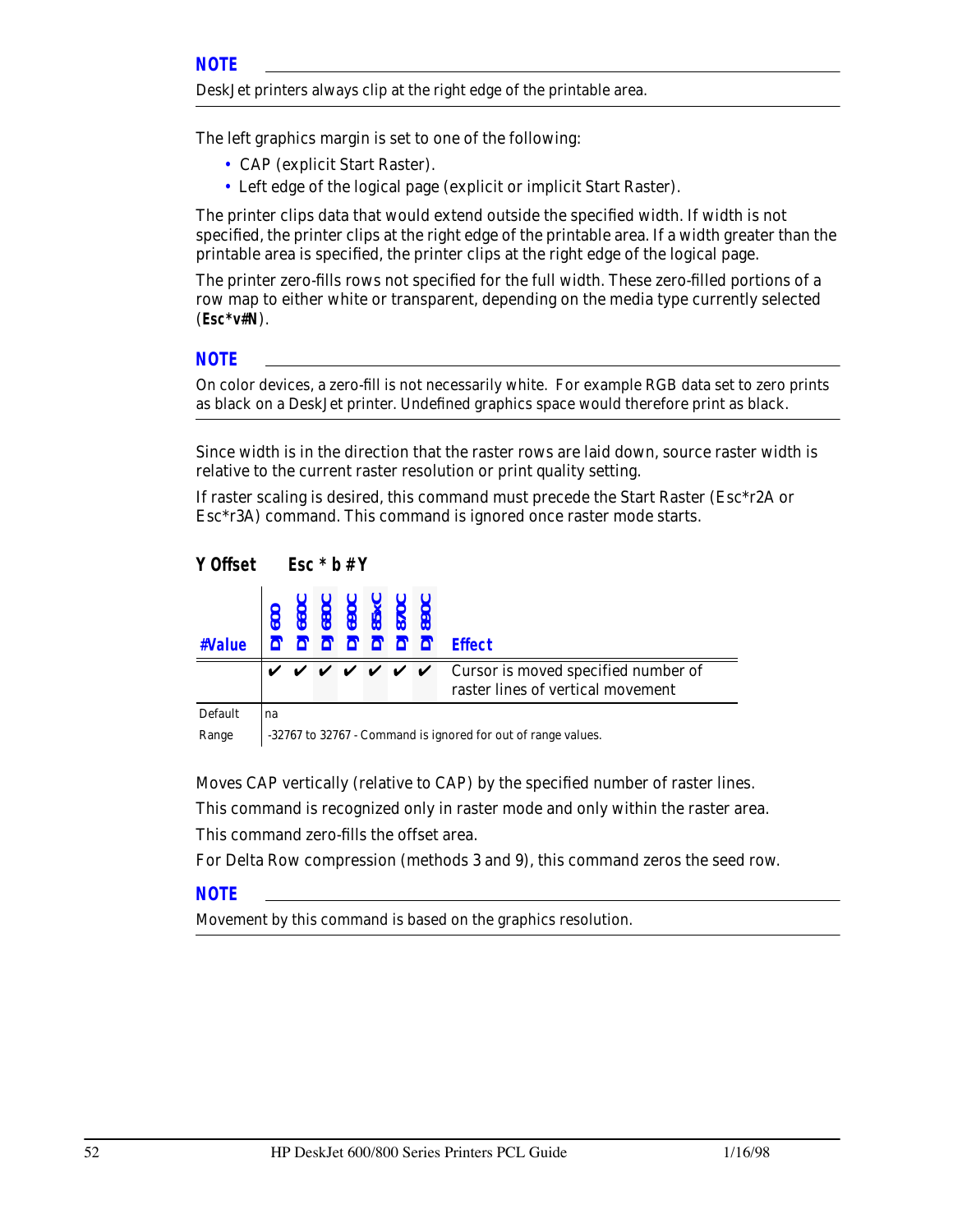**NOTE**

DeskJet printers always clip at the right edge of the printable area.

The left graphics margin is set to one of the following:

- CAP (explicit Start Raster).
- Left edge of the logical page (explicit or implicit Start Raster).

The printer clips data that would extend outside the specified width. If width is not specified, the printer clips at the right edge of the printable area. If a width greater than the printable area is specified, the printer clips at the right edge of the logical page.

The printer zero-fills rows not specified for the full width. These zero-filled portions of a row map to either white or transparent, depending on the media type currently selected (**Esc*v#N**).

**NOTE**

On color devices, a zero-fill is not necessarily white. For example RGB data set to zero prints as black on a DeskJet printer. Undefined graphics space would therefore print as black.

Since width is in the direction that the raster rows are laid down, source raster width is relative to the current raster resolution or print quality setting.

If raster scaling is desired, this command must precede the Start Raster (Esc*r2A or Esc*r3A) command. This command is ignored once raster mode starts.

## Y Offset Esc * b # Y

| #Value | DJ 600 | DJ 660C | DJ 680C | DJ 690C | DJ 85xC | DJ 870C | DJ 890C | Effect |
|---|---|---|---|---|---|---|---|---|
| | ✔ | ✔ | ✔ | ✔ | ✔ | ✔ | ✔ | Cursor is moved specified number of raster lines of vertical movement |
| Default | na | | | | | | | |
| Range | -32767 to 32767 - Command is ignored for out of range values. | | | | | | | |

Moves CAP vertically (relative to CAP) by the specified number of raster lines.

This command is recognized only in raster mode and only within the raster area.

This command zero-fills the offset area.

For Delta Row compression (methods 3 and 9), this command zeros the seed row.

**NOTE**

Movement by this command is based on the graphics resolution.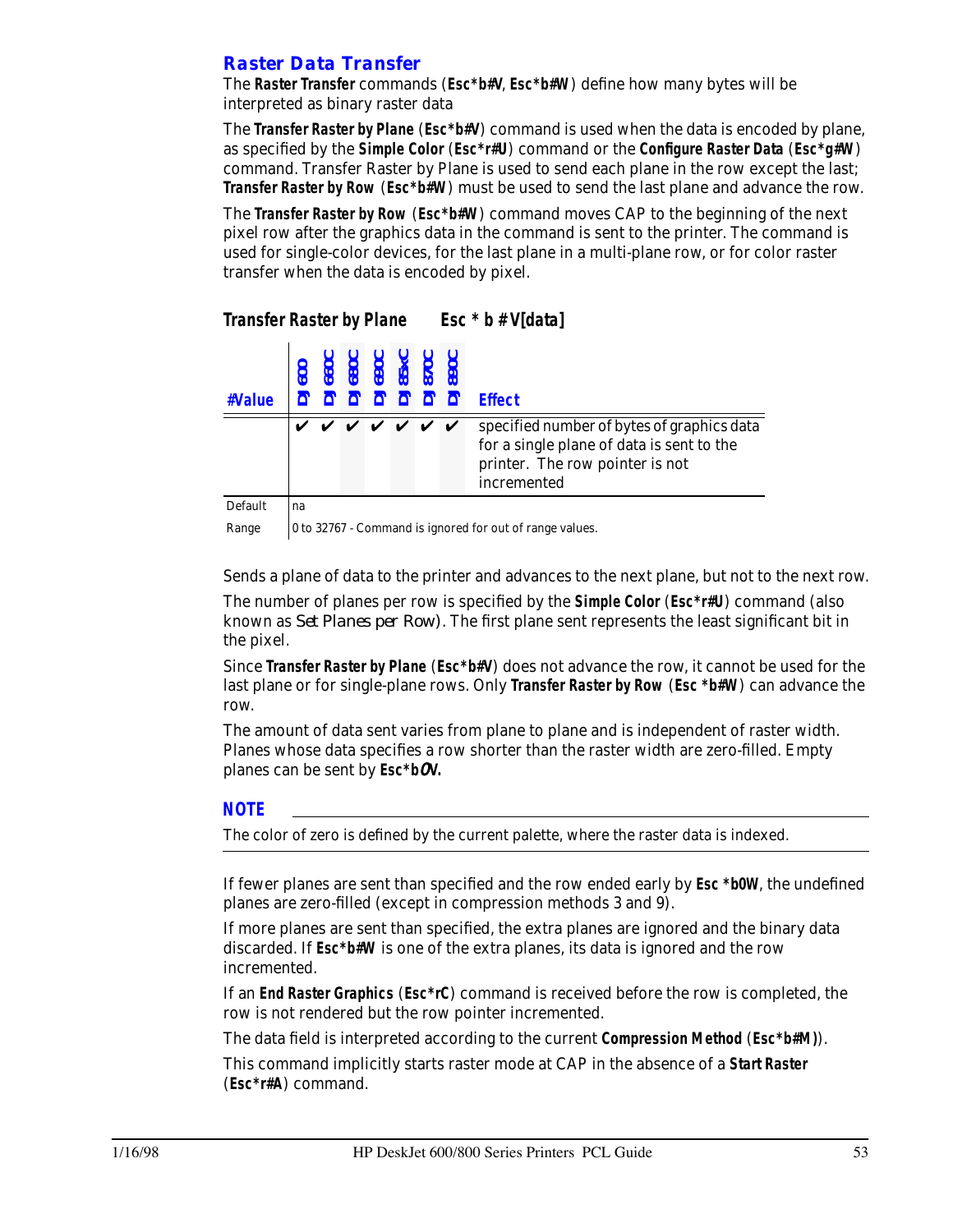## Raster Data Transfer

The **Raster Transfer** commands (**Esc*b#V**, **Esc*b#W**) define how many bytes will be interpreted as binary raster data

The **Transfer Raster by Plane** (**Esc*b#V**) command is used when the data is encoded by plane, as specified by the **Simple Color** (**Esc*r#U**) command or the **Configure Raster Data** (**Esc*g#W**) command. Transfer Raster by Plane is used to send each plane in the row except the last; **Transfer Raster by Row** (**Esc*b#W**) must be used to send the last plane and advance the row.

The **Transfer Raster by Row** (**Esc*b#W**) command moves CAP to the beginning of the next pixel row after the graphics data in the command is sent to the printer. The command is used for single-color devices, for the last plane in a multi-plane row, or for color raster transfer when the data is encoded by pixel.

### Transfer Raster by Plane Esc * b # V[data]

| #Value | DJ 600 | DJ 660C | DJ 680C | DJ 690C | DJ 85xC | DJ 870C | DJ 890C | Effect |
|---|---|---|---|---|---|---|---|---|
| | ✔ | ✔ | ✔ | ✔ | ✔ | ✔ | ✔ | specified number of bytes of graphics data for a single plane of data is sent to the printer. The row pointer is not incremented |
| Default | na | | | | | | | |
| Range | 0 to 32767 - Command is ignored for out of range values. | | | | | | | |

Sends a plane of data to the printer and advances to the next plane, but not to the next row.

The number of planes per row is specified by the **Simple Color** (**Esc*r#U**) command (also known as *Set Planes per Row*). The first plane sent represents the least significant bit in the pixel.

Since **Transfer Raster by Plane** (**Esc*b#V**) does not advance the row, it cannot be used for the last plane or for single-plane rows. Only **Transfer Raster by Row** (**Esc *b#W**) can advance the row.

The amount of data sent varies from plane to plane and is independent of raster width. Planes whose data specifies a row shorter than the raster width are zero-filled. Empty planes can be sent by **Esc*b0V.**

**NOTE**

The color of zero is defined by the current palette, where the raster data is indexed.

If fewer planes are sent than specified and the row ended early by **Esc *b0W**, the undefined planes are zero-filled (except in compression methods 3 and 9).

If more planes are sent than specified, the extra planes are ignored and the binary data discarded. If **Esc*b#W** is one of the extra planes, its data is ignored and the row incremented.

If an **End Raster Graphics** (**Esc*rC**) command is received before the row is completed, the row is not rendered but the row pointer incremented.

The data field is interpreted according to the current **Compression Method** (**Esc*b#M)**).

This command implicitly starts raster mode at CAP in the absence of a **Start Raster** (**Esc*r#A**) command.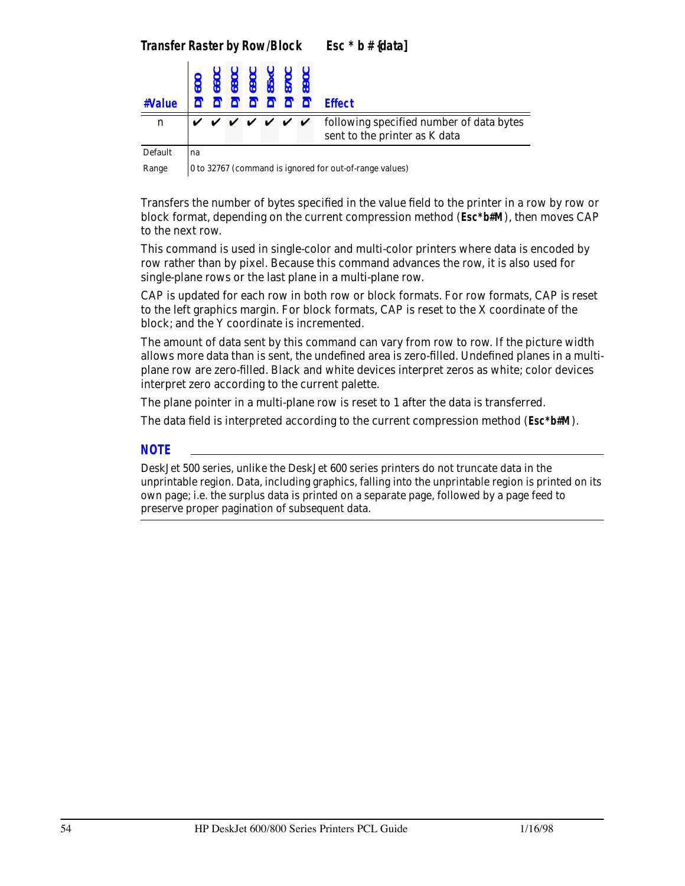## Transfer Raster by Row/Block Esc * b # {data]

| #Value | DJ 600 | DJ 660C | DJ 680C | DJ 690C | DJ 85xC | DJ 870C | DJ 890C | Effect |
|---|---|---|---|---|---|---|---|---|
| n | ✔ | ✔ | ✔ | ✔ | ✔ | ✔ | ✔ | following specified number of data bytes sent to the printer as K data |
| Default | na | | | | | | | |
| Range | 0 to 32767 (command is ignored for out-of-range values) | | | | | | | |

Transfers the number of bytes specified in the value field to the printer in a row by row or block format, depending on the current compression method (**Esc*b#M**), then moves CAP to the next row.

This command is used in single-color and multi-color printers where data is encoded by row rather than by pixel. Because this command advances the row, it is also used for single-plane rows or the last plane in a multi-plane row.

CAP is updated for each row in both row or block formats. For row formats, CAP is reset to the left graphics margin. For block formats, CAP is reset to the X coordinate of the block; and the Y coordinate is incremented.

The amount of data sent by this command can vary from row to row. If the picture width allows more data than is sent, the undefined area is zero-filled. Undefined planes in a multi-plane row are zero-filled. Black and white devices interpret zeros as white; color devices interpret zero according to the current palette.

The plane pointer in a multi-plane row is reset to 1 after the data is transferred.

The data field is interpreted according to the current compression method (**Esc*b#M**).

### NOTE

DeskJet 500 series, unlike the DeskJet 600 series printers do not truncate data in the unprintable region. Data, including graphics, falling into the unprintable region is printed on its own page; i.e. the surplus data is printed on a separate page, followed by a page feed to preserve proper pagination of subsequent data.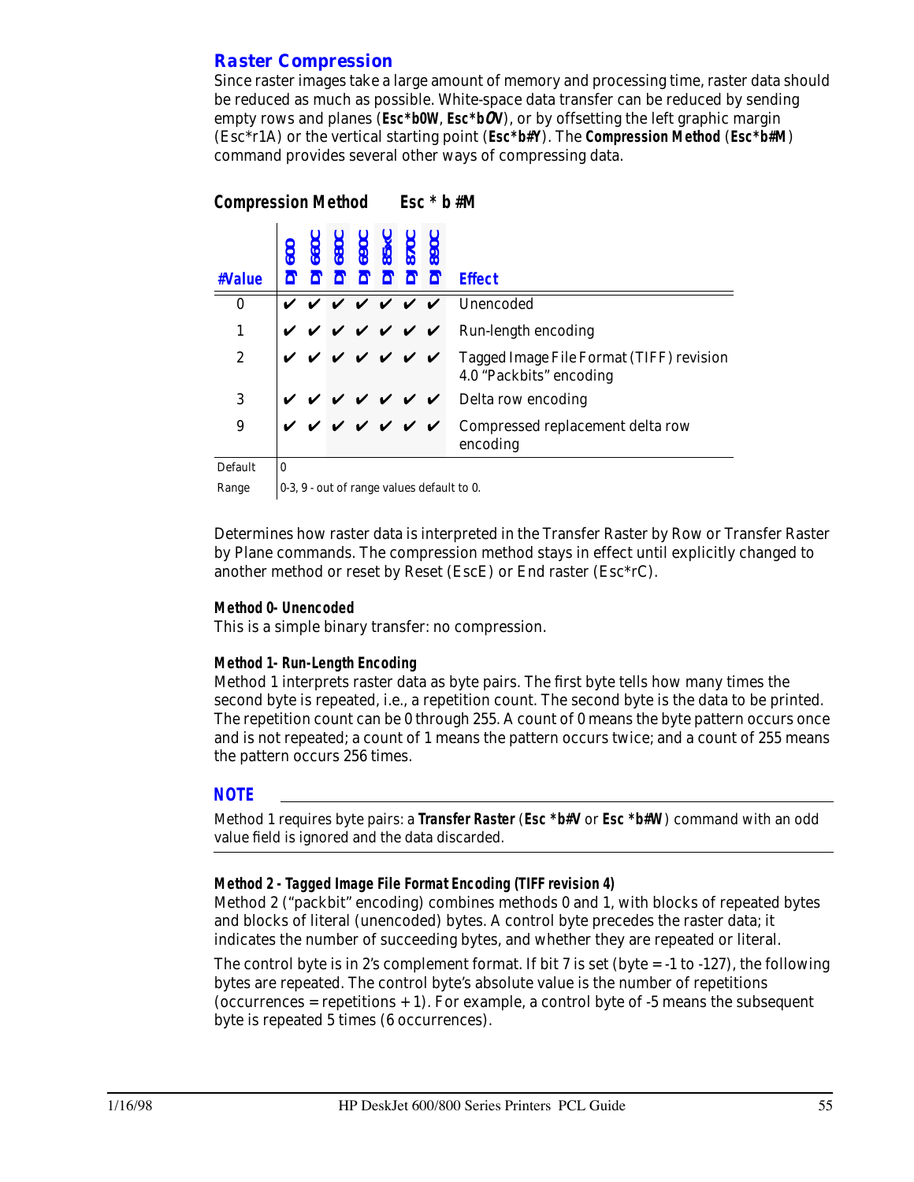## Raster Compression

Since raster images take a large amount of memory and processing time, raster data should be reduced as much as possible. White-space data transfer can be reduced by sending empty rows and planes (**Esc*b0W**, **Esc*b0V**), or by offsetting the left graphic margin (Esc*r1A) or the vertical starting point (**Esc*b#Y**). The **Compression Method** (**Esc*b#M**) command provides several other ways of compressing data.

### Compression Method Esc * b #M

| #Value | DJ 600 | DJ 660C | DJ 680C | DJ 690C | DJ 85xC | DJ 870C | DJ 890C | Effect |
|---|---|---|---|---|---|---|---|---|
| 0 | ✔ | ✔ | ✔ | ✔ | ✔ | ✔ | ✔ | Unencoded |
| 1 | ✔ | ✔ | ✔ | ✔ | ✔ | ✔ | ✔ | Run-length encoding |
| 2 | ✔ | ✔ | ✔ | ✔ | ✔ | ✔ | ✔ | Tagged Image File Format (TIFF) revision 4.0 "Packbits" encoding |
| 3 | ✔ | ✔ | ✔ | ✔ | ✔ | ✔ | ✔ | Delta row encoding |
| 9 | ✔ | ✔ | ✔ | ✔ | ✔ | ✔ | ✔ | Compressed replacement delta row encoding |

Default: 0

Range: 0-3, 9 - out of range values default to 0.

Determines how raster data is interpreted in the Transfer Raster by Row or Transfer Raster by Plane commands. The compression method stays in effect until explicitly changed to another method or reset by Reset (EscE) or End raster (Esc*rC).

**Method 0- Unencoded**

This is a simple binary transfer: no compression.

**Method 1- Run-Length Encoding**

Method 1 interprets raster data as byte pairs. The first byte tells how many times the second byte is repeated, i.e., a repetition count. The second byte is the data to be printed. The repetition count can be 0 through 255. A count of 0 means the byte pattern occurs once and is not repeated; a count of 1 means the pattern occurs twice; and a count of 255 means the pattern occurs 256 times.

**NOTE**

Method 1 requires byte pairs: a **Transfer Raster** (**Esc *b#V** or **Esc *b#W**) command with an odd value field is ignored and the data discarded.

**Method 2 - Tagged Image File Format Encoding (TIFF revision 4)**

Method 2 ("packbit" encoding) combines methods 0 and 1, with blocks of repeated bytes and blocks of literal (unencoded) bytes. A control byte precedes the raster data; it indicates the number of succeeding bytes, and whether they are repeated or literal.

The control byte is in 2's complement format. If bit 7 is set (byte = -1 to -127), the following bytes are repeated. The control byte's absolute value is the number of repetitions (occurrences = repetitions + 1). For example, a control byte of -5 means the subsequent byte is repeated 5 times (6 occurrences).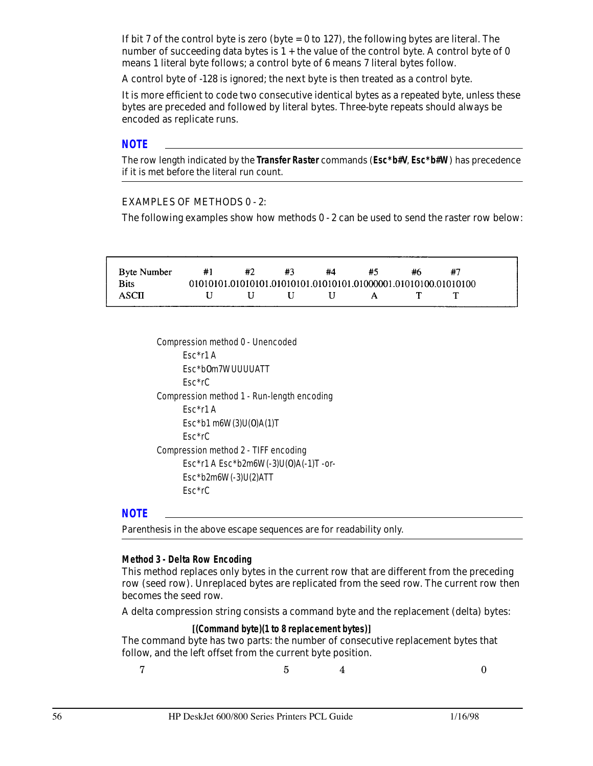If bit 7 of the control byte is zero (byte = 0 to 127), the following bytes are literal. The number of succeeding data bytes is 1 + the value of the control byte. A control byte of 0 means 1 literal byte follows; a control byte of 6 means 7 literal bytes follow.

A control byte of -128 is ignored; the next byte is then treated as a control byte.

It is more efficient to code two consecutive identical bytes as a repeated byte, unless these bytes are preceded and followed by literal bytes. Three-byte repeats should always be encoded as replicate runs.

**NOTE**

The row length indicated by the **Transfer Raster** commands (**Esc*b#V**, **Esc*b#W**) has precedence if it is met before the literal run count.

EXAMPLES OF METHODS 0 - 2:

The following examples show how methods 0 - 2 can be used to send the raster row below:

| Byte Number | #1 | #2 | #3 | #4 | #5 | #6 | #7 |
|---|---|---|---|---|---|---|---|
| Bits | 01010101. | 01010101. | 01010101. | 01010101. | 01000001. | 01010100. | 01010100 |
| ASCII | U | U | U | U | A | T | T |

Compression method 0 - Unencoded

Esc*r1 A

Esc*bOm7WUUUUATT

Esc*rC

Compression method 1 - Run-length encoding

Esc*r1 A

Esc*b1 m6W(3)U(O)A(1)T

Esc*rC

Compression method 2 - TIFF encoding

Esc*r1 A Esc*b2m6W(-3)U(O)A(-1)T -or-

Esc*b2m6W(-3)U(2)ATT

Esc*rC

**NOTE**

Parenthesis in the above escape sequences are for readability only.

**Method 3 - Delta Row Encoding**

This method replaces only bytes in the current row that are different from the preceding row (seed row). Unreplaced bytes are replicated from the seed row. The current row then becomes the seed row.

A delta compression string consists a command byte and the replacement (delta) bytes:

**[(Command byte)(1 to 8 replacement bytes)]**

The command byte has two parts: the number of consecutive replacement bytes that follow, and the left offset from the current byte position.

7 5 4 0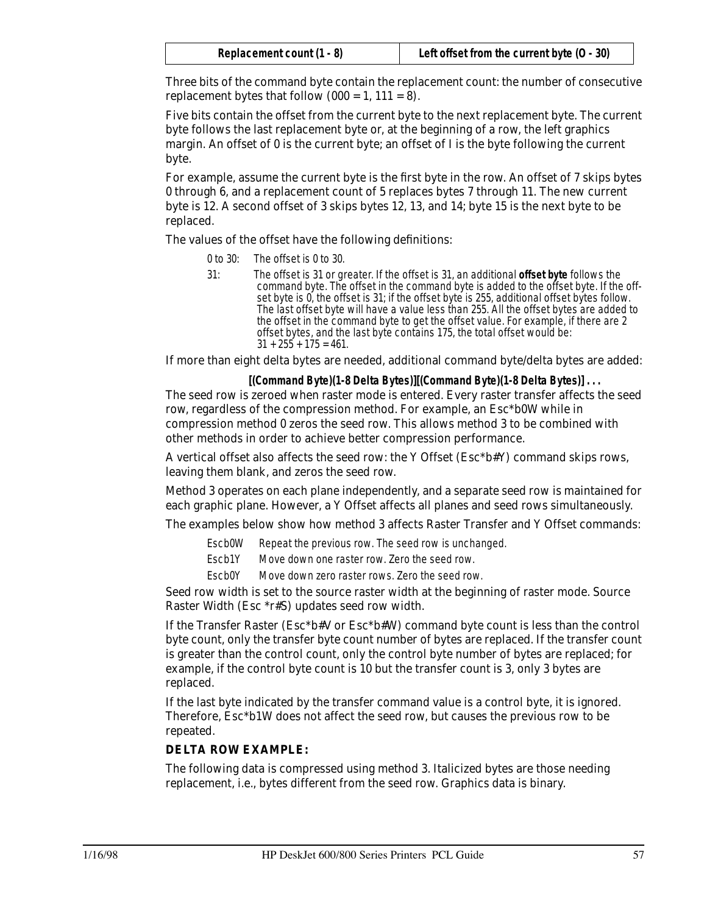| Replacement count (1 - 8) | Left offset from the current byte (O - 30) |
|---|---|

Three bits of the command byte contain the replacement count: the number of consecutive replacement bytes that follow (000 = 1, 111 = 8).

Five bits contain the offset from the current byte to the next replacement byte. The current byte follows the last replacement byte or, at the beginning of a row, the left graphics margin. An offset of 0 is the current byte; an offset of I is the byte following the current byte.

For example, assume the current byte is the first byte in the row. An offset of 7 skips bytes 0 through 6, and a replacement count of 5 replaces bytes 7 through 11. The new current byte is 12. A second offset of 3 skips bytes 12, 13, and 14; byte 15 is the next byte to be replaced.

The values of the offset have the following definitions:

*0 to 30:* *The offset is 0 to 30.*

*31:* *The offset is 31 or greater. If the offset is 31, an additional* ***offset byte*** *follows the command byte. The offset in the command byte is added to the offset byte. If the offset byte is 0, the offset is 31; if the offset byte is 255, additional offset bytes follow. The last offset byte will have a value less than 255. All the offset bytes are added to the offset in the command byte to get the offset value. For example, if there are 2 offset bytes, and the last byte contains 175, the total offset would be: 31 + 255 + 175 = 461.*

If more than eight delta bytes are needed, additional command byte/delta bytes are added:

**[(Command Byte)(1-8 Delta Bytes)][(Command Byte)(1-8 Delta Bytes)] . . .**

The seed row is zeroed when raster mode is entered. Every raster transfer affects the seed row, regardless of the compression method. For example, an Esc*b0W while in compression method 0 zeros the seed row. This allows method 3 to be combined with other methods in order to achieve better compression performance.

A vertical offset also affects the seed row: the Y Offset (Esc*b#Y) command skips rows, leaving them blank, and zeros the seed row.

Method 3 operates on each plane independently, and a separate seed row is maintained for each graphic plane. However, a Y Offset affects all planes and seed rows simultaneously.

The examples below show how method 3 affects Raster Transfer and Y Offset commands:

*Escb0W* *Repeat the previous row. The seed row is unchanged.*

*Escb1Y* *Move down one raster row. Zero the seed row.*

*Escb0Y* *Move down zero raster rows. Zero the seed row.*

Seed row width is set to the source raster width at the beginning of raster mode. Source Raster Width (Esc *r#S) updates seed row width.

If the Transfer Raster (Esc*b#V or Esc*b#W) command byte count is less than the control byte count, only the transfer byte count number of bytes are replaced. If the transfer count is greater than the control count, only the control byte number of bytes are replaced; for example, if the control byte count is 10 but the transfer count is 3, only 3 bytes are replaced.

If the last byte indicated by the transfer command value is a control byte, it is ignored. Therefore, Esc*b1W does not affect the seed row, but causes the previous row to be repeated.

**DELTA ROW EXAMPLE:**

The following data is compressed using method 3. Italicized bytes are those needing replacement, i.e., bytes different from the seed row. Graphics data is binary.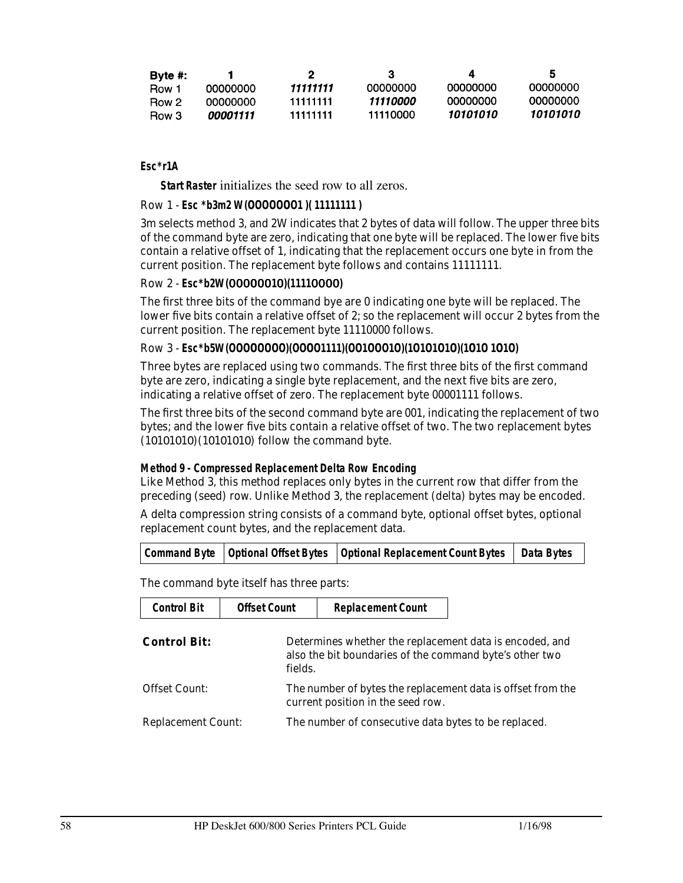| Byte #: | 1 | 2 | 3 | 4 | 5 |
|---|---|---|---|---|---|
| Row 1 | 00000000 | *11111111* | 00000000 | 00000000 | 00000000 |
| Row 2 | 00000000 | 11111111 | *11110000* | 00000000 | 00000000 |
| Row 3 | *00001111* | 11111111 | 11110000 | *10101010* | *10101010* |

**Esc*r1A**

**Start Raster** initializes the seed row to all zeros.

Row 1 - **Esc *b3m2 W(00000001 )( 11111111 )**

3m selects method 3, and 2W indicates that 2 bytes of data will follow. The upper three bits of the command byte are zero, indicating that one byte will be replaced. The lower five bits contain a relative offset of 1, indicating that the replacement occurs one byte in from the current position. The replacement byte follows and contains 11111111.

Row 2 - **Esc*b2W(00000010)(11110000)**

The first three bits of the command bye are 0 indicating one byte will be replaced. The lower five bits contain a relative offset of 2; so the replacement will occur 2 bytes from the current position. The replacement byte 11110000 follows.

Row 3 - **Esc*b5W(00000000)(00001111)(00100010)(10101010)(1010 1010)**

Three bytes are replaced using two commands. The first three bits of the first command byte are zero, indicating a single byte replacement, and the next five bits are zero, indicating a relative offset of zero. The replacement byte 00001111 follows.

The first three bits of the second command byte are 001, indicating the replacement of two bytes; and the lower five bits contain a relative offset of two. The two replacement bytes (10101010)(10101010) follow the command byte.

**Method 9 - Compressed Replacement Delta Row Encoding**

Like Method 3, this method replaces only bytes in the current row that differ from the preceding (seed) row. Unlike Method 3, the replacement (delta) bytes may be encoded.

A delta compression string consists of a command byte, optional offset bytes, optional replacement count bytes, and the replacement data.

| Command Byte | Optional Offset Bytes | Optional Replacement Count Bytes | Data Bytes |
|---|---|---|---|

The command byte itself has three parts:

| Control Bit | Offset Count | Replacement Count |
|---|---|---|

**Control Bit:** Determines whether the replacement data is encoded, and also the bit boundaries of the command byte's other two fields.

Offset Count: The number of bytes the replacement data is offset from the current position in the seed row.

Replacement Count: The number of consecutive data bytes to be replaced.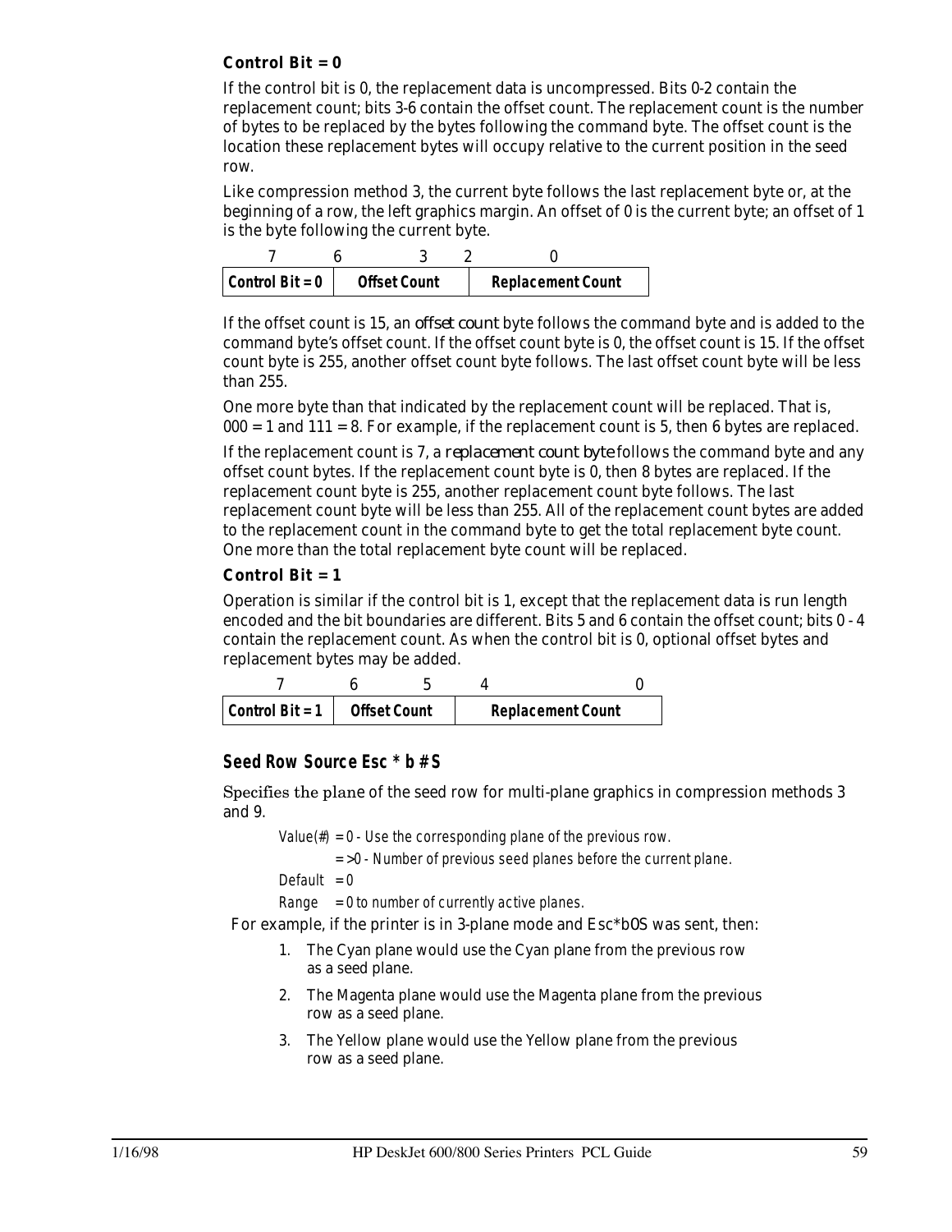### Control Bit = 0

If the control bit is 0, the replacement data is uncompressed. Bits 0-2 contain the replacement count; bits 3-6 contain the offset count. The replacement count is the number of bytes to be replaced by the bytes following the command byte. The offset count is the location these replacement bytes will occupy relative to the current position in the seed row.

Like compression method 3, the current byte follows the last replacement byte or, at the beginning of a row, the left graphics margin. An offset of 0 is the current byte; an offset of 1 is the byte following the current byte.

| 7 | 6 — 3 | 2 — 0 |
|---|---|---|
| Control Bit = 0 | Offset Count | Replacement Count |

If the offset count is 15, an *offset count* byte follows the command byte and is added to the command byte's offset count. If the offset count byte is 0, the offset count is 15. If the offset count byte is 255, another offset count byte follows. The last offset count byte will be less than 255.

One more byte than that indicated by the replacement count will be replaced. That is, 000 = 1 and 111 = 8. For example, if the replacement count is 5, then 6 bytes are replaced.

If the replacement count is 7, a *replacement count byte* follows the command byte and any offset count bytes. If the replacement count byte is 0, then 8 bytes are replaced. If the replacement count byte is 255, another replacement count byte follows. The last replacement count byte will be less than 255. All of the replacement count bytes are added to the replacement count in the command byte to get the total replacement byte count. One more than the total replacement byte count will be replaced.

### Control Bit = 1

Operation is similar if the control bit is 1, except that the replacement data is run length encoded and the bit boundaries are different. Bits 5 and 6 contain the offset count; bits 0 - 4 contain the replacement count. As when the control bit is 0, optional offset bytes and replacement bytes may be added.

| 7 | 6 — 5 | 4 — 0 |
|---|---|---|
| Control Bit = 1 | Offset Count | Replacement Count |

## Seed Row Source Esc * b # S

Specifies the plane of the seed row for multi-plane graphics in compression methods 3 and 9.

*Value(#) = 0 - Use the corresponding plane of the previous row.*
*= >0 - Number of previous seed planes before the current plane.*
*Default = 0*
*Range = 0 to number of currently active planes.*

For example, if the printer is in 3-plane mode and Esc*b0S was sent, then:

1. The Cyan plane would use the Cyan plane from the previous row as a seed plane.
2. The Magenta plane would use the Magenta plane from the previous row as a seed plane.
3. The Yellow plane would use the Yellow plane from the previous row as a seed plane.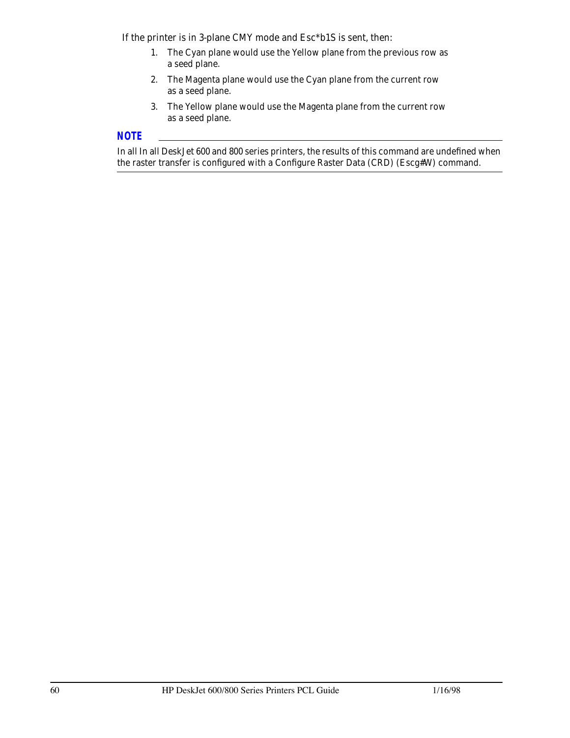If the printer is in 3-plane CMY mode and Esc*b1S is sent, then:

1. The Cyan plane would use the Yellow plane from the previous row as a seed plane.
2. The Magenta plane would use the Cyan plane from the current row as a seed plane.
3. The Yellow plane would use the Magenta plane from the current row as a seed plane.

**NOTE**

In all In all DeskJet 600 and 800 series printers, the results of this command are undefined when the raster transfer is configured with a Configure Raster Data (CRD) (Escg#W) command.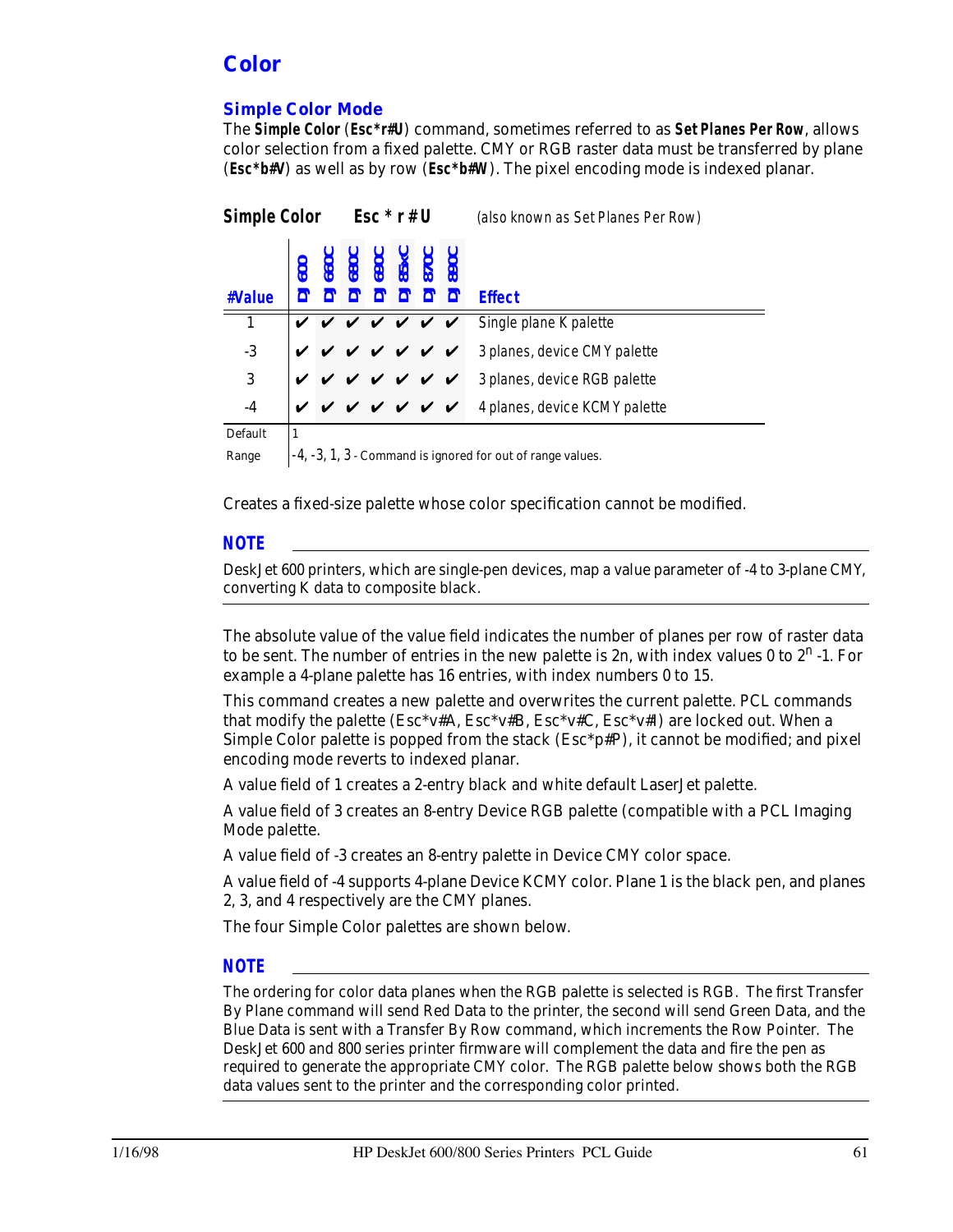# Color

## Simple Color Mode

The **Simple Color** (**Esc*r#U**) command, sometimes referred to as **Set Planes Per Row**, allows color selection from a fixed palette. CMY or RGB raster data must be transferred by plane (**Esc*b#V**) as well as by row (**Esc*b#W**). The pixel encoding mode is indexed planar.

**Simple Color** **Esc * r # U** *(also known as Set Planes Per Row)*

| #Value | DJ 600 | DJ 660C | DJ 680C | DJ 690C | DJ 85xC | DJ 870C | DJ 890C | Effect |
|---|---|---|---|---|---|---|---|---|
| 1 | ✔ | ✔ | ✔ | ✔ | ✔ | ✔ | ✔ | Single plane K palette |
| -3 | ✔ | ✔ | ✔ | ✔ | ✔ | ✔ | ✔ | 3 planes, device CMY palette |
| 3 | ✔ | ✔ | ✔ | ✔ | ✔ | ✔ | ✔ | 3 planes, device RGB palette |
| -4 | ✔ | ✔ | ✔ | ✔ | ✔ | ✔ | ✔ | 4 planes, device KCMY palette |
| Default | 1 | | | | | | | |
| Range | -4, -3, 1, 3 - Command is ignored for out of range values. | | | | | | | |

Creates a fixed-size palette whose color specification cannot be modified.

**NOTE**

DeskJet 600 printers, which are single-pen devices, map a value parameter of -4 to 3-plane CMY, converting K data to composite black.

The absolute value of the value field indicates the number of planes per row of raster data to be sent. The number of entries in the new palette is 2n, with index values 0 to $2^n$ -1. For example a 4-plane palette has 16 entries, with index numbers 0 to 15.

This command creates a new palette and overwrites the current palette. PCL commands that modify the palette (Esc*v#A, Esc*v#B, Esc*v#C, Esc*v#I) are locked out. When a Simple Color palette is popped from the stack (Esc*p#P), it cannot be modified; and pixel encoding mode reverts to indexed planar.

A value field of 1 creates a 2-entry black and white default LaserJet palette.

A value field of 3 creates an 8-entry Device RGB palette (compatible with a PCL Imaging Mode palette.

A value field of -3 creates an 8-entry palette in Device CMY color space.

A value field of -4 supports 4-plane Device KCMY color. Plane 1 is the black pen, and planes 2, 3, and 4 respectively are the CMY planes.

The four Simple Color palettes are shown below.

**NOTE**

The ordering for color data planes when the RGB palette is selected is RGB. The first Transfer By Plane command will send Red Data to the printer, the second will send Green Data, and the Blue Data is sent with a Transfer By Row command, which increments the Row Pointer. The DeskJet 600 and 800 series printer firmware will complement the data and fire the pen as required to generate the appropriate CMY color. The RGB palette below shows both the RGB data values sent to the printer and the corresponding color printed.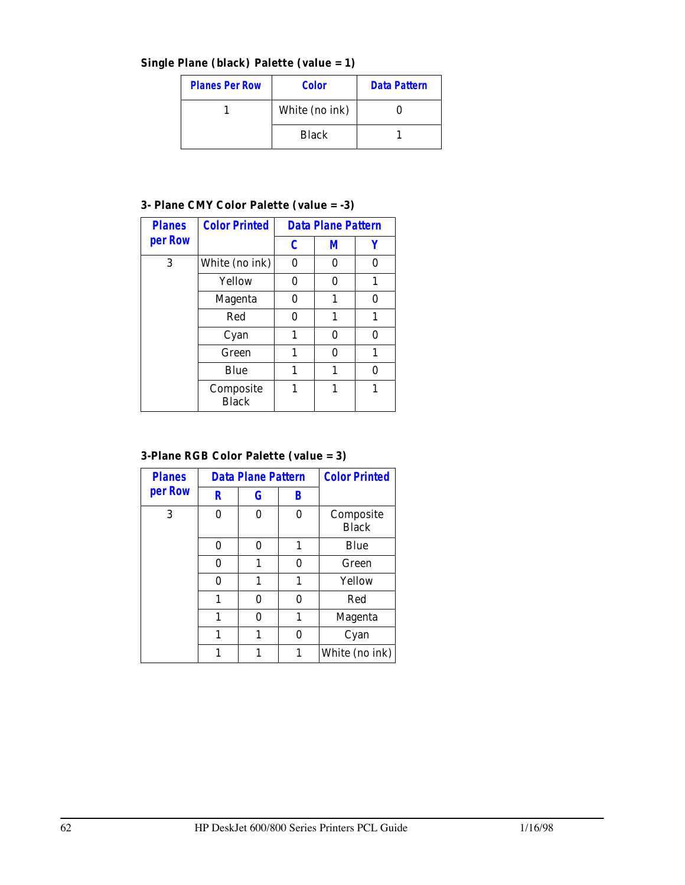**Single Plane (black) Palette (value = 1)**

| Planes Per Row | Color | Data Pattern |
|---|---|---|
| 1 | White (no ink) | 0 |
| | Black | 1 |

**3- Plane CMY Color Palette (value = -3)**

| Planes per Row | Color Printed | Data Plane Pattern | | |
|---|---|---|---|---|
| | | C | M | Y |
| 3 | White (no ink) | 0 | 0 | 0 |
| | Yellow | 0 | 0 | 1 |
| | Magenta | 0 | 1 | 0 |
| | Red | 0 | 1 | 1 |
| | Cyan | 1 | 0 | 0 |
| | Green | 1 | 0 | 1 |
| | Blue | 1 | 1 | 0 |
| | Composite Black | 1 | 1 | 1 |

**3-Plane RGB Color Palette (value = 3)**

| Planes per Row | Data Plane Pattern | | | Color Printed |
|---|---|---|---|---|
| | R | G | B | |
| 3 | 0 | 0 | 0 | Composite Black |
| | 0 | 0 | 1 | Blue |
| | 0 | 1 | 0 | Green |
| | 0 | 1 | 1 | Yellow |
| | 1 | 0 | 0 | Red |
| | 1 | 0 | 1 | Magenta |
| | 1 | 1 | 0 | Cyan |
| | 1 | 1 | 1 | White (no ink) |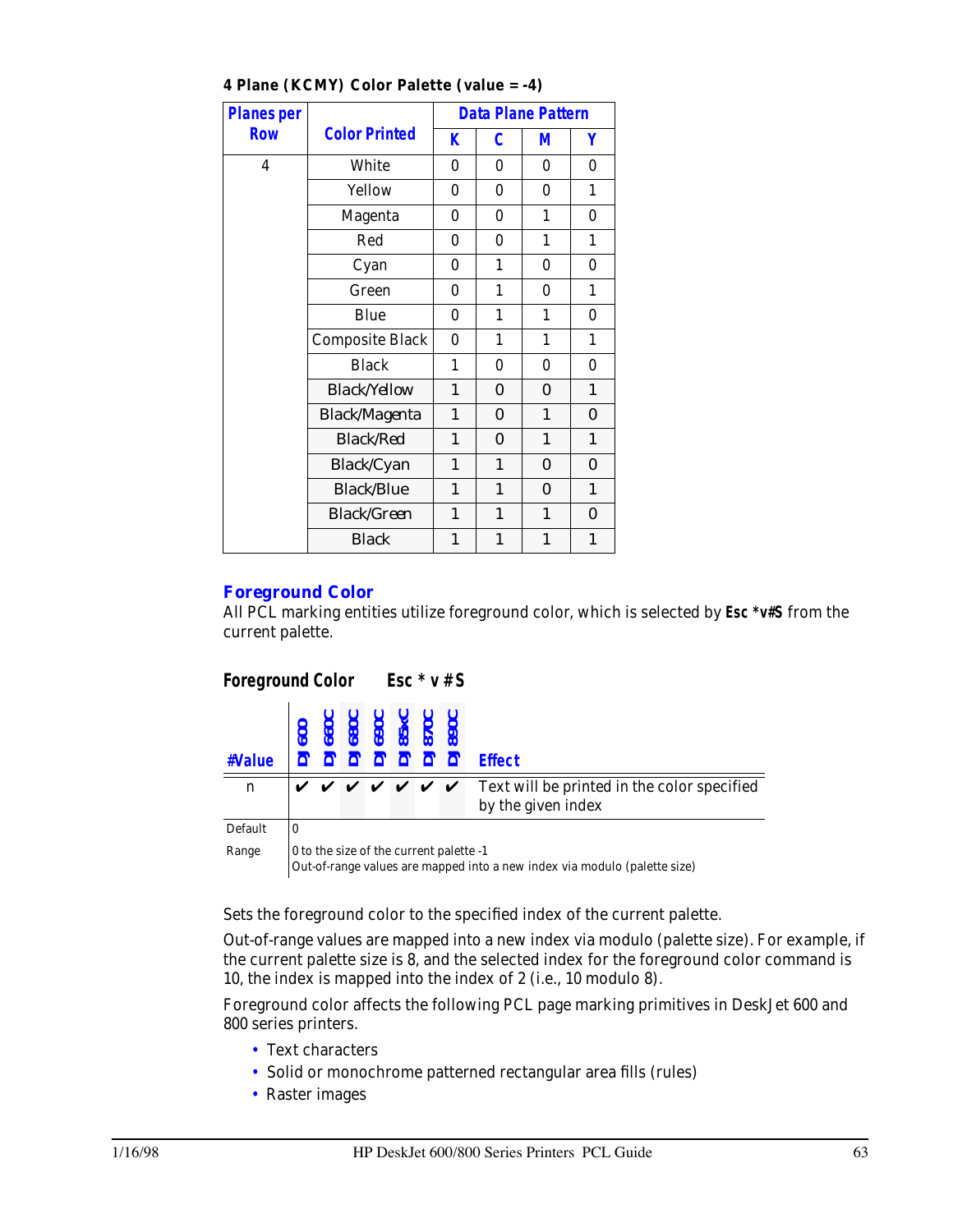**4 Plane (KCMY) Color Palette (value = -4)**

| Planes per Row | Color Printed | Data Plane Pattern | | | |
|---|---|---|---|---|---|
| | | K | C | M | Y |
| 4 | White | 0 | 0 | 0 | 0 |
| | Yellow | 0 | 0 | 0 | 1 |
| | Magenta | 0 | 0 | 1 | 0 |
| | Red | 0 | 0 | 1 | 1 |
| | Cyan | 0 | 1 | 0 | 0 |
| | Green | 0 | 1 | 0 | 1 |
| | Blue | 0 | 1 | 1 | 0 |
| | Composite Black | 0 | 1 | 1 | 1 |
| | Black | 1 | 0 | 0 | 0 |
| | Black/Yellow | 1 | 0 | 0 | 1 |
| | Black/Magenta | 1 | 0 | 1 | 0 |
| | Black/Red | 1 | 0 | 1 | 1 |
| | Black/Cyan | 1 | 1 | 0 | 0 |
| | Black/Blue | 1 | 1 | 0 | 1 |
| | Black/Green | 1 | 1 | 1 | 0 |
| | Black | 1 | 1 | 1 | 1 |

## Foreground Color

All PCL marking entities utilize foreground color, which is selected by **Esc *v#S** from the current palette.

**Foreground Color    Esc * v # S**

| #Value | DJ 600 | DJ 660C | DJ 680C | DJ 690C | DJ 85xC | DJ 870C | DJ 890C | Effect |
|---|---|---|---|---|---|---|---|---|
| n | ✔ | ✔ | ✔ | ✔ | ✔ | ✔ | ✔ | Text will be printed in the color specified by the given index |
| Default | 0 | | | | | | | |
| Range | 0 to the size of the current palette -1<br>Out-of-range values are mapped into a new index via modulo (palette size) | | | | | | | |

Sets the foreground color to the specified index of the current palette.

Out-of-range values are mapped into a new index via modulo (palette size). For example, if the current palette size is 8, and the selected index for the foreground color command is 10, the index is mapped into the index of 2 (i.e., 10 modulo 8).

Foreground color affects the following PCL page marking primitives in DeskJet 600 and 800 series printers.

- Text characters
- Solid or monochrome patterned rectangular area fills (rules)
- Raster images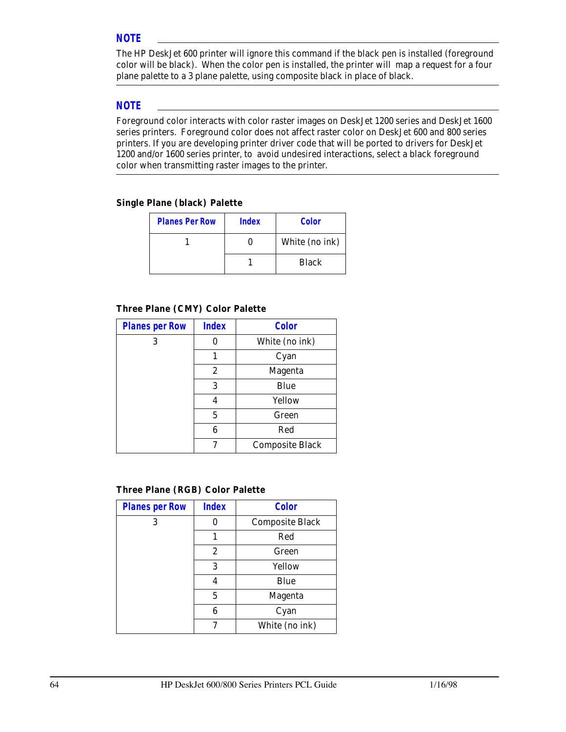**NOTE**

The HP DeskJet 600 printer will ignore this command if the black pen is installed (foreground color will be black). When the color pen is installed, the printer will map a request for a four plane palette to a 3 plane palette, using composite black in place of black.

**NOTE**

Foreground color interacts with color raster images on DeskJet 1200 series and DeskJet 1600 series printers. Foreground color does not affect raster color on DeskJet 600 and 800 series printers. If you are developing printer driver code that will be ported to drivers for DeskJet 1200 and/or 1600 series printer, to avoid undesired interactions, select a black foreground color when transmitting raster images to the printer.

**Single Plane (black) Palette**

| Planes Per Row | Index | Color |
|---|---|---|
| 1 | 0 | White (no ink) |
| | 1 | Black |

**Three Plane (CMY) Color Palette**

| Planes per Row | Index | Color |
|---|---|---|
| 3 | 0 | White (no ink) |
| | 1 | Cyan |
| | 2 | Magenta |
| | 3 | Blue |
| | 4 | Yellow |
| | 5 | Green |
| | 6 | Red |
| | 7 | Composite Black |

**Three Plane (RGB) Color Palette**

| Planes per Row | Index | Color |
|---|---|---|
| 3 | 0 | Composite Black |
| | 1 | Red |
| | 2 | Green |
| | 3 | Yellow |
| | 4 | Blue |
| | 5 | Magenta |
| | 6 | Cyan |
| | 7 | White (no ink) |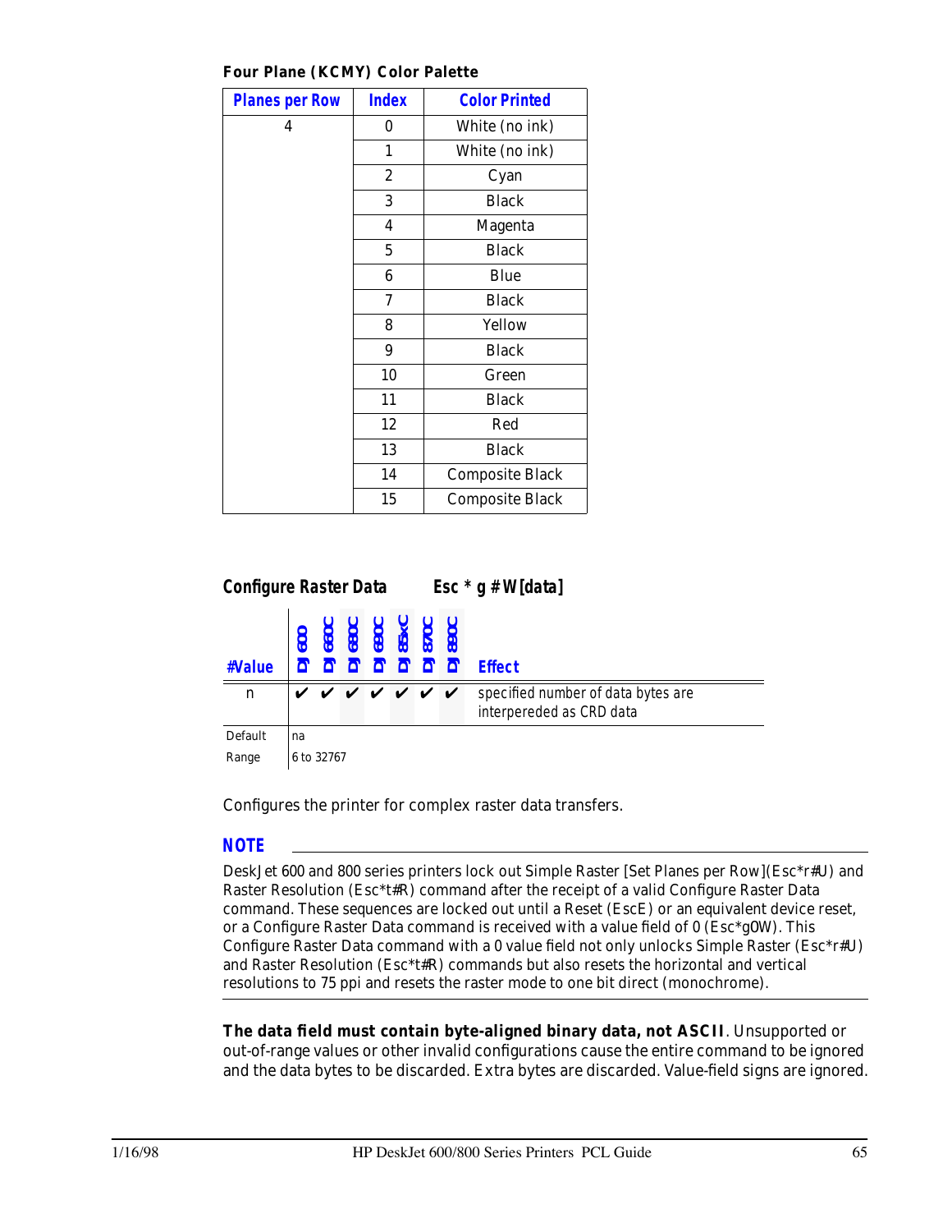**Four Plane (KCMY) Color Palette**

| Planes per Row | Index | Color Printed |
|---|---|---|
| 4 | 0 | White (no ink) |
| | 1 | White (no ink) |
| | 2 | Cyan |
| | 3 | Black |
| | 4 | Magenta |
| | 5 | Black |
| | 6 | Blue |
| | 7 | Black |
| | 8 | Yellow |
| | 9 | Black |
| | 10 | Green |
| | 11 | Black |
| | 12 | Red |
| | 13 | Black |
| | 14 | Composite Black |
| | 15 | Composite Black |

## Configure Raster Data　　　Esc * g # W[data]

| #Value | DJ 600 | DJ 660C | DJ 680C | DJ 690C | DJ 85xC | DJ 870C | DJ 890C | Effect |
|---|---|---|---|---|---|---|---|---|
| n | ✔ | ✔ | ✔ | ✔ | ✔ | ✔ | ✔ | specified number of data bytes are interpereded as CRD data |
| Default | na | | | | | | | |
| Range | 6 to 32767 | | | | | | | |

Configures the printer for complex raster data transfers.

**NOTE**

DeskJet 600 and 800 series printers lock out Simple Raster [Set Planes per Row](Esc*r#U) and Raster Resolution (Esc*t#R) command after the receipt of a valid Configure Raster Data command. These sequences are locked out until a Reset (EscE) or an equivalent device reset, or a Configure Raster Data command is received with a value field of 0 (Esc*g0W). This Configure Raster Data command with a 0 value field not only unlocks Simple Raster (Esc*r#U) and Raster Resolution (Esc*t#R) commands but also resets the horizontal and vertical resolutions to 75 ppi and resets the raster mode to one bit direct (monochrome).

**The data field must contain byte-aligned binary data, not ASCII**. Unsupported or out-of-range values or other invalid configurations cause the entire command to be ignored and the data bytes to be discarded. Extra bytes are discarded. Value-field signs are ignored.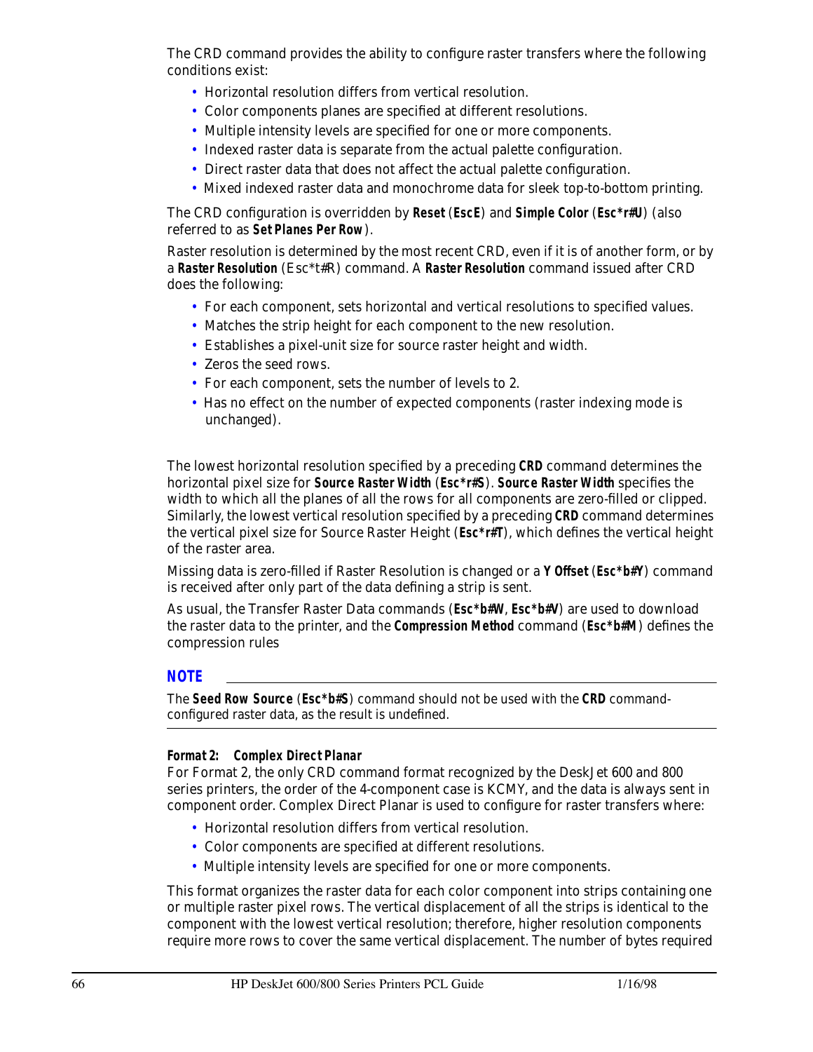The CRD command provides the ability to configure raster transfers where the following conditions exist:

- Horizontal resolution differs from vertical resolution.
- Color components planes are specified at different resolutions.
- Multiple intensity levels are specified for one or more components.
- Indexed raster data is separate from the actual palette configuration.
- Direct raster data that does not affect the actual palette configuration.
- Mixed indexed raster data and monochrome data for sleek top-to-bottom printing.

The CRD configuration is overridden by **Reset** (**EscE**) and **Simple Color** (**Esc*r#U**) (also referred to as **Set Planes Per Row**).

Raster resolution is determined by the most recent CRD, even if it is of another form, or by a **Raster Resolution** (Esc*t#R) command. A **Raster Resolution** command issued after CRD does the following:

- For each component, sets horizontal and vertical resolutions to specified values.
- Matches the strip height for each component to the new resolution.
- Establishes a pixel-unit size for source raster height and width.
- Zeros the seed rows.
- For each component, sets the number of levels to 2.
- Has no effect on the number of expected components (raster indexing mode is unchanged).

The lowest horizontal resolution specified by a preceding **CRD** command determines the horizontal pixel size for **Source Raster Width** (**Esc*r#S**). **Source Raster Width** specifies the width to which all the planes of all the rows for all components are zero-filled or clipped. Similarly, the lowest vertical resolution specified by a preceding **CRD** command determines the vertical pixel size for Source Raster Height (**Esc*r#T**), which defines the vertical height of the raster area.

Missing data is zero-filled if Raster Resolution is changed or a **Y Offset** (**Esc*b#Y**) command is received after only part of the data defining a strip is sent.

As usual, the Transfer Raster Data commands (**Esc*b#W**, **Esc*b#V**) are used to download the raster data to the printer, and the **Compression Method** command (**Esc*b#M**) defines the compression rules

**NOTE**

The **Seed Row Source** (**Esc*b#S**) command should not be used with the **CRD** command-configured raster data, as the result is undefined.

***Format 2: Complex Direct Planar***

For Format 2, the only CRD command format recognized by the DeskJet 600 and 800 series printers, the order of the 4-component case is KCMY, and the data is always sent in component order. Complex Direct Planar is used to configure for raster transfers where:

- Horizontal resolution differs from vertical resolution.
- Color components are specified at different resolutions.
- Multiple intensity levels are specified for one or more components.

This format organizes the raster data for each color component into strips containing one or multiple raster pixel rows. The vertical displacement of all the strips is identical to the component with the lowest vertical resolution; therefore, higher resolution components require more rows to cover the same vertical displacement. The number of bytes required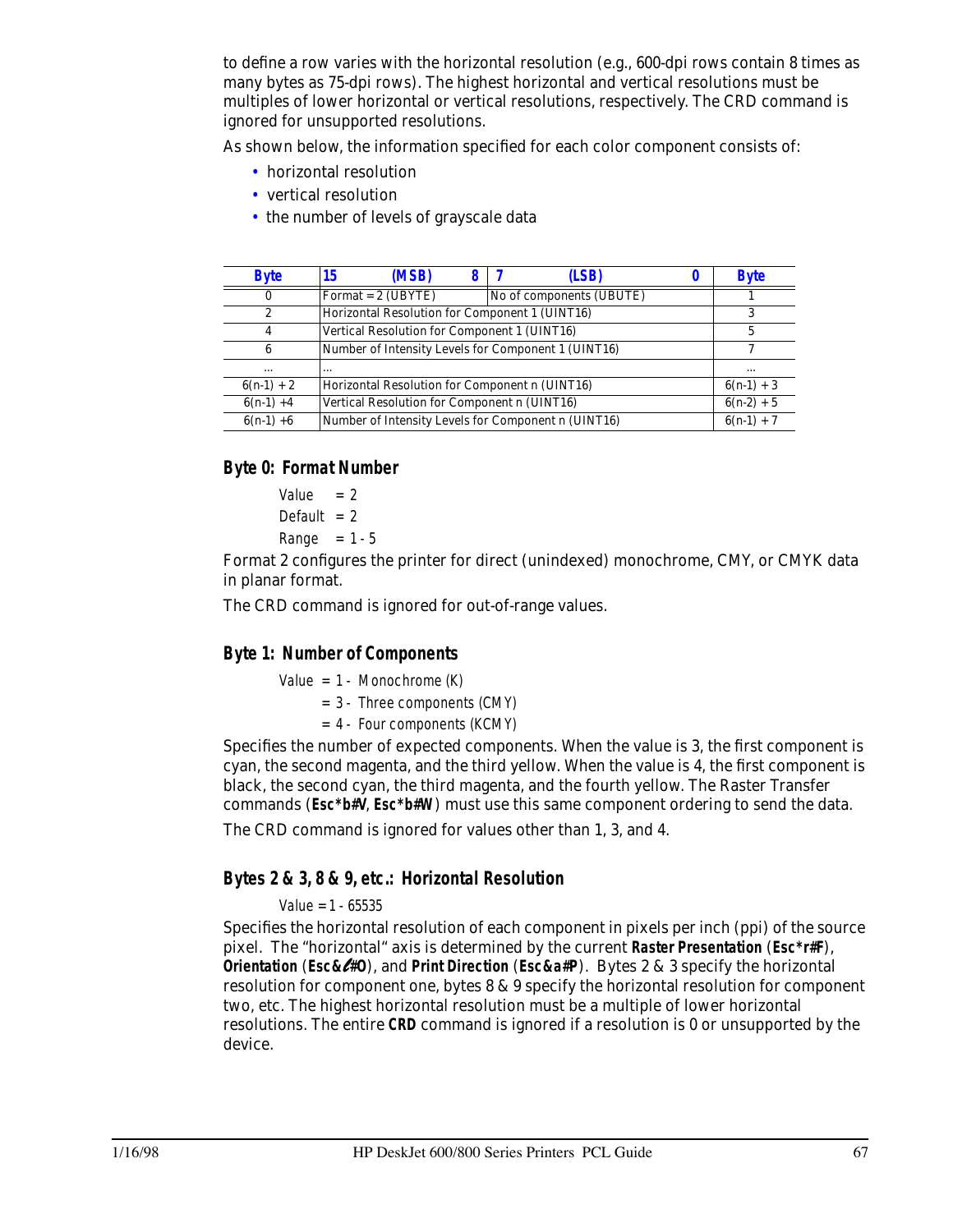to define a row varies with the horizontal resolution (e.g., 600-dpi rows contain 8 times as many bytes as 75-dpi rows). The highest horizontal and vertical resolutions must be multiples of lower horizontal or vertical resolutions, respectively. The CRD command is ignored for unsupported resolutions.

As shown below, the information specified for each color component consists of:

- horizontal resolution
- vertical resolution
- the number of levels of grayscale data

| Byte | 15 (MSB) 8 | 7 (LSB) 0 | Byte |
|---|---|---|---|
| 0 | Format = 2 (UBYTE) | No of components (UBUTE) | 1 |
| 2 | Horizontal Resolution for Component 1 (UINT16) | | 3 |
| 4 | Vertical Resolution for Component 1 (UINT16) | | 5 |
| 6 | Number of Intensity Levels for Component 1 (UINT16) | | 7 |
| ... | ... | | ... |
| 6(n-1) + 2 | Horizontal Resolution for Component n (UINT16) | | 6(n-1) + 3 |
| 6(n-1) +4 | Vertical Resolution for Component n (UINT16) | | 6(n-2) + 5 |
| 6(n-1) +6 | Number of Intensity Levels for Component n (UINT16) | | 6(n-1) + 7 |

### Byte 0: Format Number

*Value* = 2
*Default* = 2
*Range* = 1 - 5

Format 2 configures the printer for direct (unindexed) monochrome, CMY, or CMYK data in planar format.

The CRD command is ignored for out-of-range values.

### Byte 1: Number of Components

*Value* = 1 - *Monochrome (K)*
= 3 - *Three components (CMY)*
= 4 - *Four components (KCMY)*

Specifies the number of expected components. When the value is 3, the first component is cyan, the second magenta, and the third yellow. When the value is 4, the first component is black, the second cyan, the third magenta, and the fourth yellow. The Raster Transfer commands (**Esc*b#V**, **Esc*b#W**) must use this same component ordering to send the data.

The CRD command is ignored for values other than 1, 3, and 4.

### Bytes 2 & 3, 8 & 9, etc.: Horizontal Resolution

*Value = 1 - 65535*

Specifies the horizontal resolution of each component in pixels per inch (ppi) of the source pixel. The "horizontal" axis is determined by the current **Raster Presentation** (**Esc*r#F**), **Orientation** (**Esc&ℓ#O**), and **Print Direction** (**Esc&a#P**). Bytes 2 & 3 specify the horizontal resolution for component one, bytes 8 & 9 specify the horizontal resolution for component two, etc. The highest horizontal resolution must be a multiple of lower horizontal resolutions. The entire **CRD** command is ignored if a resolution is 0 or unsupported by the device.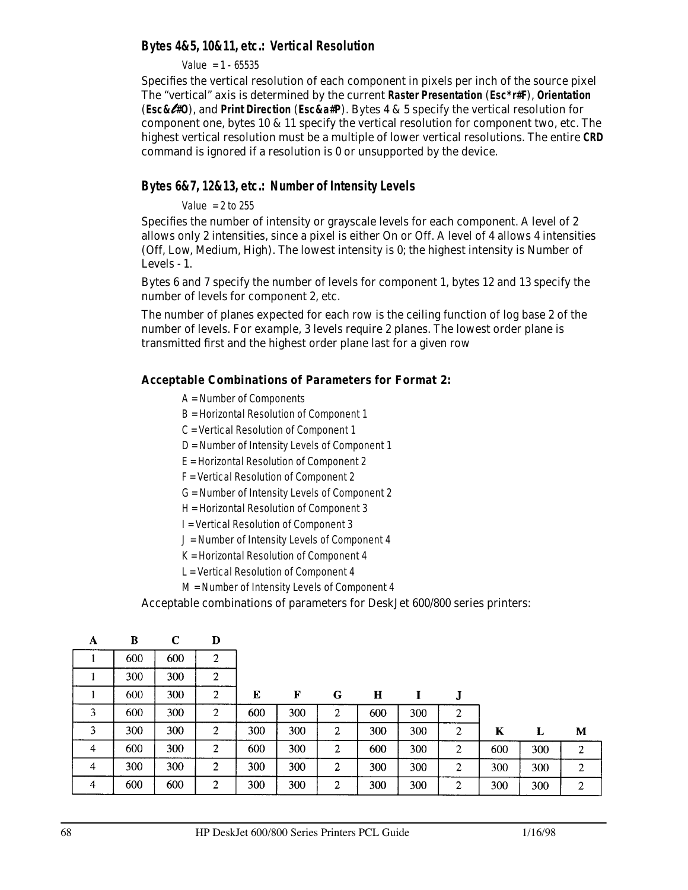### Bytes 4&5, 10&11, etc.: Vertical Resolution

*Value = 1 - 65535*

Specifies the vertical resolution of each component in pixels per inch of the source pixel The “vertical” axis is determined by the current **Raster Presentation** (**Esc*r#F**), **Orientation** (**Esc&ℓ#O**), and **Print Direction** (**Esc&a#P**). Bytes 4 & 5 specify the vertical resolution for component one, bytes 10 & 11 specify the vertical resolution for component two, etc. The highest vertical resolution must be a multiple of lower vertical resolutions. The entire **CRD** command is ignored if a resolution is 0 or unsupported by the device.

### Bytes 6&7, 12&13, etc.: Number of Intensity Levels

*Value = 2 to 255*

Specifies the number of intensity or grayscale levels for each component. A level of 2 allows only 2 intensities, since a pixel is either On or Off. A level of 4 allows 4 intensities (Off, Low, Medium, High). The lowest intensity is 0; the highest intensity is Number of Levels - 1.

Bytes 6 and 7 specify the number of levels for component 1, bytes 12 and 13 specify the number of levels for component 2, etc.

The number of planes expected for each row is the ceiling function of log base 2 of the number of levels. For example, 3 levels require 2 planes. The lowest order plane is transmitted first and the highest order plane last for a given row

**Acceptable Combinations of Parameters for Format 2:**

- A = Number of Components
- B = Horizontal Resolution of Component 1
- C = Vertical Resolution of Component 1
- D = Number of Intensity Levels of Component 1
- E = Horizontal Resolution of Component 2
- F = Vertical Resolution of Component 2
- G = Number of Intensity Levels of Component 2
- H = Horizontal Resolution of Component 3
- I = Vertical Resolution of Component 3
- J = Number of Intensity Levels of Component 4
- K = Horizontal Resolution of Component 4
- L = Vertical Resolution of Component 4
- M = Number of Intensity Levels of Component 4

Acceptable combinations of parameters for DeskJet 600/800 series printers:

| A | B | C | D | E | F | G | H | I | J | K | L | M |
|---|---|---|---|---|---|---|---|---|---|---|---|---|
| 1 | 600 | 600 | 2 | | | | | | | | | |
| 1 | 300 | 300 | 2 | | | | | | | | | |
| 1 | 600 | 300 | 2 | | | | | | | | | |
| 3 | 600 | 300 | 2 | 600 | 300 | 2 | 600 | 300 | 2 | | | |
| 3 | 300 | 300 | 2 | 300 | 300 | 2 | 300 | 300 | 2 | | | |
| 4 | 600 | 300 | 2 | 600 | 300 | 2 | 600 | 300 | 2 | 600 | 300 | 2 |
| 4 | 300 | 300 | 2 | 300 | 300 | 2 | 300 | 300 | 2 | 300 | 300 | 2 |
| 4 | 600 | 600 | 2 | 300 | 300 | 2 | 300 | 300 | 2 | 300 | 300 | 2 |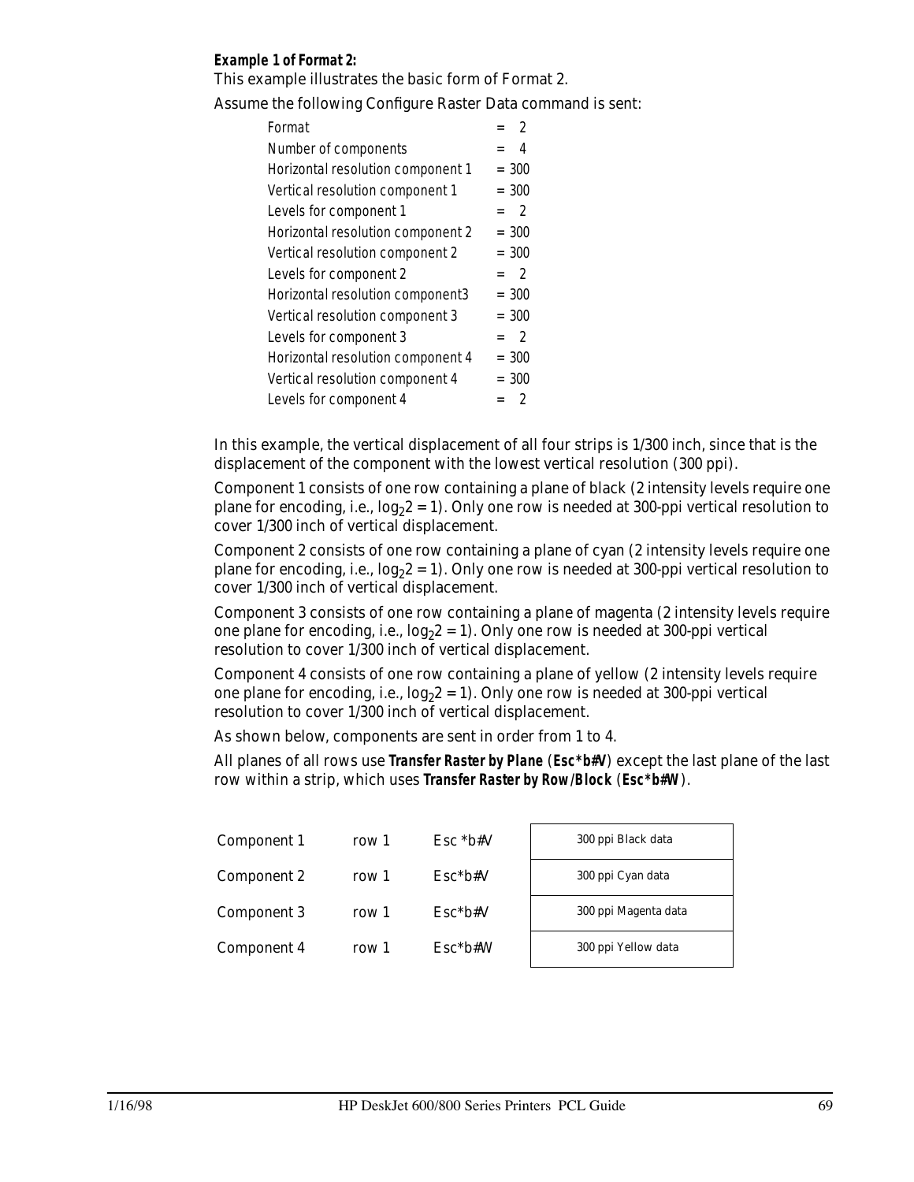***Example 1 of Format 2:***

This example illustrates the basic form of Format 2.

Assume the following Configure Raster Data command is sent:

| | |
|---|---|
| Format | = 2 |
| Number of components | = 4 |
| Horizontal resolution component 1 | = 300 |
| Vertical resolution component 1 | = 300 |
| Levels for component 1 | = 2 |
| Horizontal resolution component 2 | = 300 |
| Vertical resolution component 2 | = 300 |
| Levels for component 2 | = 2 |
| Horizontal resolution component3 | = 300 |
| Vertical resolution component 3 | = 300 |
| Levels for component 3 | = 2 |
| Horizontal resolution component 4 | = 300 |
| Vertical resolution component 4 | = 300 |
| Levels for component 4 | = 2 |

In this example, the vertical displacement of all four strips is 1/300 inch, since that is the displacement of the component with the lowest vertical resolution (300 ppi).

Component 1 consists of one row containing a plane of black (2 intensity levels require one plane for encoding, i.e., $\log_2 2 = 1$). Only one row is needed at 300-ppi vertical resolution to cover 1/300 inch of vertical displacement.

Component 2 consists of one row containing a plane of cyan (2 intensity levels require one plane for encoding, i.e., $\log_2 2 = 1$). Only one row is needed at 300-ppi vertical resolution to cover 1/300 inch of vertical displacement.

Component 3 consists of one row containing a plane of magenta (2 intensity levels require one plane for encoding, i.e., $\log_2 2 = 1$). Only one row is needed at 300-ppi vertical resolution to cover 1/300 inch of vertical displacement.

Component 4 consists of one row containing a plane of yellow (2 intensity levels require one plane for encoding, i.e., $\log_2 2 = 1$). Only one row is needed at 300-ppi vertical resolution to cover 1/300 inch of vertical displacement.

As shown below, components are sent in order from 1 to 4.

All planes of all rows use **Transfer Raster by Plane** (**Esc*b#V**) except the last plane of the last row within a strip, which uses **Transfer Raster by Row/Block** (**Esc*b#W**).

| | | | |
|---|---|---|---|
| Component 1 | row 1 | Esc *b#V | 300 ppi Black data |
| Component 2 | row 1 | Esc*b#V | 300 ppi Cyan data |
| Component 3 | row 1 | Esc*b#V | 300 ppi Magenta data |
| Component 4 | row 1 | Esc*b#W | 300 ppi Yellow data |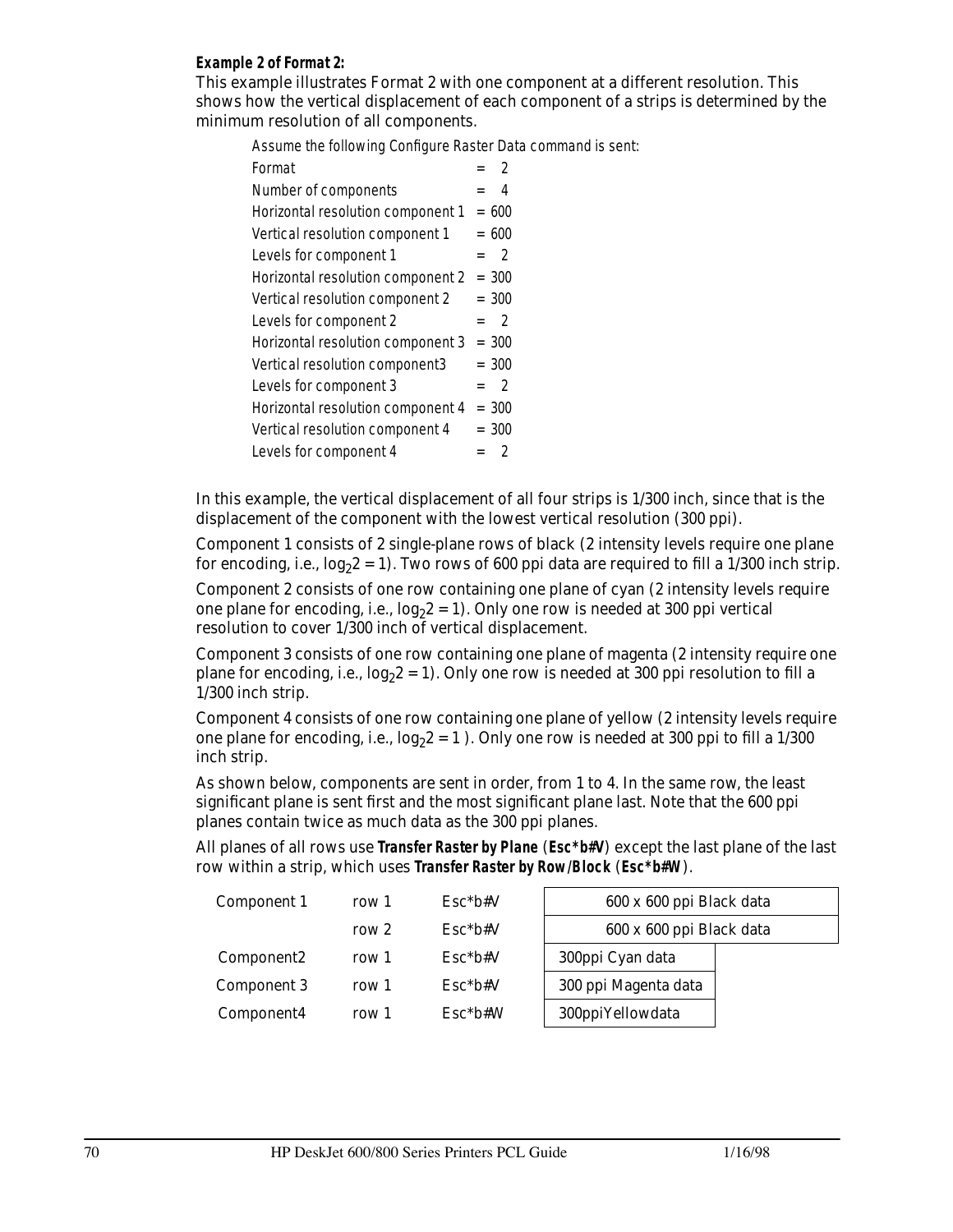**_Example 2 of Format 2:_**

This example illustrates Format 2 with one component at a different resolution. This shows how the vertical displacement of each component of a strips is determined by the minimum resolution of all components.

Assume the following Configure Raster Data command is sent:

| | |
|---|---|
| Format | = 2 |
| Number of components | = 4 |
| Horizontal resolution component 1 | = 600 |
| Vertical resolution component 1 | = 600 |
| Levels for component 1 | = 2 |
| Horizontal resolution component 2 | = 300 |
| Vertical resolution component 2 | = 300 |
| Levels for component 2 | = 2 |
| Horizontal resolution component 3 | = 300 |
| Vertical resolution component3 | = 300 |
| Levels for component 3 | = 2 |
| Horizontal resolution component 4 | = 300 |
| Vertical resolution component 4 | = 300 |
| Levels for component 4 | = 2 |

In this example, the vertical displacement of all four strips is 1/300 inch, since that is the displacement of the component with the lowest vertical resolution (300 ppi).

Component 1 consists of 2 single-plane rows of black (2 intensity levels require one plane for encoding, i.e., $\log_2 2 = 1$). Two rows of 600 ppi data are required to fill a 1/300 inch strip.

Component 2 consists of one row containing one plane of cyan (2 intensity levels require one plane for encoding, i.e., $\log_2 2 = 1$). Only one row is needed at 300 ppi vertical resolution to cover 1/300 inch of vertical displacement.

Component 3 consists of one row containing one plane of magenta (2 intensity require one plane for encoding, i.e., $\log_2 2 = 1$). Only one row is needed at 300 ppi resolution to fill a 1/300 inch strip.

Component 4 consists of one row containing one plane of yellow (2 intensity levels require one plane for encoding, i.e., $\log_2 2 = 1$ ). Only one row is needed at 300 ppi to fill a 1/300 inch strip.

As shown below, components are sent in order, from 1 to 4. In the same row, the least significant plane is sent first and the most significant plane last. Note that the 600 ppi planes contain twice as much data as the 300 ppi planes.

All planes of all rows use **Transfer Raster by Plane** (**Esc*b#V**) except the last plane of the last row within a strip, which uses **Transfer Raster by Row/Block** (**Esc*b#W**).

| | | | |
|---|---|---|---|
| Component 1 | row 1 | Esc*b#V | 600 x 600 ppi Black data |
| | row 2 | Esc*b#V | 600 x 600 ppi Black data |
| Component2 | row 1 | Esc*b#V | 300ppi Cyan data |
| Component 3 | row 1 | Esc*b#V | 300 ppi Magenta data |
| Component4 | row 1 | Esc*b#W | 300ppiYellowdata |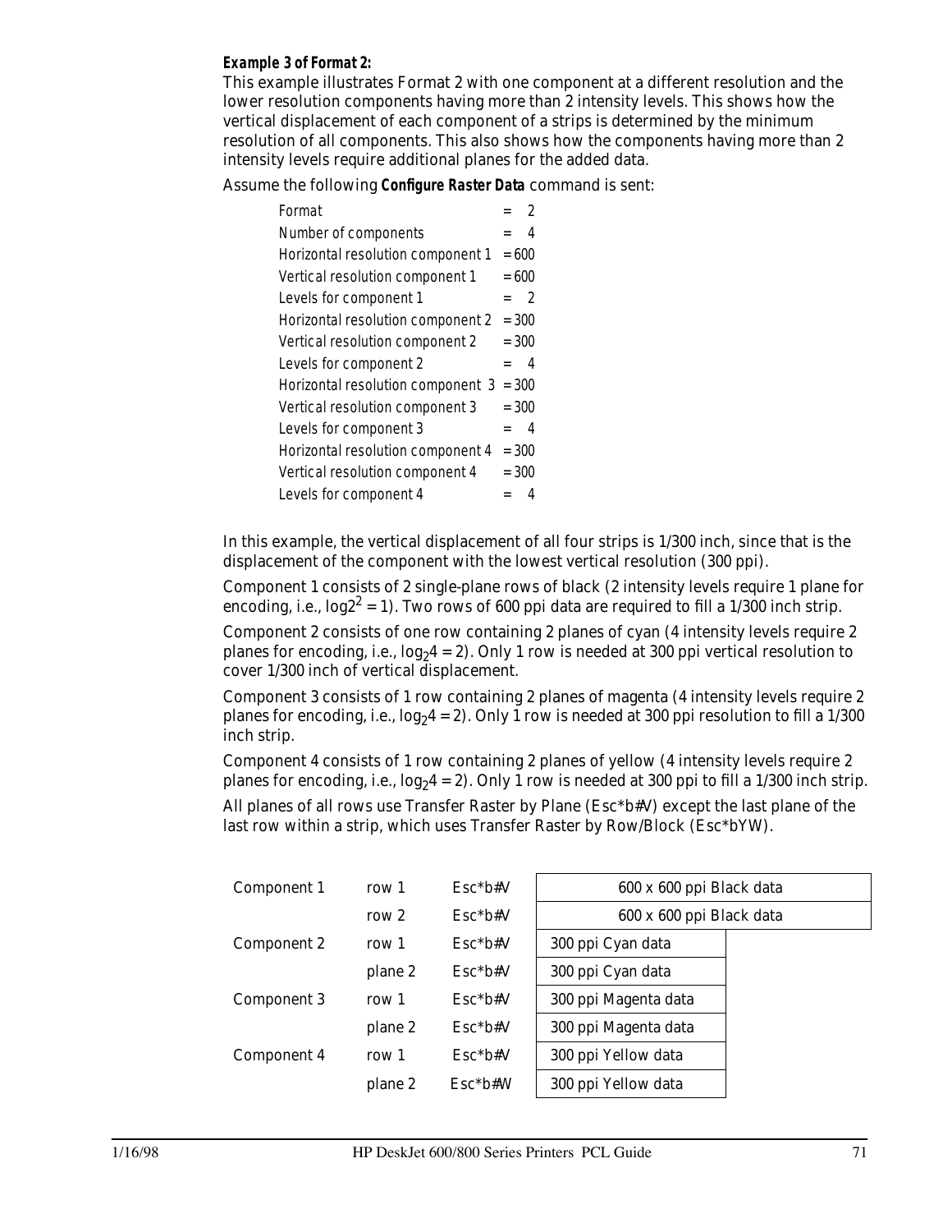***Example 3 of Format 2:***

This example illustrates Format 2 with one component at a different resolution and the lower resolution components having more than 2 intensity levels. This shows how the vertical displacement of each component of a strips is determined by the minimum resolution of all components. This also shows how the components having more than 2 intensity levels require additional planes for the added data.

Assume the following ***Configure Raster Data*** command is sent:

| | |
|---|---|
| *Format* | = 2 |
| *Number of components* | = 4 |
| *Horizontal resolution component 1* | = 600 |
| *Vertical resolution component 1* | = 600 |
| *Levels for component 1* | = 2 |
| *Horizontal resolution component 2* | = 300 |
| *Vertical resolution component 2* | = 300 |
| *Levels for component 2* | = 4 |
| *Horizontal resolution component 3* | = 300 |
| *Vertical resolution component 3* | = 300 |
| *Levels for component 3* | = 4 |
| *Horizontal resolution component 4* | = 300 |
| *Vertical resolution component 4* | = 300 |
| *Levels for component 4* | = 4 |

In this example, the vertical displacement of all four strips is 1/300 inch, since that is the displacement of the component with the lowest vertical resolution (300 ppi).

Component 1 consists of 2 single-plane rows of black (2 intensity levels require 1 plane for encoding, i.e., $\log 2^2 = 1$). Two rows of 600 ppi data are required to fill a 1/300 inch strip.

Component 2 consists of one row containing 2 planes of cyan (4 intensity levels require 2 planes for encoding, i.e., $\log_2 4 = 2$). Only 1 row is needed at 300 ppi vertical resolution to cover 1/300 inch of vertical displacement.

Component 3 consists of 1 row containing 2 planes of magenta (4 intensity levels require 2 planes for encoding, i.e., $\log_2 4 = 2$). Only 1 row is needed at 300 ppi resolution to fill a 1/300 inch strip.

Component 4 consists of 1 row containing 2 planes of yellow (4 intensity levels require 2 planes for encoding, i.e., $\log_2 4 = 2$). Only 1 row is needed at 300 ppi to fill a 1/300 inch strip.

All planes of all rows use Transfer Raster by Plane (Esc*b#V) except the last plane of the last row within a strip, which uses Transfer Raster by Row/Block (Esc*bYW).

| | | | |
|---|---|---|---|
| Component 1 | row 1 | Esc*b#V | 600 x 600 ppi Black data |
| | row 2 | Esc*b#V | 600 x 600 ppi Black data |
| Component 2 | row 1 | Esc*b#V | 300 ppi Cyan data |
| | plane 2 | Esc*b#V | 300 ppi Cyan data |
| Component 3 | row 1 | Esc*b#V | 300 ppi Magenta data |
| | plane 2 | Esc*b#V | 300 ppi Magenta data |
| Component 4 | row 1 | Esc*b#V | 300 ppi Yellow data |
| | plane 2 | Esc*b#W | 300 ppi Yellow data |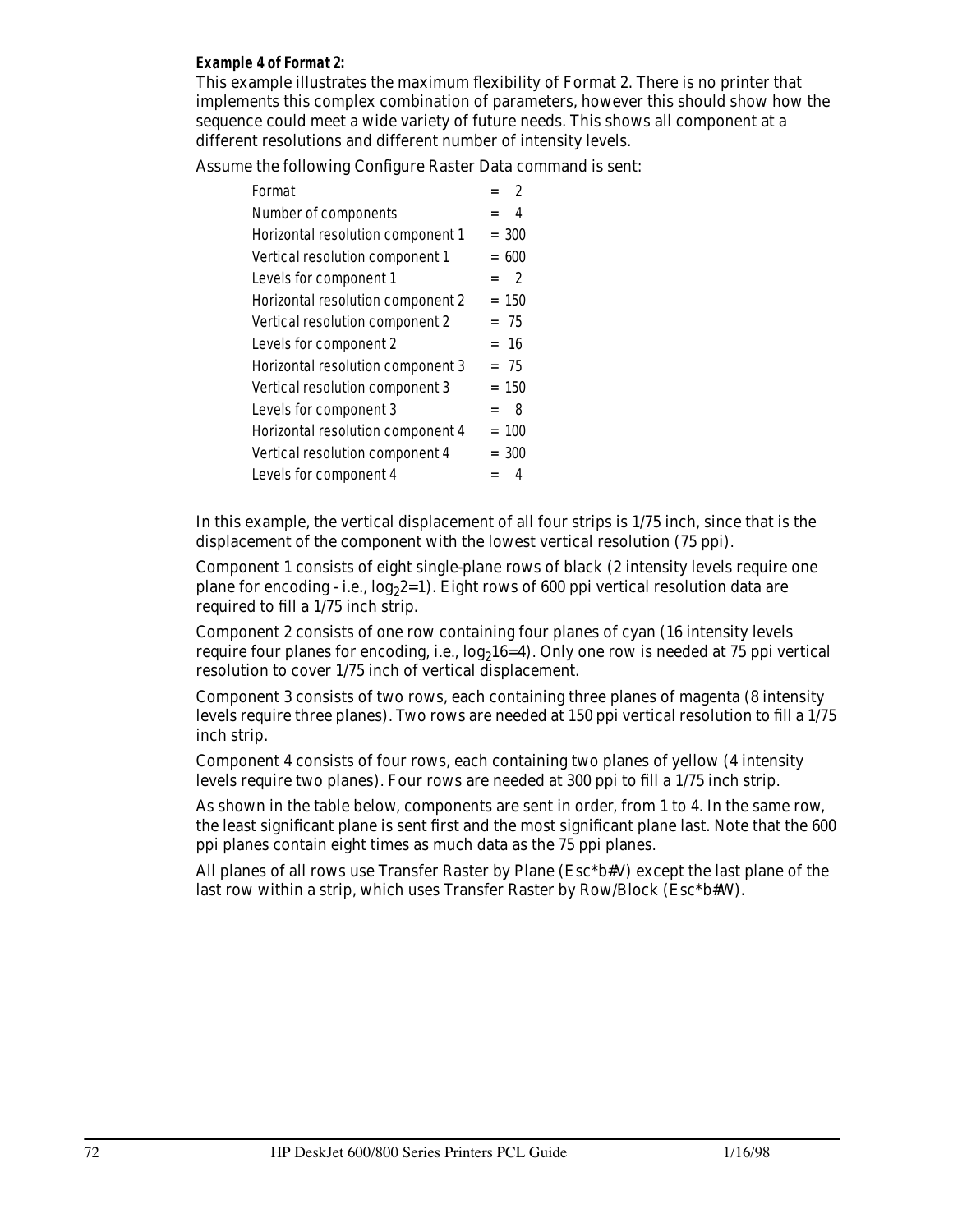***Example 4 of Format 2:***

This example illustrates the maximum flexibility of Format 2. There is no printer that implements this complex combination of parameters, however this should show how the sequence could meet a wide variety of future needs. This shows all component at a different resolutions and different number of intensity levels.

Assume the following Configure Raster Data command is sent:

| | | |
|---|---|---|
| Format | = | 2 |
| Number of components | = | 4 |
| Horizontal resolution component 1 | = | 300 |
| Vertical resolution component 1 | = | 600 |
| Levels for component 1 | = | 2 |
| Horizontal resolution component 2 | = | 150 |
| Vertical resolution component 2 | = | 75 |
| Levels for component 2 | = | 16 |
| Horizontal resolution component 3 | = | 75 |
| Vertical resolution component 3 | = | 150 |
| Levels for component 3 | = | 8 |
| Horizontal resolution component 4 | = | 100 |
| Vertical resolution component 4 | = | 300 |
| Levels for component 4 | = | 4 |

In this example, the vertical displacement of all four strips is 1/75 inch, since that is the displacement of the component with the lowest vertical resolution (75 ppi).

Component 1 consists of eight single-plane rows of black (2 intensity levels require one plane for encoding - i.e., $\log_2 2=1$). Eight rows of 600 ppi vertical resolution data are required to fill a 1/75 inch strip.

Component 2 consists of one row containing four planes of cyan (16 intensity levels require four planes for encoding, i.e., $\log_2 16=4$). Only one row is needed at 75 ppi vertical resolution to cover 1/75 inch of vertical displacement.

Component 3 consists of two rows, each containing three planes of magenta (8 intensity levels require three planes). Two rows are needed at 150 ppi vertical resolution to fill a 1/75 inch strip.

Component 4 consists of four rows, each containing two planes of yellow (4 intensity levels require two planes). Four rows are needed at 300 ppi to fill a 1/75 inch strip.

As shown in the table below, components are sent in order, from 1 to 4. In the same row, the least significant plane is sent first and the most significant plane last. Note that the 600 ppi planes contain eight times as much data as the 75 ppi planes.

All planes of all rows use Transfer Raster by Plane (Esc*b#V) except the last plane of the last row within a strip, which uses Transfer Raster by Row/Block (Esc*b#W).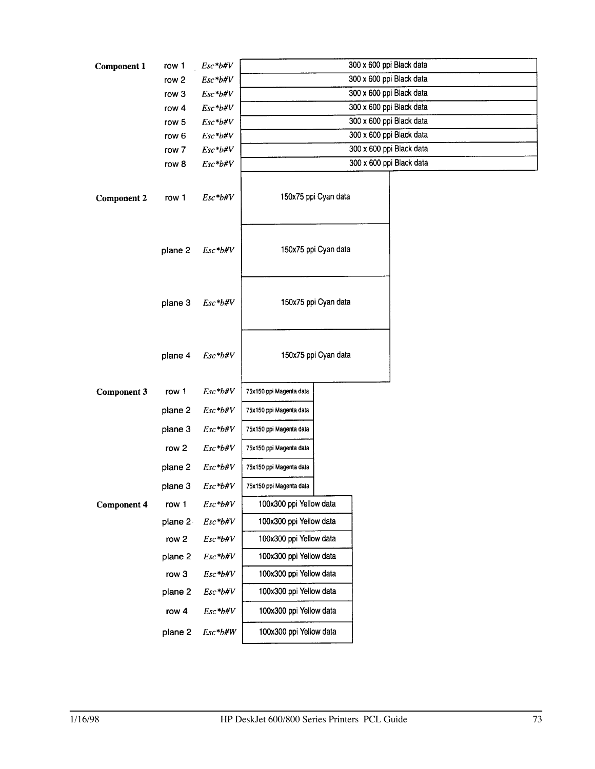| Component | Row/Plane | Command | Data |
|---|---|---|---|
| **Component 1** | row 1 | *Esc\*b#V* | 300 x 600 ppi Black data |
| | row 2 | *Esc\*b#V* | 300 x 600 ppi Black data |
| | row 3 | *Esc\*b#V* | 300 x 600 ppi Black data |
| | row 4 | *Esc\*b#V* | 300 x 600 ppi Black data |
| | row 5 | *Esc\*b#V* | 300 x 600 ppi Black data |
| | row 6 | *Esc\*b#V* | 300 x 600 ppi Black data |
| | row 7 | *Esc\*b#V* | 300 x 600 ppi Black data |
| | row 8 | *Esc\*b#V* | 300 x 600 ppi Black data |
| **Component 2** | row 1 | *Esc\*b#V* | 150x75 ppi Cyan data |
| | plane 2 | *Esc\*b#V* | 150x75 ppi Cyan data |
| | plane 3 | *Esc\*b#V* | 150x75 ppi Cyan data |
| | plane 4 | *Esc\*b#V* | 150x75 ppi Cyan data |
| **Component 3** | row 1 | *Esc\*b#V* | 75x150 ppi Magenta data |
| | plane 2 | *Esc\*b#V* | 75x150 ppi Magenta data |
| | plane 3 | *Esc\*b#V* | 75x150 ppi Magenta data |
| | row 2 | *Esc\*b#V* | 75x150 ppi Magenta data |
| | plane 2 | *Esc\*b#V* | 75x150 ppi Magenta data |
| | plane 3 | *Esc\*b#V* | 75x150 ppi Magenta data |
| **Component 4** | row 1 | *Esc\*b#V* | 100x300 ppi Yellow data |
| | plane 2 | *Esc\*b#V* | 100x300 ppi Yellow data |
| | row 2 | *Esc\*b#V* | 100x300 ppi Yellow data |
| | plane 2 | *Esc\*b#V* | 100x300 ppi Yellow data |
| | row 3 | *Esc\*b#V* | 100x300 ppi Yellow data |
| | plane 2 | *Esc\*b#V* | 100x300 ppi Yellow data |
| | row 4 | *Esc\*b#V* | 100x300 ppi Yellow data |
| | plane 2 | *Esc\*b#W* | 100x300 ppi Yellow data |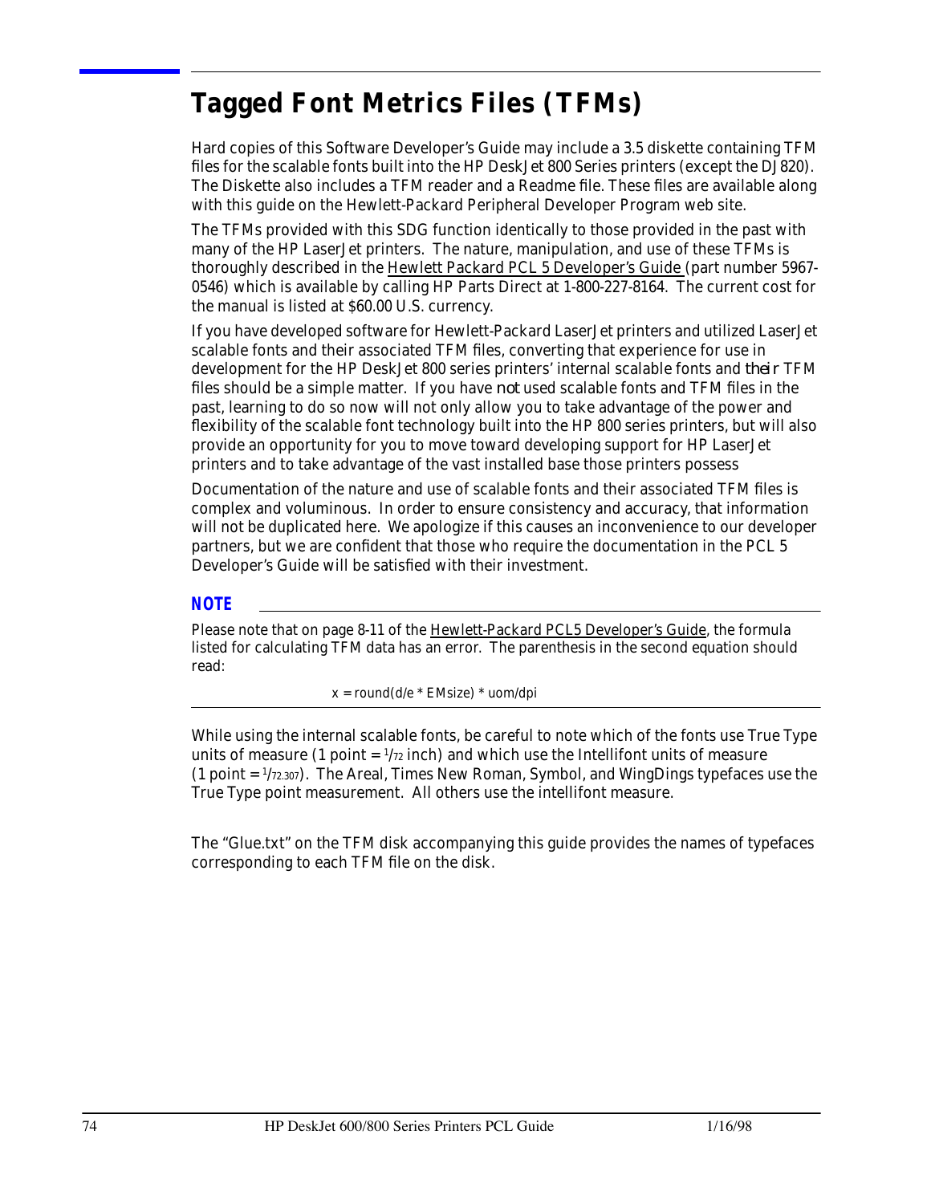# Tagged Font Metrics Files (TFMs)

Hard copies of this Software Developer's Guide may include a 3.5 diskette containing TFM files for the scalable fonts built into the HP DeskJet 800 Series printers (except the DJ820). The Diskette also includes a TFM reader and a Readme file. These files are available along with this guide on the Hewlett-Packard Peripheral Developer Program web site.

The TFMs provided with this SDG function identically to those provided in the past with many of the HP LaserJet printers. The nature, manipulation, and use of these TFMs is thoroughly described in the Hewlett Packard PCL 5 Developer's Guide (part number 5967-0546) which is available by calling HP Parts Direct at 1-800-227-8164. The current cost for the manual is listed at $60.00 U.S. currency.

If you have developed software for Hewlett-Packard LaserJet printers and utilized LaserJet scalable fonts and their associated TFM files, converting that experience for use in development for the HP DeskJet 800 series printers' internal scalable fonts and *their* TFM files should be a simple matter. If you have *not* used scalable fonts and TFM files in the past, learning to do so now will not only allow you to take advantage of the power and flexibility of the scalable font technology built into the HP 800 series printers, but will also provide an opportunity for you to move toward developing support for HP LaserJet printers and to take advantage of the vast installed base those printers possess

Documentation of the nature and use of scalable fonts and their associated TFM files is complex and voluminous. In order to ensure consistency and accuracy, that information will not be duplicated here. We apologize if this causes an inconvenience to our developer partners, but we are confident that those who require the documentation in the PCL 5 Developer's Guide will be satisfied with their investment.

### NOTE

Please note that on page 8-11 of the Hewlett-Packard PCL5 Developer's Guide, the formula listed for calculating TFM data has an error. The parenthesis in the second equation should read:

x = round(d/e * EMsize) * uom/dpi

While using the internal scalable fonts, be careful to note which of the fonts use True Type units of measure (1 point = $^1/_{72}$ inch) and which use the Intellifont units of measure (1 point = $^1/_{72.307}$). The Areal, Times New Roman, Symbol, and WingDings typefaces use the True Type point measurement. All others use the intellifont measure.

The "Glue.txt" on the TFM disk accompanying this guide provides the names of typefaces corresponding to each TFM file on the disk.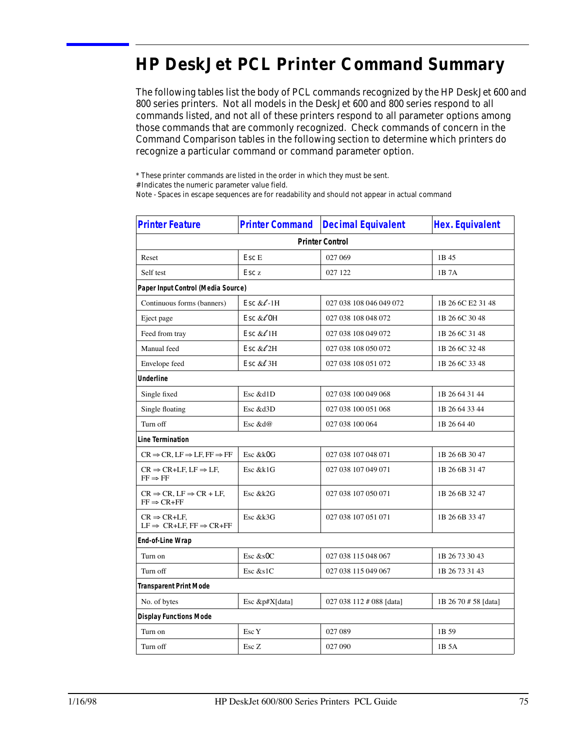# HP DeskJet PCL Printer Command Summary

The following tables list the body of PCL commands recognized by the HP DeskJet 600 and 800 series printers. Not all models in the DeskJet 600 and 800 series respond to all commands listed, and not all of these printers respond to all parameter options among those commands that are commonly recognized. Check commands of concern in the Command Comparison tables in the following section to determine which printers do recognize a particular command or command parameter option.

* These printer commands are listed in the order in which they must be sent.
# Indicates the numeric parameter value field.
Note - Spaces in escape sequences are for readability and should not appear in actual command

| Printer Feature | Printer Command | Decimal Equivalent | Hex. Equivalent |
|---|---|---|---|
| **Printer Control** | | | |
| Reset | Esc E | 027 069 | 1B 45 |
| Self test | Esc z | 027 122 | 1B 7A |
| **Paper Input Control (Media Source)** | | | |
| Continuous forms (banners) | Esc &ℓ-1H | 027 038 108 046 049 072 | 1B 26 6C E2 31 48 |
| Eject page | Esc &ℓ0H | 027 038 108 048 072 | 1B 26 6C 30 48 |
| Feed from tray | Esc &ℓ1H | 027 038 108 049 072 | 1B 26 6C 31 48 |
| Manual feed | Esc &ℓ2H | 027 038 108 050 072 | 1B 26 6C 32 48 |
| Envelope feed | Esc &ℓ3H | 027 038 108 051 072 | 1B 26 6C 33 48 |
| **Underline** | | | |
| Single fixed | Esc &d1D | 027 038 100 049 068 | 1B 26 64 31 44 |
| Single floating | Esc &d3D | 027 038 100 051 068 | 1B 26 64 33 44 |
| Turn off | Esc &d@ | 027 038 100 064 | 1B 26 64 40 |
| **Line Termination** | | | |
| CR ⇒ CR, LF ⇒ LF, FF ⇒ FF | Esc &k0G | 027 038 107 048 071 | 1B 26 6B 30 47 |
| CR ⇒ CR+LF, LF ⇒ LF, FF ⇒ FF | Esc &k1G | 027 038 107 049 071 | 1B 26 6B 31 47 |
| CR ⇒ CR, LF ⇒ CR + LF, FF ⇒ CR+FF | Esc &k2G | 027 038 107 050 071 | 1B 26 6B 32 47 |
| CR ⇒ CR+LF, LF ⇒ CR+LF, FF ⇒ CR+FF | Esc &k3G | 027 038 107 051 071 | 1B 26 6B 33 47 |
| **End-of-Line Wrap** | | | |
| Turn on | Esc &s0C | 027 038 115 048 067 | 1B 26 73 30 43 |
| Turn off | Esc &s1C | 027 038 115 049 067 | 1B 26 73 31 43 |
| **Transparent Print Mode** | | | |
| No. of bytes | Esc &p#X[data] | 027 038 112 # 088 [data] | 1B 26 70 # 58 [data] |
| **Display Functions Mode** | | | |
| Turn on | Esc Y | 027 089 | 1B 59 |
| Turn off | Esc Z | 027 090 | 1B 5A |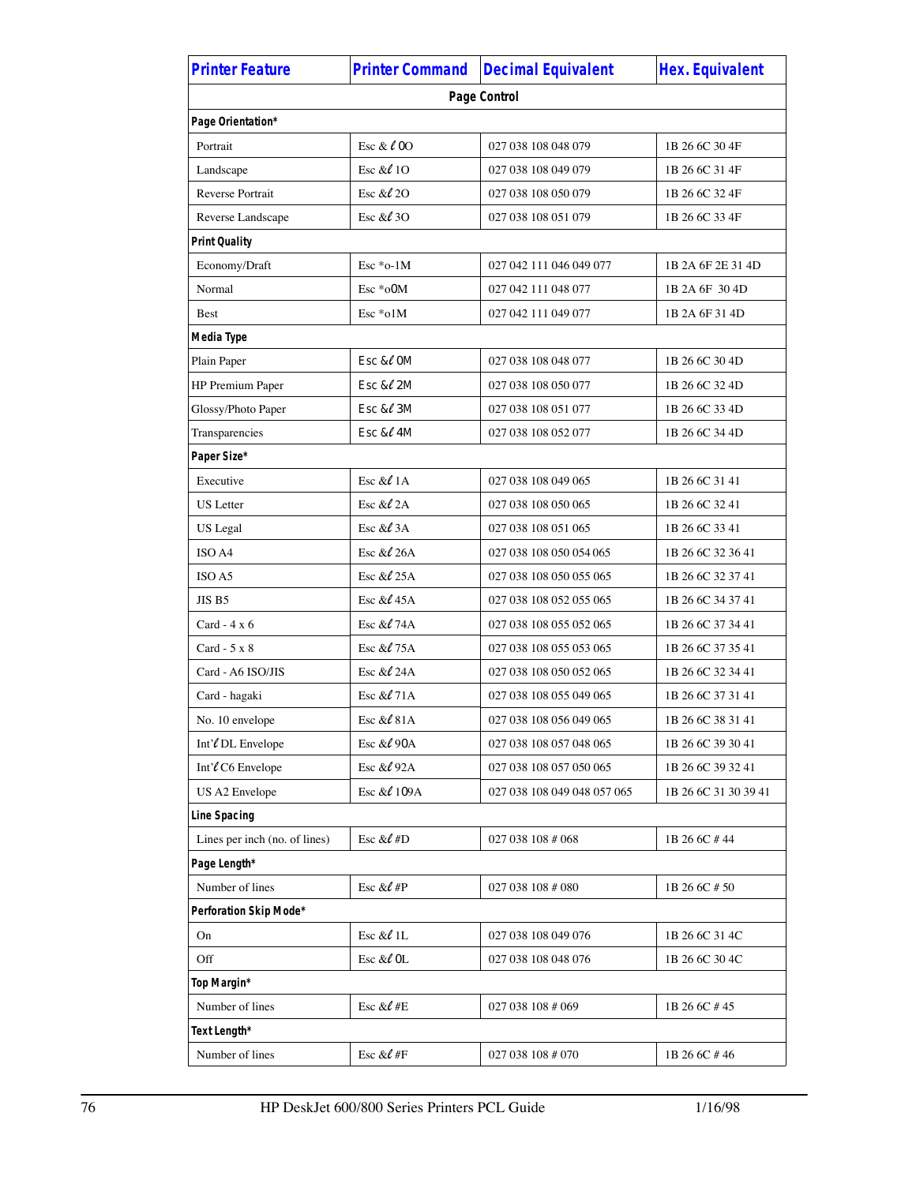| Printer Feature | Printer Command | Decimal Equivalent | Hex. Equivalent |
|---|---|---|---|
| **Page Control** | | | |
| **Page Orientation*** | | | |
| Portrait | Esc &ℓ0O | 027 038 108 048 079 | 1B 26 6C 30 4F |
| Landscape | Esc &ℓ1O | 027 038 108 049 079 | 1B 26 6C 31 4F |
| Reverse Portrait | Esc &ℓ2O | 027 038 108 050 079 | 1B 26 6C 32 4F |
| Reverse Landscape | Esc &ℓ3O | 027 038 108 051 079 | 1B 26 6C 33 4F |
| **Print Quality** | | | |
| Economy/Draft | Esc *o-1M | 027 042 111 046 049 077 | 1B 2A 6F 2E 31 4D |
| Normal | Esc *o0M | 027 042 111 048 077 | 1B 2A 6F 30 4D |
| Best | Esc *o1M | 027 042 111 049 077 | 1B 2A 6F 31 4D |
| **Media Type** | | | |
| Plain Paper | Esc &ℓ0M | 027 038 108 048 077 | 1B 26 6C 30 4D |
| HP Premium Paper | Esc &ℓ2M | 027 038 108 050 077 | 1B 26 6C 32 4D |
| Glossy/Photo Paper | Esc &ℓ3M | 027 038 108 051 077 | 1B 26 6C 33 4D |
| Transparencies | Esc &ℓ4M | 027 038 108 052 077 | 1B 26 6C 34 4D |
| **Paper Size*** | | | |
| Executive | Esc &ℓ1A | 027 038 108 049 065 | 1B 26 6C 31 41 |
| US Letter | Esc &ℓ2A | 027 038 108 050 065 | 1B 26 6C 32 41 |
| US Legal | Esc &ℓ3A | 027 038 108 051 065 | 1B 26 6C 33 41 |
| ISO A4 | Esc &ℓ26A | 027 038 108 050 054 065 | 1B 26 6C 32 36 41 |
| ISO A5 | Esc &ℓ25A | 027 038 108 050 055 065 | 1B 26 6C 32 37 41 |
| JIS B5 | Esc &ℓ45A | 027 038 108 052 055 065 | 1B 26 6C 34 37 41 |
| Card - 4 x 6 | Esc &ℓ74A | 027 038 108 055 052 065 | 1B 26 6C 37 34 41 |
| Card - 5 x 8 | Esc &ℓ75A | 027 038 108 055 053 065 | 1B 26 6C 37 35 41 |
| Card - A6 ISO/JIS | Esc &ℓ24A | 027 038 108 050 052 065 | 1B 26 6C 32 34 41 |
| Card - hagaki | Esc &ℓ71A | 027 038 108 055 049 065 | 1B 26 6C 37 31 41 |
| No. 10 envelope | Esc &ℓ81A | 027 038 108 056 049 065 | 1B 26 6C 38 31 41 |
| Int'ℓ DL Envelope | Esc &ℓ90A | 027 038 108 057 048 065 | 1B 26 6C 39 30 41 |
| Int'ℓ C6 Envelope | Esc &ℓ92A | 027 038 108 057 050 065 | 1B 26 6C 39 32 41 |
| US A2 Envelope | Esc &ℓ109A | 027 038 108 049 048 057 065 | 1B 26 6C 31 30 39 41 |
| **Line Spacing** | | | |
| Lines per inch (no. of lines) | Esc &ℓ#D | 027 038 108 # 068 | 1B 26 6C # 44 |
| **Page Length*** | | | |
| Number of lines | Esc &ℓ#P | 027 038 108 # 080 | 1B 26 6C # 50 |
| **Perforation Skip Mode*** | | | |
| On | Esc &ℓ1L | 027 038 108 049 076 | 1B 26 6C 31 4C |
| Off | Esc &ℓ0L | 027 038 108 048 076 | 1B 26 6C 30 4C |
| **Top Margin*** | | | |
| Number of lines | Esc &ℓ#E | 027 038 108 # 069 | 1B 26 6C # 45 |
| **Text Length*** | | | |
| Number of lines | Esc &ℓ#F | 027 038 108 # 070 | 1B 26 6C # 46 |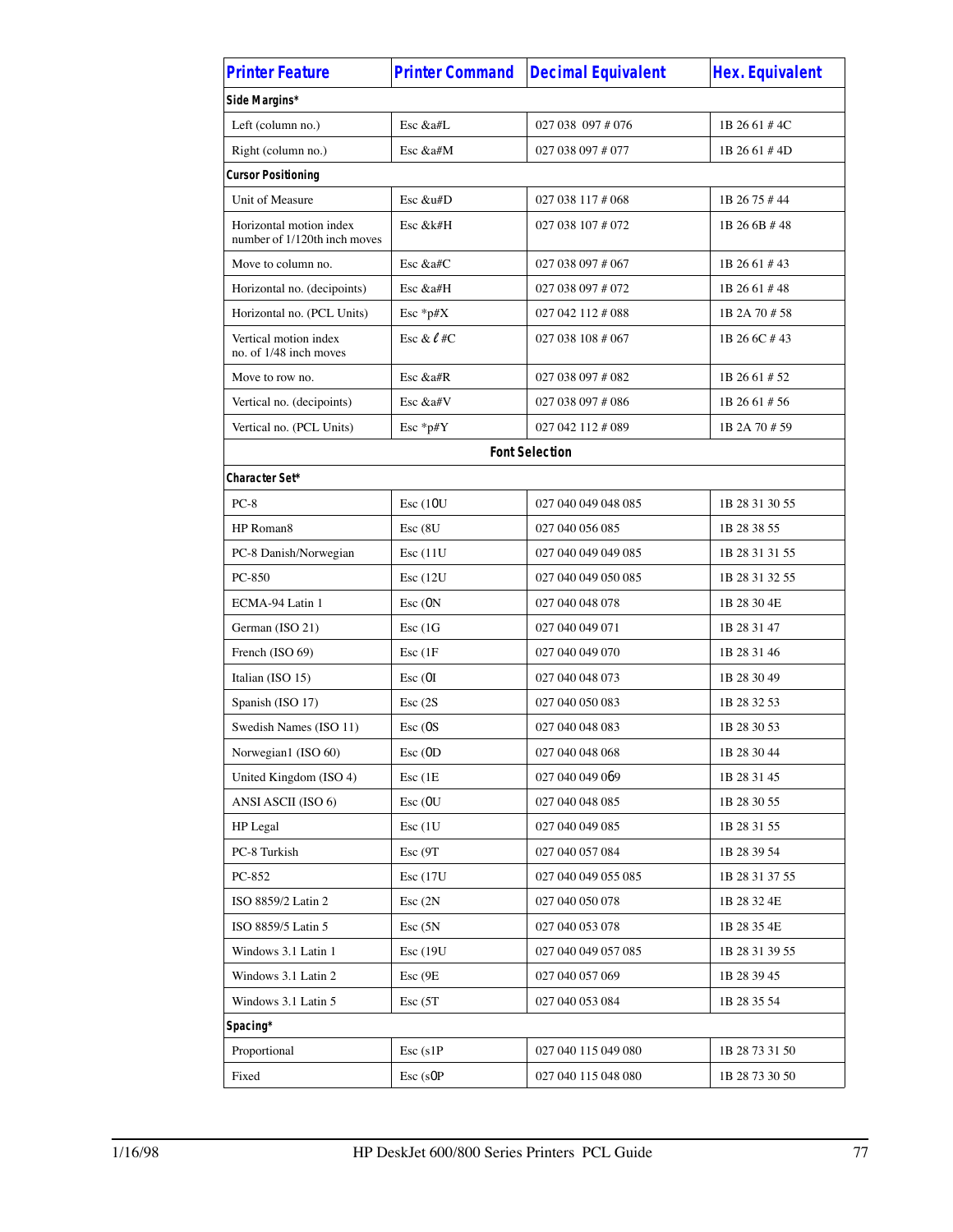| Printer Feature | Printer Command | Decimal Equivalent | Hex. Equivalent |
|---|---|---|---|
| **Side Margins*** | | | |
| Left (column no.) | Esc &a#L | 027 038 097 # 076 | 1B 26 61 # 4C |
| Right (column no.) | Esc &a#M | 027 038 097 # 077 | 1B 26 61 # 4D |
| **Cursor Positioning** | | | |
| Unit of Measure | Esc &u#D | 027 038 117 # 068 | 1B 26 75 # 44 |
| Horizontal motion index number of 1/120th inch moves | Esc &k#H | 027 038 107 # 072 | 1B 26 6B # 48 |
| Move to column no. | Esc &a#C | 027 038 097 # 067 | 1B 26 61 # 43 |
| Horizontal no. (decipoints) | Esc &a#H | 027 038 097 # 072 | 1B 26 61 # 48 |
| Horizontal no. (PCL Units) | Esc *p#X | 027 042 112 # 088 | 1B 2A 70 # 58 |
| Vertical motion index no. of 1/48 inch moves | Esc &ℓ#C | 027 038 108 # 067 | 1B 26 6C # 43 |
| Move to row no. | Esc &a#R | 027 038 097 # 082 | 1B 26 61 # 52 |
| Vertical no. (decipoints) | Esc &a#V | 027 038 097 # 086 | 1B 26 61 # 56 |
| Vertical no. (PCL Units) | Esc *p#Y | 027 042 112 # 089 | 1B 2A 70 # 59 |
| **Font Selection** | | | |
| **Character Set*** | | | |
| PC-8 | Esc (10U | 027 040 049 048 085 | 1B 28 31 30 55 |
| HP Roman8 | Esc (8U | 027 040 056 085 | 1B 28 38 55 |
| PC-8 Danish/Norwegian | Esc (11U | 027 040 049 049 085 | 1B 28 31 31 55 |
| PC-850 | Esc (12U | 027 040 049 050 085 | 1B 28 31 32 55 |
| ECMA-94 Latin 1 | Esc (0N | 027 040 048 078 | 1B 28 30 4E |
| German (ISO 21) | Esc (1G | 027 040 049 071 | 1B 28 31 47 |
| French (ISO 69) | Esc (1F | 027 040 049 070 | 1B 28 31 46 |
| Italian (ISO 15) | Esc (0I | 027 040 048 073 | 1B 28 30 49 |
| Spanish (ISO 17) | Esc (2S | 027 040 050 083 | 1B 28 32 53 |
| Swedish Names (ISO 11) | Esc (0S | 027 040 048 083 | 1B 28 30 53 |
| Norwegian1 (ISO 60) | Esc (0D | 027 040 048 068 | 1B 28 30 44 |
| United Kingdom (ISO 4) | Esc (1E | 027 040 049 069 | 1B 28 31 45 |
| ANSI ASCII (ISO 6) | Esc (0U | 027 040 048 085 | 1B 28 30 55 |
| HP Legal | Esc (1U | 027 040 049 085 | 1B 28 31 55 |
| PC-8 Turkish | Esc (9T | 027 040 057 084 | 1B 28 39 54 |
| PC-852 | Esc (17U | 027 040 049 055 085 | 1B 28 31 37 55 |
| ISO 8859/2 Latin 2 | Esc (2N | 027 040 050 078 | 1B 28 32 4E |
| ISO 8859/5 Latin 5 | Esc (5N | 027 040 053 078 | 1B 28 35 4E |
| Windows 3.1 Latin 1 | Esc (19U | 027 040 049 057 085 | 1B 28 31 39 55 |
| Windows 3.1 Latin 2 | Esc (9E | 027 040 057 069 | 1B 28 39 45 |
| Windows 3.1 Latin 5 | Esc (5T | 027 040 053 084 | 1B 28 35 54 |
| **Spacing*** | | | |
| Proportional | Esc (s1P | 027 040 115 049 080 | 1B 28 73 31 50 |
| Fixed | Esc (s0P | 027 040 115 048 080 | 1B 28 73 30 50 |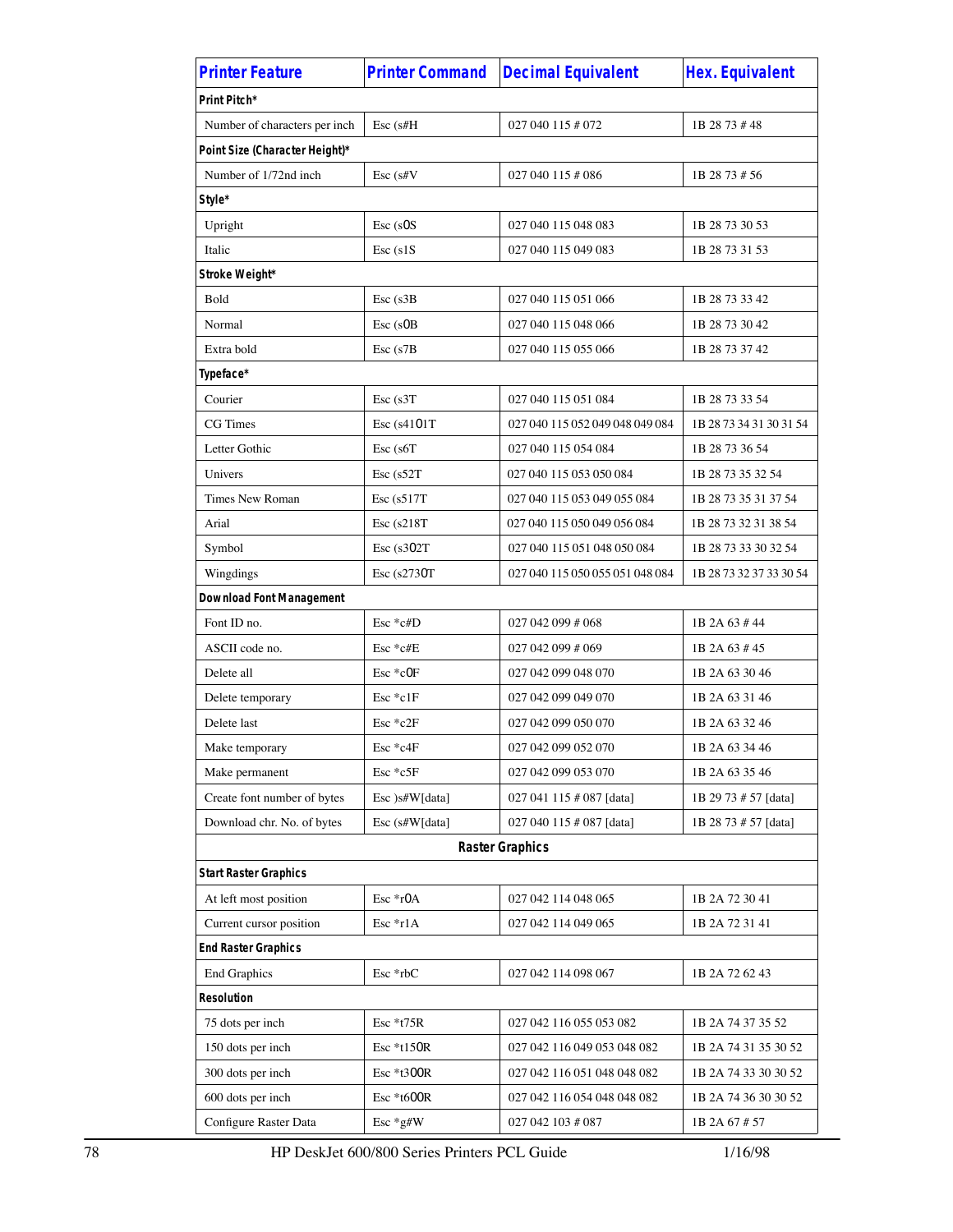| Printer Feature | Printer Command | Decimal Equivalent | Hex. Equivalent |
|---|---|---|---|
| **Print Pitch*** | | | |
| Number of characters per inch | Esc (s#H | 027 040 115 # 072 | 1B 28 73 # 48 |
| **Point Size (Character Height)*** | | | |
| Number of 1/72nd inch | Esc (s#V | 027 040 115 # 086 | 1B 28 73 # 56 |
| **Style*** | | | |
| Upright | Esc (s0S | 027 040 115 048 083 | 1B 28 73 30 53 |
| Italic | Esc (s1S | 027 040 115 049 083 | 1B 28 73 31 53 |
| **Stroke Weight*** | | | |
| Bold | Esc (s3B | 027 040 115 051 066 | 1B 28 73 33 42 |
| Normal | Esc (s0B | 027 040 115 048 066 | 1B 28 73 30 42 |
| Extra bold | Esc (s7B | 027 040 115 055 066 | 1B 28 73 37 42 |
| **Typeface*** | | | |
| Courier | Esc (s3T | 027 040 115 051 084 | 1B 28 73 33 54 |
| CG Times | Esc (s4101T | 027 040 115 052 049 048 049 084 | 1B 28 73 34 31 30 31 54 |
| Letter Gothic | Esc (s6T | 027 040 115 054 084 | 1B 28 73 36 54 |
| Univers | Esc (s52T | 027 040 115 053 050 084 | 1B 28 73 35 32 54 |
| Times New Roman | Esc (s517T | 027 040 115 053 049 055 084 | 1B 28 73 35 31 37 54 |
| Arial | Esc (s218T | 027 040 115 050 049 056 084 | 1B 28 73 32 31 38 54 |
| Symbol | Esc (s302T | 027 040 115 051 048 050 084 | 1B 28 73 33 30 32 54 |
| Wingdings | Esc (s2730T | 027 040 115 050 055 051 048 084 | 1B 28 73 32 37 33 30 54 |
| **Download Font Management** | | | |
| Font ID no. | Esc *c#D | 027 042 099 # 068 | 1B 2A 63 # 44 |
| ASCII code no. | Esc *c#E | 027 042 099 # 069 | 1B 2A 63 # 45 |
| Delete all | Esc *c0F | 027 042 099 048 070 | 1B 2A 63 30 46 |
| Delete temporary | Esc *c1F | 027 042 099 049 070 | 1B 2A 63 31 46 |
| Delete last | Esc *c2F | 027 042 099 050 070 | 1B 2A 63 32 46 |
| Make temporary | Esc *c4F | 027 042 099 052 070 | 1B 2A 63 34 46 |
| Make permanent | Esc *c5F | 027 042 099 053 070 | 1B 2A 63 35 46 |
| Create font number of bytes | Esc )s#W[data] | 027 041 115 # 087 [data] | 1B 29 73 # 57 [data] |
| Download chr. No. of bytes | Esc (s#W[data] | 027 040 115 # 087 [data] | 1B 28 73 # 57 [data] |
| **Raster Graphics** | | | |
| **Start Raster Graphics** | | | |
| At left most position | Esc *r0A | 027 042 114 048 065 | 1B 2A 72 30 41 |
| Current cursor position | Esc *r1A | 027 042 114 049 065 | 1B 2A 72 31 41 |
| **End Raster Graphics** | | | |
| End Graphics | Esc *rbC | 027 042 114 098 067 | 1B 2A 72 62 43 |
| **Resolution** | | | |
| 75 dots per inch | Esc *t75R | 027 042 116 055 053 082 | 1B 2A 74 37 35 52 |
| 150 dots per inch | Esc *t150R | 027 042 116 049 053 048 082 | 1B 2A 74 31 35 30 52 |
| 300 dots per inch | Esc *t300R | 027 042 116 051 048 048 082 | 1B 2A 74 33 30 30 52 |
| 600 dots per inch | Esc *t600R | 027 042 116 054 048 048 082 | 1B 2A 74 36 30 30 52 |
| Configure Raster Data | Esc *g#W | 027 042 103 # 087 | 1B 2A 67 # 57 |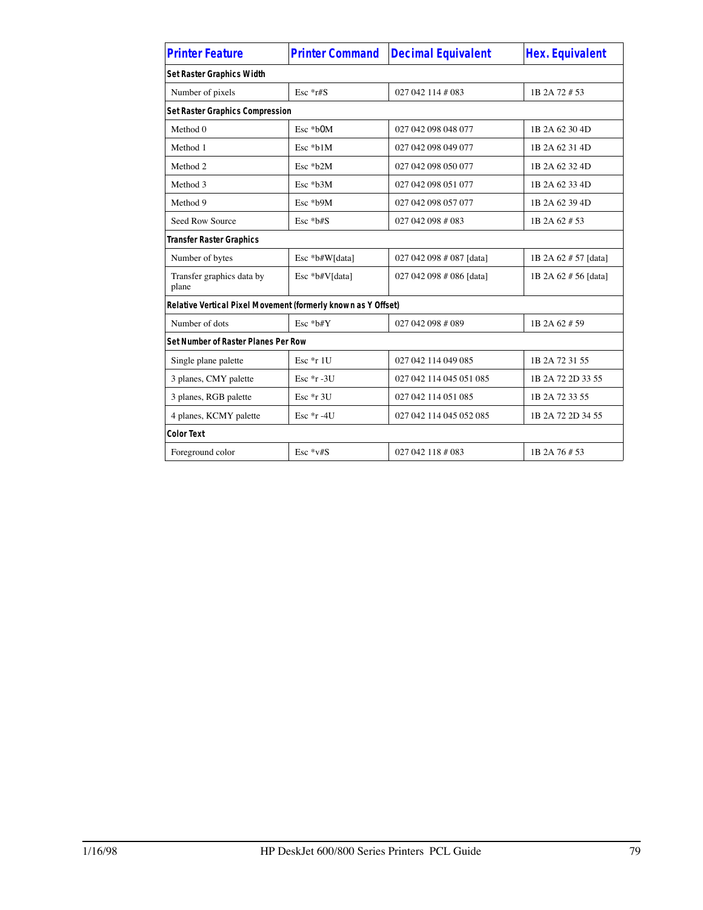| Printer Feature | Printer Command | Decimal Equivalent | Hex. Equivalent |
|---|---|---|---|
| **Set Raster Graphics Width** | | | |
| Number of pixels | Esc *r#S | 027 042 114 # 083 | 1B 2A 72 # 53 |
| **Set Raster Graphics Compression** | | | |
| Method 0 | Esc *b0M | 027 042 098 048 077 | 1B 2A 62 30 4D |
| Method 1 | Esc *b1M | 027 042 098 049 077 | 1B 2A 62 31 4D |
| Method 2 | Esc *b2M | 027 042 098 050 077 | 1B 2A 62 32 4D |
| Method 3 | Esc *b3M | 027 042 098 051 077 | 1B 2A 62 33 4D |
| Method 9 | Esc *b9M | 027 042 098 057 077 | 1B 2A 62 39 4D |
| Seed Row Source | Esc *b#S | 027 042 098 # 083 | 1B 2A 62 # 53 |
| **Transfer Raster Graphics** | | | |
| Number of bytes | Esc *b#W[data] | 027 042 098 # 087 [data] | 1B 2A 62 # 57 [data] |
| Transfer graphics data by plane | Esc *b#V[data] | 027 042 098 # 086 [data] | 1B 2A 62 # 56 [data] |
| **Relative Vertical Pixel Movement (formerly known as Y Offset)** | | | |
| Number of dots | Esc *b#Y | 027 042 098 # 089 | 1B 2A 62 # 59 |
| **Set Number of Raster Planes Per Row** | | | |
| Single plane palette | Esc *r 1U | 027 042 114 049 085 | 1B 2A 72 31 55 |
| 3 planes, CMY palette | Esc *r -3U | 027 042 114 045 051 085 | 1B 2A 72 2D 33 55 |
| 3 planes, RGB palette | Esc *r 3U | 027 042 114 051 085 | 1B 2A 72 33 55 |
| 4 planes, KCMY palette | Esc *r -4U | 027 042 114 045 052 085 | 1B 2A 72 2D 34 55 |
| **Color Text** | | | |
| Foreground color | Esc *v#S | 027 042 118 # 083 | 1B 2A 76 # 53 |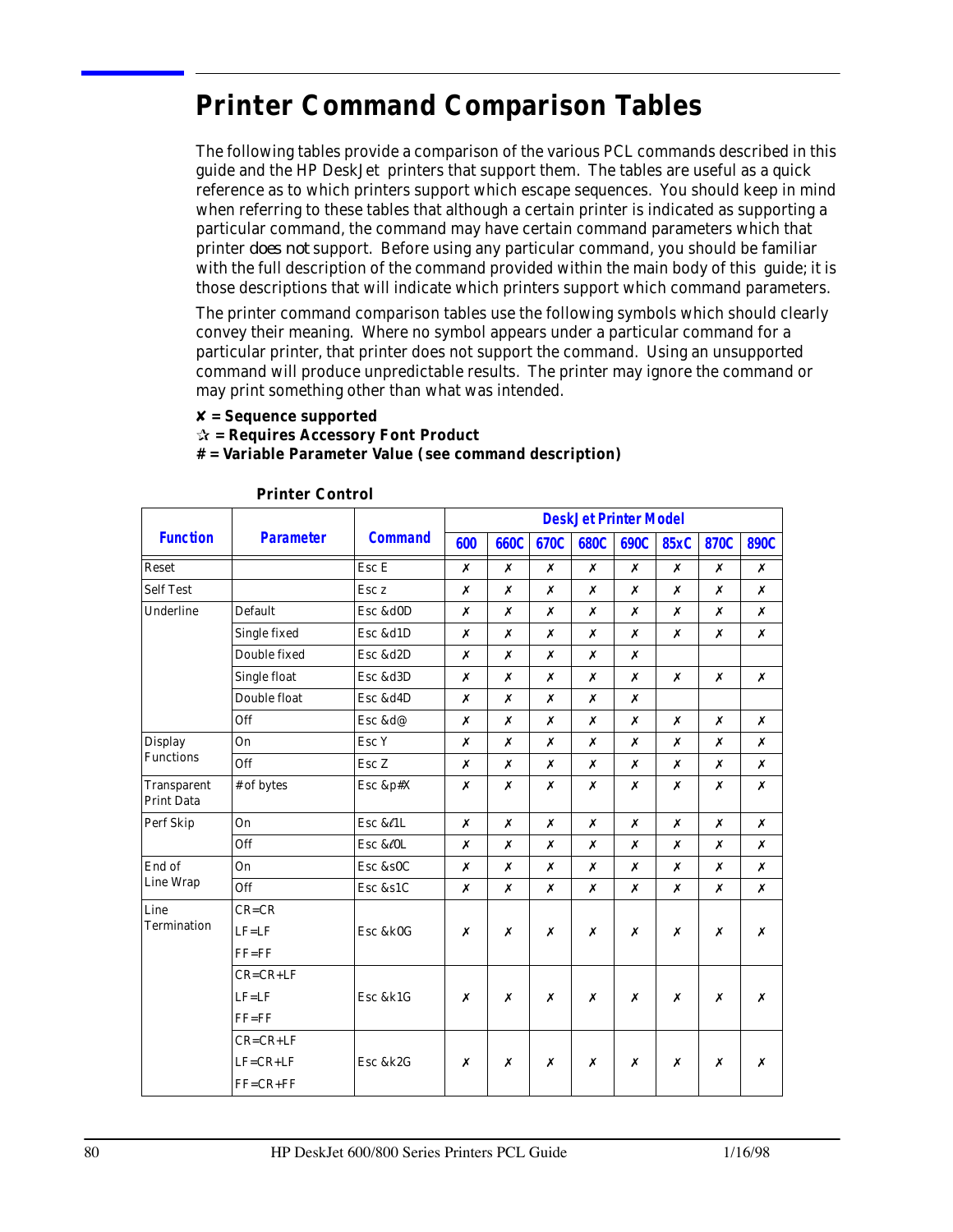# Printer Command Comparison Tables

The following tables provide a comparison of the various PCL commands described in this guide and the HP DeskJet printers that support them. The tables are useful as a quick reference as to which printers support which escape sequences. You should keep in mind when referring to these tables that although a certain printer is indicated as supporting a particular command, the command may have certain command parameters which that printer *does not* support. Before using any particular command, you should be familiar with the full description of the command provided within the main body of this guide; it is those descriptions that will indicate which printers support which command parameters.

The printer command comparison tables use the following symbols which should clearly convey their meaning. Where no symbol appears under a particular command for a particular printer, that printer does not support the command. Using an unsupported command will produce unpredictable results. The printer may ignore the command or may print something other than what was intended.

**✘ = Sequence supported**
**✰ = Requires Accessory Font Product**
**# = Variable Parameter Value (see command description)**

**Printer Control**

| Function | Parameter | Command | DeskJet Printer Model | | | | | | | |
|---|---|---|---|---|---|---|---|---|---|---|
| | | | 600 | 660C | 670C | 680C | 690C | 85xC | 870C | 890C |
| Reset | | Esc E | ✗ | ✗ | ✗ | ✗ | ✗ | ✗ | ✗ | ✗ |
| Self Test | | Esc z | ✗ | ✗ | ✗ | ✗ | ✗ | ✗ | ✗ | ✗ |
| Underline | Default | Esc &d0D | ✗ | ✗ | ✗ | ✗ | ✗ | ✗ | ✗ | ✗ |
| | Single fixed | Esc &d1D | ✗ | ✗ | ✗ | ✗ | ✗ | ✗ | ✗ | ✗ |
| | Double fixed | Esc &d2D | ✗ | ✗ | ✗ | ✗ | ✗ | | | |
| | Single float | Esc &d3D | ✗ | ✗ | ✗ | ✗ | ✗ | ✗ | ✗ | ✗ |
| | Double float | Esc &d4D | ✗ | ✗ | ✗ | ✗ | ✗ | | | |
| | Off | Esc &d@ | ✗ | ✗ | ✗ | ✗ | ✗ | ✗ | ✗ | ✗ |
| Display Functions | On | Esc Y | ✗ | ✗ | ✗ | ✗ | ✗ | ✗ | ✗ | ✗ |
| | Off | Esc Z | ✗ | ✗ | ✗ | ✗ | ✗ | ✗ | ✗ | ✗ |
| Transparent Print Data | # of bytes | Esc &p#X | ✗ | ✗ | ✗ | ✗ | ✗ | ✗ | ✗ | ✗ |
| Perf Skip | On | Esc &ℓ1L | ✗ | ✗ | ✗ | ✗ | ✗ | ✗ | ✗ | ✗ |
| | Off | Esc &ℓ0L | ✗ | ✗ | ✗ | ✗ | ✗ | ✗ | ✗ | ✗ |
| End of Line Wrap | On | Esc &s0C | ✗ | ✗ | ✗ | ✗ | ✗ | ✗ | ✗ | ✗ |
| | Off | Esc &s1C | ✗ | ✗ | ✗ | ✗ | ✗ | ✗ | ✗ | ✗ |
| Line Termination | CR=CR<br>LF=LF<br>FF=FF | Esc &k0G | ✗ | ✗ | ✗ | ✗ | ✗ | ✗ | ✗ | ✗ |
| | CR=CR+LF<br>LF=LF<br>FF=FF | Esc &k1G | ✗ | ✗ | ✗ | ✗ | ✗ | ✗ | ✗ | ✗ |
| | CR=CR+LF<br>LF=CR+LF<br>FF=CR+FF | Esc &k2G | ✗ | ✗ | ✗ | ✗ | ✗ | ✗ | ✗ | ✗ |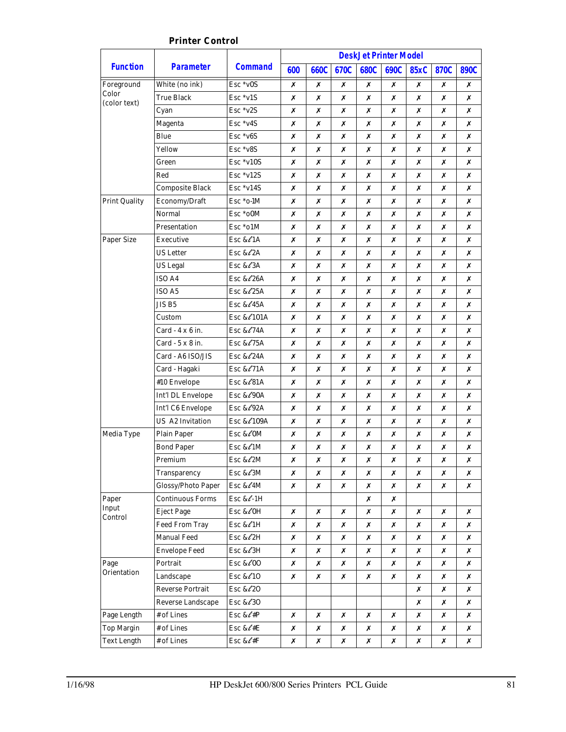**Printer Control**

| Function | Parameter | Command | DeskJet Printer Model | | | | | | | |
|---|---|---|---|---|---|---|---|---|---|---|
| | | | 600 | 660C | 670C | 680C | 690C | 85xC | 870C | 890C |
| Foreground Color (color text) | White (no ink) | Esc *v0S | ✗ | ✗ | ✗ | ✗ | ✗ | ✗ | ✗ | ✗ |
| | True Black | Esc *v1S | ✗ | ✗ | ✗ | ✗ | ✗ | ✗ | ✗ | ✗ |
| | Cyan | Esc *v2S | ✗ | ✗ | ✗ | ✗ | ✗ | ✗ | ✗ | ✗ |
| | Magenta | Esc *v4S | ✗ | ✗ | ✗ | ✗ | ✗ | ✗ | ✗ | ✗ |
| | Blue | Esc *v6S | ✗ | ✗ | ✗ | ✗ | ✗ | ✗ | ✗ | ✗ |
| | Yellow | Esc *v8S | ✗ | ✗ | ✗ | ✗ | ✗ | ✗ | ✗ | ✗ |
| | Green | Esc *v10S | ✗ | ✗ | ✗ | ✗ | ✗ | ✗ | ✗ | ✗ |
| | Red | Esc *v12S | ✗ | ✗ | ✗ | ✗ | ✗ | ✗ | ✗ | ✗ |
| | Composite Black | Esc *v14S | ✗ | ✗ | ✗ | ✗ | ✗ | ✗ | ✗ | ✗ |
| Print Quality | Economy/Draft | Esc *o-1M | ✗ | ✗ | ✗ | ✗ | ✗ | ✗ | ✗ | ✗ |
| | Normal | Esc *o0M | ✗ | ✗ | ✗ | ✗ | ✗ | ✗ | ✗ | ✗ |
| | Presentation | Esc *o1M | ✗ | ✗ | ✗ | ✗ | ✗ | ✗ | ✗ | ✗ |
| Paper Size | Executive | Esc &ℓ1A | ✗ | ✗ | ✗ | ✗ | ✗ | ✗ | ✗ | ✗ |
| | US Letter | Esc &ℓ2A | ✗ | ✗ | ✗ | ✗ | ✗ | ✗ | ✗ | ✗ |
| | US Legal | Esc &ℓ3A | ✗ | ✗ | ✗ | ✗ | ✗ | ✗ | ✗ | ✗ |
| | ISO A4 | Esc &ℓ26A | ✗ | ✗ | ✗ | ✗ | ✗ | ✗ | ✗ | ✗ |
| | ISO A5 | Esc &ℓ25A | ✗ | ✗ | ✗ | ✗ | ✗ | ✗ | ✗ | ✗ |
| | JIS B5 | Esc &ℓ45A | ✗ | ✗ | ✗ | ✗ | ✗ | ✗ | ✗ | ✗ |
| | Custom | Esc &ℓ101A | ✗ | ✗ | ✗ | ✗ | ✗ | ✗ | ✗ | ✗ |
| | Card - 4 x 6 in. | Esc &ℓ74A | ✗ | ✗ | ✗ | ✗ | ✗ | ✗ | ✗ | ✗ |
| | Card - 5 x 8 in. | Esc &ℓ75A | ✗ | ✗ | ✗ | ✗ | ✗ | ✗ | ✗ | ✗ |
| | Card - A6 ISO/JIS | Esc &ℓ24A | ✗ | ✗ | ✗ | ✗ | ✗ | ✗ | ✗ | ✗ |
| | Card - Hagaki | Esc &ℓ71A | ✗ | ✗ | ✗ | ✗ | ✗ | ✗ | ✗ | ✗ |
| | #10 Envelope | Esc &ℓ81A | ✗ | ✗ | ✗ | ✗ | ✗ | ✗ | ✗ | ✗ |
| | Int'l DL Envelope | Esc &ℓ90A | ✗ | ✗ | ✗ | ✗ | ✗ | ✗ | ✗ | ✗ |
| | Int'l C6 Envelope | Esc &ℓ92A | ✗ | ✗ | ✗ | ✗ | ✗ | ✗ | ✗ | ✗ |
| | US A2 Invitation | Esc &ℓ109A | ✗ | ✗ | ✗ | ✗ | ✗ | ✗ | ✗ | ✗ |
| Media Type | Plain Paper | Esc &ℓ0M | ✗ | ✗ | ✗ | ✗ | ✗ | ✗ | ✗ | ✗ |
| | Bond Paper | Esc &ℓ1M | ✗ | ✗ | ✗ | ✗ | ✗ | ✗ | ✗ | ✗ |
| | Premium | Esc &ℓ2M | ✗ | ✗ | ✗ | ✗ | ✗ | ✗ | ✗ | ✗ |
| | Transparency | Esc &ℓ3M | ✗ | ✗ | ✗ | ✗ | ✗ | ✗ | ✗ | ✗ |
| | Glossy/Photo Paper | Esc &ℓ4M | ✗ | ✗ | ✗ | ✗ | ✗ | ✗ | ✗ | ✗ |
| Paper Input Control | Continuous Forms | Esc &ℓ-1H | | | | ✗ | ✗ | | | |
| | Eject Page | Esc &ℓ0H | ✗ | ✗ | ✗ | ✗ | ✗ | ✗ | ✗ | ✗ |
| | Feed From Tray | Esc &ℓ1H | ✗ | ✗ | ✗ | ✗ | ✗ | ✗ | ✗ | ✗ |
| | Manual Feed | Esc &ℓ2H | ✗ | ✗ | ✗ | ✗ | ✗ | ✗ | ✗ | ✗ |
| | Envelope Feed | Esc &ℓ3H | ✗ | ✗ | ✗ | ✗ | ✗ | ✗ | ✗ | ✗ |
| Page Orientation | Portrait | Esc &ℓ0O | ✗ | ✗ | ✗ | ✗ | ✗ | ✗ | ✗ | ✗ |
| | Landscape | Esc &ℓ1O | ✗ | ✗ | ✗ | ✗ | ✗ | ✗ | ✗ | ✗ |
| | Reverse Portrait | Esc &ℓ2O | | | | | | ✗ | ✗ | ✗ |
| | Reverse Landscape | Esc &ℓ3O | | | | | | ✗ | ✗ | ✗ |
| Page Length | # of Lines | Esc &ℓ#P | ✗ | ✗ | ✗ | ✗ | ✗ | ✗ | ✗ | ✗ |
| Top Margin | # of Lines | Esc &ℓ#E | ✗ | ✗ | ✗ | ✗ | ✗ | ✗ | ✗ | ✗ |
| Text Length | # of Lines | Esc &ℓ#F | ✗ | ✗ | ✗ | ✗ | ✗ | ✗ | ✗ | ✗ |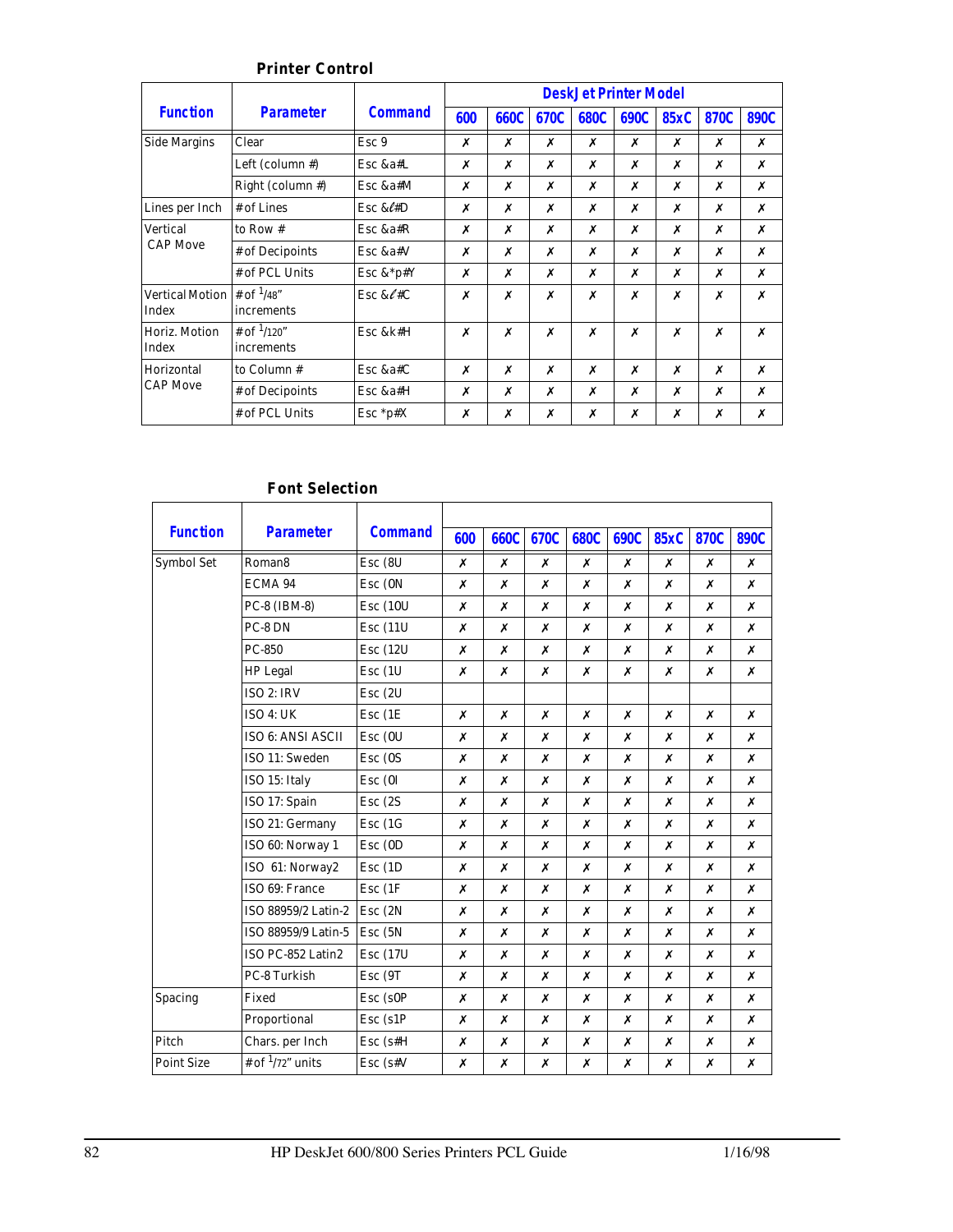## Printer Control

| Function | Parameter | Command | DeskJet Printer Model | | | | | | | |
|---|---|---|---|---|---|---|---|---|---|---|
| | | | 600 | 660C | 670C | 680C | 690C | 85xC | 870C | 890C |
| Side Margins | Clear | Esc 9 | ✗ | ✗ | ✗ | ✗ | ✗ | ✗ | ✗ | ✗ |
| | Left (column #) | Esc &a#L | ✗ | ✗ | ✗ | ✗ | ✗ | ✗ | ✗ | ✗ |
| | Right (column #) | Esc &a#M | ✗ | ✗ | ✗ | ✗ | ✗ | ✗ | ✗ | ✗ |
| Lines per Inch | # of Lines | Esc &ℓ#D | ✗ | ✗ | ✗ | ✗ | ✗ | ✗ | ✗ | ✗ |
| Vertical CAP Move | to Row # | Esc &a#R | ✗ | ✗ | ✗ | ✗ | ✗ | ✗ | ✗ | ✗ |
| | # of Decipoints | Esc &a#V | ✗ | ✗ | ✗ | ✗ | ✗ | ✗ | ✗ | ✗ |
| | # of PCL Units | Esc &*p#Y | ✗ | ✗ | ✗ | ✗ | ✗ | ✗ | ✗ | ✗ |
| Vertical Motion Index | # of 1/48" increments | Esc &ℓ#C | ✗ | ✗ | ✗ | ✗ | ✗ | ✗ | ✗ | ✗ |
| Horiz. Motion Index | # of 1/120" increments | Esc &k#H | ✗ | ✗ | ✗ | ✗ | ✗ | ✗ | ✗ | ✗ |
| Horizontal CAP Move | to Column # | Esc &a#C | ✗ | ✗ | ✗ | ✗ | ✗ | ✗ | ✗ | ✗ |
| | # of Decipoints | Esc &a#H | ✗ | ✗ | ✗ | ✗ | ✗ | ✗ | ✗ | ✗ |
| | # of PCL Units | Esc *p#X | ✗ | ✗ | ✗ | ✗ | ✗ | ✗ | ✗ | ✗ |

## Font Selection

| Function | Parameter | Command | 600 | 660C | 670C | 680C | 690C | 85xC | 870C | 890C |
|---|---|---|---|---|---|---|---|---|---|---|
| Symbol Set | Roman8 | Esc (8U | ✗ | ✗ | ✗ | ✗ | ✗ | ✗ | ✗ | ✗ |
| | ECMA 94 | Esc (0N | ✗ | ✗ | ✗ | ✗ | ✗ | ✗ | ✗ | ✗ |
| | PC-8 (IBM-8) | Esc (10U | ✗ | ✗ | ✗ | ✗ | ✗ | ✗ | ✗ | ✗ |
| | PC-8 DN | Esc (11U | ✗ | ✗ | ✗ | ✗ | ✗ | ✗ | ✗ | ✗ |
| | PC-850 | Esc (12U | ✗ | ✗ | ✗ | ✗ | ✗ | ✗ | ✗ | ✗ |
| | HP Legal | Esc (1U | ✗ | ✗ | ✗ | ✗ | ✗ | ✗ | ✗ | ✗ |
| | ISO 2: IRV | Esc (2U | | | | | | | | |
| | ISO 4: UK | Esc (1E | ✗ | ✗ | ✗ | ✗ | ✗ | ✗ | ✗ | ✗ |
| | ISO 6: ANSI ASCII | Esc (0U | ✗ | ✗ | ✗ | ✗ | ✗ | ✗ | ✗ | ✗ |
| | ISO 11: Sweden | Esc (0S | ✗ | ✗ | ✗ | ✗ | ✗ | ✗ | ✗ | ✗ |
| | ISO 15: Italy | Esc (0I | ✗ | ✗ | ✗ | ✗ | ✗ | ✗ | ✗ | ✗ |
| | ISO 17: Spain | Esc (2S | ✗ | ✗ | ✗ | ✗ | ✗ | ✗ | ✗ | ✗ |
| | ISO 21: Germany | Esc (1G | ✗ | ✗ | ✗ | ✗ | ✗ | ✗ | ✗ | ✗ |
| | ISO 60: Norway 1 | Esc (0D | ✗ | ✗ | ✗ | ✗ | ✗ | ✗ | ✗ | ✗ |
| | ISO 61: Norway2 | Esc (1D | ✗ | ✗ | ✗ | ✗ | ✗ | ✗ | ✗ | ✗ |
| | ISO 69: France | Esc (1F | ✗ | ✗ | ✗ | ✗ | ✗ | ✗ | ✗ | ✗ |
| | ISO 88959/2 Latin-2 | Esc (2N | ✗ | ✗ | ✗ | ✗ | ✗ | ✗ | ✗ | ✗ |
| | ISO 88959/9 Latin-5 | Esc (5N | ✗ | ✗ | ✗ | ✗ | ✗ | ✗ | ✗ | ✗ |
| | ISO PC-852 Latin2 | Esc (17U | ✗ | ✗ | ✗ | ✗ | ✗ | ✗ | ✗ | ✗ |
| | PC-8 Turkish | Esc (9T | ✗ | ✗ | ✗ | ✗ | ✗ | ✗ | ✗ | ✗ |
| Spacing | Fixed | Esc (s0P | ✗ | ✗ | ✗ | ✗ | ✗ | ✗ | ✗ | ✗ |
| | Proportional | Esc (s1P | ✗ | ✗ | ✗ | ✗ | ✗ | ✗ | ✗ | ✗ |
| Pitch | Chars. per Inch | Esc (s#H | ✗ | ✗ | ✗ | ✗ | ✗ | ✗ | ✗ | ✗ |
| Point Size | # of 1/72" units | Esc (s#V | ✗ | ✗ | ✗ | ✗ | ✗ | ✗ | ✗ | ✗ |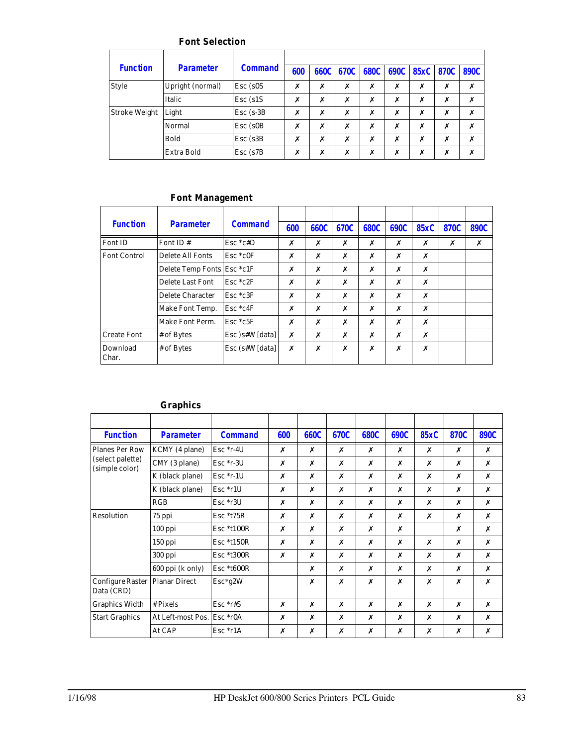### Font Selection

| Function | Parameter | Command | 600 | 660C | 670C | 680C | 690C | 85xC | 870C | 890C |
|---|---|---|---|---|---|---|---|---|---|---|
| Style | Upright (normal) | Esc (s0S | ✗ | ✗ | ✗ | ✗ | ✗ | ✗ | ✗ | ✗ |
| | Italic | Esc (s1S | ✗ | ✗ | ✗ | ✗ | ✗ | ✗ | ✗ | ✗ |
| Stroke Weight | Light | Esc (s-3B | ✗ | ✗ | ✗ | ✗ | ✗ | ✗ | ✗ | ✗ |
| | Normal | Esc (s0B | ✗ | ✗ | ✗ | ✗ | ✗ | ✗ | ✗ | ✗ |
| | Bold | Esc (s3B | ✗ | ✗ | ✗ | ✗ | ✗ | ✗ | ✗ | ✗ |
| | Extra Bold | Esc (s7B | ✗ | ✗ | ✗ | ✗ | ✗ | ✗ | ✗ | ✗ |

### Font Management

| Function | Parameter | Command | 600 | 660C | 670C | 680C | 690C | 85xC | 870C | 890C |
|---|---|---|---|---|---|---|---|---|---|---|
| Font ID | Font ID # | Esc *c#D | ✗ | ✗ | ✗ | ✗ | ✗ | ✗ | ✗ | ✗ |
| Font Control | Delete All Fonts | Esc *c0F | ✗ | ✗ | ✗ | ✗ | ✗ | ✗ | | |
| | Delete Temp Fonts | Esc *c1F | ✗ | ✗ | ✗ | ✗ | ✗ | ✗ | | |
| | Delete Last Font | Esc *c2F | ✗ | ✗ | ✗ | ✗ | ✗ | ✗ | | |
| | Delete Character | Esc *c3F | ✗ | ✗ | ✗ | ✗ | ✗ | ✗ | | |
| | Make Font Temp. | Esc *c4F | ✗ | ✗ | ✗ | ✗ | ✗ | ✗ | | |
| | Make Font Perm. | Esc *c5F | ✗ | ✗ | ✗ | ✗ | ✗ | ✗ | | |
| Create Font | # of Bytes | Esc )s#W [data] | ✗ | ✗ | ✗ | ✗ | ✗ | ✗ | | |
| Download Char. | # of Bytes | Esc (s#W [data] | ✗ | ✗ | ✗ | ✗ | ✗ | ✗ | | |

### Graphics

| Function | Parameter | Command | 600 | 660C | 670C | 680C | 690C | 85xC | 870C | 890C |
|---|---|---|---|---|---|---|---|---|---|---|
| Planes Per Row (select palette) (simple color) | KCMY (4 plane) | Esc *r-4U | ✗ | ✗ | ✗ | ✗ | ✗ | ✗ | ✗ | ✗ |
| | CMY (3 plane) | Esc *r-3U | ✗ | ✗ | ✗ | ✗ | ✗ | ✗ | ✗ | ✗ |
| | K (black plane) | Esc *r-1U | ✗ | ✗ | ✗ | ✗ | ✗ | ✗ | ✗ | ✗ |
| | K (black plane) | Esc *r1U | ✗ | ✗ | ✗ | ✗ | ✗ | ✗ | ✗ | ✗ |
| | RGB | Esc *r3U | ✗ | ✗ | ✗ | ✗ | ✗ | ✗ | ✗ | ✗ |
| Resolution | 75 ppi | Esc *t75R | ✗ | ✗ | ✗ | ✗ | ✗ | ✗ | ✗ | ✗ |
| | 100 ppi | Esc *t100R | ✗ | ✗ | ✗ | ✗ | ✗ | | ✗ | ✗ |
| | 150 ppi | Esc *t150R | ✗ | ✗ | ✗ | ✗ | ✗ | ✗ | ✗ | ✗ |
| | 300 ppi | Esc *t300R | ✗ | ✗ | ✗ | ✗ | ✗ | ✗ | ✗ | ✗ |
| | 600 ppi (k only) | Esc *t600R | | ✗ | ✗ | ✗ | ✗ | ✗ | ✗ | ✗ |
| Configure Raster Data (CRD) | Planar Direct | Esc*g2W | | ✗ | ✗ | ✗ | ✗ | ✗ | ✗ | ✗ |
| Graphics Width | # Pixels | Esc *r#S | ✗ | ✗ | ✗ | ✗ | ✗ | ✗ | ✗ | ✗ |
| Start Graphics | At Left-most Pos. | Esc *r0A | ✗ | ✗ | ✗ | ✗ | ✗ | ✗ | ✗ | ✗ |
| | At CAP | Esc *r1A | ✗ | ✗ | ✗ | ✗ | ✗ | ✗ | ✗ | ✗ |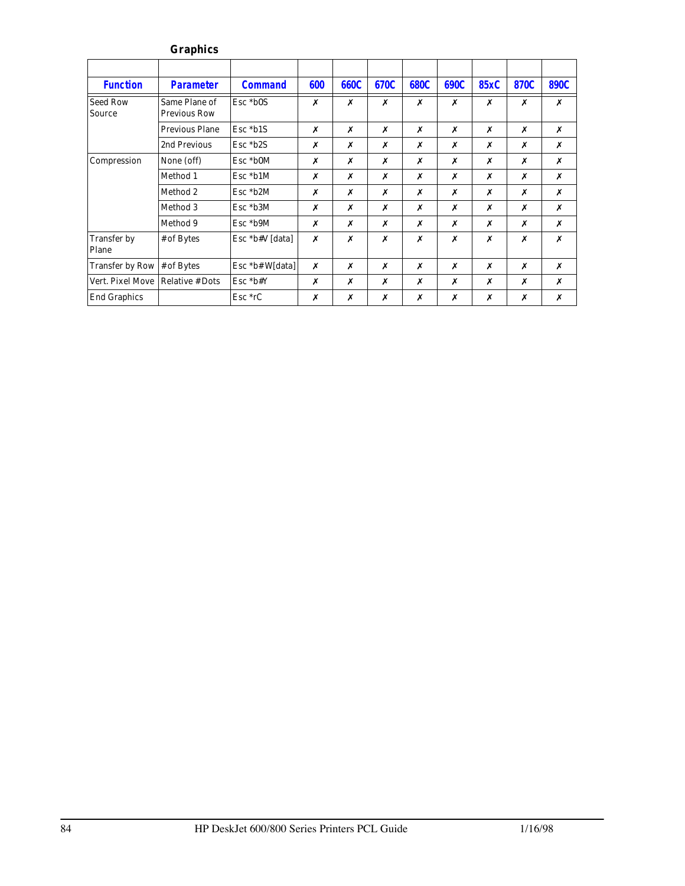### Graphics

| Function | Parameter | Command | 600 | 660C | 670C | 680C | 690C | 85xC | 870C | 890C |
|---|---|---|---|---|---|---|---|---|---|---|
| Seed Row Source | Same Plane of Previous Row | Esc *b0S | ✗ | ✗ | ✗ | ✗ | ✗ | ✗ | ✗ | ✗ |
| | Previous Plane | Esc *b1S | ✗ | ✗ | ✗ | ✗ | ✗ | ✗ | ✗ | ✗ |
| | 2nd Previous | Esc *b2S | ✗ | ✗ | ✗ | ✗ | ✗ | ✗ | ✗ | ✗ |
| Compression | None (off) | Esc *b0M | ✗ | ✗ | ✗ | ✗ | ✗ | ✗ | ✗ | ✗ |
| | Method 1 | Esc *b1M | ✗ | ✗ | ✗ | ✗ | ✗ | ✗ | ✗ | ✗ |
| | Method 2 | Esc *b2M | ✗ | ✗ | ✗ | ✗ | ✗ | ✗ | ✗ | ✗ |
| | Method 3 | Esc *b3M | ✗ | ✗ | ✗ | ✗ | ✗ | ✗ | ✗ | ✗ |
| | Method 9 | Esc *b9M | ✗ | ✗ | ✗ | ✗ | ✗ | ✗ | ✗ | ✗ |
| Transfer by Plane | # of Bytes | Esc *b#V [data] | ✗ | ✗ | ✗ | ✗ | ✗ | ✗ | ✗ | ✗ |
| Transfer by Row | # of Bytes | Esc *b# W[data] | ✗ | ✗ | ✗ | ✗ | ✗ | ✗ | ✗ | ✗ |
| Vert. Pixel Move | Relative # Dots | Esc *b#Y | ✗ | ✗ | ✗ | ✗ | ✗ | ✗ | ✗ | ✗ |
| End Graphics | | Esc *rC | ✗ | ✗ | ✗ | ✗ | ✗ | ✗ | ✗ | ✗ |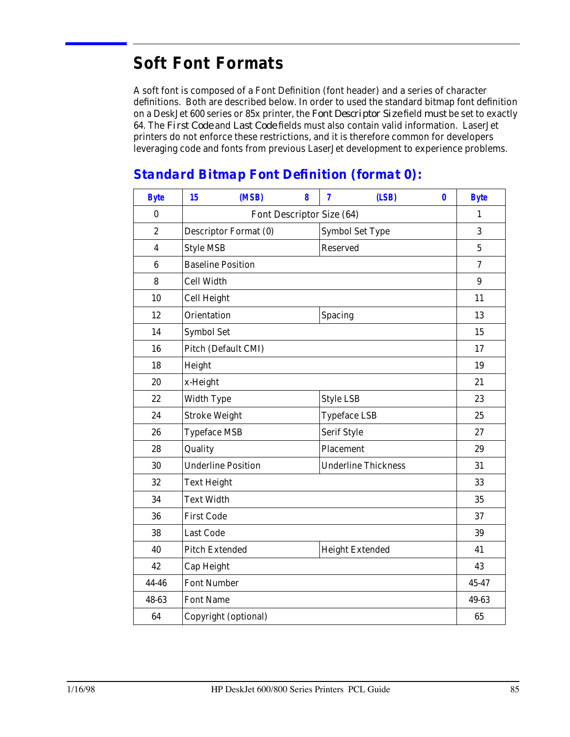# Soft Font Formats

A soft font is composed of a Font Definition (font header) and a series of character definitions. Both are described below. In order to used the standard bitmap font definition on a DeskJet 600 series or 85x printer, the *Font Descriptor Size* field must be set to exactly 64. The *First Code* and *Last Code* fields must also contain valid information. LaserJet printers do not enforce these restrictions, and it is therefore common for developers leveraging code and fonts from previous LaserJet development to experience problems.

## Standard Bitmap Font Definition (format 0):

| Byte | 15 (MSB) 8 | 7 (LSB) 0 | Byte |
|---|---|---|---|
| 0 | Font Descriptor Size (64) | | 1 |
| 2 | Descriptor Format (0) | Symbol Set Type | 3 |
| 4 | Style MSB | Reserved | 5 |
| 6 | Baseline Position | | 7 |
| 8 | Cell Width | | 9 |
| 10 | Cell Height | | 11 |
| 12 | Orientation | Spacing | 13 |
| 14 | Symbol Set | | 15 |
| 16 | Pitch (Default CMI) | | 17 |
| 18 | Height | | 19 |
| 20 | x-Height | | 21 |
| 22 | Width Type | Style LSB | 23 |
| 24 | Stroke Weight | Typeface LSB | 25 |
| 26 | Typeface MSB | Serif Style | 27 |
| 28 | Quality | Placement | 29 |
| 30 | Underline Position | Underline Thickness | 31 |
| 32 | Text Height | | 33 |
| 34 | Text Width | | 35 |
| 36 | First Code | | 37 |
| 38 | Last Code | | 39 |
| 40 | Pitch Extended | Height Extended | 41 |
| 42 | Cap Height | | 43 |
| 44-46 | Font Number | | 45-47 |
| 48-63 | Font Name | | 49-63 |
| 64 | Copyright (optional) | | 65 |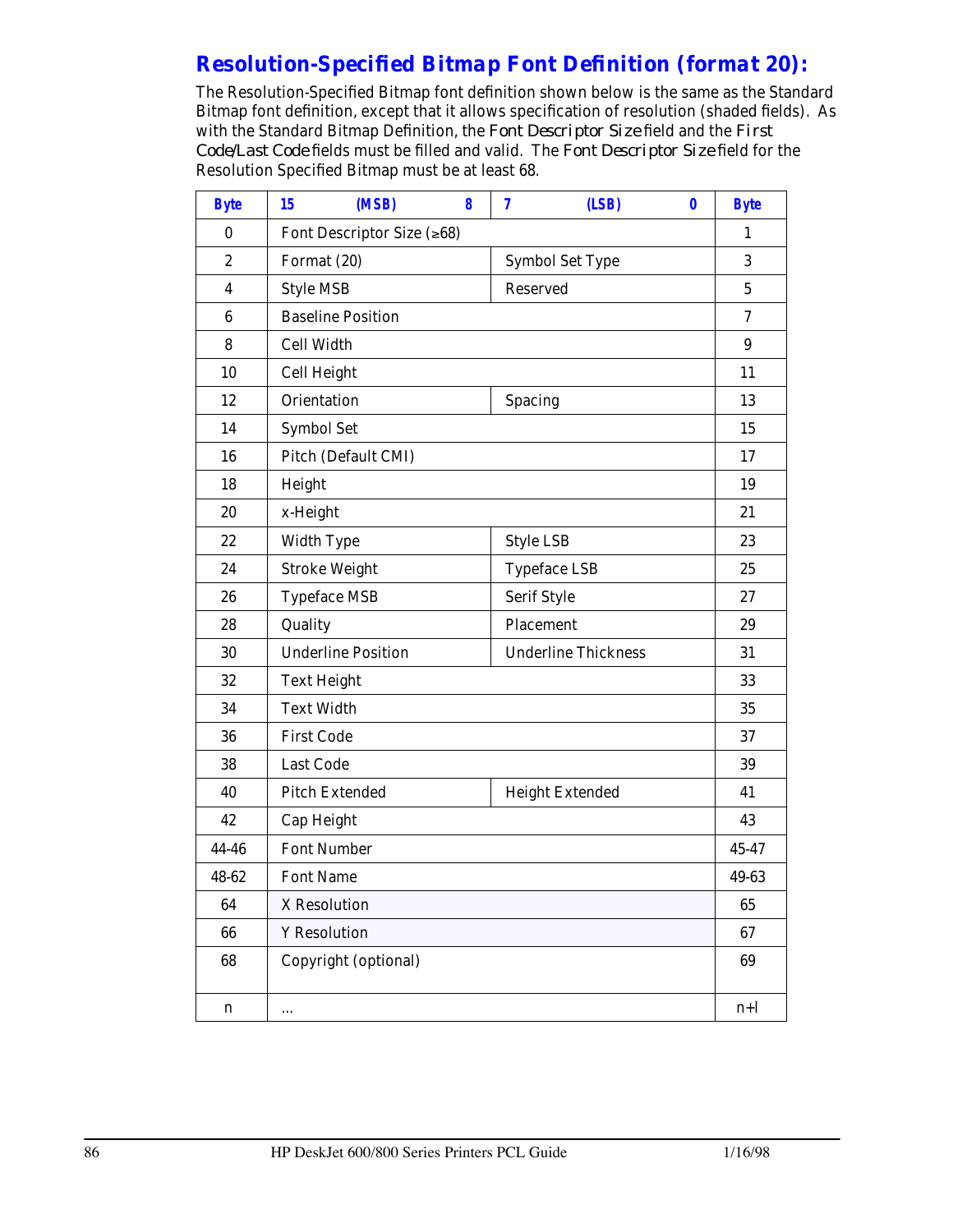## Resolution-Specified Bitmap Font Definition (format 20):

The Resolution-Specified Bitmap font definition shown below is the same as the Standard Bitmap font definition, except that it allows specification of resolution (shaded fields). As with the Standard Bitmap Definition, the *Font Descriptor Size* field and the *First Code/Last Code* fields must be filled and valid. The *Font Descriptor Size* field for the Resolution Specified Bitmap must be at least 68.

| Byte | 15 (MSB) 8 | 7 (LSB) 0 | Byte |
|---|---|---|---|
| 0 | Font Descriptor Size (≥68) | | 1 |
| 2 | Format (20) | Symbol Set Type | 3 |
| 4 | Style MSB | Reserved | 5 |
| 6 | Baseline Position | | 7 |
| 8 | Cell Width | | 9 |
| 10 | Cell Height | | 11 |
| 12 | Orientation | Spacing | 13 |
| 14 | Symbol Set | | 15 |
| 16 | Pitch (Default CMI) | | 17 |
| 18 | Height | | 19 |
| 20 | x-Height | | 21 |
| 22 | Width Type | Style LSB | 23 |
| 24 | Stroke Weight | Typeface LSB | 25 |
| 26 | Typeface MSB | Serif Style | 27 |
| 28 | Quality | Placement | 29 |
| 30 | Underline Position | Underline Thickness | 31 |
| 32 | Text Height | | 33 |
| 34 | Text Width | | 35 |
| 36 | First Code | | 37 |
| 38 | Last Code | | 39 |
| 40 | Pitch Extended | Height Extended | 41 |
| 42 | Cap Height | | 43 |
| 44-46 | Font Number | | 45-47 |
| 48-62 | Font Name | | 49-63 |
| 64 | X Resolution | | 65 |
| 66 | Y Resolution | | 67 |
| 68 | Copyright (optional) | | 69 |
| n | ... | | n+l |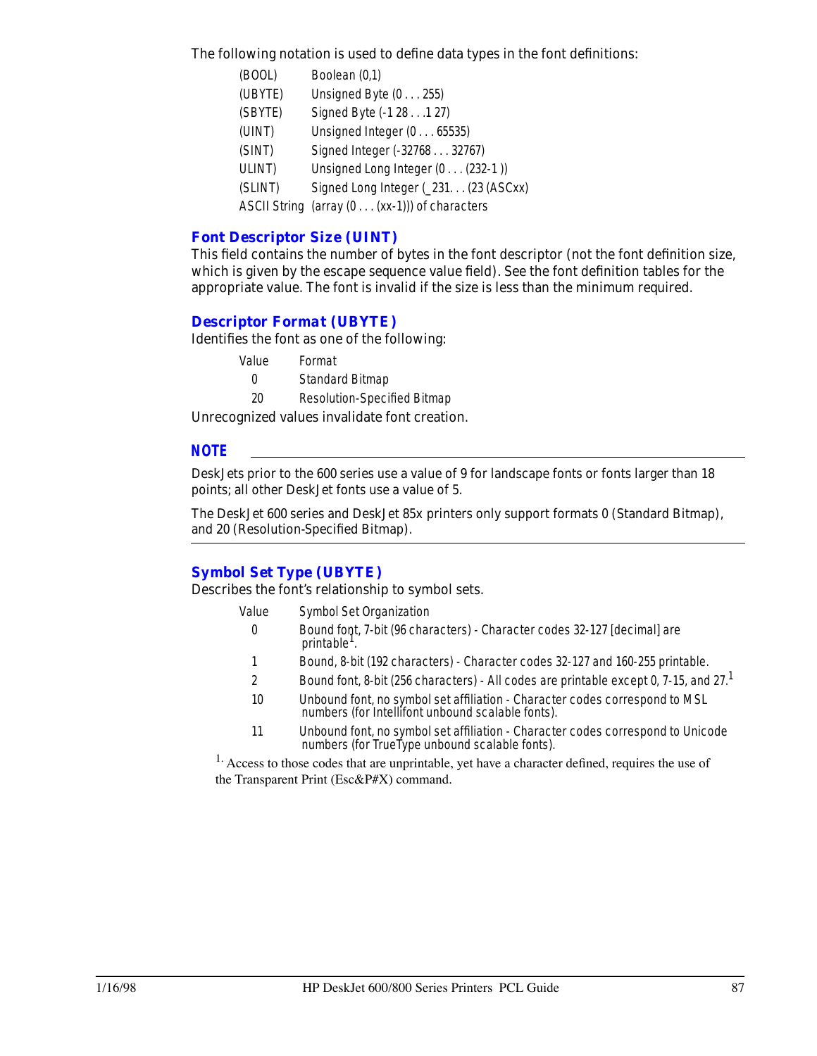The following notation is used to define data types in the font definitions:

| | |
|---|---|
| (BOOL) | Boolean (0,1) |
| (UBYTE) | Unsigned Byte (0 . . . 255) |
| (SBYTE) | Signed Byte (-1 28 . . .1 27) |
| (UINT) | Unsigned Integer (0 . . . 65535) |
| (SINT) | Signed Integer (-32768 . . . 32767) |
| ULINT) | Unsigned Long Integer (0 . . . (232-1 )) |
| (SLINT) | Signed Long Integer (_231. . . (23 (ASCxx) |
| ASCII String | (array (0 . . . (xx-1))) of characters |

### Font Descriptor Size (UINT)

This field contains the number of bytes in the font descriptor (not the font definition size, which is given by the escape sequence value field). See the font definition tables for the appropriate value. The font is invalid if the size is less than the minimum required.

### Descriptor Format (UBYTE)

Identifies the font as one of the following:

| Value | Format |
|---|---|
| 0 | Standard Bitmap |
| 20 | Resolution-Specified Bitmap |

Unrecognized values invalidate font creation.

**NOTE**

DeskJets prior to the 600 series use a value of 9 for landscape fonts or fonts larger than 18 points; all other DeskJet fonts use a value of 5.

The DeskJet 600 series and DeskJet 85x printers only support formats 0 (Standard Bitmap), and 20 (Resolution-Specified Bitmap).

---

### Symbol Set Type (UBYTE)

Describes the font's relationship to symbol sets.

| Value | Symbol Set Organization |
|---|---|
| 0 | Bound font, 7-bit (96 characters) - Character codes 32-127 [decimal] are printable[1]. |
| 1 | Bound, 8-bit (192 characters) - Character codes 32-127 and 160-255 printable. |
| 2 | Bound font, 8-bit (256 characters) - All codes are printable except 0, 7-15, and 27.[1] |
| 10 | Unbound font, no symbol set affiliation - Character codes correspond to MSL numbers (for Intellifont unbound scalable fonts). |
| 11 | Unbound font, no symbol set affiliation - Character codes correspond to Unicode numbers (for TrueType unbound scalable fonts). |

[1]. Access to those codes that are unprintable, yet have a character defined, requires the use of the Transparent Print (Esc&P#X) command.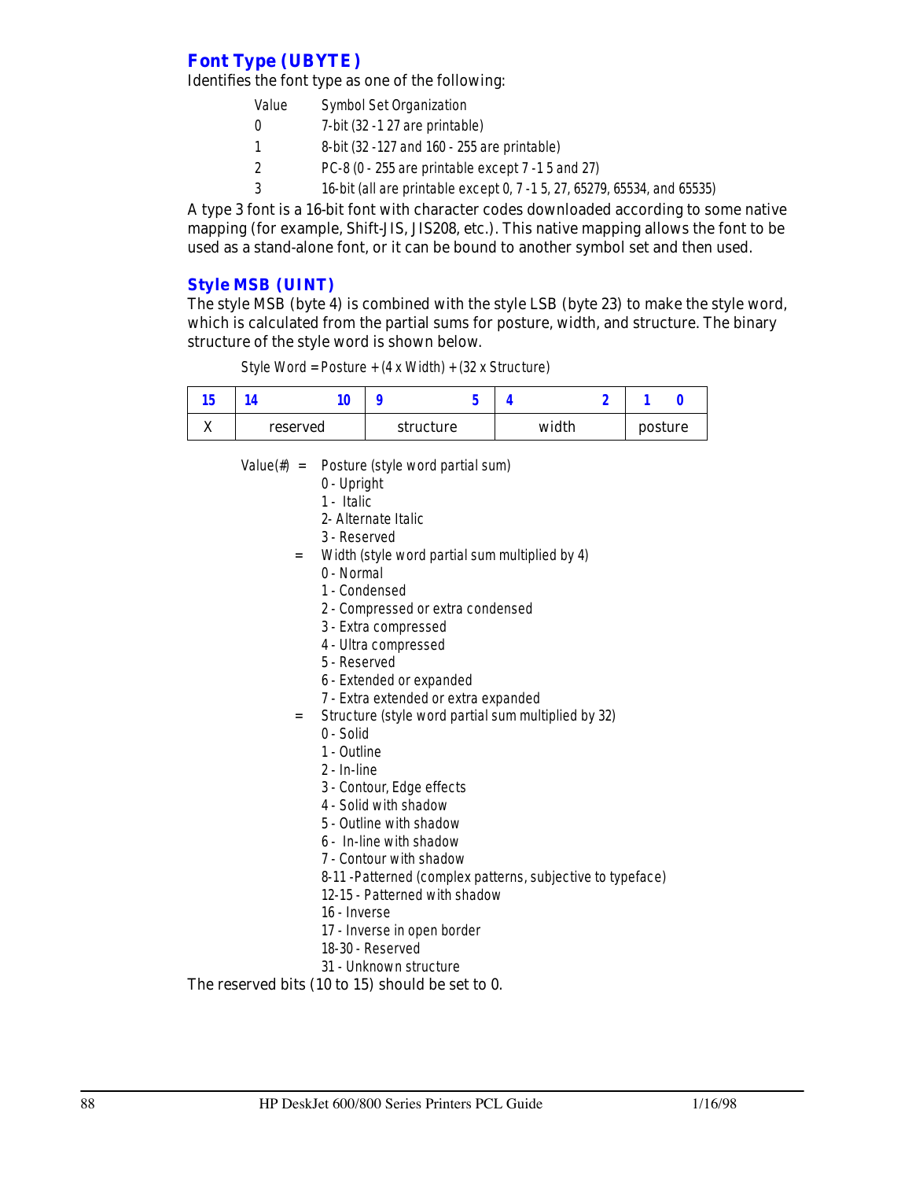### Font Type (UBYTE)

Identifies the font type as one of the following:

| Value | Symbol Set Organization |
|---|---|
| 0 | 7-bit (32 -1 27 are printable) |
| 1 | 8-bit (32 -127 and 160 - 255 are printable) |
| 2 | PC-8 (0 - 255 are printable except 7 -1 5 and 27) |
| 3 | 16-bit (all are printable except 0, 7 -1 5, 27, 65279, 65534, and 65535) |

A type 3 font is a 16-bit font with character codes downloaded according to some native mapping (for example, Shift-JIS, JIS208, etc.). This native mapping allows the font to be used as a stand-alone font, or it can be bound to another symbol set and then used.

### Style MSB (UINT)

The style MSB (byte 4) is combined with the style LSB (byte 23) to make the style word, which is calculated from the partial sums for posture, width, and structure. The binary structure of the style word is shown below.

Style Word = Posture + (4 x Width) + (32 x Structure)

| 15 | 14 &nbsp;&nbsp;&nbsp; 10 | 9 &nbsp;&nbsp;&nbsp; 5 | 4 &nbsp;&nbsp;&nbsp; 2 | 1 &nbsp;&nbsp;&nbsp; 0 |
|---|---|---|---|---|
| X | reserved | structure | width | posture |

Value(#) = Posture (style word partial sum)

- 0 - Upright
- 1 - Italic
- 2- Alternate Italic
- 3 - Reserved

= Width (style word partial sum multiplied by 4)

- 0 - Normal
- 1 - Condensed
- 2 - Compressed or extra condensed
- 3 - Extra compressed
- 4 - Ultra compressed
- 5 - Reserved
- 6 - Extended or expanded
- 7 - Extra extended or extra expanded

= Structure (style word partial sum multiplied by 32)

- 0 - Solid
- 1 - Outline
- 2 - In-line
- 3 - Contour, Edge effects
- 4 - Solid with shadow
- 5 - Outline with shadow
- 6 - In-line with shadow
- 7 - Contour with shadow
- 8-11 -Patterned (complex patterns, subjective to typeface)
- 12-15 - Patterned with shadow
- 16 - Inverse
- 17 - Inverse in open border
- 18-30 - Reserved
- 31 - Unknown structure

The reserved bits (10 to 15) should be set to 0.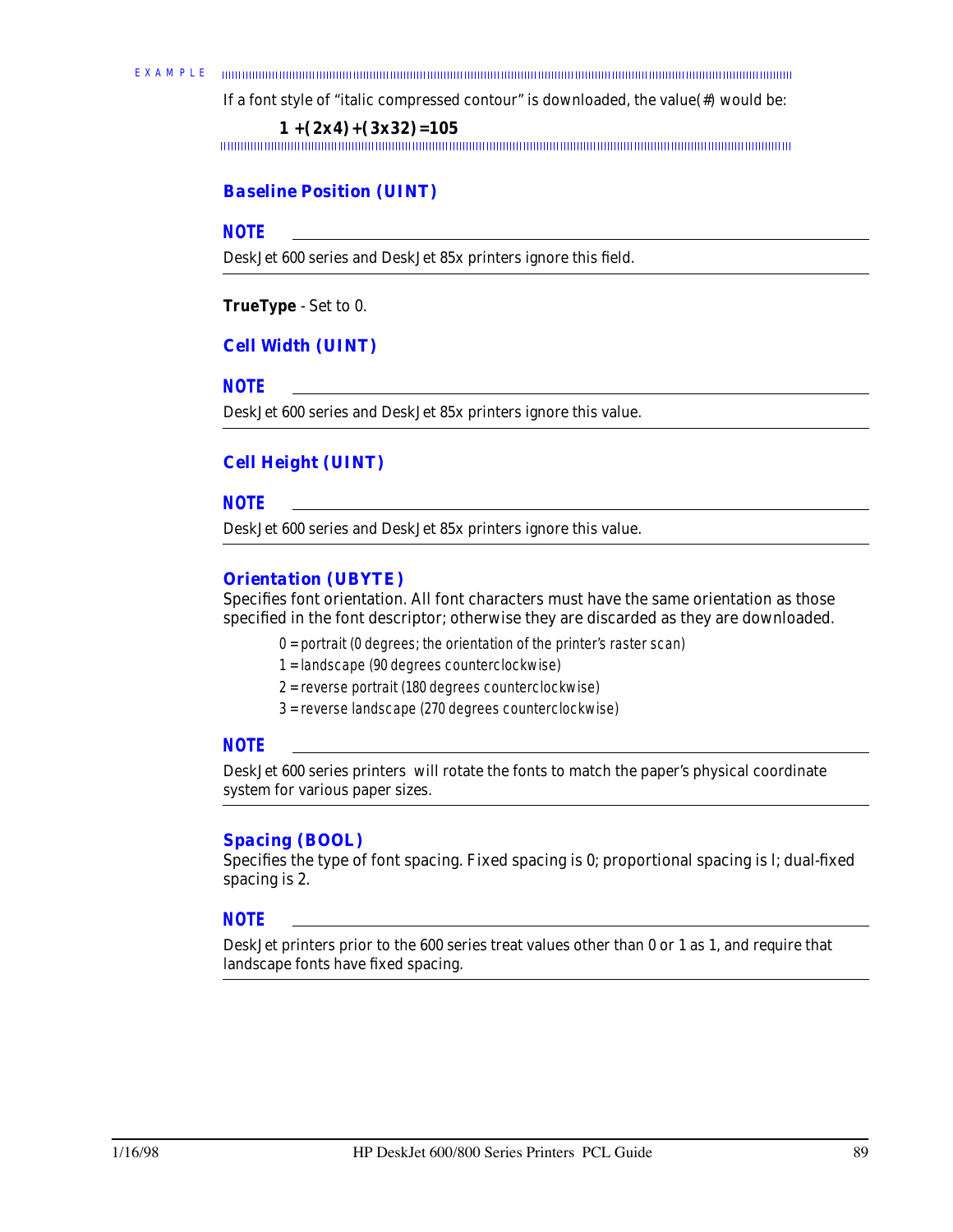EXAMPLE

If a font style of "italic compressed contour" is downloaded, the value(#) would be:

**1 +(2x4)+(3x32)=105**

### Baseline Position (UINT)

**NOTE**

DeskJet 600 series and DeskJet 85x printers ignore this field.

**TrueType** - Set to 0.

### Cell Width (UINT)

**NOTE**

DeskJet 600 series and DeskJet 85x printers ignore this value.

### Cell Height (UINT)

**NOTE**

DeskJet 600 series and DeskJet 85x printers ignore this value.

### Orientation (UBYTE)

Specifies font orientation. All font characters must have the same orientation as those specified in the font descriptor; otherwise they are discarded as they are downloaded.

0 = portrait (0 degrees; the orientation of the printer's raster scan)
1 = landscape (90 degrees counterclockwise)
2 = reverse portrait (180 degrees counterclockwise)
3 = reverse landscape (270 degrees counterclockwise)

**NOTE**

DeskJet 600 series printers will rotate the fonts to match the paper's physical coordinate system for various paper sizes.

### Spacing (BOOL)

Specifies the type of font spacing. Fixed spacing is 0; proportional spacing is l; dual-fixed spacing is 2.

**NOTE**

DeskJet printers prior to the 600 series treat values other than 0 or 1 as 1, and require that landscape fonts have fixed spacing.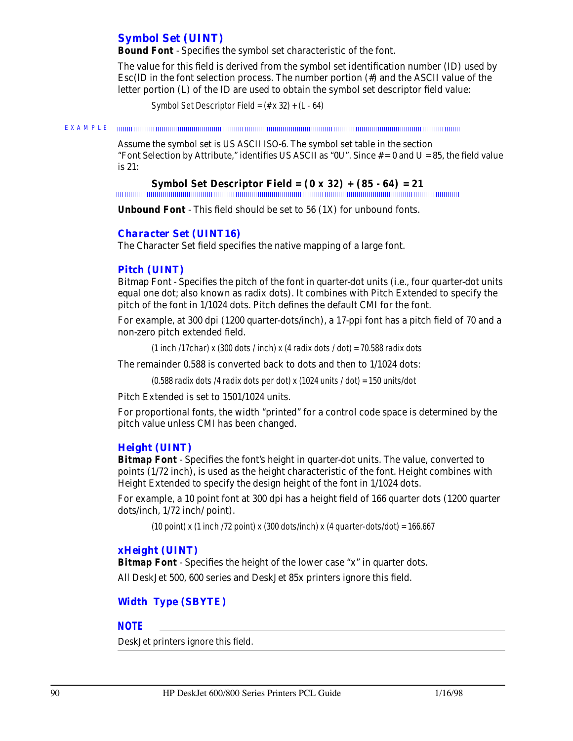### Symbol Set (UINT)

**Bound Font** - Specifies the symbol set characteristic of the font.

The value for this field is derived from the symbol set identification number (ID) used by Esc(ID in the font selection process. The number portion (#) and the ASCII value of the letter portion (L) of the ID are used to obtain the symbol set descriptor field value:

*Symbol Set Descriptor Field = (# x 32) + (L - 64)*

EXAMPLE

Assume the symbol set is US ASCII ISO-6. The symbol set table in the section "Font Selection by Attribute," identifies US ASCII as "0U". Since # = 0 and U = 85, the field value is 21:

**Symbol Set Descriptor Field = (0 x 32) + (85 - 64) = 21**

**Unbound Font** - This field should be set to 56 (1X) for unbound fonts.

### Character Set (UINT16)

The Character Set field specifies the native mapping of a large font.

### Pitch (UINT)

Bitmap Font - Specifies the pitch of the font in quarter-dot units (i.e., four quarter-dot units equal one dot; also known as radix dots). It combines with Pitch Extended to specify the pitch of the font in 1/1024 dots. Pitch defines the default CMI for the font.

For example, at 300 dpi (1200 quarter-dots/inch), a 17-ppi font has a pitch field of 70 and a non-zero pitch extended field.

*(1 inch /17char) x (300 dots / inch) x (4 radix dots / dot) = 70.588 radix dots*

The remainder 0.588 is converted back to dots and then to 1/1024 dots:

*(0.588 radix dots /4 radix dots per dot) x (1024 units / dot) = 150 units/dot*

Pitch Extended is set to 1501/1024 units.

For proportional fonts, the width "printed" for a control code space is determined by the pitch value unless CMI has been changed.

### Height (UINT)

**Bitmap Font** - Specifies the font's height in quarter-dot units. The value, converted to points (1/72 inch), is used as the height characteristic of the font. Height combines with Height Extended to specify the design height of the font in 1/1024 dots.

For example, a 10 point font at 300 dpi has a height field of 166 quarter dots (1200 quarter dots/inch, 1/72 inch/ point).

*(10 point) x (1 inch /72 point) x (300 dots/inch) x (4 quarter-dots/dot) = 166.667*

### xHeight (UINT)

**Bitmap Font** - Specifies the height of the lower case "x" in quarter dots.

All DeskJet 500, 600 series and DeskJet 85x printers ignore this field.

### Width Type (SBYTE)

**NOTE**

DeskJet printers ignore this field.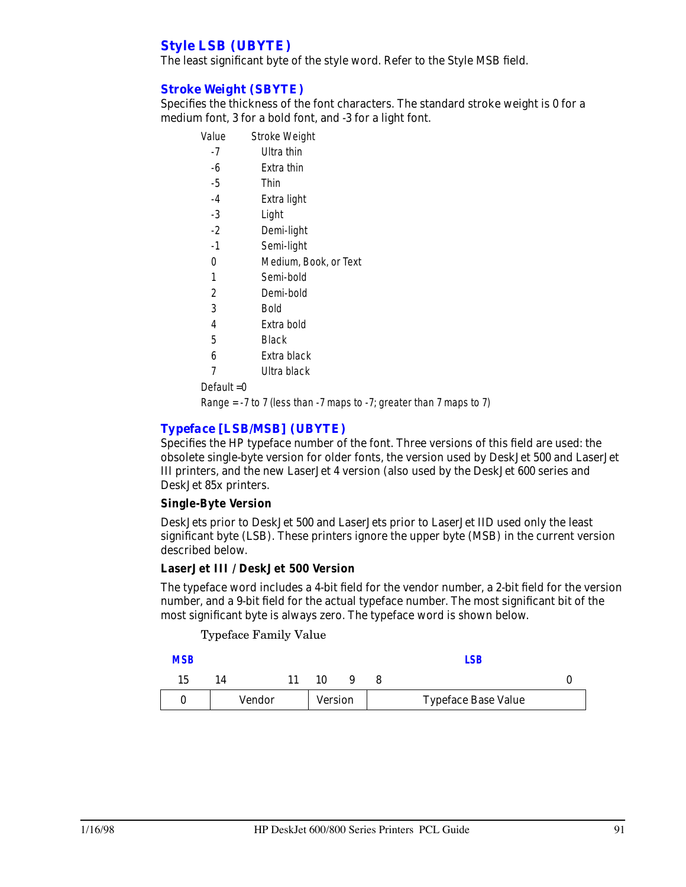### Style LSB (UBYTE)

The least significant byte of the style word. Refer to the Style MSB field.

### Stroke Weight (SBYTE)

Specifies the thickness of the font characters. The standard stroke weight is 0 for a medium font, 3 for a bold font, and -3 for a light font.

| *Value* | *Stroke Weight* |
|---|---|
| *-7* | *Ultra thin* |
| *-6* | *Extra thin* |
| *-5* | *Thin* |
| *-4* | *Extra light* |
| *-3* | *Light* |
| *-2* | *Demi-light* |
| *-1* | *Semi-light* |
| *0* | *Medium, Book, or Text* |
| *1* | *Semi-bold* |
| *2* | *Demi-bold* |
| *3* | *Bold* |
| *4* | *Extra bold* |
| *5* | *Black* |
| *6* | *Extra black* |
| *7* | *Ultra black* |

*Default =0*

*Range = -7 to 7 (less than -7 maps to -7; greater than 7 maps to 7)*

### Typeface [LSB/MSB] (UBYTE)

Specifies the HP typeface number of the font. Three versions of this field are used: the obsolete single-byte version for older fonts, the version used by DeskJet 500 and LaserJet III printers, and the new LaserJet 4 version (also used by the DeskJet 600 series and DeskJet 85x printers.

**Single-Byte Version**

DeskJets prior to DeskJet 500 and LaserJets prior to LaserJet IID used only the least significant byte (LSB). These printers ignore the upper byte (MSB) in the current version described below.

**LaserJet III / DeskJet 500 Version**

The typeface word includes a 4-bit field for the vendor number, a 2-bit field for the version number, and a 9-bit field for the actual typeface number. The most significant bit of the most significant byte is always zero. The typeface word is shown below.

Typeface Family Value

| MSB | | | LSB |
|---|---|---|---|
| 15 | 14 – 11 | 10 – 9 | 8 – 0 |
| 0 | Vendor | Version | Typeface Base Value |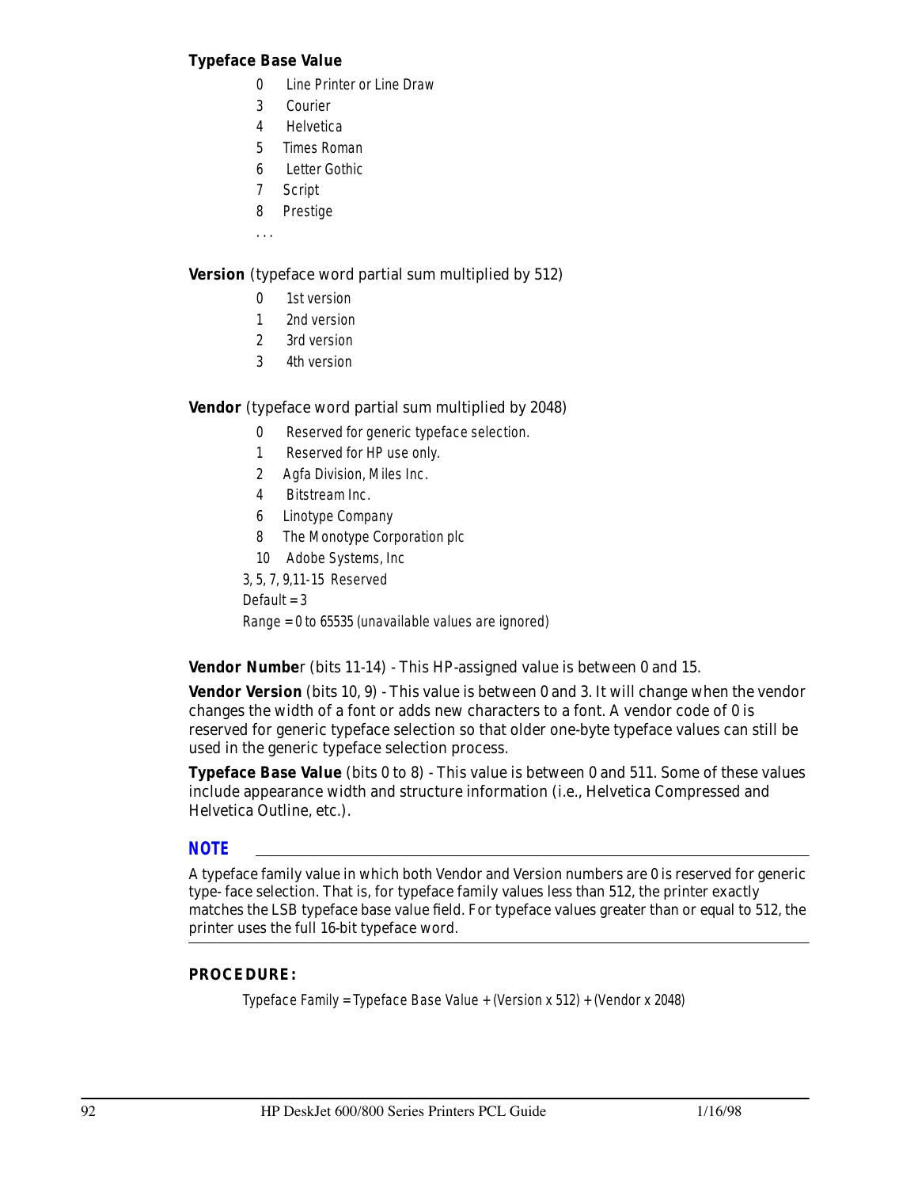**Typeface Base Value**

- 0 Line Printer or Line Draw
- 3 Courier
- 4 Helvetica
- 5 Times Roman
- 6 Letter Gothic
- 7 Script
- 8 Prestige
- . . .

**Version** (typeface word partial sum multiplied by 512)

- 0 1st version
- 1 2nd version
- 2 3rd version
- 3 4th version

**Vendor** (typeface word partial sum multiplied by 2048)

- 0 Reserved for generic typeface selection.
- 1 Reserved for HP use only.
- 2 Agfa Division, Miles Inc.
- 4 Bitstream Inc.
- 6 Linotype Company
- 8 The Monotype Corporation plc
- 10 Adobe Systems, Inc

3, 5, 7, 9,11-15 Reserved

Default = 3

Range = 0 to 65535 (unavailable values are ignored)

**Vendor Number** (bits 11-14) - This HP-assigned value is between 0 and 15.

**Vendor Version** (bits 10, 9) - This value is between 0 and 3. It will change when the vendor changes the width of a font or adds new characters to a font. A vendor code of 0 is reserved for generic typeface selection so that older one-byte typeface values can still be used in the generic typeface selection process.

**Typeface Base Value** (bits 0 to 8) - This value is between 0 and 511. Some of these values include appearance width and structure information (i.e., Helvetica Compressed and Helvetica Outline, etc.).

**NOTE**

A typeface family value in which both Vendor and Version numbers are 0 is reserved for generic type- face selection. That is, for typeface family values less than 512, the printer exactly matches the LSB typeface base value field. For typeface values greater than or equal to 512, the printer uses the full 16-bit typeface word.

**PROCEDURE:**

Typeface Family = Typeface Base Value + (Version x 512) + (Vendor x 2048)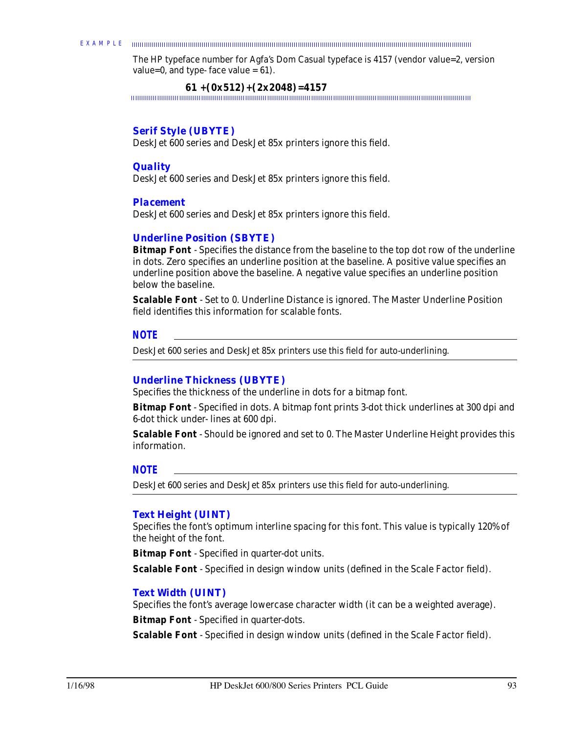EXAMPLE

The HP typeface number for Agfa's Dom Casual typeface is 4157 (vendor value=2, version value=0, and type- face value = 61).

**61 +(0x512)+(2x2048)=4157**

### Serif Style (UBYTE)

DeskJet 600 series and DeskJet 85x printers ignore this field.

### Quality

DeskJet 600 series and DeskJet 85x printers ignore this field.

### Placement

DeskJet 600 series and DeskJet 85x printers ignore this field.

### Underline Position (SBYTE)

**Bitmap Font** - Specifies the distance from the baseline to the top dot row of the underline in dots. Zero specifies an underline position at the baseline. A positive value specifies an underline position above the baseline. A negative value specifies an underline position below the baseline.

**Scalable Font** - Set to 0. Underline Distance is ignored. The Master Underline Position field identifies this information for scalable fonts.

**NOTE**

DeskJet 600 series and DeskJet 85x printers use this field for auto-underlining.

### Underline Thickness (UBYTE)

Specifies the thickness of the underline in dots for a bitmap font.

**Bitmap Font** - Specified in dots. A bitmap font prints 3-dot thick underlines at 300 dpi and 6-dot thick under- lines at 600 dpi.

**Scalable Font** - Should be ignored and set to 0. The Master Underline Height provides this information.

**NOTE**

DeskJet 600 series and DeskJet 85x printers use this field for auto-underlining.

### Text Height (UINT)

Specifies the font's optimum interline spacing for this font. This value is typically 120% of the height of the font.

**Bitmap Font** - Specified in quarter-dot units.

**Scalable Font** - Specified in design window units (defined in the Scale Factor field).

### Text Width (UINT)

Specifies the font's average lowercase character width (it can be a weighted average).

**Bitmap Font** - Specified in quarter-dots.

**Scalable Font** - Specified in design window units (defined in the Scale Factor field).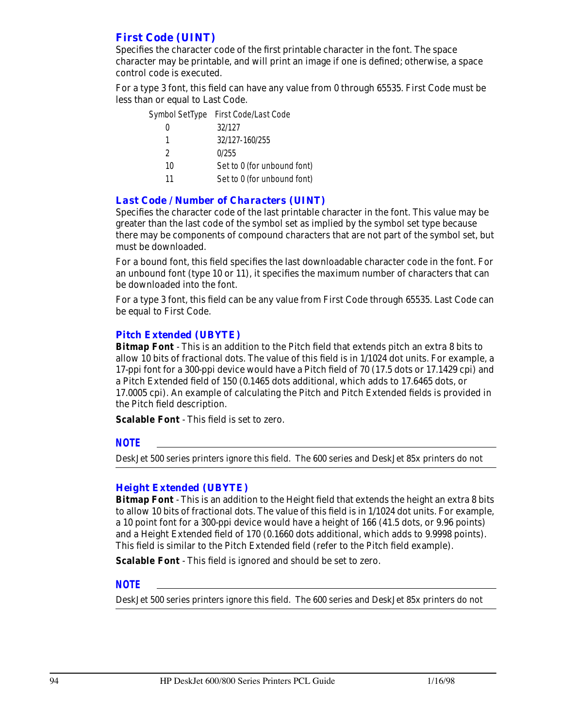### First Code (UINT)

Specifies the character code of the first printable character in the font. The space character may be printable, and will print an image if one is defined; otherwise, a space control code is executed.

For a type 3 font, this field can have any value from 0 through 65535. First Code must be less than or equal to Last Code.

| Symbol SetType | First Code/Last Code |
|---|---|
| 0 | 32/127 |
| 1 | 32/127-160/255 |
| 2 | 0/255 |
| 10 | Set to 0 (for unbound font) |
| 11 | Set to 0 (for unbound font) |

### Last Code / Number of Characters (UINT)

Specifies the character code of the last printable character in the font. This value may be greater than the last code of the symbol set as implied by the symbol set type because there may be components of compound characters that are not part of the symbol set, but must be downloaded.

For a bound font, this field specifies the last downloadable character code in the font. For an unbound font (type 10 or 11), it specifies the maximum number of characters that can be downloaded into the font.

For a type 3 font, this field can be any value from First Code through 65535. Last Code can be equal to First Code.

### Pitch Extended (UBYTE)

**Bitmap Font** - This is an addition to the Pitch field that extends pitch an extra 8 bits to allow 10 bits of fractional dots. The value of this field is in 1/1024 dot units. For example, a 17-ppi font for a 300-ppi device would have a Pitch field of 70 (17.5 dots or 17.1429 cpi) and a Pitch Extended field of 150 (0.1465 dots additional, which adds to 17.6465 dots, or 17.0005 cpi). An example of calculating the Pitch and Pitch Extended fields is provided in the Pitch field description.

**Scalable Font** - This field is set to zero.

**NOTE**

DeskJet 500 series printers ignore this field. The 600 series and DeskJet 85x printers do not

### Height Extended (UBYTE)

**Bitmap Font** - This is an addition to the Height field that extends the height an extra 8 bits to allow 10 bits of fractional dots. The value of this field is in 1/1024 dot units. For example, a 10 point font for a 300-ppi device would have a height of 166 (41.5 dots, or 9.96 points) and a Height Extended field of 170 (0.1660 dots additional, which adds to 9.9998 points). This field is similar to the Pitch Extended field (refer to the Pitch field example).

**Scalable Font** - This field is ignored and should be set to zero.

**NOTE**

DeskJet 500 series printers ignore this field. The 600 series and DeskJet 85x printers do not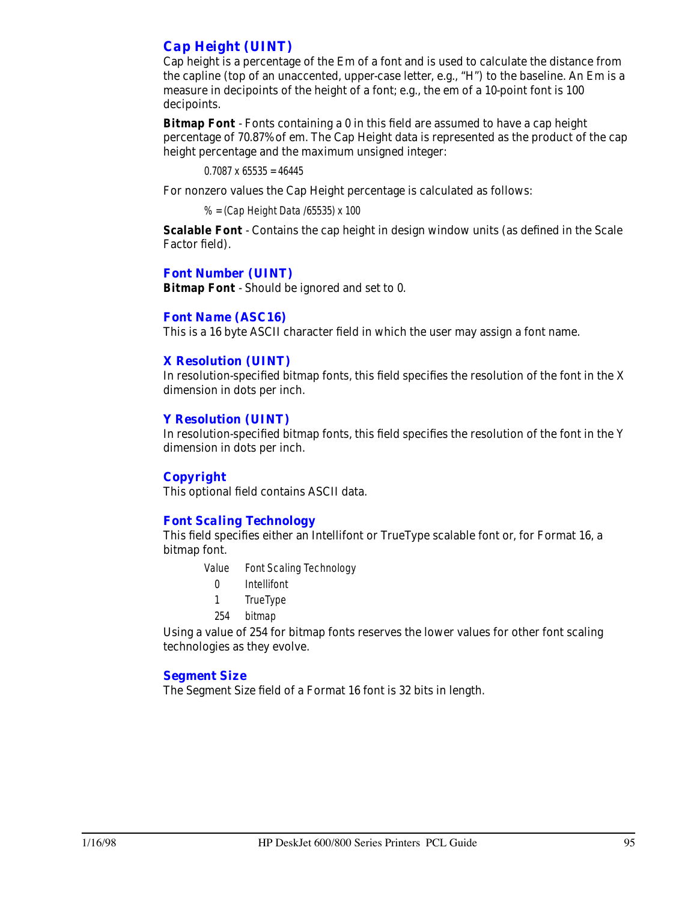### Cap Height (UINT)

Cap height is a percentage of the Em of a font and is used to calculate the distance from the capline (top of an unaccented, upper-case letter, e.g., “H”) to the baseline. An Em is a measure in decipoints of the height of a font; e.g., the em of a 10-point font is 100 decipoints.

**Bitmap Font** - Fonts containing a 0 in this field are assumed to have a cap height percentage of 70.87% of em. The Cap Height data is represented as the product of the cap height percentage and the maximum unsigned integer:

$$0.7087 \times 65535 = 46445$$

For nonzero values the Cap Height percentage is calculated as follows:

$$\% = (\text{Cap Height Data} / 65535) \times 100$$

**Scalable Font** - Contains the cap height in design window units (as defined in the Scale Factor field).

### Font Number (UINT)

**Bitmap Font** - Should be ignored and set to 0.

### Font Name (ASC16)

This is a 16 byte ASCII character field in which the user may assign a font name.

### X Resolution (UINT)

In resolution-specified bitmap fonts, this field specifies the resolution of the font in the X dimension in dots per inch.

### Y Resolution (UINT)

In resolution-specified bitmap fonts, this field specifies the resolution of the font in the Y dimension in dots per inch.

### Copyright

This optional field contains ASCII data.

### Font Scaling Technology

This field specifies either an Intellifont or TrueType scalable font or, for Format 16, a bitmap font.

| Value | Font Scaling Technology |
|---|---|
| 0 | Intellifont |
| 1 | TrueType |
| 254 | bitmap |

Using a value of 254 for bitmap fonts reserves the lower values for other font scaling technologies as they evolve.

### Segment Size

The Segment Size field of a Format 16 font is 32 bits in length.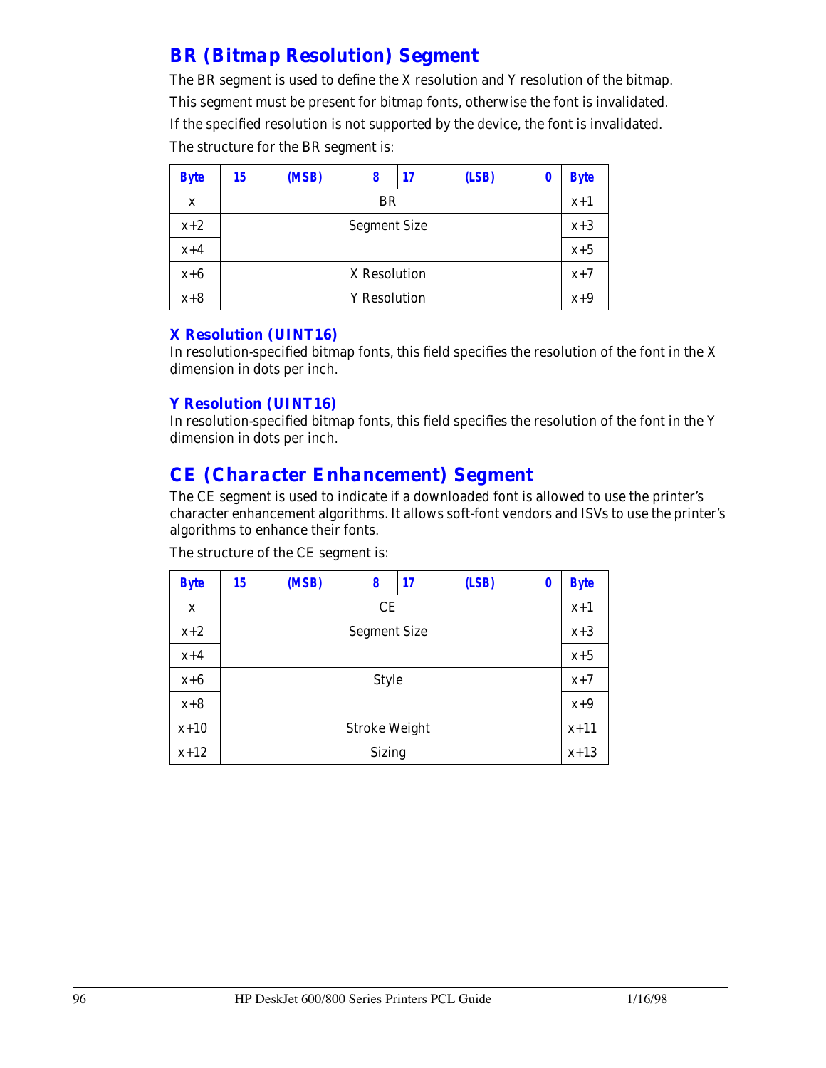## BR (Bitmap Resolution) Segment

The BR segment is used to define the X resolution and Y resolution of the bitmap.

This segment must be present for bitmap fonts, otherwise the font is invalidated.

If the specified resolution is not supported by the device, the font is invalidated.

The structure for the BR segment is:

| Byte | 15 (MSB) 8 | 17 (LSB) 0 | Byte |
|---|---|---|---|
| x | BR | | x+1 |
| x+2 | Segment Size | | x+3 |
| x+4 | | | x+5 |
| x+6 | X Resolution | | x+7 |
| x+8 | Y Resolution | | x+9 |

### X Resolution (UINT16)

In resolution-specified bitmap fonts, this field specifies the resolution of the font in the X dimension in dots per inch.

### Y Resolution (UINT16)

In resolution-specified bitmap fonts, this field specifies the resolution of the font in the Y dimension in dots per inch.

## CE (Character Enhancement) Segment

The CE segment is used to indicate if a downloaded font is allowed to use the printer's character enhancement algorithms. It allows soft-font vendors and ISVs to use the printer's algorithms to enhance their fonts.

The structure of the CE segment is:

| Byte | 15 (MSB) 8 | 17 (LSB) 0 | Byte |
|---|---|---|---|
| x | CE | | x+1 |
| x+2 | Segment Size | | x+3 |
| x+4 | | | x+5 |
| x+6 | Style | | x+7 |
| x+8 | | | x+9 |
| x+10 | Stroke Weight | | x+11 |
| x+12 | Sizing | | x+13 |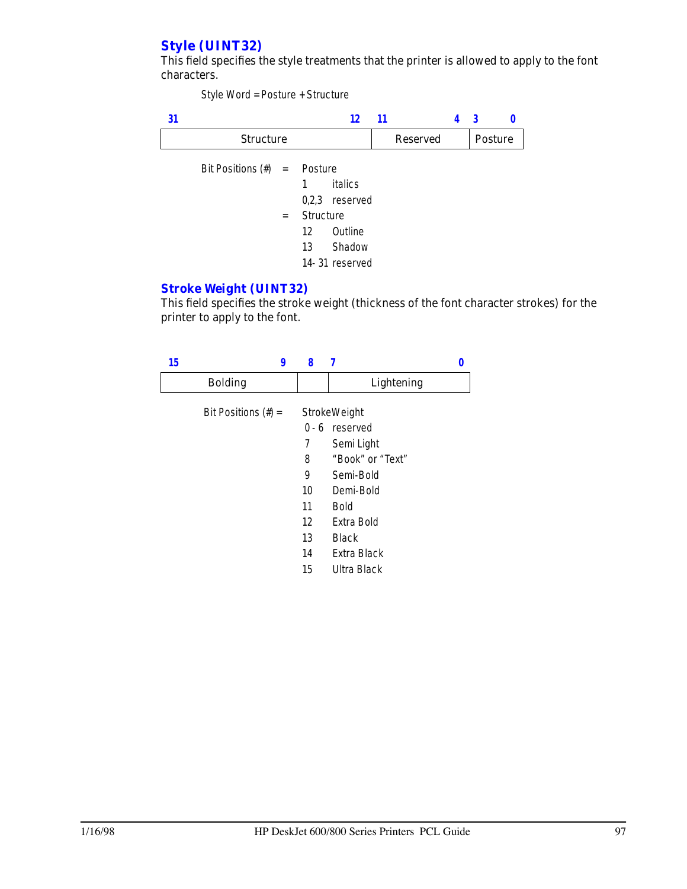### Style (UINT32)

This field specifies the style treatments that the printer is allowed to apply to the font characters.

Style Word = Posture + Structure

| 31 — 12 | 11 — 4 | 3 — 0 |
|---|---|---|
| Structure | Reserved | Posture |

Bit Positions (#) = Posture

- 1 italics
- 0,2,3 reserved

= Structure

- 12 Outline
- 13 Shadow
- 14- 31 reserved

### Stroke Weight (UINT32)

This field specifies the stroke weight (thickness of the font character strokes) for the printer to apply to the font.

| 15 — 9 | 8 | 7 — 0 |
|---|---|---|
| Bolding | | Lightening |

Bit Positions (#) = StrokeWeight

- 0 - 6 reserved
- 7 Semi Light
- 8 "Book" or "Text"
- 9 Semi-Bold
- 10 Demi-Bold
- 11 Bold
- 12 Extra Bold
- 13 Black
- 14 Extra Black
- 15 Ultra Black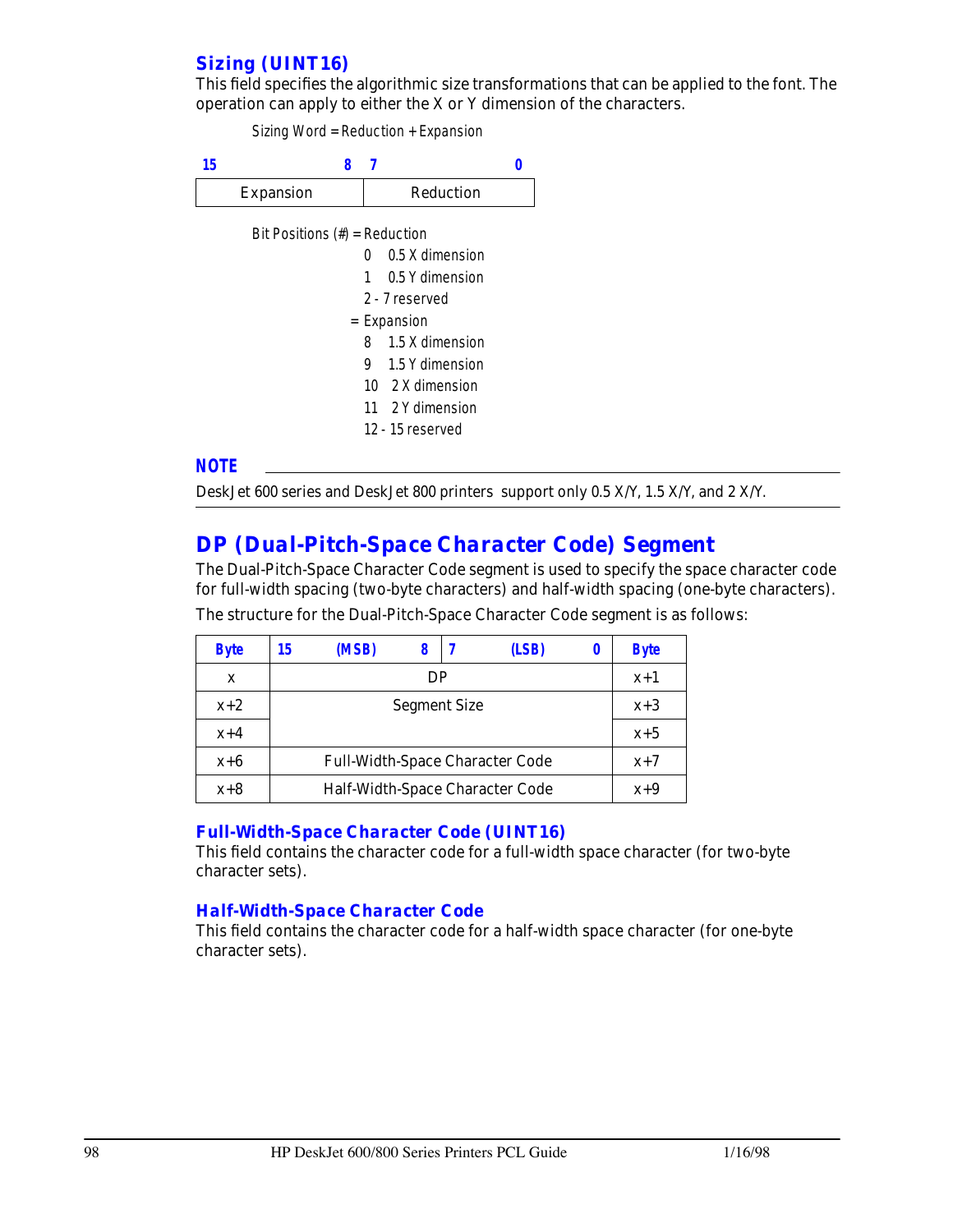### Sizing (UINT16)

This field specifies the algorithmic size transformations that can be applied to the font. The operation can apply to either the X or Y dimension of the characters.

Sizing Word = Reduction + Expansion

| 15 8 | 7 0 |
|---|---|
| Expansion | Reduction |

Bit Positions (#) = Reduction
- 0 0.5 X dimension
- 1 0.5 Y dimension
- 2 - 7 reserved

= Expansion
- 8 1.5 X dimension
- 9 1.5 Y dimension
- 10 2 X dimension
- 11 2 Y dimension
- 12 - 15 reserved

**NOTE**

DeskJet 600 series and DeskJet 800 printers support only 0.5 X/Y, 1.5 X/Y, and 2 X/Y.

## DP (Dual-Pitch-Space Character Code) Segment

The Dual-Pitch-Space Character Code segment is used to specify the space character code for full-width spacing (two-byte characters) and half-width spacing (one-byte characters).

The structure for the Dual-Pitch-Space Character Code segment is as follows:

| Byte | 15 (MSB) 8 | 7 (LSB) 0 | Byte |
|---|---|---|---|
| x | DP | | x+1 |
| x+2 | Segment Size | | x+3 |
| x+4 | | | x+5 |
| x+6 | Full-Width-Space Character Code | | x+7 |
| x+8 | Half-Width-Space Character Code | | x+9 |

### Full-Width-Space Character Code (UINT16)

This field contains the character code for a full-width space character (for two-byte character sets).

### Half-Width-Space Character Code

This field contains the character code for a half-width space character (for one-byte character sets).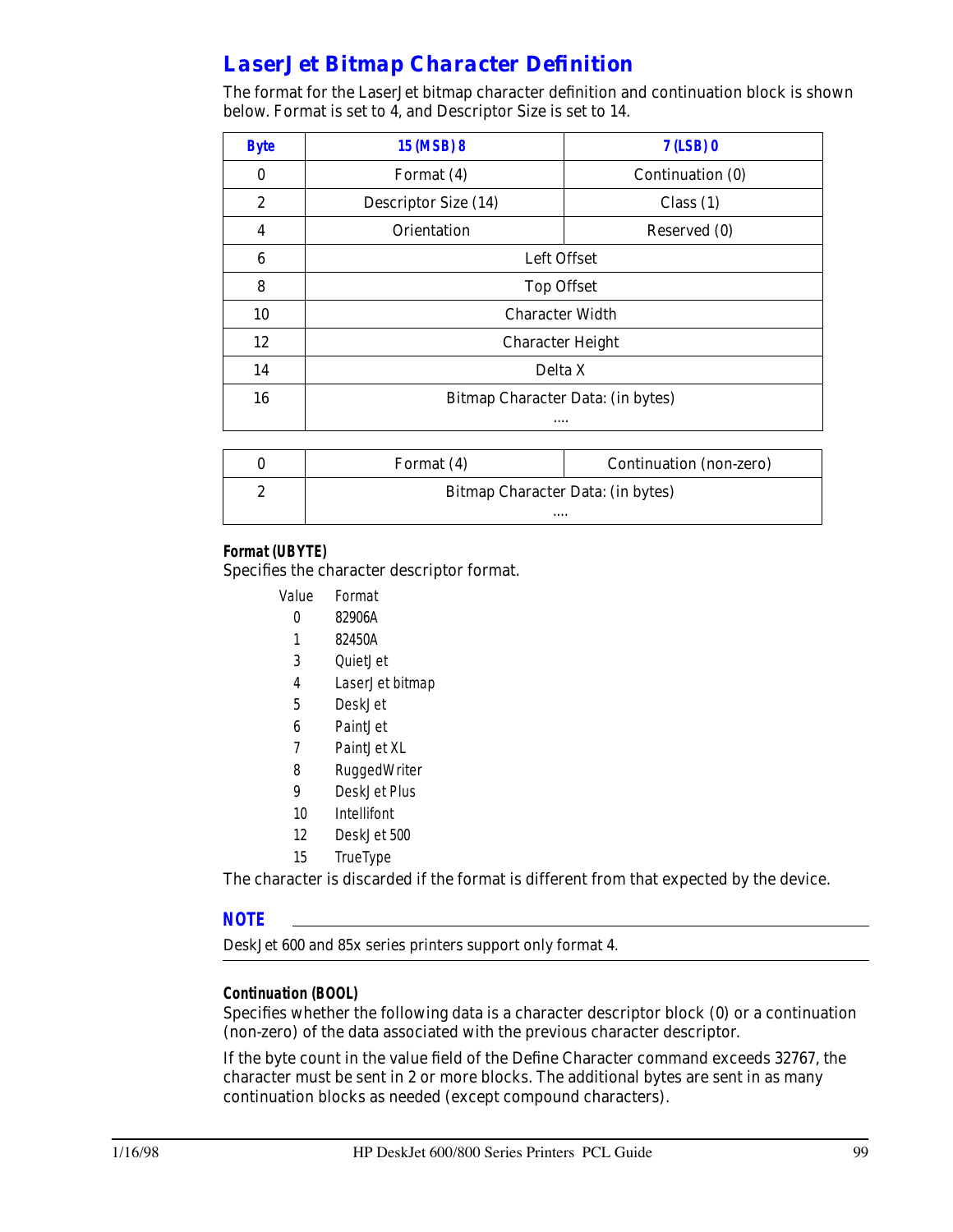## LaserJet Bitmap Character Definition

The format for the LaserJet bitmap character definition and continuation block is shown below. Format is set to 4, and Descriptor Size is set to 14.

| Byte | 15 (MSB) 8 | 7 (LSB) 0 |
|---|---|---|
| 0 | Format (4) | Continuation (0) |
| 2 | Descriptor Size (14) | Class (1) |
| 4 | Orientation | Reserved (0) |
| 6 | Left Offset | |
| 8 | Top Offset | |
| 10 | Character Width | |
| 12 | Character Height | |
| 14 | Delta X | |
| 16 | Bitmap Character Data: (in bytes) .... | |

| | | |
|---|---|---|
| 0 | Format (4) | Continuation (non-zero) |
| 2 | Bitmap Character Data: (in bytes) .... | |

**Format (UBYTE)**

Specifies the character descriptor format.

| Value | Format |
|---|---|
| 0 | 82906A |
| 1 | 82450A |
| 3 | QuietJet |
| 4 | LaserJet bitmap |
| 5 | DeskJet |
| 6 | PaintJet |
| 7 | PaintJet XL |
| 8 | RuggedWriter |
| 9 | DeskJet Plus |
| 10 | Intellifont |
| 12 | DeskJet 500 |
| 15 | TrueType |

The character is discarded if the format is different from that expected by the device.

**NOTE**

DeskJet 600 and 85x series printers support only format 4.

**Continuation (BOOL)**

Specifies whether the following data is a character descriptor block (0) or a continuation (non-zero) of the data associated with the previous character descriptor.

If the byte count in the value field of the Define Character command exceeds 32767, the character must be sent in 2 or more blocks. The additional bytes are sent in as many continuation blocks as needed (except compound characters).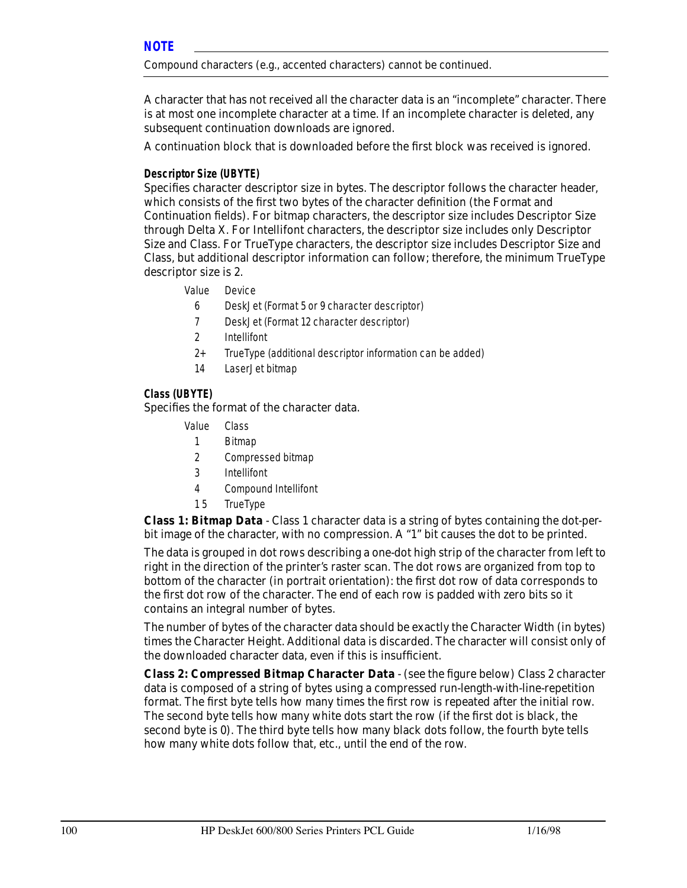**NOTE**

Compound characters (e.g., accented characters) cannot be continued.

A character that has not received all the character data is an "incomplete" character. There is at most one incomplete character at a time. If an incomplete character is deleted, any subsequent continuation downloads are ignored.

A continuation block that is downloaded before the first block was received is ignored.

#### Descriptor Size (UBYTE)

Specifies character descriptor size in bytes. The descriptor follows the character header, which consists of the first two bytes of the character definition (the Format and Continuation fields). For bitmap characters, the descriptor size includes Descriptor Size through Delta X. For Intellifont characters, the descriptor size includes only Descriptor Size and Class. For TrueType characters, the descriptor size includes Descriptor Size and Class, but additional descriptor information can follow; therefore, the minimum TrueType descriptor size is 2.

| Value | Device |
|---|---|
| 6 | DeskJet (Format 5 or 9 character descriptor) |
| 7 | DeskJet (Format 12 character descriptor) |
| 2 | Intellifont |
| 2+ | TrueType (additional descriptor information can be added) |
| 14 | LaserJet bitmap |

#### Class (UBYTE)

Specifies the format of the character data.

| Value | Class |
|---|---|
| 1 | Bitmap |
| 2 | Compressed bitmap |
| 3 | Intellifont |
| 4 | Compound Intellifont |
| 15 | TrueType |

**Class 1: Bitmap Data** - Class 1 character data is a string of bytes containing the dot-per-bit image of the character, with no compression. A "1" bit causes the dot to be printed.

The data is grouped in dot rows describing a one-dot high strip of the character from left to right in the direction of the printer's raster scan. The dot rows are organized from top to bottom of the character (in portrait orientation): the first dot row of data corresponds to the first dot row of the character. The end of each row is padded with zero bits so it contains an integral number of bytes.

The number of bytes of the character data should be exactly the Character Width (in bytes) times the Character Height. Additional data is discarded. The character will consist only of the downloaded character data, even if this is insufficient.

**Class 2: Compressed Bitmap Character Data** - (see the figure below) Class 2 character data is composed of a string of bytes using a compressed run-length-with-line-repetition format. The first byte tells how many times the first row is repeated after the initial row. The second byte tells how many white dots start the row (if the first dot is black, the second byte is 0). The third byte tells how many black dots follow, the fourth byte tells how many white dots follow that, etc., until the end of the row.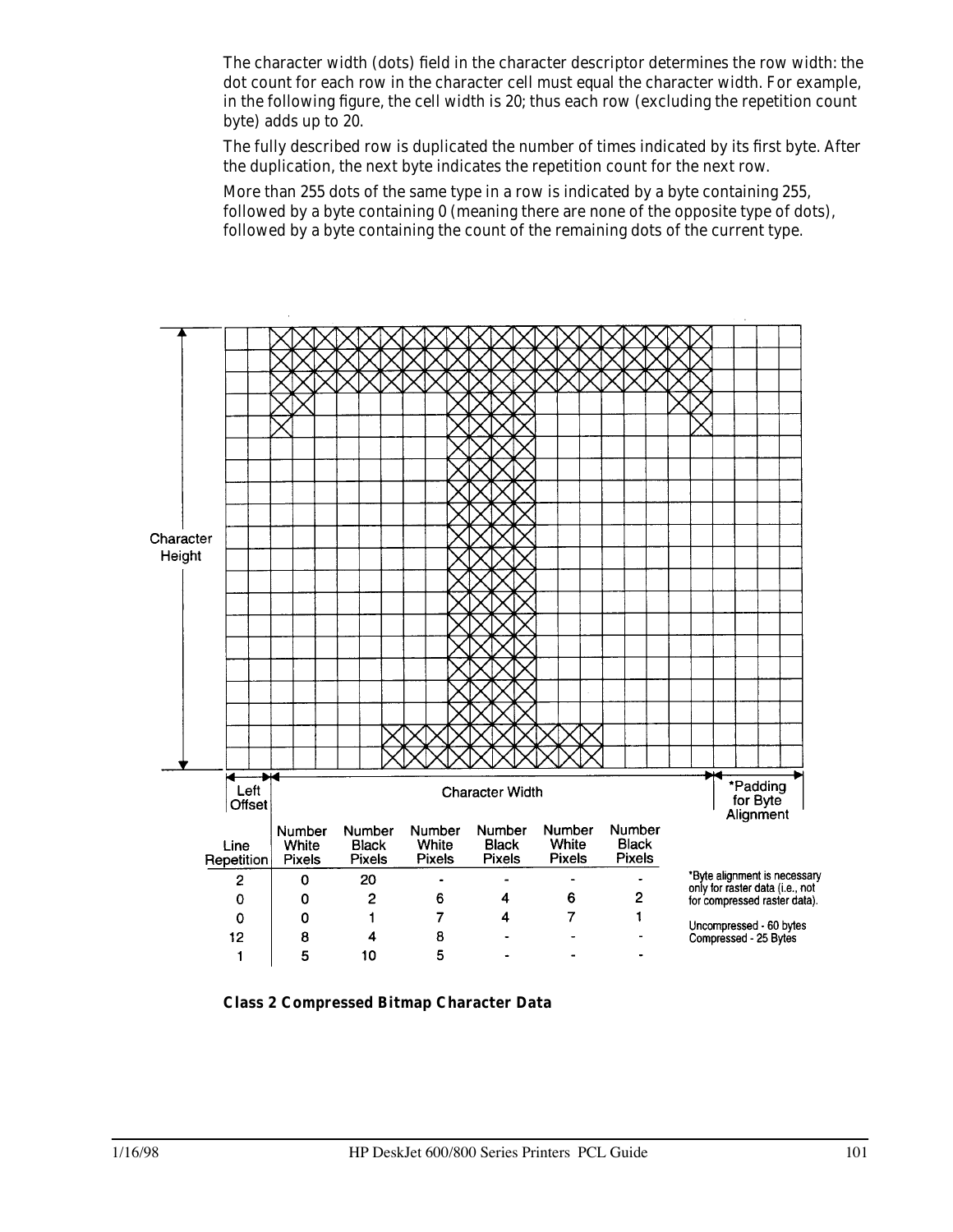The character width (dots) field in the character descriptor determines the row width: the dot count for each row in the character cell must equal the character width. For example, in the following figure, the cell width is 20; thus each row (excluding the repetition count byte) adds up to 20.

The fully described row is duplicated the number of times indicated by its first byte. After the duplication, the next byte indicates the repetition count for the next row.

More than 255 dots of the same type in a row is indicated by a byte containing 255, followed by a byte containing 0 (meaning there are none of the opposite type of dots), followed by a byte containing the count of the remaining dots of the current type.

Character Height

Left Offset | Character Width | *Padding for Byte Alignment

| Line Repetition | Number White Pixels | Number Black Pixels | Number White Pixels | Number Black Pixels | Number White Pixels | Number Black Pixels |
|---|---|---|---|---|---|---|
| 2 | 0 | 20 | - | - | - | - |
| 0 | 0 | 2 | 6 | 4 | 6 | 2 |
| 0 | 0 | 1 | 7 | 4 | 7 | 1 |
| 12 | 8 | 4 | 8 | - | - | - |
| 1 | 5 | 10 | 5 | - | - | - |

*Byte alignment is necessary only for raster data (i.e., not for compressed raster data).

Uncompressed - 60 bytes
Compressed - 25 Bytes

**Class 2 Compressed Bitmap Character Data**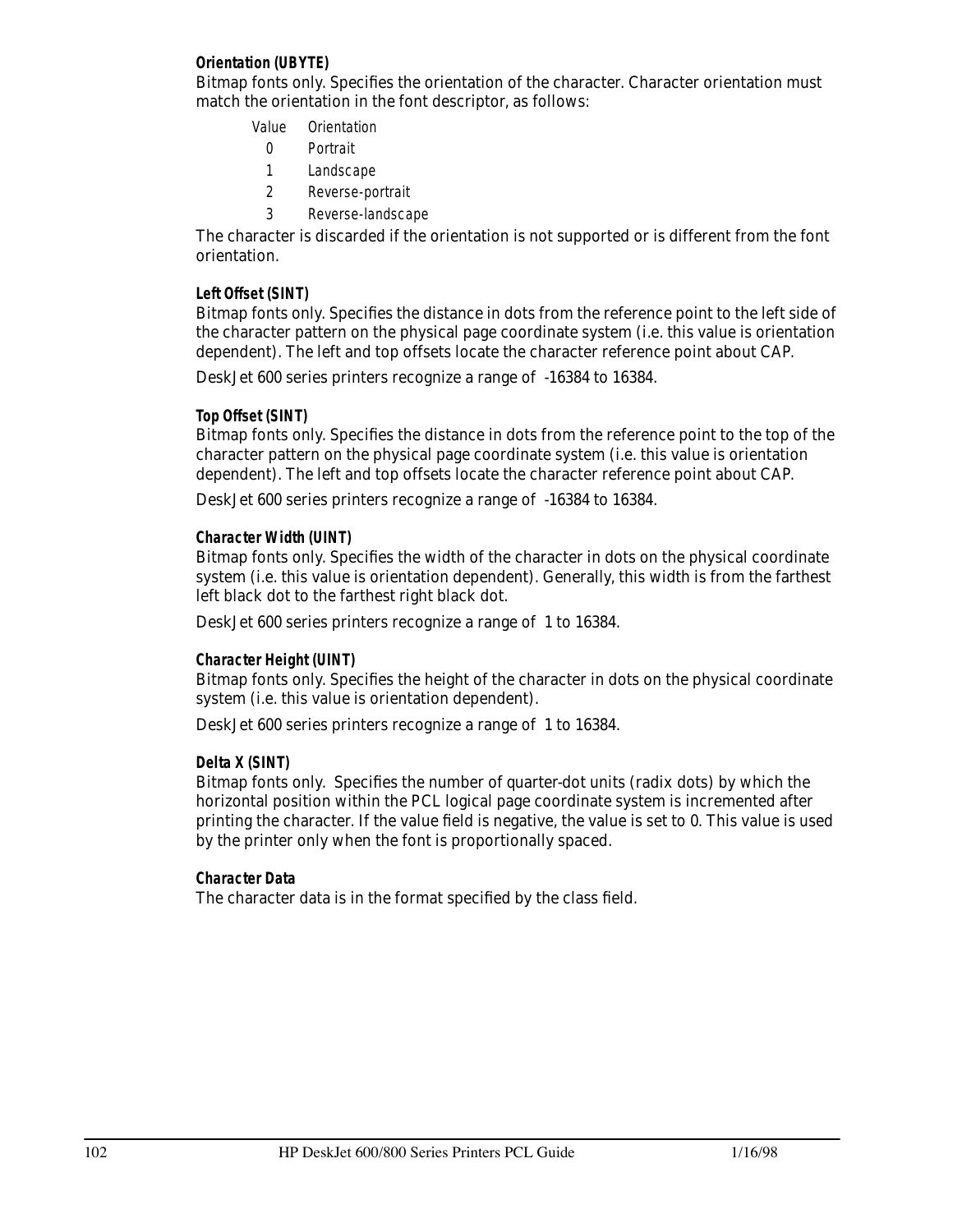#### Orientation (UBYTE)

Bitmap fonts only. Specifies the orientation of the character. Character orientation must match the orientation in the font descriptor, as follows:

| Value | Orientation |
|---|---|
| 0 | Portrait |
| 1 | Landscape |
| 2 | Reverse-portrait |
| 3 | Reverse-landscape |

The character is discarded if the orientation is not supported or is different from the font orientation.

#### Left Offset (SINT)

Bitmap fonts only. Specifies the distance in dots from the reference point to the left side of the character pattern on the physical page coordinate system (i.e. this value is orientation dependent). The left and top offsets locate the character reference point about CAP.

DeskJet 600 series printers recognize a range of -16384 to 16384.

#### Top Offset (SINT)

Bitmap fonts only. Specifies the distance in dots from the reference point to the top of the character pattern on the physical page coordinate system (i.e. this value is orientation dependent). The left and top offsets locate the character reference point about CAP.

DeskJet 600 series printers recognize a range of -16384 to 16384.

#### Character Width (UINT)

Bitmap fonts only. Specifies the width of the character in dots on the physical coordinate system (i.e. this value is orientation dependent). Generally, this width is from the farthest left black dot to the farthest right black dot.

DeskJet 600 series printers recognize a range of 1 to 16384.

#### Character Height (UINT)

Bitmap fonts only. Specifies the height of the character in dots on the physical coordinate system (i.e. this value is orientation dependent).

DeskJet 600 series printers recognize a range of 1 to 16384.

#### Delta X (SINT)

Bitmap fonts only. Specifies the number of quarter-dot units (radix dots) by which the horizontal position within the PCL logical page coordinate system is incremented after printing the character. If the value field is negative, the value is set to 0. This value is used by the printer only when the font is proportionally spaced.

#### Character Data

The character data is in the format specified by the class field.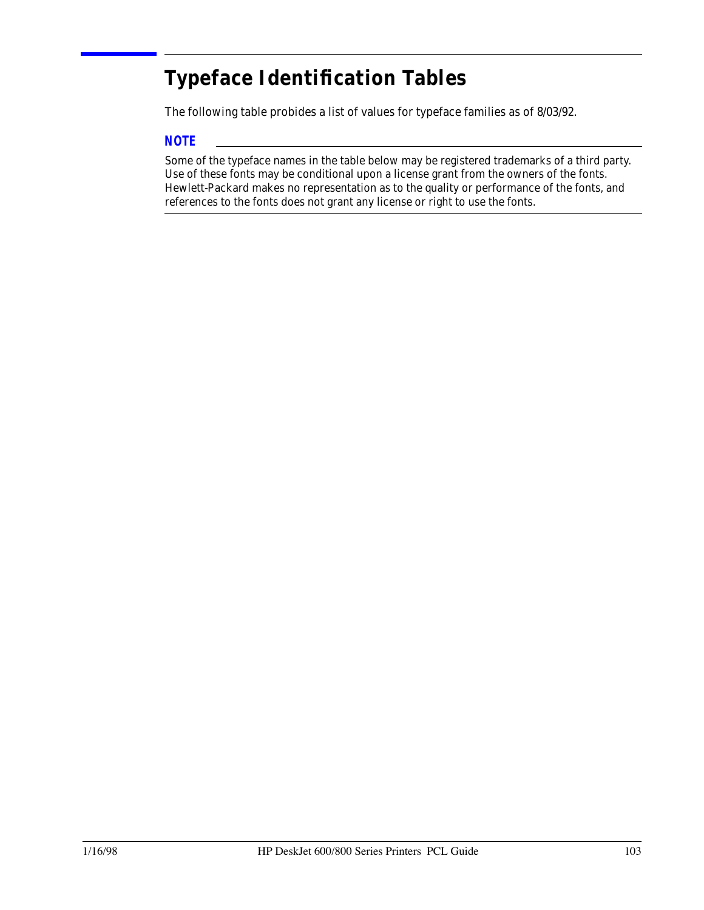# Typeface Identification Tables

The following table probides a list of values for typeface families as of 8/03/92.

***NOTE***

Some of the typeface names in the table below may be registered trademarks of a third party. Use of these fonts may be conditional upon a license grant from the owners of the fonts. Hewlett-Packard makes no representation as to the quality or performance of the fonts, and references to the fonts does not grant any license or right to use the fonts.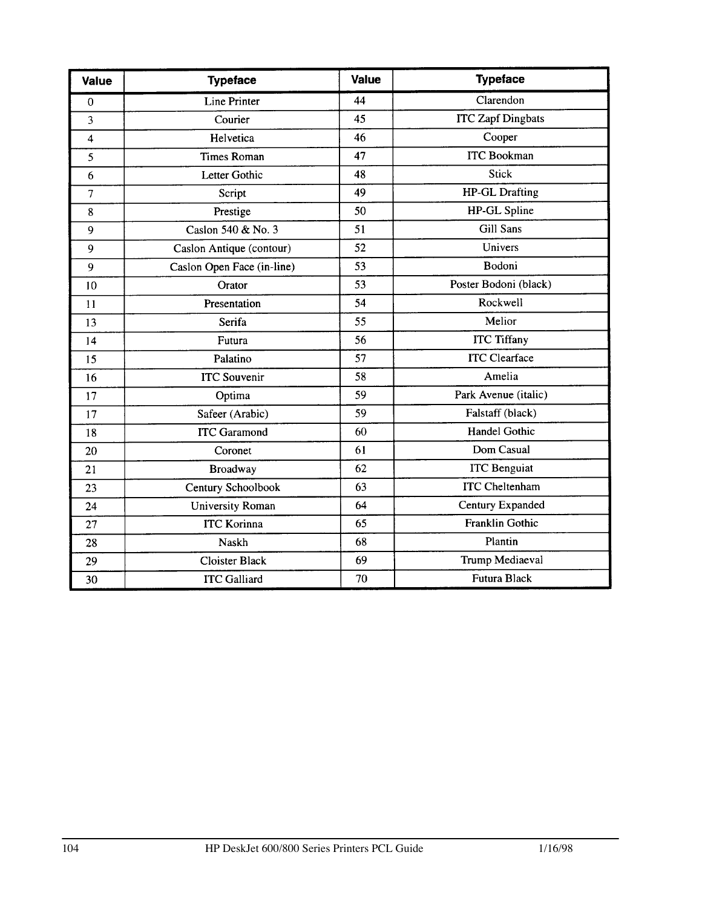| Value | Typeface | Value | Typeface |
|---|---|---|---|
| 0 | Line Printer | 44 | Clarendon |
| 3 | Courier | 45 | ITC Zapf Dingbats |
| 4 | Helvetica | 46 | Cooper |
| 5 | Times Roman | 47 | ITC Bookman |
| 6 | Letter Gothic | 48 | Stick |
| 7 | Script | 49 | HP-GL Drafting |
| 8 | Prestige | 50 | HP-GL Spline |
| 9 | Caslon 540 & No. 3 | 51 | Gill Sans |
| 9 | Caslon Antique (contour) | 52 | Univers |
| 9 | Caslon Open Face (in-line) | 53 | Bodoni |
| 10 | Orator | 53 | Poster Bodoni (black) |
| 11 | Presentation | 54 | Rockwell |
| 13 | Serifa | 55 | Melior |
| 14 | Futura | 56 | ITC Tiffany |
| 15 | Palatino | 57 | ITC Clearface |
| 16 | ITC Souvenir | 58 | Amelia |
| 17 | Optima | 59 | Park Avenue (italic) |
| 17 | Safeer (Arabic) | 59 | Falstaff (black) |
| 18 | ITC Garamond | 60 | Handel Gothic |
| 20 | Coronet | 61 | Dom Casual |
| 21 | Broadway | 62 | ITC Benguiat |
| 23 | Century Schoolbook | 63 | ITC Cheltenham |
| 24 | University Roman | 64 | Century Expanded |
| 27 | ITC Korinna | 65 | Franklin Gothic |
| 28 | Naskh | 68 | Plantin |
| 29 | Cloister Black | 69 | Trump Mediaeval |
| 30 | ITC Galliard | 70 | Futura Black |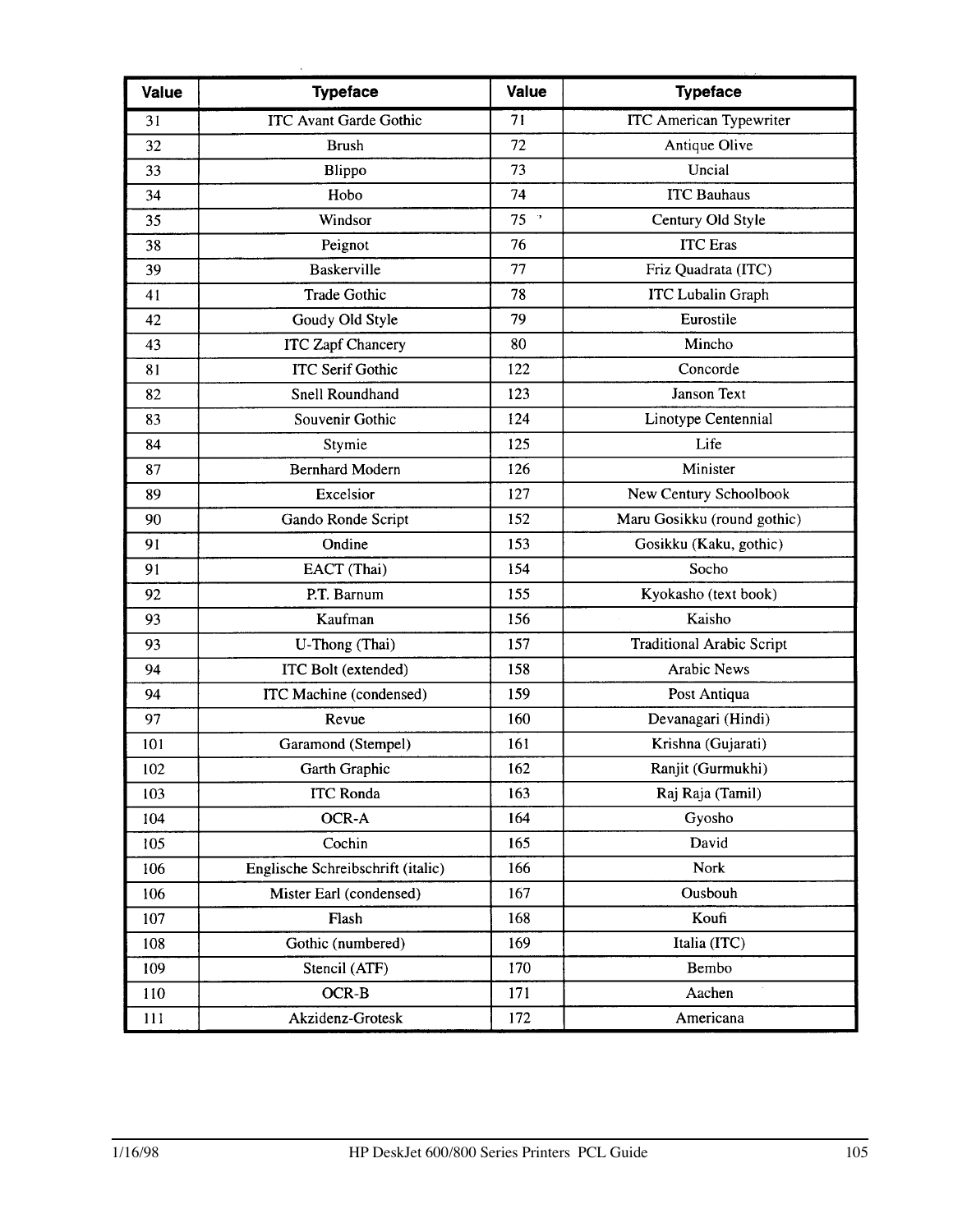| Value | Typeface | Value | Typeface |
|---|---|---|---|
| 31 | ITC Avant Garde Gothic | 71 | ITC American Typewriter |
| 32 | Brush | 72 | Antique Olive |
| 33 | Blippo | 73 | Uncial |
| 34 | Hobo | 74 | ITC Bauhaus |
| 35 | Windsor | 75 | Century Old Style |
| 38 | Peignot | 76 | ITC Eras |
| 39 | Baskerville | 77 | Friz Quadrata (ITC) |
| 41 | Trade Gothic | 78 | ITC Lubalin Graph |
| 42 | Goudy Old Style | 79 | Eurostile |
| 43 | ITC Zapf Chancery | 80 | Mincho |
| 81 | ITC Serif Gothic | 122 | Concorde |
| 82 | Snell Roundhand | 123 | Janson Text |
| 83 | Souvenir Gothic | 124 | Linotype Centennial |
| 84 | Stymie | 125 | Life |
| 87 | Bernhard Modern | 126 | Minister |
| 89 | Excelsior | 127 | New Century Schoolbook |
| 90 | Gando Ronde Script | 152 | Maru Gosikku (round gothic) |
| 91 | Ondine | 153 | Gosikku (Kaku, gothic) |
| 91 | EACT (Thai) | 154 | Socho |
| 92 | P.T. Barnum | 155 | Kyokasho (text book) |
| 93 | Kaufman | 156 | Kaisho |
| 93 | U-Thong (Thai) | 157 | Traditional Arabic Script |
| 94 | ITC Bolt (extended) | 158 | Arabic News |
| 94 | ITC Machine (condensed) | 159 | Post Antiqua |
| 97 | Revue | 160 | Devanagari (Hindi) |
| 101 | Garamond (Stempel) | 161 | Krishna (Gujarati) |
| 102 | Garth Graphic | 162 | Ranjit (Gurmukhi) |
| 103 | ITC Ronda | 163 | Raj Raja (Tamil) |
| 104 | OCR-A | 164 | Gyosho |
| 105 | Cochin | 165 | David |
| 106 | Englische Schreibschrift (italic) | 166 | Nork |
| 106 | Mister Earl (condensed) | 167 | Ousbouh |
| 107 | Flash | 168 | Koufi |
| 108 | Gothic (numbered) | 169 | Italia (ITC) |
| 109 | Stencil (ATF) | 170 | Bembo |
| 110 | OCR-B | 171 | Aachen |
| 111 | Akzidenz-Grotesk | 172 | Americana |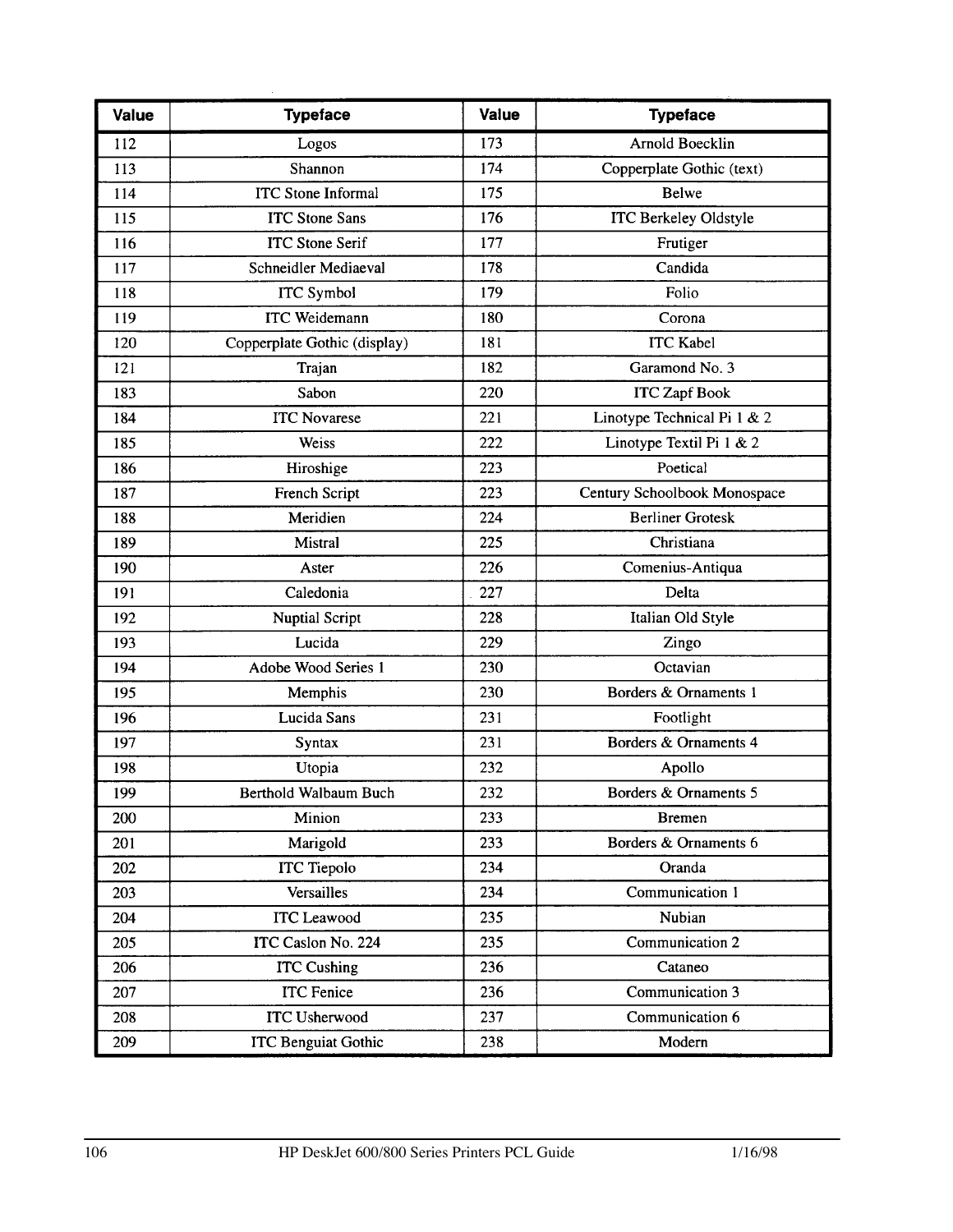| Value | Typeface | Value | Typeface |
|---|---|---|---|
| 112 | Logos | 173 | Arnold Boecklin |
| 113 | Shannon | 174 | Copperplate Gothic (text) |
| 114 | ITC Stone Informal | 175 | Belwe |
| 115 | ITC Stone Sans | 176 | ITC Berkeley Oldstyle |
| 116 | ITC Stone Serif | 177 | Frutiger |
| 117 | Schneidler Mediaeval | 178 | Candida |
| 118 | ITC Symbol | 179 | Folio |
| 119 | ITC Weidemann | 180 | Corona |
| 120 | Copperplate Gothic (display) | 181 | ITC Kabel |
| 121 | Trajan | 182 | Garamond No. 3 |
| 183 | Sabon | 220 | ITC Zapf Book |
| 184 | ITC Novarese | 221 | Linotype Technical Pi 1 & 2 |
| 185 | Weiss | 222 | Linotype Textil Pi 1 & 2 |
| 186 | Hiroshige | 223 | Poetical |
| 187 | French Script | 223 | Century Schoolbook Monospace |
| 188 | Meridien | 224 | Berliner Grotesk |
| 189 | Mistral | 225 | Christiana |
| 190 | Aster | 226 | Comenius-Antiqua |
| 191 | Caledonia | 227 | Delta |
| 192 | Nuptial Script | 228 | Italian Old Style |
| 193 | Lucida | 229 | Zingo |
| 194 | Adobe Wood Series 1 | 230 | Octavian |
| 195 | Memphis | 230 | Borders & Ornaments 1 |
| 196 | Lucida Sans | 231 | Footlight |
| 197 | Syntax | 231 | Borders & Ornaments 4 |
| 198 | Utopia | 232 | Apollo |
| 199 | Berthold Walbaum Buch | 232 | Borders & Ornaments 5 |
| 200 | Minion | 233 | Bremen |
| 201 | Marigold | 233 | Borders & Ornaments 6 |
| 202 | ITC Tiepolo | 234 | Oranda |
| 203 | Versailles | 234 | Communication 1 |
| 204 | ITC Leawood | 235 | Nubian |
| 205 | ITC Caslon No. 224 | 235 | Communication 2 |
| 206 | ITC Cushing | 236 | Cataneo |
| 207 | ITC Fenice | 236 | Communication 3 |
| 208 | ITC Usherwood | 237 | Communication 6 |
| 209 | ITC Benguiat Gothic | 238 | Modern |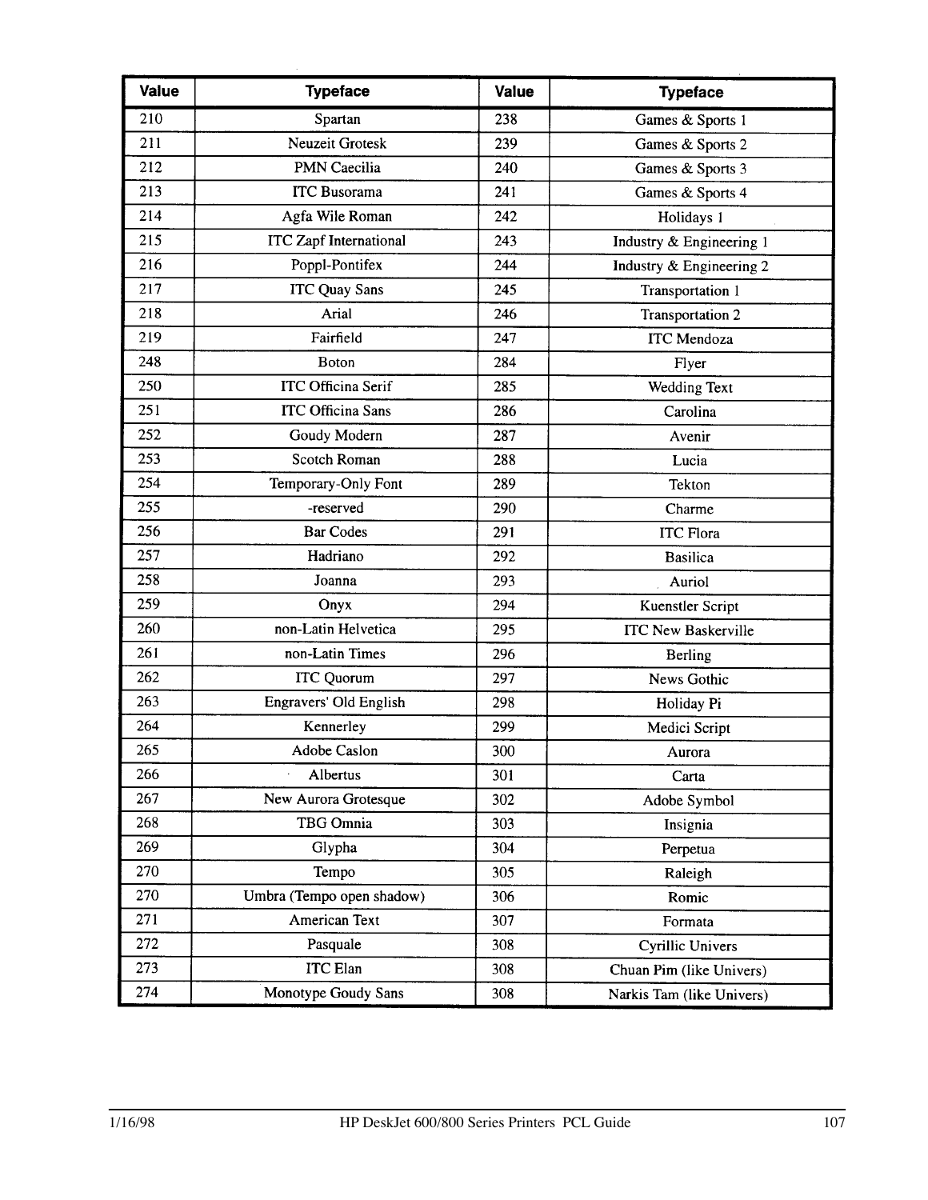| Value | Typeface | Value | Typeface |
|---|---|---|---|
| 210 | Spartan | 238 | Games & Sports 1 |
| 211 | Neuzeit Grotesk | 239 | Games & Sports 2 |
| 212 | PMN Caecilia | 240 | Games & Sports 3 |
| 213 | ITC Busorama | 241 | Games & Sports 4 |
| 214 | Agfa Wile Roman | 242 | Holidays 1 |
| 215 | ITC Zapf International | 243 | Industry & Engineering 1 |
| 216 | Poppl-Pontifex | 244 | Industry & Engineering 2 |
| 217 | ITC Quay Sans | 245 | Transportation 1 |
| 218 | Arial | 246 | Transportation 2 |
| 219 | Fairfield | 247 | ITC Mendoza |
| 248 | Boton | 284 | Flyer |
| 250 | ITC Officina Serif | 285 | Wedding Text |
| 251 | ITC Officina Sans | 286 | Carolina |
| 252 | Goudy Modern | 287 | Avenir |
| 253 | Scotch Roman | 288 | Lucia |
| 254 | Temporary-Only Font | 289 | Tekton |
| 255 | -reserved | 290 | Charme |
| 256 | Bar Codes | 291 | ITC Flora |
| 257 | Hadriano | 292 | Basilica |
| 258 | Joanna | 293 | Auriol |
| 259 | Onyx | 294 | Kuenstler Script |
| 260 | non-Latin Helvetica | 295 | ITC New Baskerville |
| 261 | non-Latin Times | 296 | Berling |
| 262 | ITC Quorum | 297 | News Gothic |
| 263 | Engravers' Old English | 298 | Holiday Pi |
| 264 | Kennerley | 299 | Medici Script |
| 265 | Adobe Caslon | 300 | Aurora |
| 266 | Albertus | 301 | Carta |
| 267 | New Aurora Grotesque | 302 | Adobe Symbol |
| 268 | TBG Omnia | 303 | Insignia |
| 269 | Glypha | 304 | Perpetua |
| 270 | Tempo | 305 | Raleigh |
| 270 | Umbra (Tempo open shadow) | 306 | Romic |
| 271 | American Text | 307 | Formata |
| 272 | Pasquale | 308 | Cyrillic Univers |
| 273 | ITC Elan | 308 | Chuan Pim (like Univers) |
| 274 | Monotype Goudy Sans | 308 | Narkis Tam (like Univers) |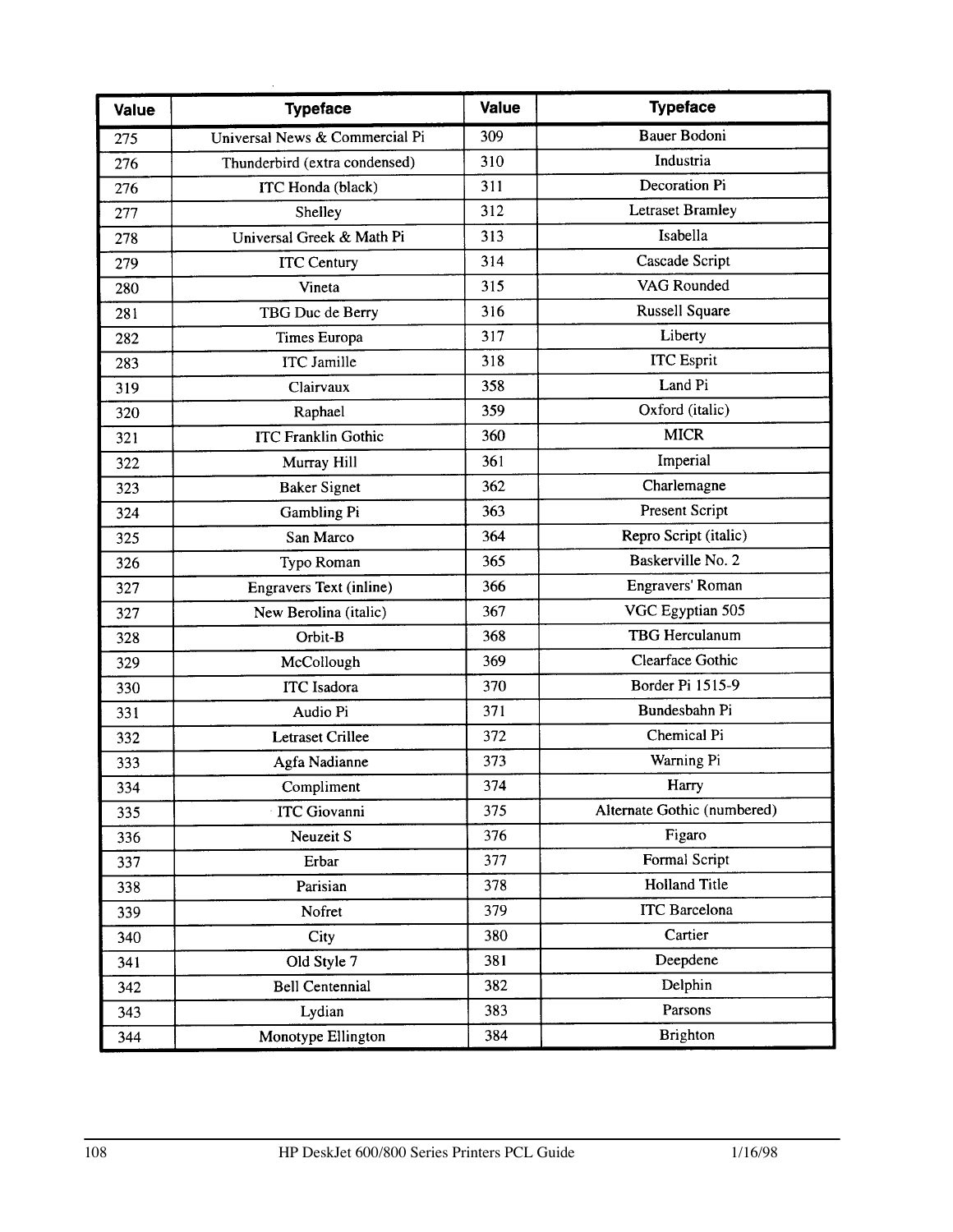| Value | Typeface | Value | Typeface |
|---|---|---|---|
| 275 | Universal News & Commercial Pi | 309 | Bauer Bodoni |
| 276 | Thunderbird (extra condensed) | 310 | Industria |
| 276 | ITC Honda (black) | 311 | Decoration Pi |
| 277 | Shelley | 312 | Letraset Bramley |
| 278 | Universal Greek & Math Pi | 313 | Isabella |
| 279 | ITC Century | 314 | Cascade Script |
| 280 | Vineta | 315 | VAG Rounded |
| 281 | TBG Duc de Berry | 316 | Russell Square |
| 282 | Times Europa | 317 | Liberty |
| 283 | ITC Jamille | 318 | ITC Esprit |
| 319 | Clairvaux | 358 | Land Pi |
| 320 | Raphael | 359 | Oxford (italic) |
| 321 | ITC Franklin Gothic | 360 | MICR |
| 322 | Murray Hill | 361 | Imperial |
| 323 | Baker Signet | 362 | Charlemagne |
| 324 | Gambling Pi | 363 | Present Script |
| 325 | San Marco | 364 | Repro Script (italic) |
| 326 | Typo Roman | 365 | Baskerville No. 2 |
| 327 | Engravers Text (inline) | 366 | Engravers' Roman |
| 327 | New Berolina (italic) | 367 | VGC Egyptian 505 |
| 328 | Orbit-B | 368 | TBG Herculanum |
| 329 | McCollough | 369 | Clearface Gothic |
| 330 | ITC Isadora | 370 | Border Pi 1515-9 |
| 331 | Audio Pi | 371 | Bundesbahn Pi |
| 332 | Letraset Crillee | 372 | Chemical Pi |
| 333 | Agfa Nadianne | 373 | Warning Pi |
| 334 | Compliment | 374 | Harry |
| 335 | ITC Giovanni | 375 | Alternate Gothic (numbered) |
| 336 | Neuzeit S | 376 | Figaro |
| 337 | Erbar | 377 | Formal Script |
| 338 | Parisian | 378 | Holland Title |
| 339 | Nofret | 379 | ITC Barcelona |
| 340 | City | 380 | Cartier |
| 341 | Old Style 7 | 381 | Deepdene |
| 342 | Bell Centennial | 382 | Delphin |
| 343 | Lydian | 383 | Parsons |
| 344 | Monotype Ellington | 384 | Brighton |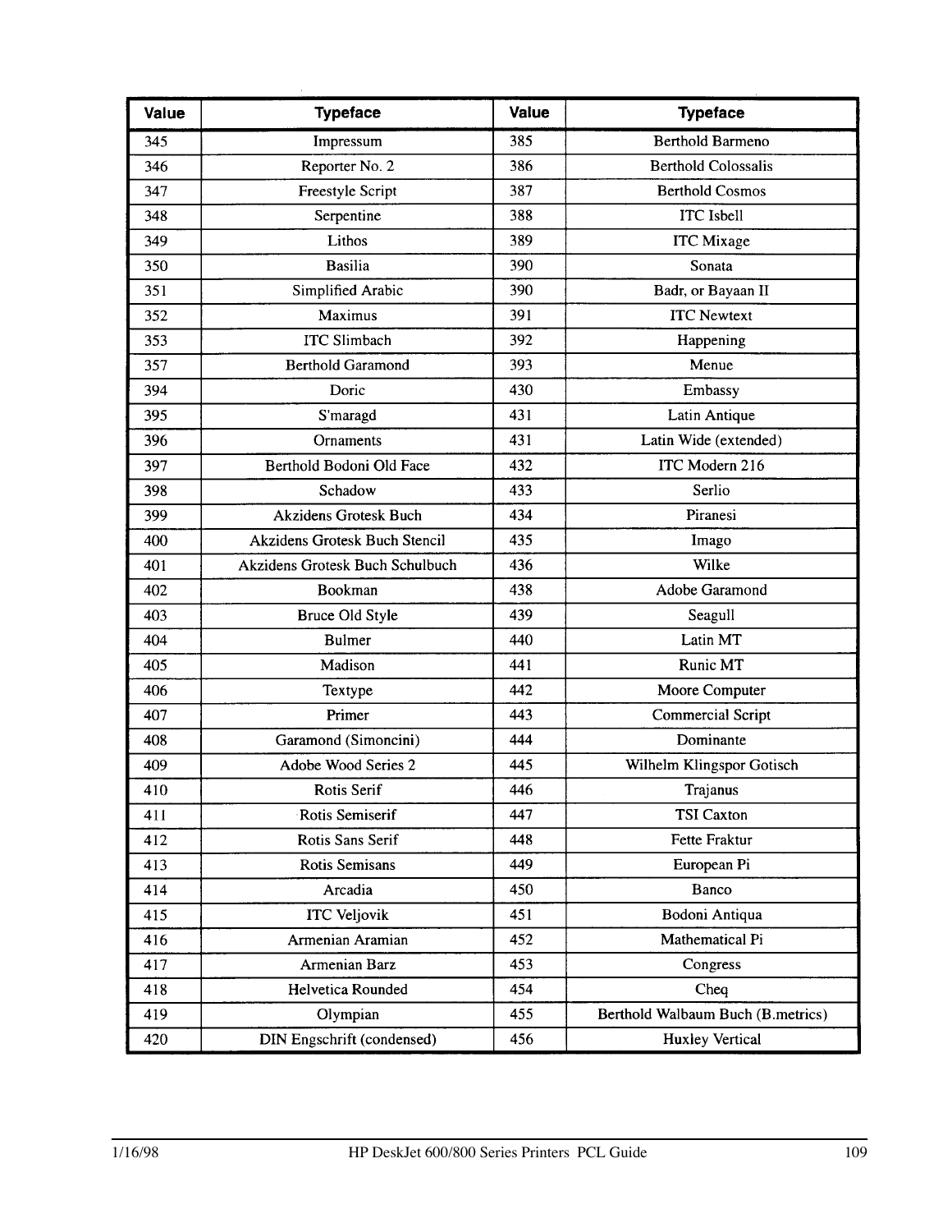| Value | Typeface | Value | Typeface |
| --- | --- | --- | --- |
| 345 | Impressum | 385 | Berthold Barmeno |
| 346 | Reporter No. 2 | 386 | Berthold Colossalis |
| 347 | Freestyle Script | 387 | Berthold Cosmos |
| 348 | Serpentine | 388 | ITC Isbell |
| 349 | Lithos | 389 | ITC Mixage |
| 350 | Basilia | 390 | Sonata |
| 351 | Simplified Arabic | 390 | Badr, or Bayaan II |
| 352 | Maximus | 391 | ITC Newtext |
| 353 | ITC Slimbach | 392 | Happening |
| 357 | Berthold Garamond | 393 | Menue |
| 394 | Doric | 430 | Embassy |
| 395 | S'maragd | 431 | Latin Antique |
| 396 | Ornaments | 431 | Latin Wide (extended) |
| 397 | Berthold Bodoni Old Face | 432 | ITC Modern 216 |
| 398 | Schadow | 433 | Serlio |
| 399 | Akzidens Grotesk Buch | 434 | Piranesi |
| 400 | Akzidens Grotesk Buch Stencil | 435 | Imago |
| 401 | Akzidens Grotesk Buch Schulbuch | 436 | Wilke |
| 402 | Bookman | 438 | Adobe Garamond |
| 403 | Bruce Old Style | 439 | Seagull |
| 404 | Bulmer | 440 | Latin MT |
| 405 | Madison | 441 | Runic MT |
| 406 | Textype | 442 | Moore Computer |
| 407 | Primer | 443 | Commercial Script |
| 408 | Garamond (Simoncini) | 444 | Dominante |
| 409 | Adobe Wood Series 2 | 445 | Wilhelm Klingspor Gotisch |
| 410 | Rotis Serif | 446 | Trajanus |
| 411 | Rotis Semiserif | 447 | TSI Caxton |
| 412 | Rotis Sans Serif | 448 | Fette Fraktur |
| 413 | Rotis Semisans | 449 | European Pi |
| 414 | Arcadia | 450 | Banco |
| 415 | ITC Veljovik | 451 | Bodoni Antiqua |
| 416 | Armenian Aramian | 452 | Mathematical Pi |
| 417 | Armenian Barz | 453 | Congress |
| 418 | Helvetica Rounded | 454 | Cheq |
| 419 | Olympian | 455 | Berthold Walbaum Buch (B.metrics) |
| 420 | DIN Engschrift (condensed) | 456 | Huxley Vertical |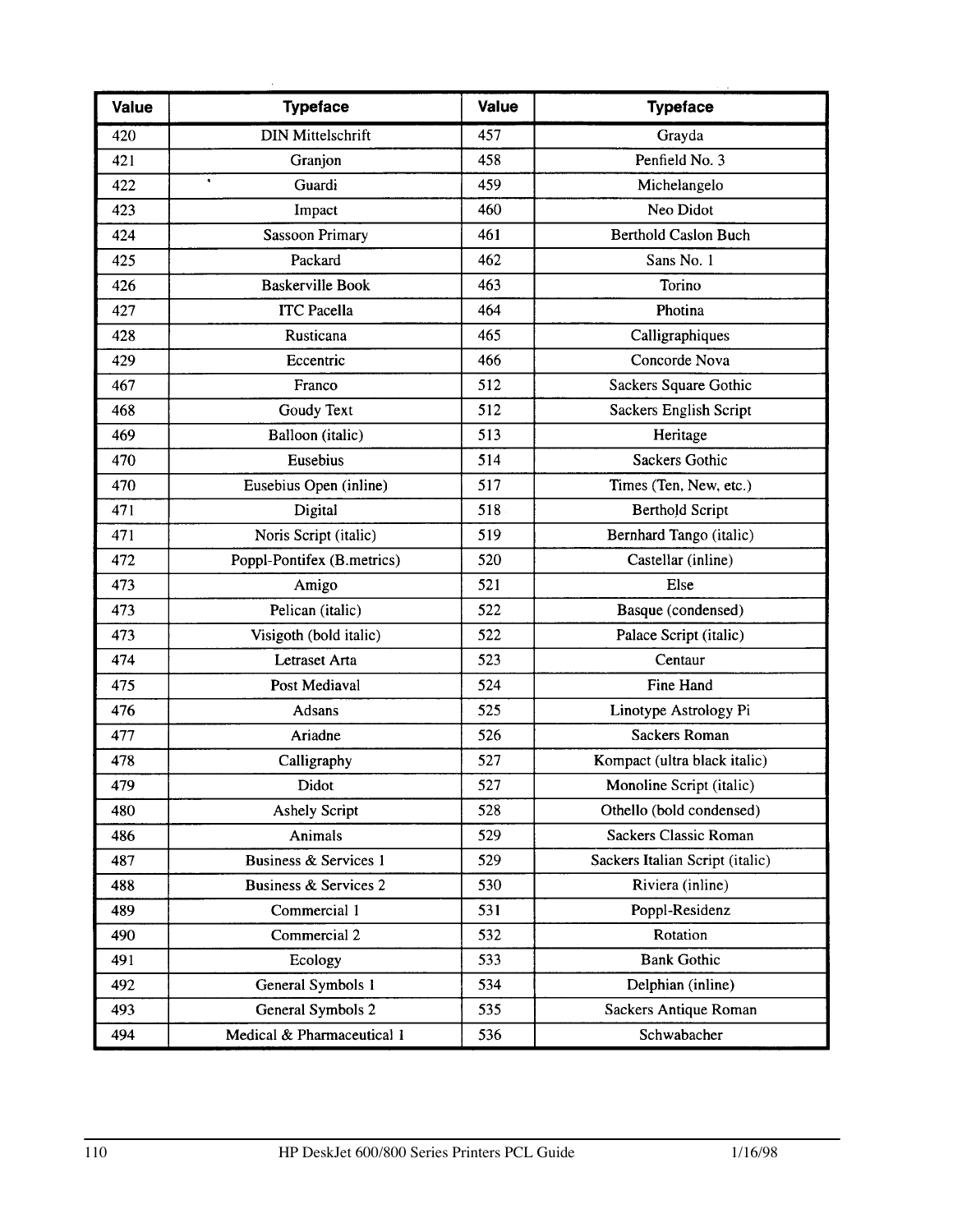| Value | Typeface | Value | Typeface |
|---|---|---|---|
| 420 | DIN Mittelschrift | 457 | Grayda |
| 421 | Granjon | 458 | Penfield No. 3 |
| 422 | Guardi | 459 | Michelangelo |
| 423 | Impact | 460 | Neo Didot |
| 424 | Sassoon Primary | 461 | Berthold Caslon Buch |
| 425 | Packard | 462 | Sans No. 1 |
| 426 | Baskerville Book | 463 | Torino |
| 427 | ITC Pacella | 464 | Photina |
| 428 | Rusticana | 465 | Calligraphiques |
| 429 | Eccentric | 466 | Concorde Nova |
| 467 | Franco | 512 | Sackers Square Gothic |
| 468 | Goudy Text | 512 | Sackers English Script |
| 469 | Balloon (italic) | 513 | Heritage |
| 470 | Eusebius | 514 | Sackers Gothic |
| 470 | Eusebius Open (inline) | 517 | Times (Ten, New, etc.) |
| 471 | Digital | 518 | Berthold Script |
| 471 | Noris Script (italic) | 519 | Bernhard Tango (italic) |
| 472 | Poppl-Pontifex (B.metrics) | 520 | Castellar (inline) |
| 473 | Amigo | 521 | Else |
| 473 | Pelican (italic) | 522 | Basque (condensed) |
| 473 | Visigoth (bold italic) | 522 | Palace Script (italic) |
| 474 | Letraset Arta | 523 | Centaur |
| 475 | Post Mediaval | 524 | Fine Hand |
| 476 | Adsans | 525 | Linotype Astrology Pi |
| 477 | Ariadne | 526 | Sackers Roman |
| 478 | Calligraphy | 527 | Kompact (ultra black italic) |
| 479 | Didot | 527 | Monoline Script (italic) |
| 480 | Ashely Script | 528 | Othello (bold condensed) |
| 486 | Animals | 529 | Sackers Classic Roman |
| 487 | Business & Services 1 | 529 | Sackers Italian Script (italic) |
| 488 | Business & Services 2 | 530 | Riviera (inline) |
| 489 | Commercial 1 | 531 | Poppl-Residenz |
| 490 | Commercial 2 | 532 | Rotation |
| 491 | Ecology | 533 | Bank Gothic |
| 492 | General Symbols 1 | 534 | Delphian (inline) |
| 493 | General Symbols 2 | 535 | Sackers Antique Roman |
| 494 | Medical & Pharmaceutical 1 | 536 | Schwabacher |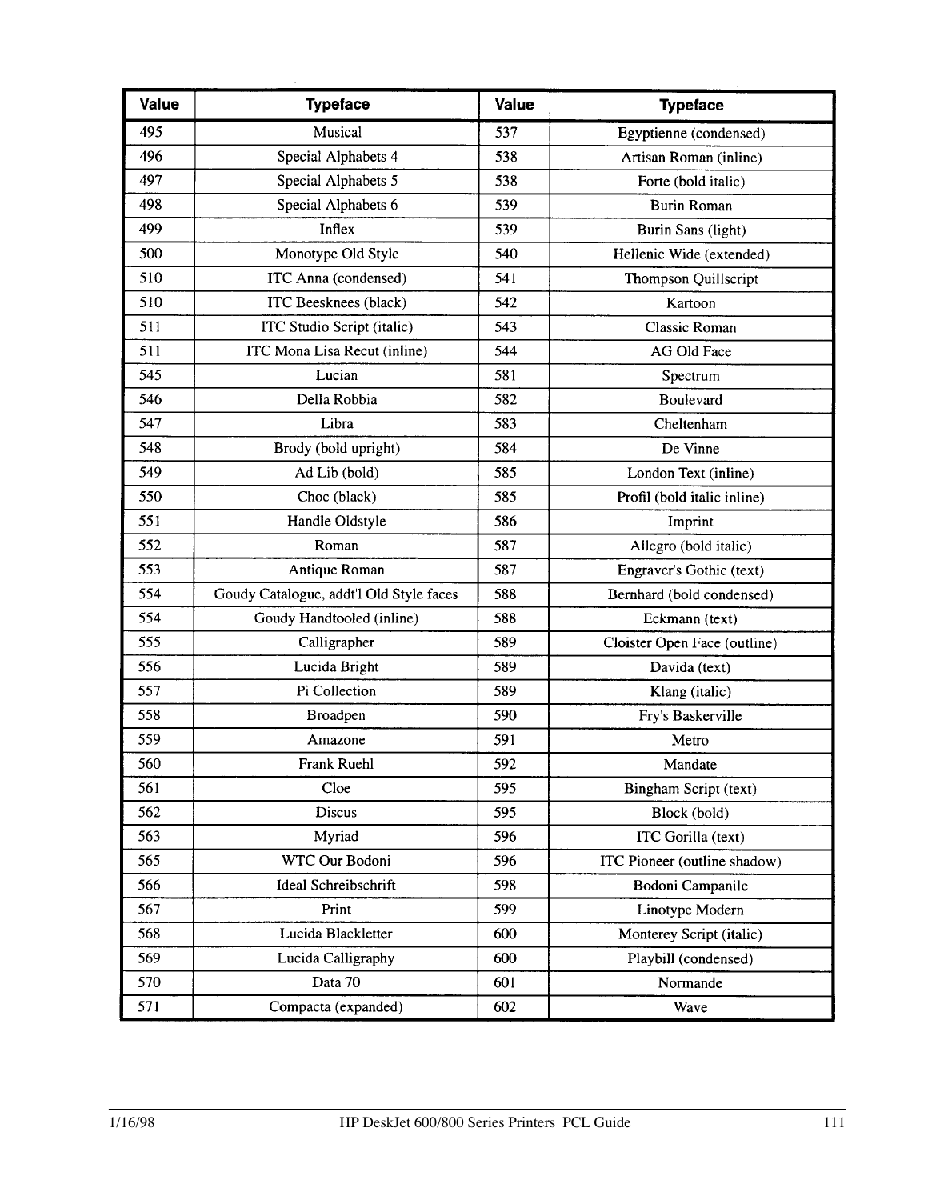| Value | Typeface | Value | Typeface |
|---|---|---|---|
| 495 | Musical | 537 | Egyptienne (condensed) |
| 496 | Special Alphabets 4 | 538 | Artisan Roman (inline) |
| 497 | Special Alphabets 5 | 538 | Forte (bold italic) |
| 498 | Special Alphabets 6 | 539 | Burin Roman |
| 499 | Inflex | 539 | Burin Sans (light) |
| 500 | Monotype Old Style | 540 | Hellenic Wide (extended) |
| 510 | ITC Anna (condensed) | 541 | Thompson Quillscript |
| 510 | ITC Beesknees (black) | 542 | Kartoon |
| 511 | ITC Studio Script (italic) | 543 | Classic Roman |
| 511 | ITC Mona Lisa Recut (inline) | 544 | AG Old Face |
| 545 | Lucian | 581 | Spectrum |
| 546 | Della Robbia | 582 | Boulevard |
| 547 | Libra | 583 | Cheltenham |
| 548 | Brody (bold upright) | 584 | De Vinne |
| 549 | Ad Lib (bold) | 585 | London Text (inline) |
| 550 | Choc (black) | 585 | Profil (bold italic inline) |
| 551 | Handle Oldstyle | 586 | Imprint |
| 552 | Roman | 587 | Allegro (bold italic) |
| 553 | Antique Roman | 587 | Engraver's Gothic (text) |
| 554 | Goudy Catalogue, addt'l Old Style faces | 588 | Bernhard (bold condensed) |
| 554 | Goudy Handtooled (inline) | 588 | Eckmann (text) |
| 555 | Calligrapher | 589 | Cloister Open Face (outline) |
| 556 | Lucida Bright | 589 | Davida (text) |
| 557 | Pi Collection | 589 | Klang (italic) |
| 558 | Broadpen | 590 | Fry's Baskerville |
| 559 | Amazone | 591 | Metro |
| 560 | Frank Ruehl | 592 | Mandate |
| 561 | Cloe | 595 | Bingham Script (text) |
| 562 | Discus | 595 | Block (bold) |
| 563 | Myriad | 596 | ITC Gorilla (text) |
| 565 | WTC Our Bodoni | 596 | ITC Pioneer (outline shadow) |
| 566 | Ideal Schreibschrift | 598 | Bodoni Campanile |
| 567 | Print | 599 | Linotype Modern |
| 568 | Lucida Blackletter | 600 | Monterey Script (italic) |
| 569 | Lucida Calligraphy | 600 | Playbill (condensed) |
| 570 | Data 70 | 601 | Normande |
| 571 | Compacta (expanded) | 602 | Wave |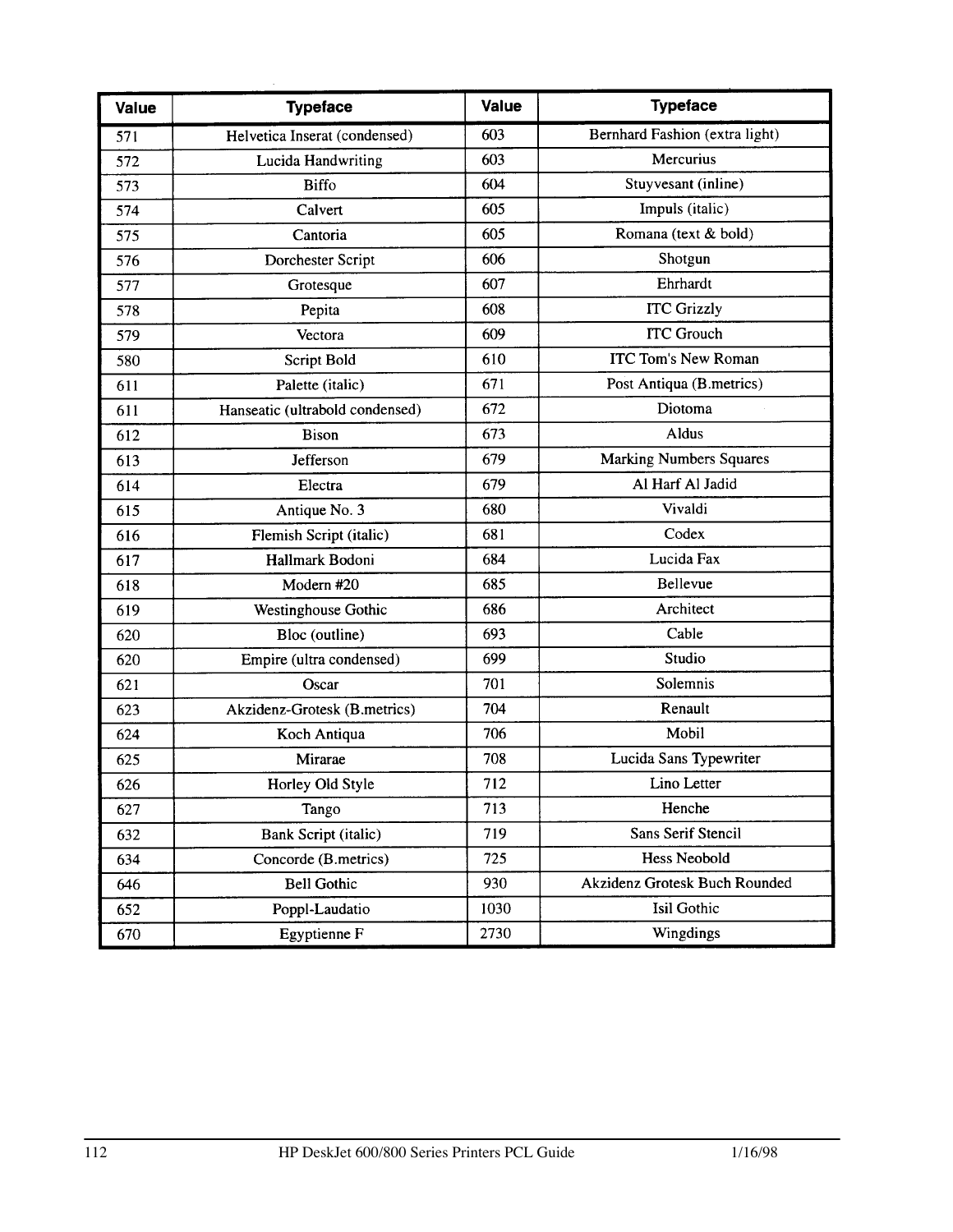| Value | Typeface | Value | Typeface |
|---|---|---|---|
| 571 | Helvetica Inserat (condensed) | 603 | Bernhard Fashion (extra light) |
| 572 | Lucida Handwriting | 603 | Mercurius |
| 573 | Biffo | 604 | Stuyvesant (inline) |
| 574 | Calvert | 605 | Impuls (italic) |
| 575 | Cantoria | 605 | Romana (text & bold) |
| 576 | Dorchester Script | 606 | Shotgun |
| 577 | Grotesque | 607 | Ehrhardt |
| 578 | Pepita | 608 | ITC Grizzly |
| 579 | Vectora | 609 | ITC Grouch |
| 580 | Script Bold | 610 | ITC Tom's New Roman |
| 611 | Palette (italic) | 671 | Post Antiqua (B.metrics) |
| 611 | Hanseatic (ultrabold condensed) | 672 | Diotoma |
| 612 | Bison | 673 | Aldus |
| 613 | Jefferson | 679 | Marking Numbers Squares |
| 614 | Electra | 679 | Al Harf Al Jadid |
| 615 | Antique No. 3 | 680 | Vivaldi |
| 616 | Flemish Script (italic) | 681 | Codex |
| 617 | Hallmark Bodoni | 684 | Lucida Fax |
| 618 | Modern #20 | 685 | Bellevue |
| 619 | Westinghouse Gothic | 686 | Architect |
| 620 | Bloc (outline) | 693 | Cable |
| 620 | Empire (ultra condensed) | 699 | Studio |
| 621 | Oscar | 701 | Solemnis |
| 623 | Akzidenz-Grotesk (B.metrics) | 704 | Renault |
| 624 | Koch Antiqua | 706 | Mobil |
| 625 | Mirarae | 708 | Lucida Sans Typewriter |
| 626 | Horley Old Style | 712 | Lino Letter |
| 627 | Tango | 713 | Henche |
| 632 | Bank Script (italic) | 719 | Sans Serif Stencil |
| 634 | Concorde (B.metrics) | 725 | Hess Neobold |
| 646 | Bell Gothic | 930 | Akzidenz Grotesk Buch Rounded |
| 652 | Poppl-Laudatio | 1030 | Isil Gothic |
| 670 | Egyptienne F | 2730 | Wingdings |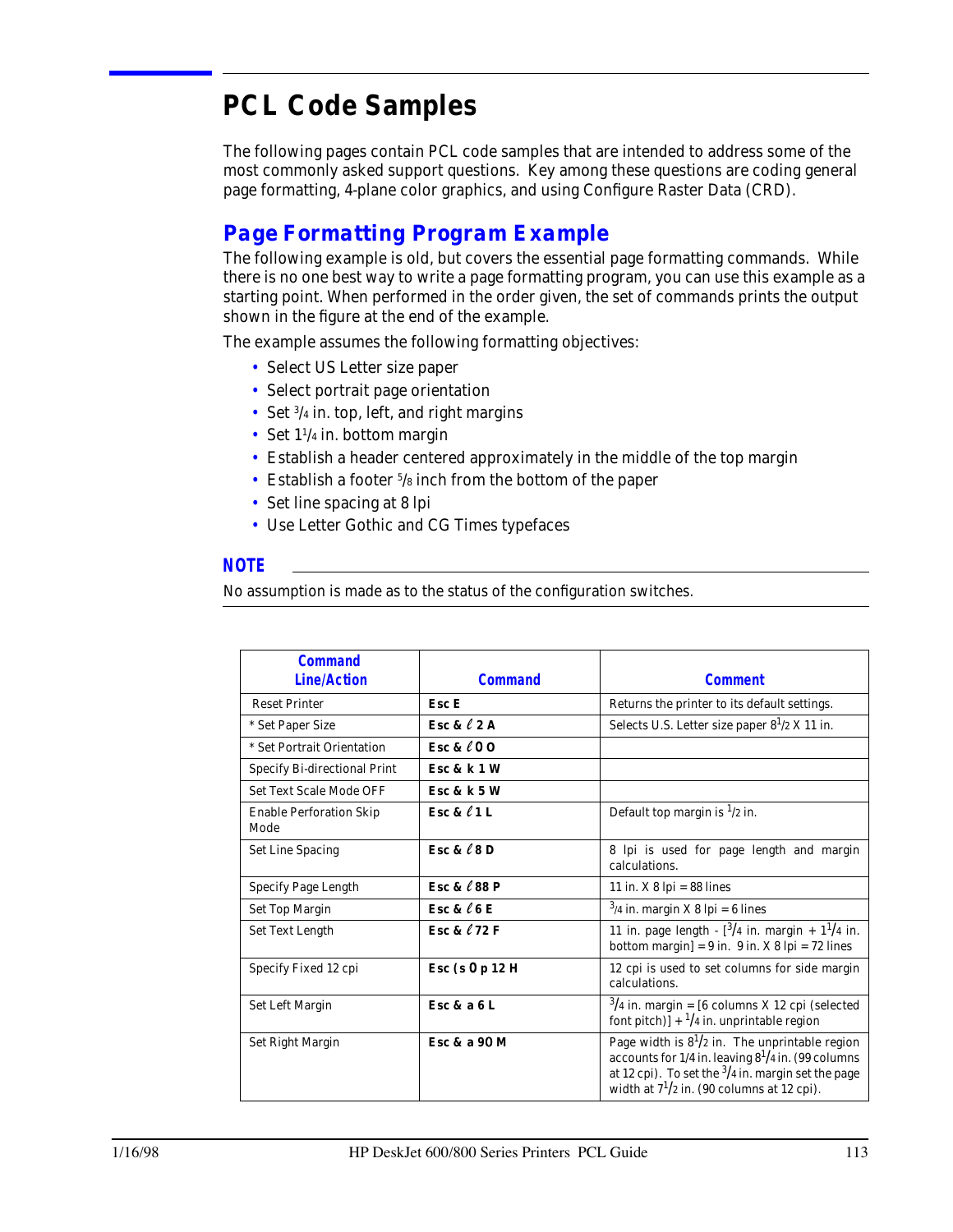# PCL Code Samples

The following pages contain PCL code samples that are intended to address some of the most commonly asked support questions. Key among these questions are coding general page formatting, 4-plane color graphics, and using Configure Raster Data (CRD).

## Page Formatting Program Example

The following example is old, but covers the essential page formatting commands. While there is no one best way to write a page formatting program, you can use this example as a starting point. When performed in the order given, the set of commands prints the output shown in the figure at the end of the example.

The example assumes the following formatting objectives:

- Select US Letter size paper
- Select portrait page orientation
- Set 3/4 in. top, left, and right margins
- Set 1 1/4 in. bottom margin
- Establish a header centered approximately in the middle of the top margin
- Establish a footer 5/8 inch from the bottom of the paper
- Set line spacing at 8 lpi
- Use Letter Gothic and CG Times typefaces

**NOTE**

No assumption is made as to the status of the configuration switches.

| Command Line/Action | Command | Comment |
|---|---|---|
| Reset Printer | **Esc E** | Returns the printer to its default settings. |
| * Set Paper Size | **Esc & ℓ 2 A** | Selects U.S. Letter size paper 8 1/2 X 11 in. |
| * Set Portrait Orientation | **Esc & ℓ 0 O** | |
| Specify Bi-directional Print | **Esc & k 1 W** | |
| Set Text Scale Mode OFF | **Esc & k 5 W** | |
| Enable Perforation Skip Mode | **Esc & ℓ 1 L** | Default top margin is 1/2 in. |
| Set Line Spacing | **Esc & ℓ 8 D** | 8 lpi is used for page length and margin calculations. |
| Specify Page Length | **Esc & ℓ 88 P** | 11 in. X 8 lpi = 88 lines |
| Set Top Margin | **Esc & ℓ 6 E** | 3/4 in. margin X 8 lpi = 6 lines |
| Set Text Length | **Esc & ℓ 72 F** | 11 in. page length - [3/4 in. margin + 1 1/4 in. bottom margin] = 9 in. 9 in. X 8 lpi = 72 lines |
| Specify Fixed 12 cpi | **Esc ( s 0 p 12 H** | 12 cpi is used to set columns for side margin calculations. |
| Set Left Margin | **Esc & a 6 L** | 3/4 in. margin = [6 columns X 12 cpi (selected font pitch)] + 1/4 in. unprintable region |
| Set Right Margin | **Esc & a 90 M** | Page width is 8 1/2 in. The unprintable region accounts for 1/4 in. leaving 8 1/4 in. (99 columns at 12 cpi). To set the 3/4 in. margin set the page width at 7 1/2 in. (90 columns at 12 cpi). |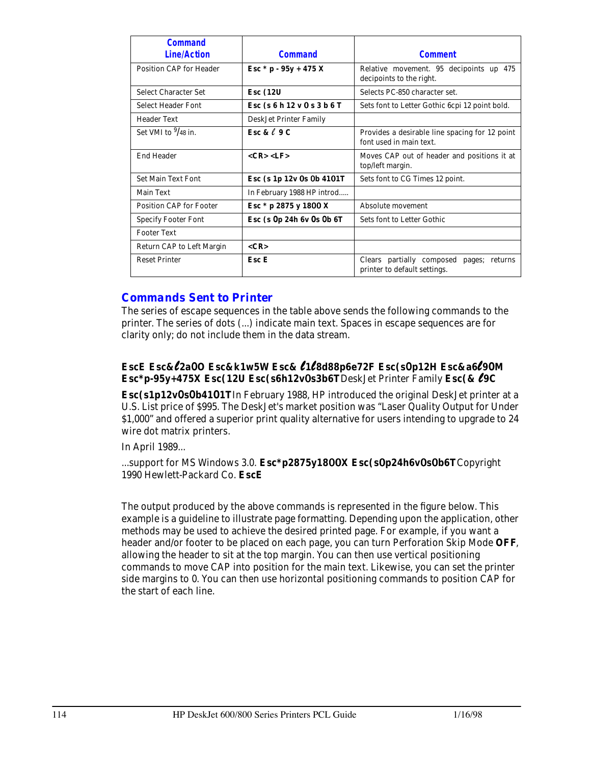| Command Line/Action | Command | Comment |
|---|---|---|
| Position CAP for Header | **Esc * p - 95y + 475 X** | Relative movement. 95 decipoints up 475 decipoints to the right. |
| Select Character Set | **Esc (12U** | Selects PC-850 character set. |
| Select Header Font | **Esc (s 6 h 12 v 0 s 3 b 6 T** | Sets font to Letter Gothic 6cpi 12 point bold. |
| Header Text | DeskJet Printer Family | |
| Set VMI to 9/48 in. | **Esc & ℓ 9 C** | Provides a desirable line spacing for 12 point font used in main text. |
| End Header | **<CR> <LF>** | Moves CAP out of header and positions it at top/left margin. |
| Set Main Text Font | **Esc (s 1p 12v 0s 0b 4101T** | Sets font to CG Times 12 point. |
| Main Text | In February 1988 HP introd..... | |
| Position CAP for Footer | **Esc * p 2875 y 1800 X** | Absolute movement |
| Specify Footer Font | **Esc (s 0p 24h 6v 0s 0b 6T** | Sets font to Letter Gothic |
| Footer Text | | |
| Return CAP to Left Margin | **<CR>** | |
| Reset Printer | **Esc E** | Clears partially composed pages; returns printer to default settings. |

## Commands Sent to Printer

The series of escape sequences in the table above sends the following commands to the printer. The series of dots (...) indicate main text. Spaces in escape sequences are for clarity only; do not include them in the data stream.

**EscE Esc&ℓ2a0O Esc&k1w5W Esc& ℓ1ℓ8d88p6e72F Esc(s0p12H Esc&a6ℓ90M Esc*p-95y+475X Esc(12U Esc(s6h12v0s3b6T**DeskJet Printer Family **Esc(& ℓ9C**

**Esc(s1p12v0s0b4101T**In February 1988, HP introduced the original DeskJet printer at a U.S. List price of $995. The DeskJet's market position was "Laser Quality Output for Under $1,000" and offered a superior print quality alternative for users intending to upgrade to 24 wire dot matrix printers.

In April 1989...

...support for MS Windows 3.0. **Esc*p2875y1800X Esc(s0p24h6v0s0b6T**Copyright 1990 Hewlett-Packard Co. **EscE**

The output produced by the above commands is represented in the figure below. This example is a guideline to illustrate page formatting. Depending upon the application, other methods may be used to achieve the desired printed page. For example, if you want a header and/or footer to be placed on each page, you can turn Perforation Skip Mode **OFF**, allowing the header to sit at the top margin. You can then use vertical positioning commands to move CAP into position for the main text. Likewise, you can set the printer side margins to 0. You can then use horizontal positioning commands to position CAP for the start of each line.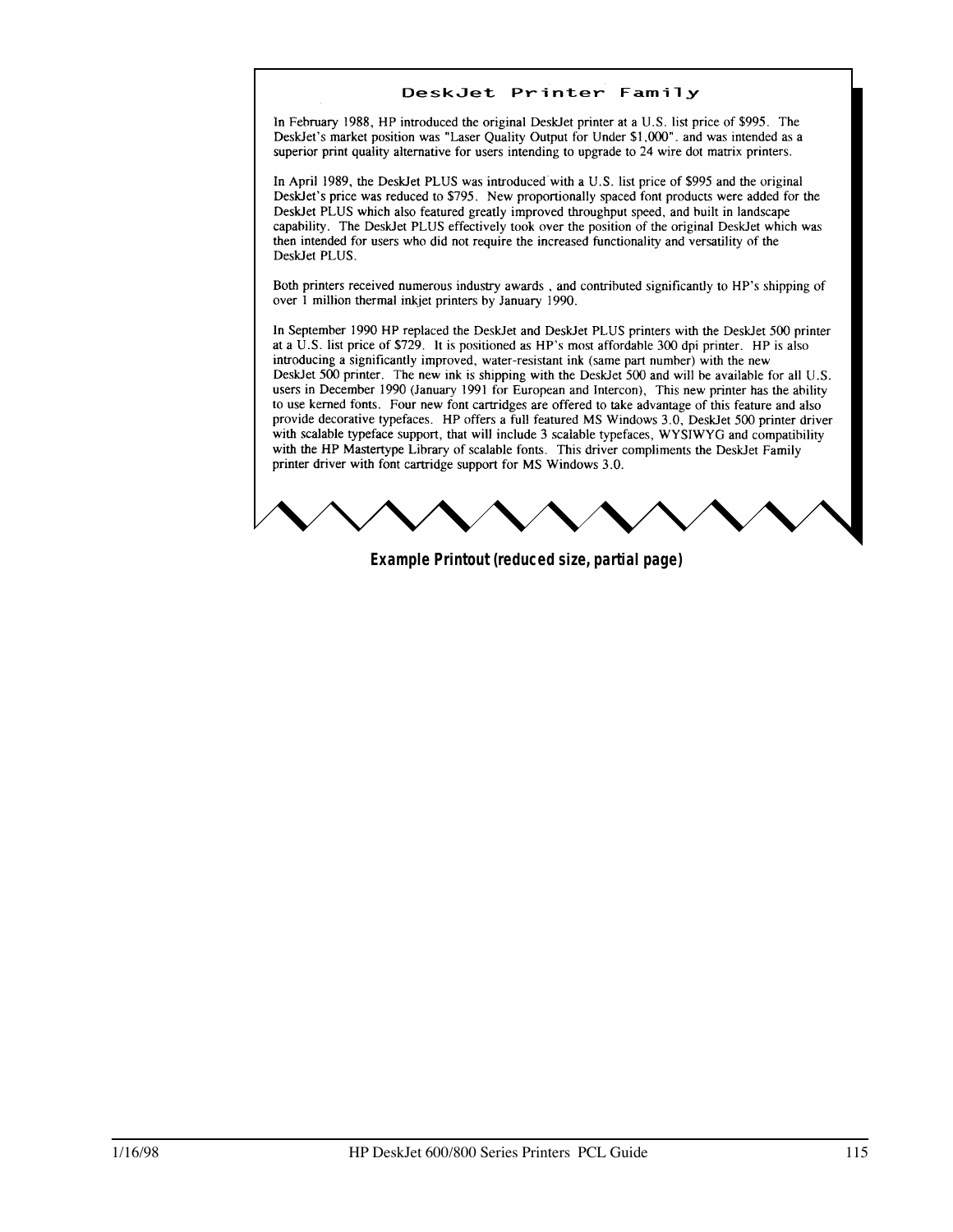## DeskJet Printer Family

In February 1988, HP introduced the original DeskJet printer at a U.S. list price of $995. The DeskJet's market position was "Laser Quality Output for Under $1,000". and was intended as a superior print quality alternative for users intending to upgrade to 24 wire dot matrix printers.

In April 1989, the DeskJet PLUS was introduced with a U.S. list price of $995 and the original DeskJet's price was reduced to $795. New proportionally spaced font products were added for the DeskJet PLUS which also featured greatly improved throughput speed, and built in landscape capability. The DeskJet PLUS effectively took over the position of the original DeskJet which was then intended for users who did not require the increased functionality and versatility of the DeskJet PLUS.

Both printers received numerous industry awards , and contributed significantly to HP's shipping of over 1 million thermal inkjet printers by January 1990.

In September 1990 HP replaced the DeskJet and DeskJet PLUS printers with the DeskJet 500 printer at a U.S. list price of $729. It is positioned as HP's most affordable 300 dpi printer. HP is also introducing a significantly improved, water-resistant ink (same part number) with the new DeskJet 500 printer. The new ink is shipping with the DeskJet 500 and will be available for all U.S. users in December 1990 (January 1991 for European and Intercon), This new printer has the ability to use kerned fonts. Four new font cartridges are offered to take advantage of this feature and also provide decorative typefaces. HP offers a full featured MS Windows 3.0, DeskJet 500 printer driver with scalable typeface support, that will include 3 scalable typefaces, WYSIWYG and compatibility with the HP Mastertype Library of scalable fonts. This driver compliments the DeskJet Family printer driver with font cartridge support for MS Windows 3.0.

**Example Printout (reduced size, partial page)**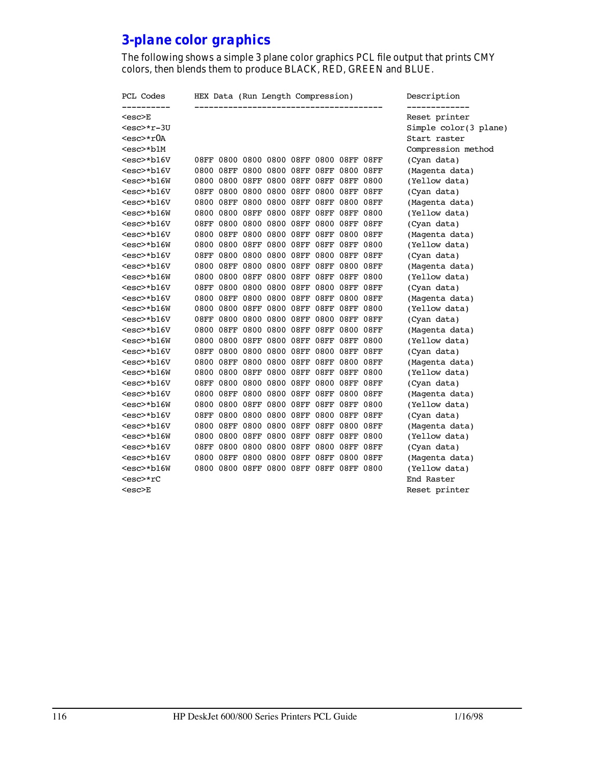## 3-plane color graphics

The following shows a simple 3 plane color graphics PCL file output that prints CMY colors, then blends them to produce BLACK, RED, GREEN and BLUE.

```
PCL Codes      HEX Data (Run Length Compression)          Description
----------     ---------------------------------------    -------------
<esc>E                                                    Reset printer
<esc>*r-3U                                                Simple color(3 plane)
<esc>*r0A                                                 Start raster
<esc>*b1M                                                 Compression method
<esc>*b16V     08FF 0800 0800 0800 08FF 0800 08FF 08FF    (Cyan data)
<esc>*b16V     0800 08FF 0800 0800 08FF 08FF 0800 08FF    (Magenta data)
<esc>*b16W     0800 0800 08FF 0800 08FF 08FF 08FF 0800    (Yellow data)
<esc>*b16V     08FF 0800 0800 0800 08FF 0800 08FF 08FF    (Cyan data)
<esc>*b16V     0800 08FF 0800 0800 08FF 08FF 0800 08FF    (Magenta data)
<esc>*b16W     0800 0800 08FF 0800 08FF 08FF 08FF 0800    (Yellow data)
<esc>*b16V     08FF 0800 0800 0800 08FF 0800 08FF 08FF    (Cyan data)
<esc>*b16V     0800 08FF 0800 0800 08FF 08FF 0800 08FF    (Magenta data)
<esc>*b16W     0800 0800 08FF 0800 08FF 08FF 08FF 0800    (Yellow data)
<esc>*b16V     08FF 0800 0800 0800 08FF 0800 08FF 08FF    (Cyan data)
<esc>*b16V     0800 08FF 0800 0800 08FF 08FF 0800 08FF    (Magenta data)
<esc>*b16W     0800 0800 08FF 0800 08FF 08FF 08FF 0800    (Yellow data)
<esc>*b16V     08FF 0800 0800 0800 08FF 0800 08FF 08FF    (Cyan data)
<esc>*b16V     0800 08FF 0800 0800 08FF 08FF 0800 08FF    (Magenta data)
<esc>*b16W     0800 0800 08FF 0800 08FF 08FF 08FF 0800    (Yellow data)
<esc>*b16V     08FF 0800 0800 0800 08FF 0800 08FF 08FF    (Cyan data)
<esc>*b16V     0800 08FF 0800 0800 08FF 08FF 0800 08FF    (Magenta data)
<esc>*b16W     0800 0800 08FF 0800 08FF 08FF 08FF 0800    (Yellow data)
<esc>*b16V     08FF 0800 0800 0800 08FF 0800 08FF 08FF    (Cyan data)
<esc>*b16V     0800 08FF 0800 0800 08FF 08FF 0800 08FF    (Magenta data)
<esc>*b16W     0800 0800 08FF 0800 08FF 08FF 08FF 0800    (Yellow data)
<esc>*b16V     08FF 0800 0800 0800 08FF 0800 08FF 08FF    (Cyan data)
<esc>*b16V     0800 08FF 0800 0800 08FF 08FF 0800 08FF    (Magenta data)
<esc>*b16W     0800 0800 08FF 0800 08FF 08FF 08FF 0800    (Yellow data)
<esc>*b16V     08FF 0800 0800 0800 08FF 0800 08FF 08FF    (Cyan data)
<esc>*b16V     0800 08FF 0800 0800 08FF 08FF 0800 08FF    (Magenta data)
<esc>*b16W     0800 0800 08FF 0800 08FF 08FF 08FF 0800    (Yellow data)
<esc>*b16V     08FF 0800 0800 0800 08FF 0800 08FF 08FF    (Cyan data)
<esc>*b16V     0800 08FF 0800 0800 08FF 08FF 0800 08FF    (Magenta data)
<esc>*b16W     0800 0800 08FF 0800 08FF 08FF 08FF 0800    (Yellow data)
<esc>*rC                                                  End Raster
<esc>E                                                    Reset printer
```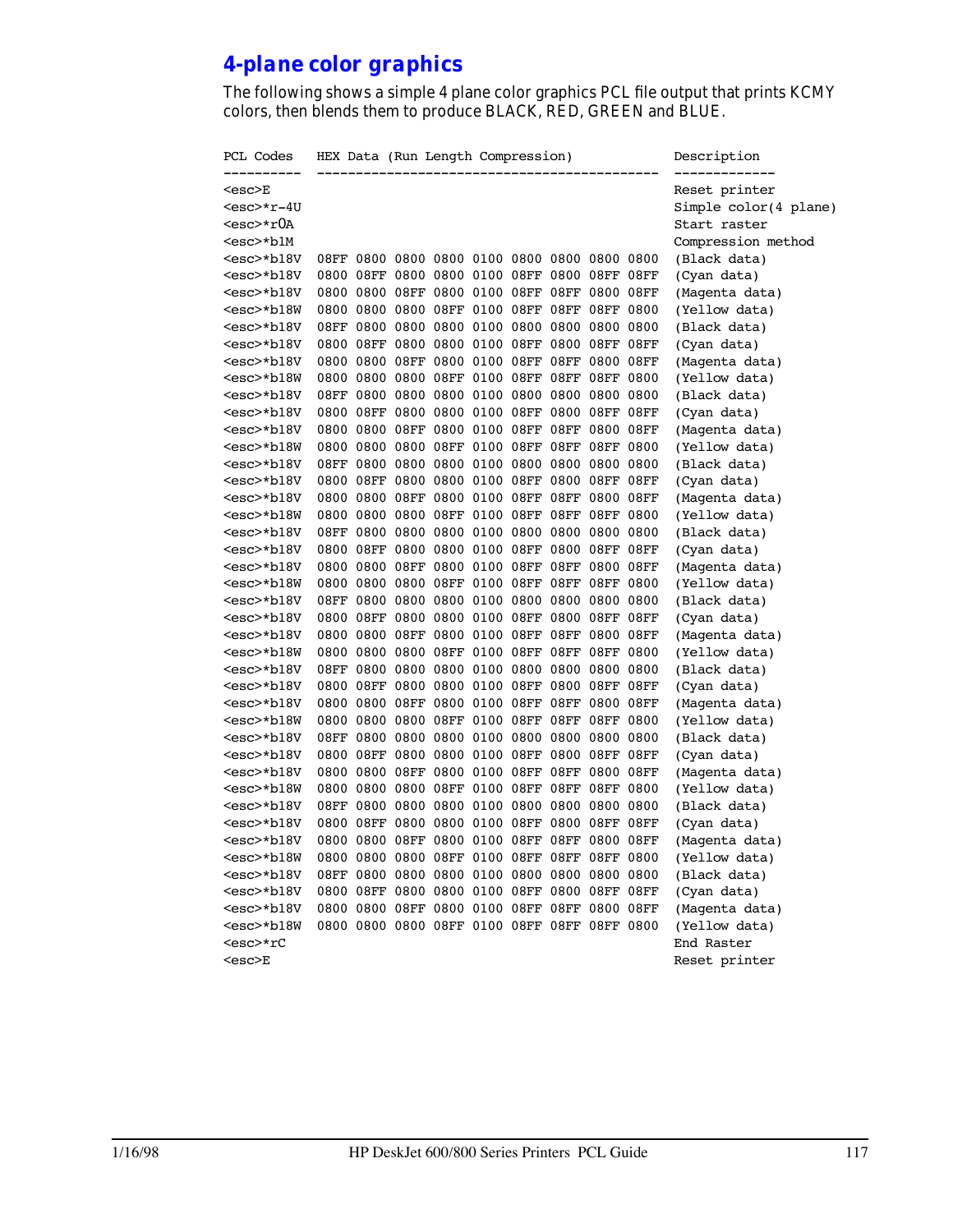## 4-plane color graphics

The following shows a simple 4 plane color graphics PCL file output that prints KCMY colors, then blends them to produce BLACK, RED, GREEN and BLUE.

```
PCL Codes   HEX Data (Run Length Compression)             Description
----------  -------------------------------------------   -------------
<esc>E                                                    Reset printer
<esc>*r-4U                                                Simple color(4 plane)
<esc>*r0A                                                 Start raster
<esc>*b1M                                                 Compression method
<esc>*b18V  08FF 0800 0800 0800 0100 0800 0800 0800 0800  (Black data)
<esc>*b18V  0800 08FF 0800 0800 0100 08FF 0800 08FF 08FF  (Cyan data)
<esc>*b18V  0800 0800 08FF 0800 0100 08FF 08FF 0800 08FF  (Magenta data)
<esc>*b18W  0800 0800 0800 08FF 0100 08FF 08FF 08FF 0800  (Yellow data)
<esc>*b18V  08FF 0800 0800 0800 0100 0800 0800 0800 0800  (Black data)
<esc>*b18V  0800 08FF 0800 0800 0100 08FF 0800 08FF 08FF  (Cyan data)
<esc>*b18V  0800 0800 08FF 0800 0100 08FF 08FF 0800 08FF  (Magenta data)
<esc>*b18W  0800 0800 0800 08FF 0100 08FF 08FF 08FF 0800  (Yellow data)
<esc>*b18V  08FF 0800 0800 0800 0100 0800 0800 0800 0800  (Black data)
<esc>*b18V  0800 08FF 0800 0800 0100 08FF 0800 08FF 08FF  (Cyan data)
<esc>*b18V  0800 0800 08FF 0800 0100 08FF 08FF 0800 08FF  (Magenta data)
<esc>*b18W  0800 0800 0800 08FF 0100 08FF 08FF 08FF 0800  (Yellow data)
<esc>*b18V  08FF 0800 0800 0800 0100 0800 0800 0800 0800  (Black data)
<esc>*b18V  0800 08FF 0800 0800 0100 08FF 0800 08FF 08FF  (Cyan data)
<esc>*b18V  0800 0800 08FF 0800 0100 08FF 08FF 0800 08FF  (Magenta data)
<esc>*b18W  0800 0800 0800 08FF 0100 08FF 08FF 08FF 0800  (Yellow data)
<esc>*b18V  08FF 0800 0800 0800 0100 0800 0800 0800 0800  (Black data)
<esc>*b18V  0800 08FF 0800 0800 0100 08FF 0800 08FF 08FF  (Cyan data)
<esc>*b18V  0800 0800 08FF 0800 0100 08FF 08FF 0800 08FF  (Magenta data)
<esc>*b18W  0800 0800 0800 08FF 0100 08FF 08FF 08FF 0800  (Yellow data)
<esc>*b18V  08FF 0800 0800 0800 0100 0800 0800 0800 0800  (Black data)
<esc>*b18V  0800 08FF 0800 0800 0100 08FF 0800 08FF 08FF  (Cyan data)
<esc>*b18V  0800 0800 08FF 0800 0100 08FF 08FF 0800 08FF  (Magenta data)
<esc>*b18W  0800 0800 0800 08FF 0100 08FF 08FF 08FF 0800  (Yellow data)
<esc>*b18V  08FF 0800 0800 0800 0100 0800 0800 0800 0800  (Black data)
<esc>*b18V  0800 08FF 0800 0800 0100 08FF 0800 08FF 08FF  (Cyan data)
<esc>*b18V  0800 0800 08FF 0800 0100 08FF 08FF 0800 08FF  (Magenta data)
<esc>*b18W  0800 0800 0800 08FF 0100 08FF 08FF 08FF 0800  (Yellow data)
<esc>*b18V  08FF 0800 0800 0800 0100 0800 0800 0800 0800  (Black data)
<esc>*b18V  0800 08FF 0800 0800 0100 08FF 0800 08FF 08FF  (Cyan data)
<esc>*b18V  0800 0800 08FF 0800 0100 08FF 08FF 0800 08FF  (Magenta data)
<esc>*b18W  0800 0800 0800 08FF 0100 08FF 08FF 08FF 0800  (Yellow data)
<esc>*b18V  08FF 0800 0800 0800 0100 0800 0800 0800 0800  (Black data)
<esc>*b18V  0800 08FF 0800 0800 0100 08FF 0800 08FF 08FF  (Cyan data)
<esc>*b18V  0800 0800 08FF 0800 0100 08FF 08FF 0800 08FF  (Magenta data)
<esc>*b18W  0800 0800 0800 08FF 0100 08FF 08FF 08FF 0800  (Yellow data)
<esc>*rC                                                  End Raster
<esc>E                                                    Reset printer
```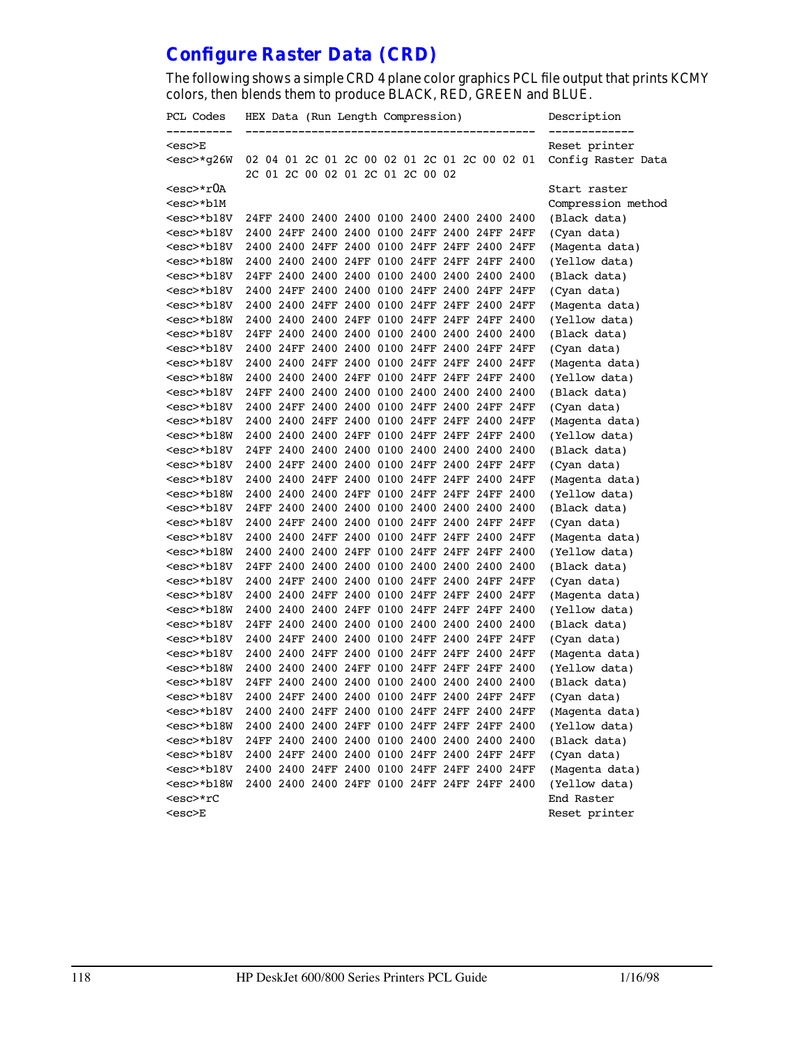## Configure Raster Data (CRD)

The following shows a simple CRD 4 plane color graphics PCL file output that prints KCMY colors, then blends them to produce BLACK, RED, GREEN and BLUE.

```
PCL Codes    HEX Data (Run Length Compression)              Description
----------   -------------------------------------------    -------------
<esc>E                                                      Reset printer
<esc>*g26W   02 04 01 2C 01 2C 00 02 01 2C 01 2C 00 02 01   Config Raster Data
             2C 01 2C 00 02 01 2C 01 2C 00 02
<esc>*r0A                                                   Start raster
<esc>*b1M                                                   Compression method
<esc>*b18V   24FF 2400 2400 2400 0100 2400 2400 2400 2400   (Black data)
<esc>*b18V   2400 24FF 2400 2400 0100 24FF 2400 24FF 24FF   (Cyan data)
<esc>*b18V   2400 2400 24FF 2400 0100 24FF 24FF 2400 24FF   (Magenta data)
<esc>*b18W   2400 2400 2400 24FF 0100 24FF 24FF 24FF 2400   (Yellow data)
<esc>*b18V   24FF 2400 2400 2400 0100 2400 2400 2400 2400   (Black data)
<esc>*b18V   2400 24FF 2400 2400 0100 24FF 2400 24FF 24FF   (Cyan data)
<esc>*b18V   2400 2400 24FF 2400 0100 24FF 24FF 2400 24FF   (Magenta data)
<esc>*b18W   2400 2400 2400 24FF 0100 24FF 24FF 24FF 2400   (Yellow data)
<esc>*b18V   24FF 2400 2400 2400 0100 2400 2400 2400 2400   (Black data)
<esc>*b18V   2400 24FF 2400 2400 0100 24FF 2400 24FF 24FF   (Cyan data)
<esc>*b18V   2400 2400 24FF 2400 0100 24FF 24FF 2400 24FF   (Magenta data)
<esc>*b18W   2400 2400 2400 24FF 0100 24FF 24FF 24FF 2400   (Yellow data)
<esc>*b18V   24FF 2400 2400 2400 0100 2400 2400 2400 2400   (Black data)
<esc>*b18V   2400 24FF 2400 2400 0100 24FF 2400 24FF 24FF   (Cyan data)
<esc>*b18V   2400 2400 24FF 2400 0100 24FF 24FF 2400 24FF   (Magenta data)
<esc>*b18W   2400 2400 2400 24FF 0100 24FF 24FF 24FF 2400   (Yellow data)
<esc>*b18V   24FF 2400 2400 2400 0100 2400 2400 2400 2400   (Black data)
<esc>*b18V   2400 24FF 2400 2400 0100 24FF 2400 24FF 24FF   (Cyan data)
<esc>*b18V   2400 2400 24FF 2400 0100 24FF 24FF 2400 24FF   (Magenta data)
<esc>*b18W   2400 2400 2400 24FF 0100 24FF 24FF 24FF 2400   (Yellow data)
<esc>*b18V   24FF 2400 2400 2400 0100 2400 2400 2400 2400   (Black data)
<esc>*b18V   2400 24FF 2400 2400 0100 24FF 2400 24FF 24FF   (Cyan data)
<esc>*b18V   2400 2400 24FF 2400 0100 24FF 24FF 2400 24FF   (Magenta data)
<esc>*b18W   2400 2400 2400 24FF 0100 24FF 24FF 24FF 2400   (Yellow data)
<esc>*b18V   24FF 2400 2400 2400 0100 2400 2400 2400 2400   (Black data)
<esc>*b18V   2400 24FF 2400 2400 0100 24FF 2400 24FF 24FF   (Cyan data)
<esc>*b18V   2400 2400 24FF 2400 0100 24FF 24FF 2400 24FF   (Magenta data)
<esc>*b18W   2400 2400 2400 24FF 0100 24FF 24FF 24FF 2400   (Yellow data)
<esc>*b18V   24FF 2400 2400 2400 0100 2400 2400 2400 2400   (Black data)
<esc>*b18V   2400 24FF 2400 2400 0100 24FF 2400 24FF 24FF   (Cyan data)
<esc>*b18V   2400 2400 24FF 2400 0100 24FF 24FF 2400 24FF   (Magenta data)
<esc>*b18W   2400 2400 2400 24FF 0100 24FF 24FF 24FF 2400   (Yellow data)
<esc>*b18V   24FF 2400 2400 2400 0100 2400 2400 2400 2400   (Black data)
<esc>*b18V   2400 24FF 2400 2400 0100 24FF 2400 24FF 24FF   (Cyan data)
<esc>*b18V   2400 2400 24FF 2400 0100 24FF 24FF 2400 24FF   (Magenta data)
<esc>*b18W   2400 2400 2400 24FF 0100 24FF 24FF 24FF 2400   (Yellow data)
<esc>*rC                                                    End Raster
<esc>E                                                      Reset printer
```